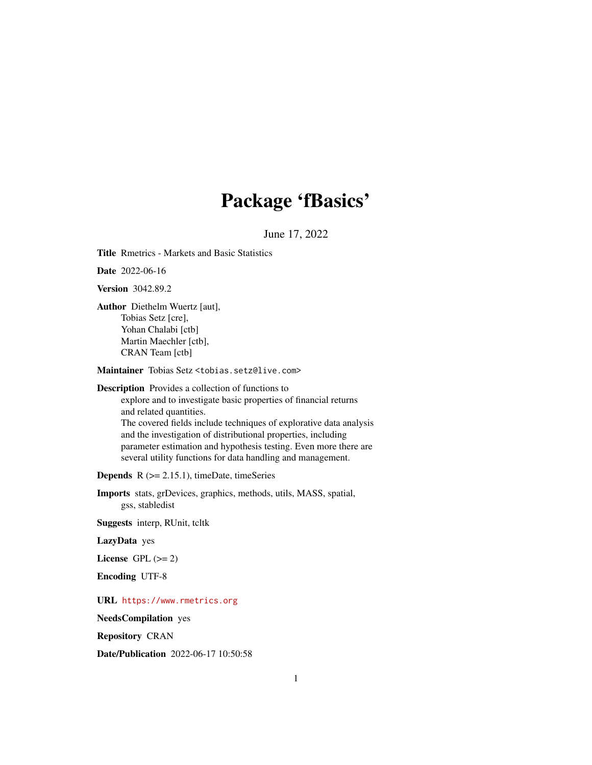# Package 'fBasics'

June 17, 2022

**Title** Rmetrics - Markets and Basic Statistics

**Date** 2022-06-16

**Version** 3042.89.2

**Author** Diethelm Wuertz [aut],  
Tobias Setz [cre],  
Yohan Chalabi [ctb]  
Martin Maechler [ctb],  
CRAN Team [ctb]

**Maintainer** Tobias Setz <tobias.setz@live.com>

**Description** Provides a collection of functions to explore and to investigate basic properties of financial returns and related quantities.  
The covered fields include techniques of explorative data analysis and the investigation of distributional properties, including parameter estimation and hypothesis testing. Even more there are several utility functions for data handling and management.

**Depends** R (>= 2.15.1), timeDate, timeSeries

**Imports** stats, grDevices, graphics, methods, utils, MASS, spatial, gss, stabledist

**Suggests** interp, RUnit, tcltk

**LazyData** yes

**License** GPL (>= 2)

**Encoding** UTF-8

**URL** https://www.rmetrics.org

**NeedsCompilation** yes

**Repository** CRAN

**Date/Publication** 2022-06-17 10:50:58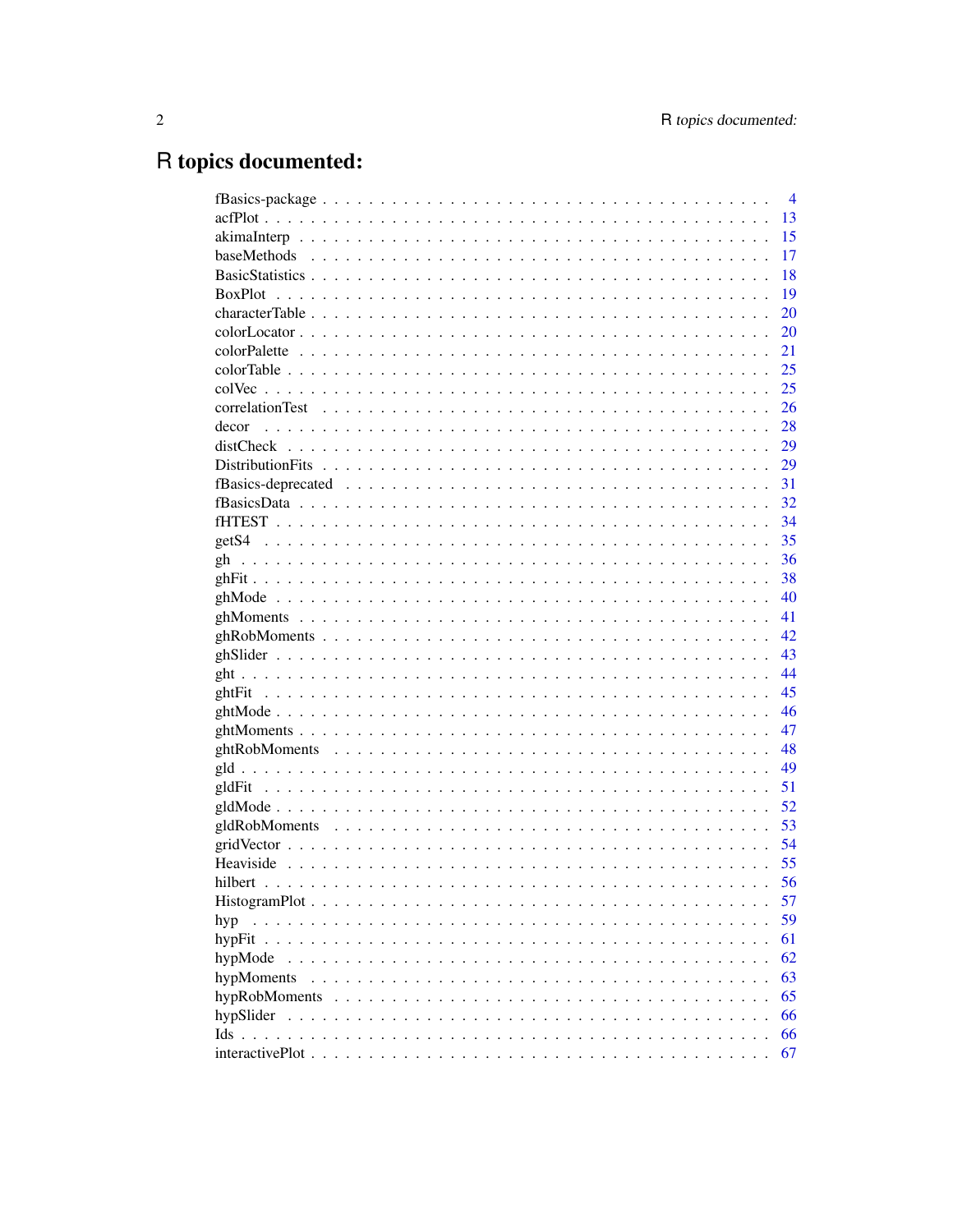# R topics documented:

| | |
|---|---|
| fBasics-package | 4 |
| acfPlot | 13 |
| akimaInterp | 15 |
| baseMethods | 17 |
| BasicStatistics | 18 |
| BoxPlot | 19 |
| characterTable | 20 |
| colorLocator | 20 |
| colorPalette | 21 |
| colorTable | 25 |
| colVec | 25 |
| correlationTest | 26 |
| decor | 28 |
| distCheck | 29 |
| DistributionFits | 29 |
| fBasics-deprecated | 31 |
| fBasicsData | 32 |
| fHTEST | 34 |
| getS4 | 35 |
| gh | 36 |
| ghFit | 38 |
| ghMode | 40 |
| ghMoments | 41 |
| ghRobMoments | 42 |
| ghSlider | 43 |
| ght | 44 |
| ghtFit | 45 |
| ghtMode | 46 |
| ghtMoments | 47 |
| ghtRobMoments | 48 |
| gld | 49 |
| gldFit | 51 |
| gldMode | 52 |
| gldRobMoments | 53 |
| gridVector | 54 |
| Heaviside | 55 |
| hilbert | 56 |
| HistogramPlot | 57 |
| hyp | 59 |
| hypFit | 61 |
| hypMode | 62 |
| hypMoments | 63 |
| hypRobMoments | 65 |
| hypSlider | 66 |
| Ids | 66 |
| interactivePlot | 67 |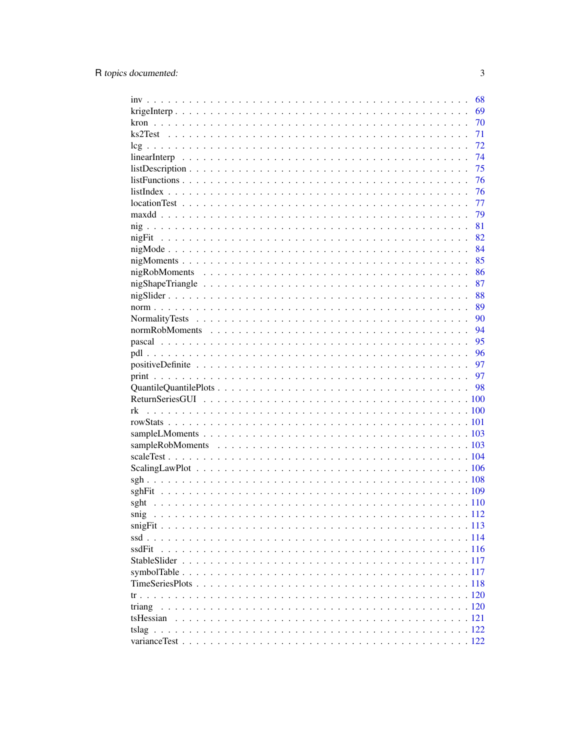inv . . . . . . . . . . . . . . . . . . . . . . . . . . . . . . . . . . . . . . . . . . . . 68
krigeInterp . . . . . . . . . . . . . . . . . . . . . . . . . . . . . . . . . . . . . . . . . 69
kron . . . . . . . . . . . . . . . . . . . . . . . . . . . . . . . . . . . . . . . . . . . . . 70
ks2Test . . . . . . . . . . . . . . . . . . . . . . . . . . . . . . . . . . . . . . . . . . . 71
lcg . . . . . . . . . . . . . . . . . . . . . . . . . . . . . . . . . . . . . . . . . . . . . 72
linearInterp . . . . . . . . . . . . . . . . . . . . . . . . . . . . . . . . . . . . . . . . 74
listDescription . . . . . . . . . . . . . . . . . . . . . . . . . . . . . . . . . . . . . . 75
listFunctions . . . . . . . . . . . . . . . . . . . . . . . . . . . . . . . . . . . . . . . 76
listIndex . . . . . . . . . . . . . . . . . . . . . . . . . . . . . . . . . . . . . . . . . 76
locationTest . . . . . . . . . . . . . . . . . . . . . . . . . . . . . . . . . . . . . . . 77
maxdd . . . . . . . . . . . . . . . . . . . . . . . . . . . . . . . . . . . . . . . . . . . 79
nig . . . . . . . . . . . . . . . . . . . . . . . . . . . . . . . . . . . . . . . . . . . . . 81
nigFit . . . . . . . . . . . . . . . . . . . . . . . . . . . . . . . . . . . . . . . . . . . 82
nigMode . . . . . . . . . . . . . . . . . . . . . . . . . . . . . . . . . . . . . . . . . . 84
nigMoments . . . . . . . . . . . . . . . . . . . . . . . . . . . . . . . . . . . . . . . . 85
nigRobMoments . . . . . . . . . . . . . . . . . . . . . . . . . . . . . . . . . . . . . 86
nigShapeTriangle . . . . . . . . . . . . . . . . . . . . . . . . . . . . . . . . . . . . 87
nigSlider . . . . . . . . . . . . . . . . . . . . . . . . . . . . . . . . . . . . . . . . . 88
norm . . . . . . . . . . . . . . . . . . . . . . . . . . . . . . . . . . . . . . . . . . . . 89
NormalityTests . . . . . . . . . . . . . . . . . . . . . . . . . . . . . . . . . . . . . . 90
normRobMoments . . . . . . . . . . . . . . . . . . . . . . . . . . . . . . . . . . . . 94
pascal . . . . . . . . . . . . . . . . . . . . . . . . . . . . . . . . . . . . . . . . . . . 95
pdl . . . . . . . . . . . . . . . . . . . . . . . . . . . . . . . . . . . . . . . . . . . . . 96
positiveDefinite . . . . . . . . . . . . . . . . . . . . . . . . . . . . . . . . . . . . . . 97
print . . . . . . . . . . . . . . . . . . . . . . . . . . . . . . . . . . . . . . . . . . . . 97
QuantileQuantilePlots . . . . . . . . . . . . . . . . . . . . . . . . . . . . . . . . . . 98
ReturnSeriesGUI . . . . . . . . . . . . . . . . . . . . . . . . . . . . . . . . . . . . . 100
rk . . . . . . . . . . . . . . . . . . . . . . . . . . . . . . . . . . . . . . . . . . . . . . 100
rowStats . . . . . . . . . . . . . . . . . . . . . . . . . . . . . . . . . . . . . . . . . . 101
sampleLMoments . . . . . . . . . . . . . . . . . . . . . . . . . . . . . . . . . . . . . 103
sampleRobMoments . . . . . . . . . . . . . . . . . . . . . . . . . . . . . . . . . . . 103
scaleTest . . . . . . . . . . . . . . . . . . . . . . . . . . . . . . . . . . . . . . . . . . 104
ScalingLawPlot . . . . . . . . . . . . . . . . . . . . . . . . . . . . . . . . . . . . . . 106
sgh . . . . . . . . . . . . . . . . . . . . . . . . . . . . . . . . . . . . . . . . . . . . . 108
sghFit . . . . . . . . . . . . . . . . . . . . . . . . . . . . . . . . . . . . . . . . . . . 109
sght . . . . . . . . . . . . . . . . . . . . . . . . . . . . . . . . . . . . . . . . . . . . . 110
snig . . . . . . . . . . . . . . . . . . . . . . . . . . . . . . . . . . . . . . . . . . . . . 112
snigFit . . . . . . . . . . . . . . . . . . . . . . . . . . . . . . . . . . . . . . . . . . . 113
ssd . . . . . . . . . . . . . . . . . . . . . . . . . . . . . . . . . . . . . . . . . . . . . 114
ssdFit . . . . . . . . . . . . . . . . . . . . . . . . . . . . . . . . . . . . . . . . . . . 116
StableSlider . . . . . . . . . . . . . . . . . . . . . . . . . . . . . . . . . . . . . . . . 117
symbolTable . . . . . . . . . . . . . . . . . . . . . . . . . . . . . . . . . . . . . . . . 117
TimeSeriesPlots . . . . . . . . . . . . . . . . . . . . . . . . . . . . . . . . . . . . . . 118
tr . . . . . . . . . . . . . . . . . . . . . . . . . . . . . . . . . . . . . . . . . . . . . . 120
triang . . . . . . . . . . . . . . . . . . . . . . . . . . . . . . . . . . . . . . . . . . . . 120
tsHessian . . . . . . . . . . . . . . . . . . . . . . . . . . . . . . . . . . . . . . . . . . 121
tslag . . . . . . . . . . . . . . . . . . . . . . . . . . . . . . . . . . . . . . . . . . . . . 122
varianceTest . . . . . . . . . . . . . . . . . . . . . . . . . . . . . . . . . . . . . . . . 122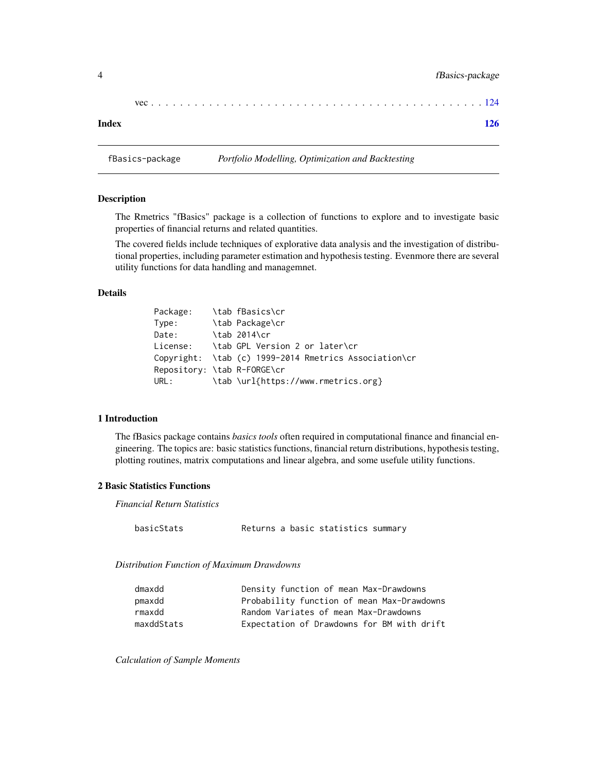vec . . . . . . . . . . . . . . . . . . . . . . . . . . . . . . . . . . . . . . . . . . . 124

**Index** **126**

---

fBasics-package *Portfolio Modelling, Optimization and Backtesting*

---

### Description

The Rmetrics "fBasics" package is a collection of functions to explore and to investigate basic properties of financial returns and related quantities.

The covered fields include techniques of explorative data analysis and the investigation of distributional properties, including parameter estimation and hypothesis testing. Evenmore there are several utility functions for data handling and managemnet.

### Details

```
Package:    \tab fBasics\cr
Type:       \tab Package\cr
Date:       \tab 2014\cr
License:    \tab GPL Version 2 or later\cr
Copyright:  \tab (c) 1999-2014 Rmetrics Association\cr
Repository: \tab R-FORGE\cr
URL:        \tab \url{https://www.rmetrics.org}
```

### 1 Introduction

The fBasics package contains *basics tools* often required in computational finance and financial engineering. The topics are: basic statistics functions, financial return distributions, hypothesis testing, plotting routines, matrix computations and linear algebra, and some usefule utility functions.

### 2 Basic Statistics Functions

*Financial Return Statistics*

```
basicStats           Returns a basic statistics summary
```

*Distribution Function of Maximum Drawdowns*

```
dmaxdd               Density function of mean Max-Drawdowns
pmaxdd               Probability function of mean Max-Drawdowns
rmaxdd               Random Variates of mean Max-Drawdowns
maxddStats           Expectation of Drawdowns for BM with drift
```

*Calculation of Sample Moments*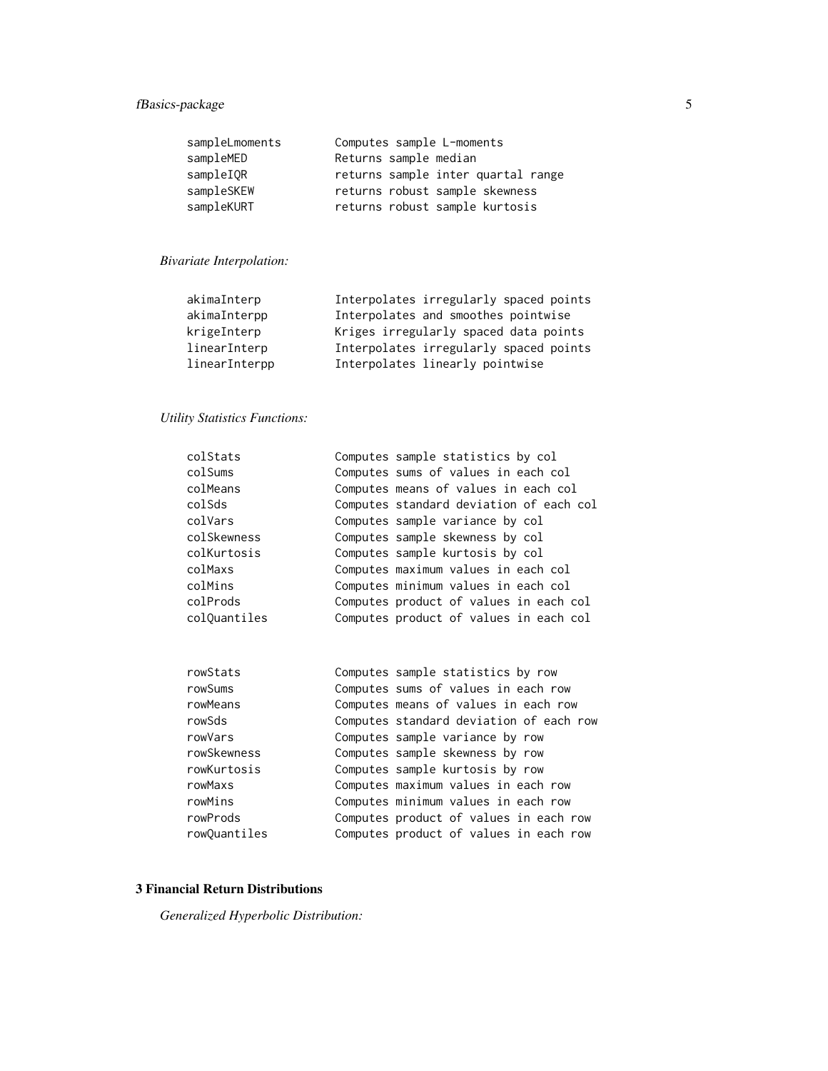```
sampleLmoments      Computes sample L-moments
sampleMED           Returns sample median
sampleIQR           returns sample inter quartal range
sampleSKEW          returns robust sample skewness
sampleKURT          returns robust sample kurtosis
```

*Bivariate Interpolation:*

```
akimaInterp         Interpolates irregularly spaced points
akimaInterpp        Interpolates and smoothes pointwise
krigeInterp         Kriges irregularly spaced data points
linearInterp        Interpolates irregularly spaced points
linearInterpp       Interpolates linearly pointwise
```

*Utility Statistics Functions:*

```
colStats            Computes sample statistics by col
colSums             Computes sums of values in each col
colMeans            Computes means of values in each col
colSds              Computes standard deviation of each col
colVars             Computes sample variance by col
colSkewness         Computes sample skewness by col
colKurtosis         Computes sample kurtosis by col
colMaxs             Computes maximum values in each col
colMins             Computes minimum values in each col
colProds            Computes product of values in each col
colQuantiles        Computes product of values in each col


rowStats            Computes sample statistics by row
rowSums             Computes sums of values in each row
rowMeans            Computes means of values in each row
rowSds              Computes standard deviation of each row
rowVars             Computes sample variance by row
rowSkewness         Computes sample skewness by row
rowKurtosis         Computes sample kurtosis by row
rowMaxs             Computes maximum values in each row
rowMins             Computes minimum values in each row
rowProds            Computes product of values in each row
rowQuantiles        Computes product of values in each row
```

**3 Financial Return Distributions**

*Generalized Hyperbolic Distribution:*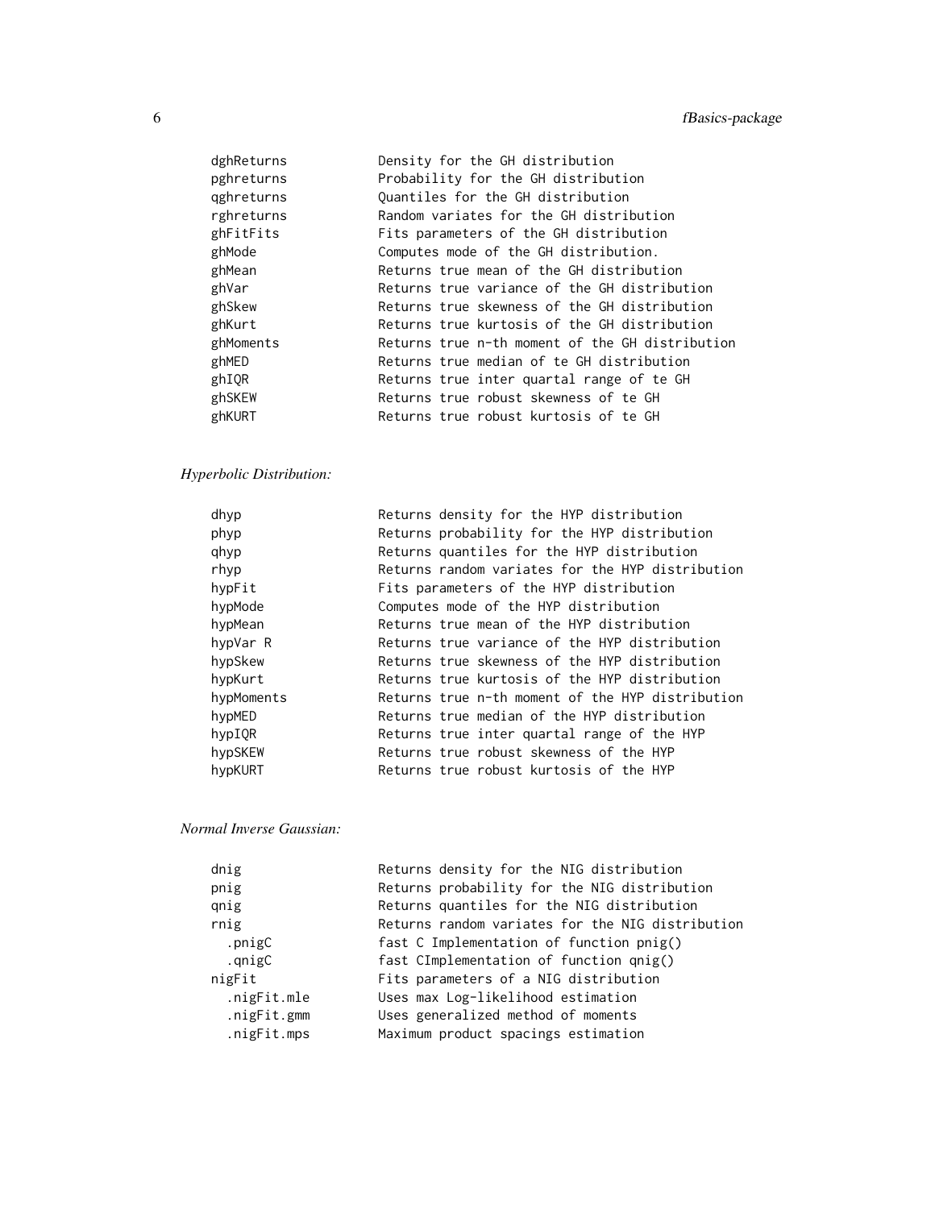```
dghReturns          Density for the GH distribution
pghreturns          Probability for the GH distribution
qghreturns          Quantiles for the GH distribution
rghreturns          Random variates for the GH distribution
ghFitFits           Fits parameters of the GH distribution
ghMode              Computes mode of the GH distribution.
ghMean              Returns true mean of the GH distribution
ghVar               Returns true variance of the GH distribution
ghSkew              Returns true skewness of the GH distribution
ghKurt              Returns true kurtosis of the GH distribution
ghMoments           Returns true n-th moment of the GH distribution
ghMED               Returns true median of te GH distribution
ghIQR               Returns true inter quartal range of te GH
ghSKEW              Returns true robust skewness of te GH
ghKURT              Returns true robust kurtosis of te GH
```

*Hyperbolic Distribution:*

```
dhyp                Returns density for the HYP distribution
phyp                Returns probability for the HYP distribution
qhyp                Returns quantiles for the HYP distribution
rhyp                Returns random variates for the HYP distribution
hypFit              Fits parameters of the HYP distribution
hypMode             Computes mode of the HYP distribution
hypMean             Returns true mean of the HYP distribution
hypVar R            Returns true variance of the HYP distribution
hypSkew             Returns true skewness of the HYP distribution
hypKurt             Returns true kurtosis of the HYP distribution
hypMoments          Returns true n-th moment of the HYP distribution
hypMED              Returns true median of the HYP distribution
hypIQR              Returns true inter quartal range of the HYP
hypSKEW             Returns true robust skewness of the HYP
hypKURT             Returns true robust kurtosis of the HYP
```

*Normal Inverse Gaussian:*

```
dnig                Returns density for the NIG distribution
pnig                Returns probability for the NIG distribution
qnig                Returns quantiles for the NIG distribution
rnig                Returns random variates for the NIG distribution
  .pnigC            fast C Implementation of function pnig()
  .qnigC            fast CImplementation of function qnig()
nigFit              Fits parameters of a NIG distribution
  .nigFit.mle       Uses max Log-likelihood estimation
  .nigFit.gmm       Uses generalized method of moments
  .nigFit.mps       Maximum product spacings estimation
```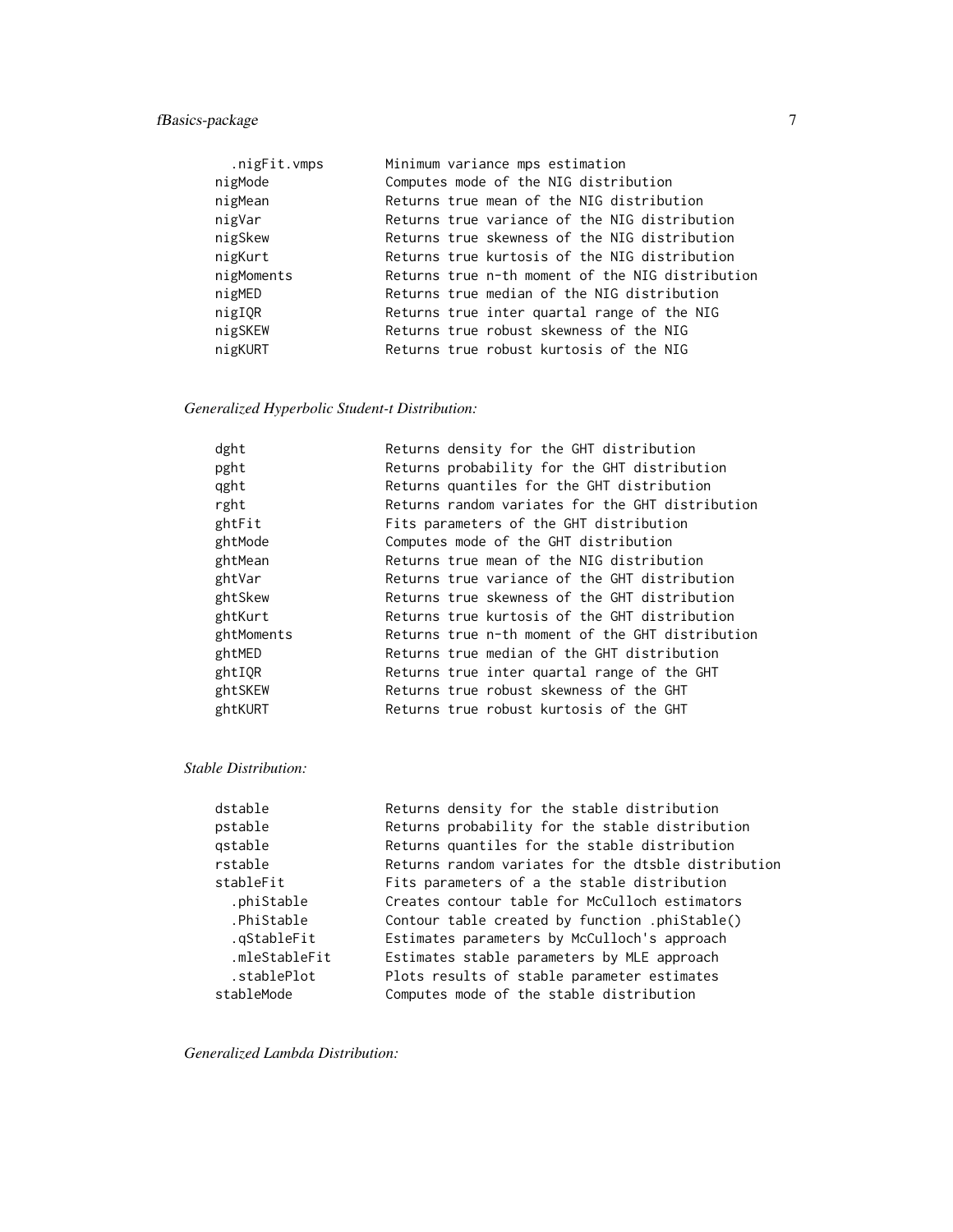```
  .nigFit.vmps        Minimum variance mps estimation
nigMode               Computes mode of the NIG distribution
nigMean               Returns true mean of the NIG distribution
nigVar                Returns true variance of the NIG distribution
nigSkew               Returns true skewness of the NIG distribution
nigKurt               Returns true kurtosis of the NIG distribution
nigMoments            Returns true n-th moment of the NIG distribution
nigMED                Returns true median of the NIG distribution
nigIQR                Returns true inter quartal range of the NIG
nigSKEW               Returns true robust skewness of the NIG
nigKURT               Returns true robust kurtosis of the NIG
```

*Generalized Hyperbolic Student-t Distribution:*

```
dght                  Returns density for the GHT distribution
pght                  Returns probability for the GHT distribution
qght                  Returns quantiles for the GHT distribution
rght                  Returns random variates for the GHT distribution
ghtFit                Fits parameters of the GHT distribution
ghtMode               Computes mode of the GHT distribution
ghtMean               Returns true mean of the NIG distribution
ghtVar                Returns true variance of the GHT distribution
ghtSkew               Returns true skewness of the GHT distribution
ghtKurt               Returns true kurtosis of the GHT distribution
ghtMoments            Returns true n-th moment of the GHT distribution
ghtMED                Returns true median of the GHT distribution
ghtIQR                Returns true inter quartal range of the GHT
ghtSKEW               Returns true robust skewness of the GHT
ghtKURT               Returns true robust kurtosis of the GHT
```

*Stable Distribution:*

```
dstable               Returns density for the stable distribution
pstable               Returns probability for the stable distribution
qstable               Returns quantiles for the stable distribution
rstable               Returns random variates for the dtsble distribution
stableFit             Fits parameters of a the stable distribution
  .phiStable          Creates contour table for McCulloch estimators
  .PhiStable          Contour table created by function .phiStable()
  .qStableFit         Estimates parameters by McCulloch's approach
  .mleStableFit       Estimates stable parameters by MLE approach
  .stablePlot         Plots results of stable parameter estimates
stableMode            Computes mode of the stable distribution
```

*Generalized Lambda Distribution:*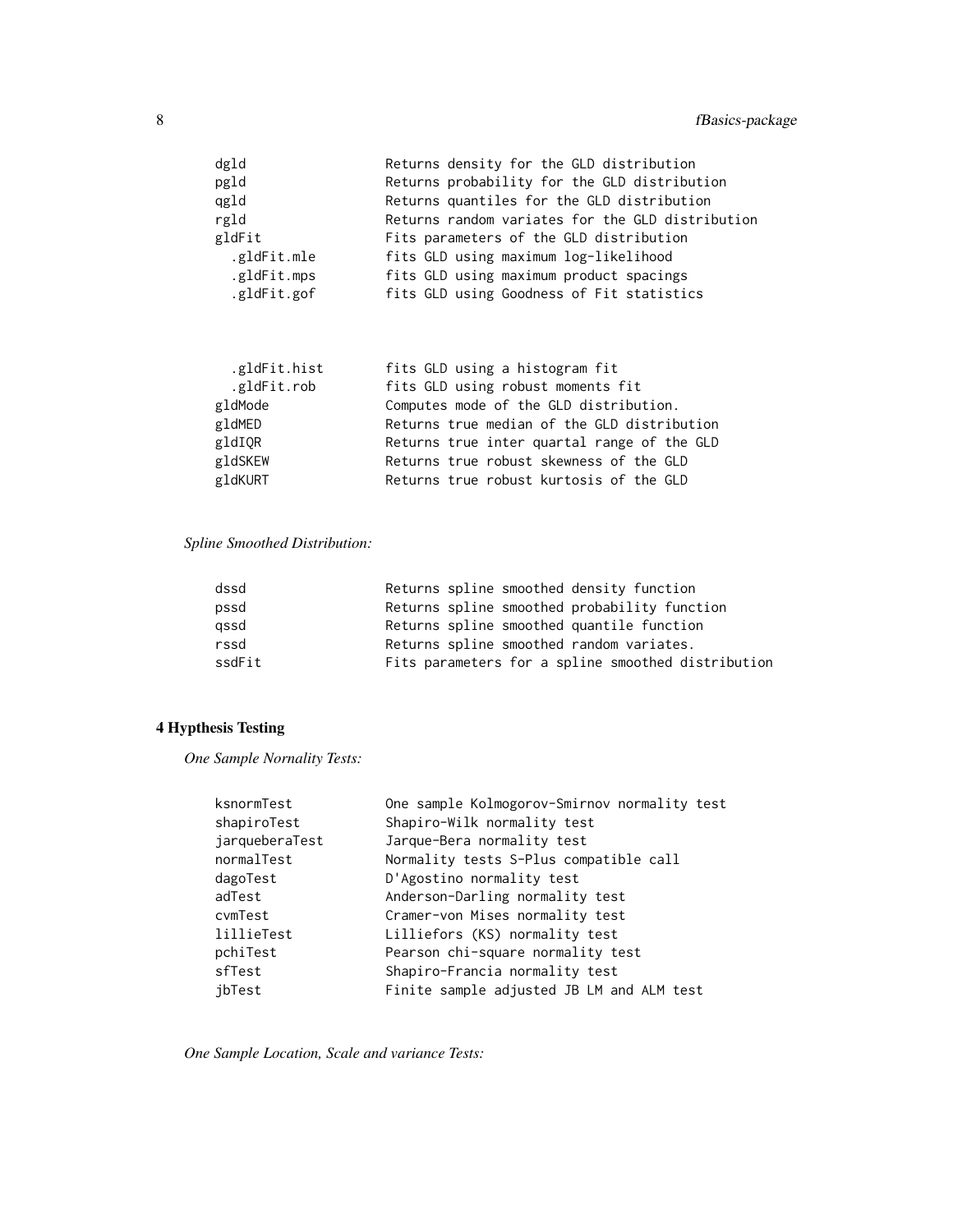```
dgld                Returns density for the GLD distribution
pgld                Returns probability for the GLD distribution
qgld                Returns quantiles for the GLD distribution
rgld                Returns random variates for the GLD distribution
gldFit              Fits parameters of the GLD distribution
  .gldFit.mle       fits GLD using maximum log-likelihood
  .gldFit.mps       fits GLD using maximum product spacings
  .gldFit.gof       fits GLD using Goodness of Fit statistics
```

```
  .gldFit.hist      fits GLD using a histogram fit
  .gldFit.rob       fits GLD using robust moments fit
gldMode             Computes mode of the GLD distribution.
gldMED              Returns true median of the GLD distribution
gldIQR              Returns true inter quartal range of the GLD
gldSKEW             Returns true robust skewness of the GLD
gldKURT             Returns true robust kurtosis of the GLD
```

*Spline Smoothed Distribution:*

```
dssd                Returns spline smoothed density function
pssd                Returns spline smoothed probability function
qssd                Returns spline smoothed quantile function
rssd                Returns spline smoothed random variates.
ssdFit              Fits parameters for a spline smoothed distribution
```

**4 Hypthesis Testing**

*One Sample Nornality Tests:*

```
ksnormTest          One sample Kolmogorov-Smirnov normality test
shapiroTest         Shapiro-Wilk normality test
jarqueberaTest      Jarque-Bera normality test
normalTest          Normality tests S-Plus compatible call
dagoTest            D'Agostino normality test
adTest              Anderson-Darling normality test
cvmTest             Cramer-von Mises normality test
lillieTest          Lilliefors (KS) normality test
pchiTest            Pearson chi-square normality test
sfTest              Shapiro-Francia normality test
jbTest              Finite sample adjusted JB LM and ALM test
```

*One Sample Location, Scale and variance Tests:*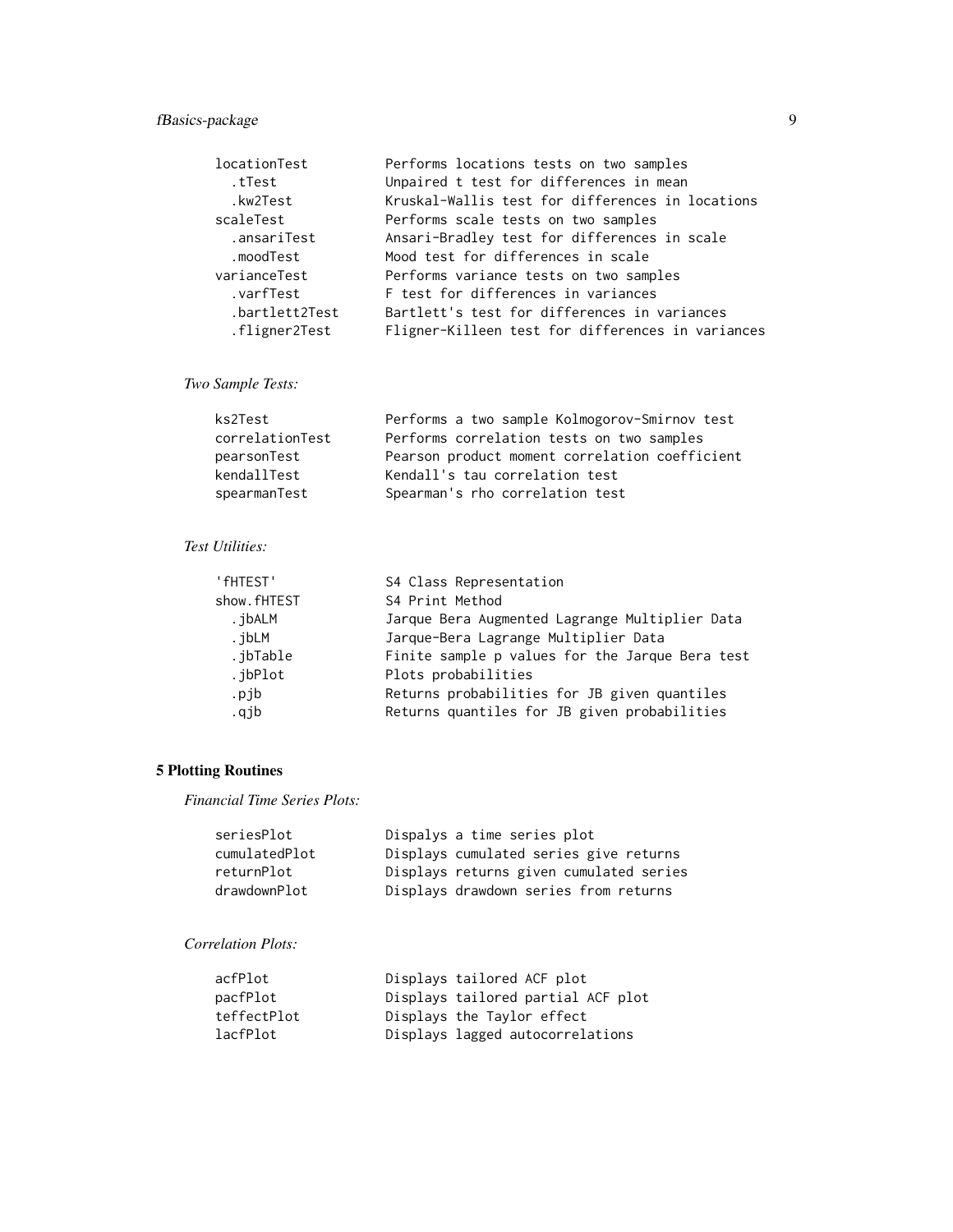```
locationTest        Performs locations tests on two samples
  .tTest            Unpaired t test for differences in mean
  .kw2Test          Kruskal-Wallis test for differences in locations
scaleTest           Performs scale tests on two samples
  .ansariTest       Ansari-Bradley test for differences in scale
  .moodTest         Mood test for differences in scale
varianceTest        Performs variance tests on two samples
  .varfTest         F test for differences in variances
  .bartlett2Test    Bartlett's test for differences in variances
  .fligner2Test     Fligner-Killeen test for differences in variances
```

*Two Sample Tests:*

```
ks2Test             Performs a two sample Kolmogorov-Smirnov test
correlationTest     Performs correlation tests on two samples
pearsonTest         Pearson product moment correlation coefficient
kendallTest         Kendall's tau correlation test
spearmanTest        Spearman's rho correlation test
```

*Test Utilities:*

```
'fHTEST'            S4 Class Representation
show.fHTEST         S4 Print Method
  .jbALM            Jarque Bera Augmented Lagrange Multiplier Data
  .jbLM             Jarque-Bera Lagrange Multiplier Data
  .jbTable          Finite sample p values for the Jarque Bera test
  .jbPlot           Plots probabilities
  .pjb              Returns probabilities for JB given quantiles
  .qjb              Returns quantiles for JB given probabilities
```

## 5 Plotting Routines

*Financial Time Series Plots:*

```
seriesPlot          Dispalys a time series plot
cumulatedPlot       Displays cumulated series give returns
returnPlot          Displays returns given cumulated series
drawdownPlot        Displays drawdown series from returns
```

*Correlation Plots:*

```
acfPlot             Displays tailored ACF plot
pacfPlot            Displays tailored partial ACF plot
teffectPlot         Displays the Taylor effect
lacfPlot            Displays lagged autocorrelations
```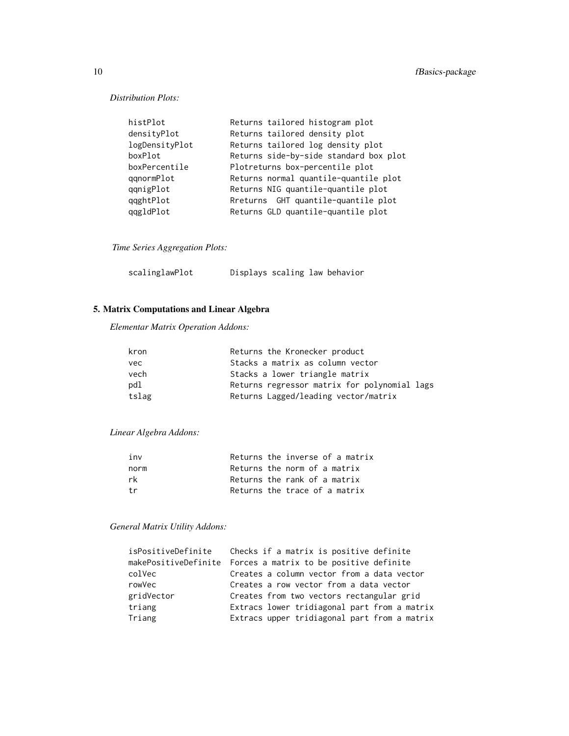*Distribution Plots:*

```
histPlot             Returns tailored histogram plot
densityPlot          Returns tailored density plot
logDensityPlot       Returns tailored log density plot
boxPlot              Returns side-by-side standard box plot
boxPercentile        Plotreturns box-percentile plot
qqnormPlot           Returns normal quantile-quantile plot
qqnigPlot            Returns NIG quantile-quantile plot
qqghtPlot            Rreturns  GHT quantile-quantile plot
qqgldPlot            Returns GLD quantile-quantile plot
```

*Time Series Aggregation Plots:*

```
scalinglawPlot       Displays scaling law behavior
```

### 5. Matrix Computations and Linear Algebra

*Elementar Matrix Operation Addons:*

```
kron                 Returns the Kronecker product
vec                  Stacks a matrix as column vector
vech                 Stacks a lower triangle matrix
pdl                  Returns regressor matrix for polynomial lags
tslag                Returns Lagged/leading vector/matrix
```

*Linear Algebra Addons:*

```
inv                  Returns the inverse of a matrix
norm                 Returns the norm of a matrix
rk                   Returns the rank of a matrix
tr                   Returns the trace of a matrix
```

*General Matrix Utility Addons:*

```
isPositiveDefinite   Checks if a matrix is positive definite
makePositiveDefinite Forces a matrix to be positive definite
colVec               Creates a column vector from a data vector
rowVec               Creates a row vector from a data vector
gridVector           Creates from two vectors rectangular grid
triang               Extracs lower tridiagonal part from a matrix
Triang               Extracs upper tridiagonal part from a matrix
```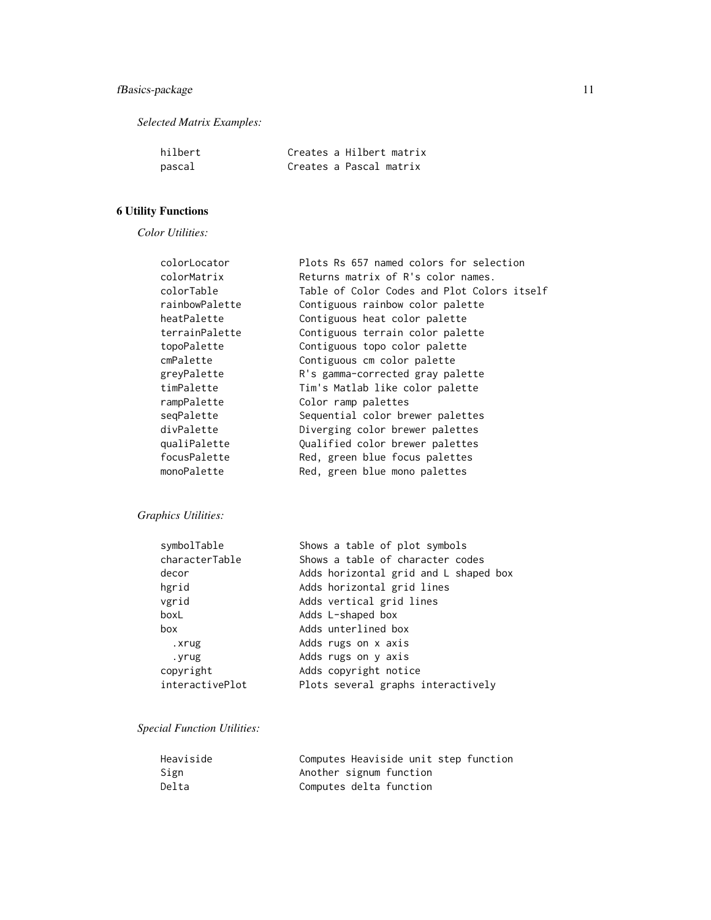*Selected Matrix Examples:*

```
hilbert             Creates a Hilbert matrix
pascal              Creates a Pascal matrix
```

## 6 Utility Functions

*Color Utilities:*

```
colorLocator        Plots Rs 657 named colors for selection
colorMatrix         Returns matrix of R's color names.
colorTable          Table of Color Codes and Plot Colors itself
rainbowPalette      Contiguous rainbow color palette
heatPalette         Contiguous heat color palette
terrainPalette      Contiguous terrain color palette
topoPalette         Contiguous topo color palette
cmPalette           Contiguous cm color palette
greyPalette         R's gamma-corrected gray palette
timPalette          Tim's Matlab like color palette
rampPalette         Color ramp palettes
seqPalette          Sequential color brewer palettes
divPalette          Diverging color brewer palettes
qualiPalette        Qualified color brewer palettes
focusPalette        Red, green blue focus palettes
monoPalette         Red, green blue mono palettes
```

*Graphics Utilities:*

```
symbolTable         Shows a table of plot symbols
characterTable      Shows a table of character codes
decor               Adds horizontal grid and L shaped box
hgrid               Adds horizontal grid lines
vgrid               Adds vertical grid lines
boxL                Adds L-shaped box
box                 Adds unterlined box
  .xrug             Adds rugs on x axis
  .yrug             Adds rugs on y axis
copyright           Adds copyright notice
interactivePlot     Plots several graphs interactively
```

*Special Function Utilities:*

```
Heaviside           Computes Heaviside unit step function
Sign                Another signum function
Delta               Computes delta function
```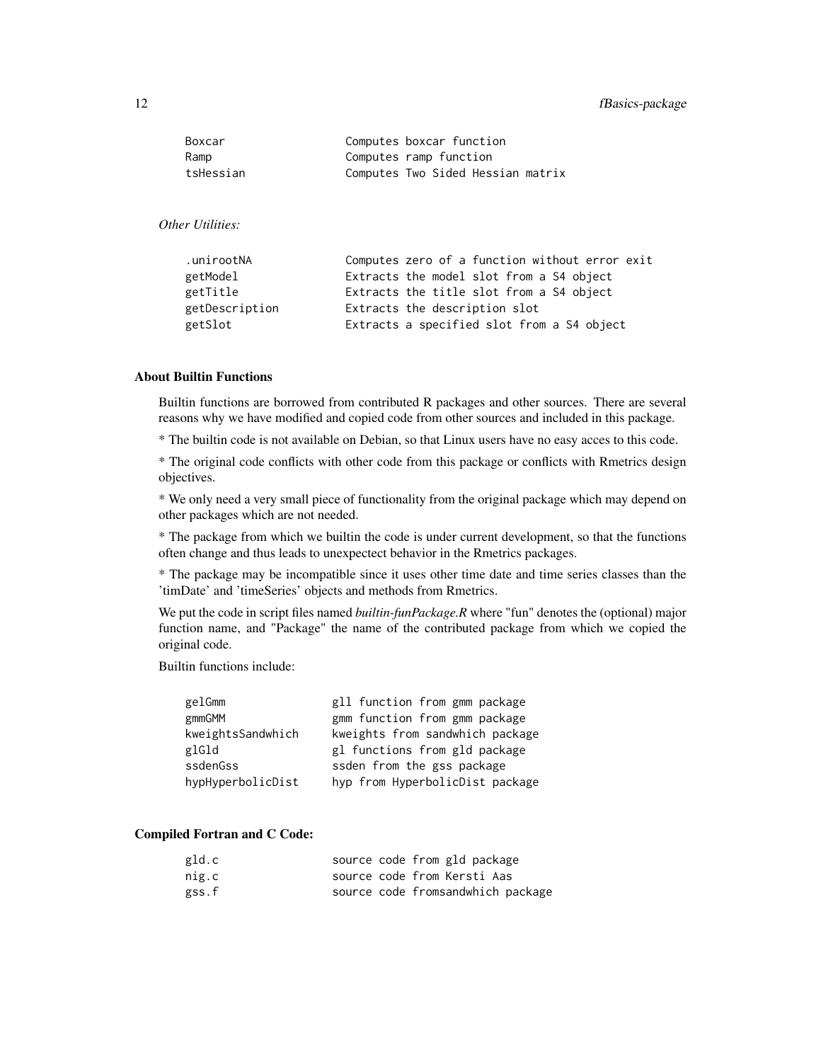```
Boxcar                  Computes boxcar function
Ramp                    Computes ramp function
tsHessian               Computes Two Sided Hessian matrix
```

*Other Utilities:*

```
.unirootNA              Computes zero of a function without error exit
getModel                Extracts the model slot from a S4 object
getTitle                Extracts the title slot from a S4 object
getDescription          Extracts the description slot
getSlot                 Extracts a specified slot from a S4 object
```

### About Builtin Functions

Builtin functions are borrowed from contributed R packages and other sources. There are several reasons why we have modified and copied code from other sources and included in this package.

* The builtin code is not available on Debian, so that Linux users have no easy acces to this code.

* The original code conflicts with other code from this package or conflicts with Rmetrics design objectives.

* We only need a very small piece of functionality from the original package which may depend on other packages which are not needed.

* The package from which we builtin the code is under current development, so that the functions often change and thus leads to unexpectect behavior in the Rmetrics packages.

* The package may be incompatible since it uses other time date and time series classes than the 'timDate' and 'timeSeries' objects and methods from Rmetrics.

We put the code in script files named *builtin-funPackage.R* where "fun" denotes the (optional) major function name, and "Package" the name of the contributed package from which we copied the original code.

Builtin functions include:

```
gelGmm               gll function from gmm package
gmmGMM               gmm function from gmm package
kweightsSandwhich    kweights from sandwhich package
glGld                gl functions from gld package
ssdenGss             ssden from the gss package
hypHyperbolicDist    hyp from HyperbolicDist package
```

### Compiled Fortran and C Code:

```
gld.c                source code from gld package
nig.c                source code from Kersti Aas
gss.f                source code fromsandwhich package
```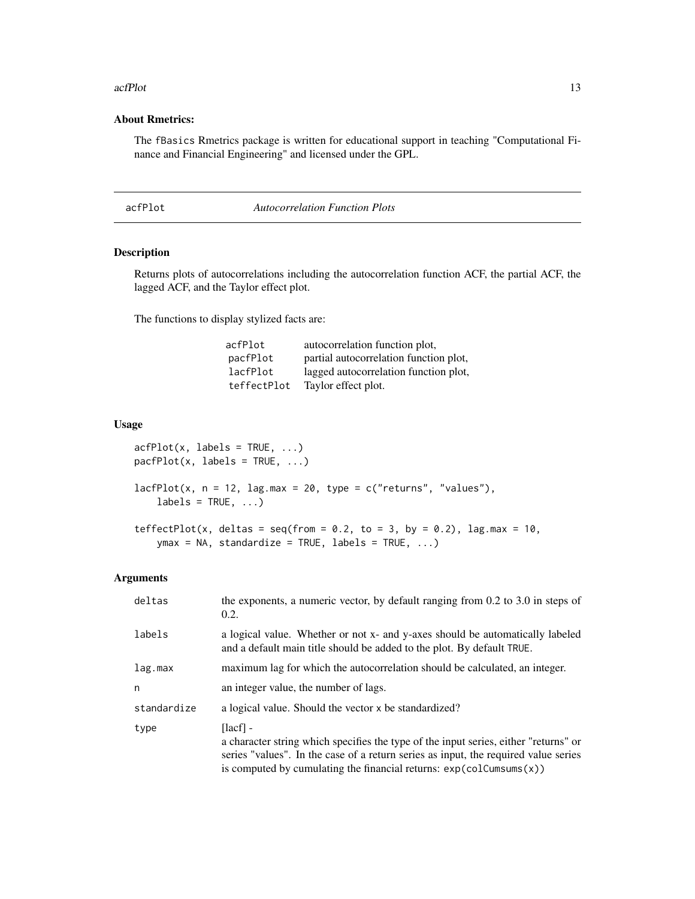**About Rmetrics:**

The fBasics Rmetrics package is written for educational support in teaching "Computational Finance and Financial Engineering" and licensed under the GPL.

---

## acfPlot *Autocorrelation Function Plots*

### Description

Returns plots of autocorrelations including the autocorrelation function ACF, the partial ACF, the lagged ACF, and the Taylor effect plot.

The functions to display stylized facts are:

| | |
|---|---|
| acfPlot | autocorrelation function plot, |
| pacfPlot | partial autocorrelation function plot, |
| lacfPlot | lagged autocorrelation function plot, |
| teffectPlot | Taylor effect plot. |

### Usage

```
acfPlot(x, labels = TRUE, ...)
pacfPlot(x, labels = TRUE, ...)

lacfPlot(x, n = 12, lag.max = 20, type = c("returns", "values"),
    labels = TRUE, ...)

teffectPlot(x, deltas = seq(from = 0.2, to = 3, by = 0.2), lag.max = 10,
    ymax = NA, standardize = TRUE, labels = TRUE, ...)
```

### Arguments

| | |
|---|---|
| deltas | the exponents, a numeric vector, by default ranging from 0.2 to 3.0 in steps of 0.2. |
| labels | a logical value. Whether or not x- and y-axes should be automatically labeled and a default main title should be added to the plot. By default TRUE. |
| lag.max | maximum lag for which the autocorrelation should be calculated, an integer. |
| n | an integer value, the number of lags. |
| standardize | a logical value. Should the vector x be standardized? |
| type | [lacf] - <br> a character string which specifies the type of the input series, either "returns" or series "values". In the case of a return series as input, the required value series is computed by cumulating the financial returns: exp(colCumsums(x)) |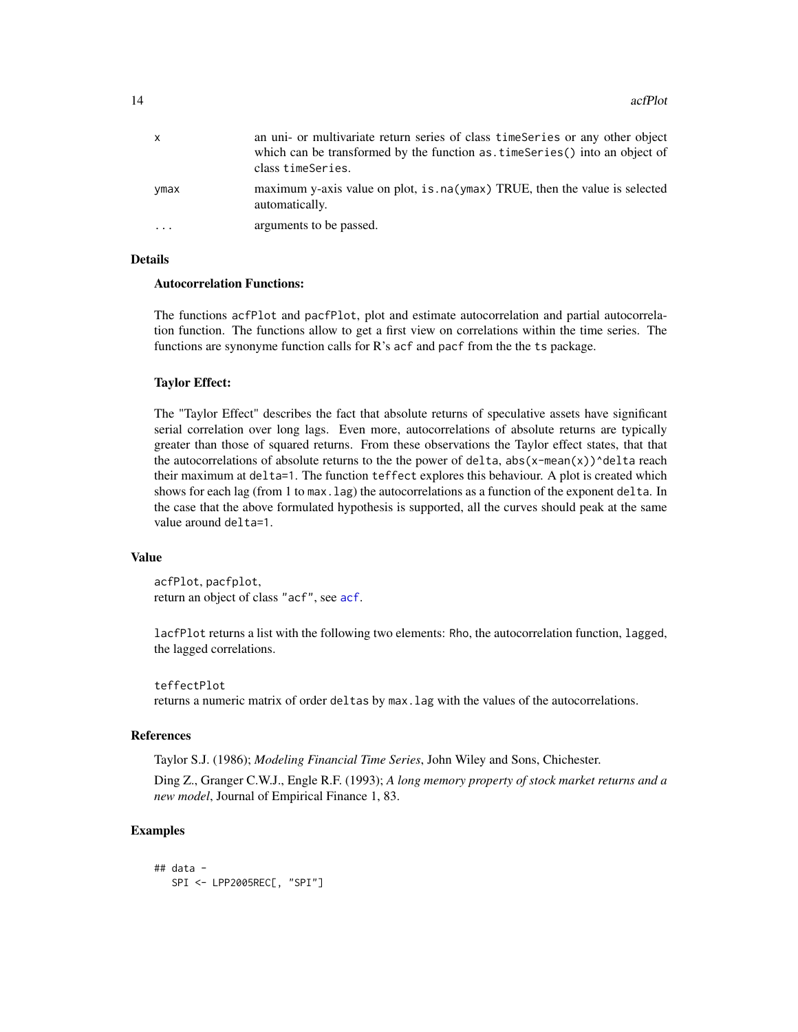| | |
|---|---|
| x | an uni- or multivariate return series of class timeSeries or any other object which can be transformed by the function as.timeSeries() into an object of class timeSeries. |
| ymax | maximum y-axis value on plot, is.na(ymax) TRUE, then the value is selected automatically. |
| ... | arguments to be passed. |

## Details

**Autocorrelation Functions:**

The functions acfPlot and pacfPlot, plot and estimate autocorrelation and partial autocorrelation function. The functions allow to get a first view on correlations within the time series. The functions are synonyme function calls for R's acf and pacf from the the ts package.

**Taylor Effect:**

The "Taylor Effect" describes the fact that absolute returns of speculative assets have significant serial correlation over long lags. Even more, autocorrelations of absolute returns are typically greater than those of squared returns. From these observations the Taylor effect states, that that the autocorrelations of absolute returns to the the power of delta, abs(x-mean(x))^delta reach their maximum at delta=1. The function teffect explores this behaviour. A plot is created which shows for each lag (from 1 to max.lag) the autocorrelations as a function of the exponent delta. In the case that the above formulated hypothesis is supported, all the curves should peak at the same value around delta=1.

## Value

acfPlot, pacfplot,
return an object of class "acf", see acf.

lacfPlot returns a list with the following two elements: Rho, the autocorrelation function, lagged, the lagged correlations.

teffectPlot
returns a numeric matrix of order deltas by max.lag with the values of the autocorrelations.

## References

Taylor S.J. (1986); *Modeling Financial Time Series*, John Wiley and Sons, Chichester.

Ding Z., Granger C.W.J., Engle R.F. (1993); *A long memory property of stock market returns and a new model*, Journal of Empirical Finance 1, 83.

## Examples

```
## data -
   SPI <- LPP2005REC[, "SPI"]
```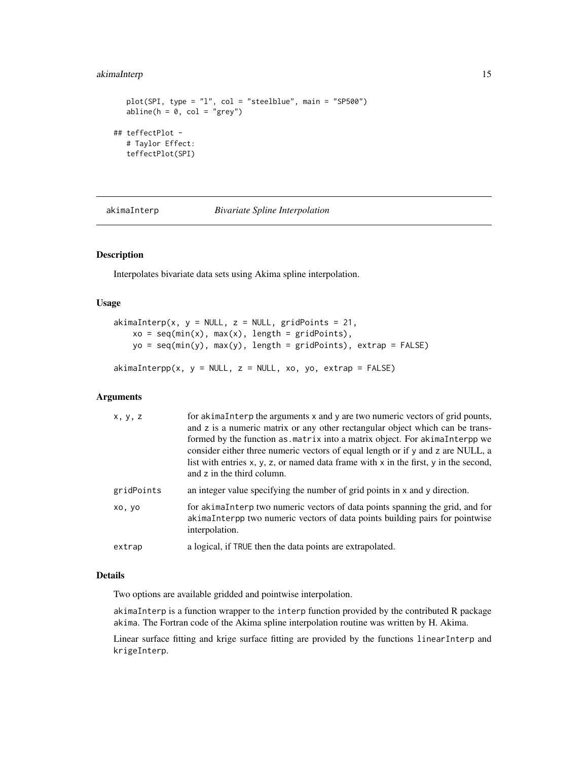```
    plot(SPI, type = "l", col = "steelblue", main = "SP500")
    abline(h = 0, col = "grey")

## teffectPlot -
   # Taylor Effect:
   teffectPlot(SPI)
```

---

akimaInterp *Bivariate Spline Interpolation*

---

## Description

Interpolates bivariate data sets using Akima spline interpolation.

## Usage

```
akimaInterp(x, y = NULL, z = NULL, gridPoints = 21,
    xo = seq(min(x), max(x), length = gridPoints),
    yo = seq(min(y), max(y), length = gridPoints), extrap = FALSE)

akimaInterpp(x, y = NULL, z = NULL, xo, yo, extrap = FALSE)
```

## Arguments

| | |
|---|---|
| x, y, z | for akimaInterp the arguments x and y are two numeric vectors of grid pounts, and z is a numeric matrix or any other rectangular object which can be transformed by the function as.matrix into a matrix object. For akimaInterpp we consider either three numeric vectors of equal length or if y and z are NULL, a list with entries x, y, z, or named data frame with x in the first, y in the second, and z in the third column. |
| gridPoints | an integer value specifying the number of grid points in x and y direction. |
| xo, yo | for akimaInterp two numeric vectors of data points spanning the grid, and for akimaInterpp two numeric vectors of data points building pairs for pointwise interpolation. |
| extrap | a logical, if TRUE then the data points are extrapolated. |

## Details

Two options are available gridded and pointwise interpolation.

akimaInterp is a function wrapper to the interp function provided by the contributed R package akima. The Fortran code of the Akima spline interpolation routine was written by H. Akima.

Linear surface fitting and krige surface fitting are provided by the functions linearInterp and krigeInterp.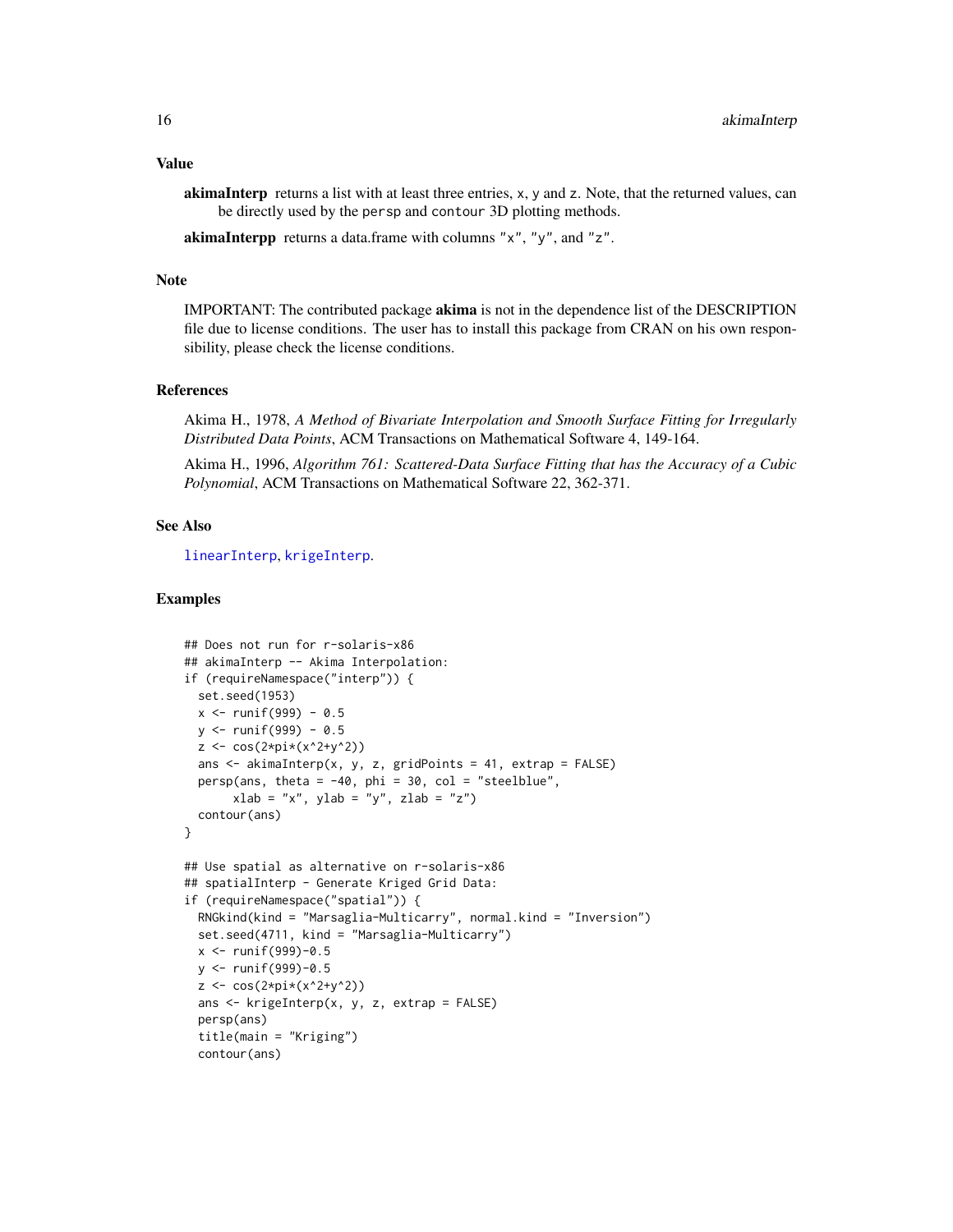### Value

**akimaInterp** returns a list with at least three entries, x, y and z. Note, that the returned values, can be directly used by the persp and contour 3D plotting methods.

**akimaInterpp** returns a data.frame with columns "x", "y", and "z".

### Note

IMPORTANT: The contributed package **akima** is not in the dependence list of the DESCRIPTION file due to license conditions. The user has to install this package from CRAN on his own responsibility, please check the license conditions.

### References

Akima H., 1978, *A Method of Bivariate Interpolation and Smooth Surface Fitting for Irregularly Distributed Data Points*, ACM Transactions on Mathematical Software 4, 149-164.

Akima H., 1996, *Algorithm 761: Scattered-Data Surface Fitting that has the Accuracy of a Cubic Polynomial*, ACM Transactions on Mathematical Software 22, 362-371.

### See Also

linearInterp, krigeInterp.

### Examples

```
## Does not run for r-solaris-x86
## akimaInterp -- Akima Interpolation:
if (requireNamespace("interp")) {
  set.seed(1953)
  x <- runif(999) - 0.5
  y <- runif(999) - 0.5
  z <- cos(2*pi*(x^2+y^2))
  ans <- akimaInterp(x, y, z, gridPoints = 41, extrap = FALSE)
  persp(ans, theta = -40, phi = 30, col = "steelblue",
       xlab = "x", ylab = "y", zlab = "z")
  contour(ans)
}

## Use spatial as alternative on r-solaris-x86
## spatialInterp - Generate Kriged Grid Data:
if (requireNamespace("spatial")) {
  RNGkind(kind = "Marsaglia-Multicarry", normal.kind = "Inversion")
  set.seed(4711, kind = "Marsaglia-Multicarry")
  x <- runif(999)-0.5
  y <- runif(999)-0.5
  z <- cos(2*pi*(x^2+y^2))
  ans <- krigeInterp(x, y, z, extrap = FALSE)
  persp(ans)
  title(main = "Kriging")
  contour(ans)
```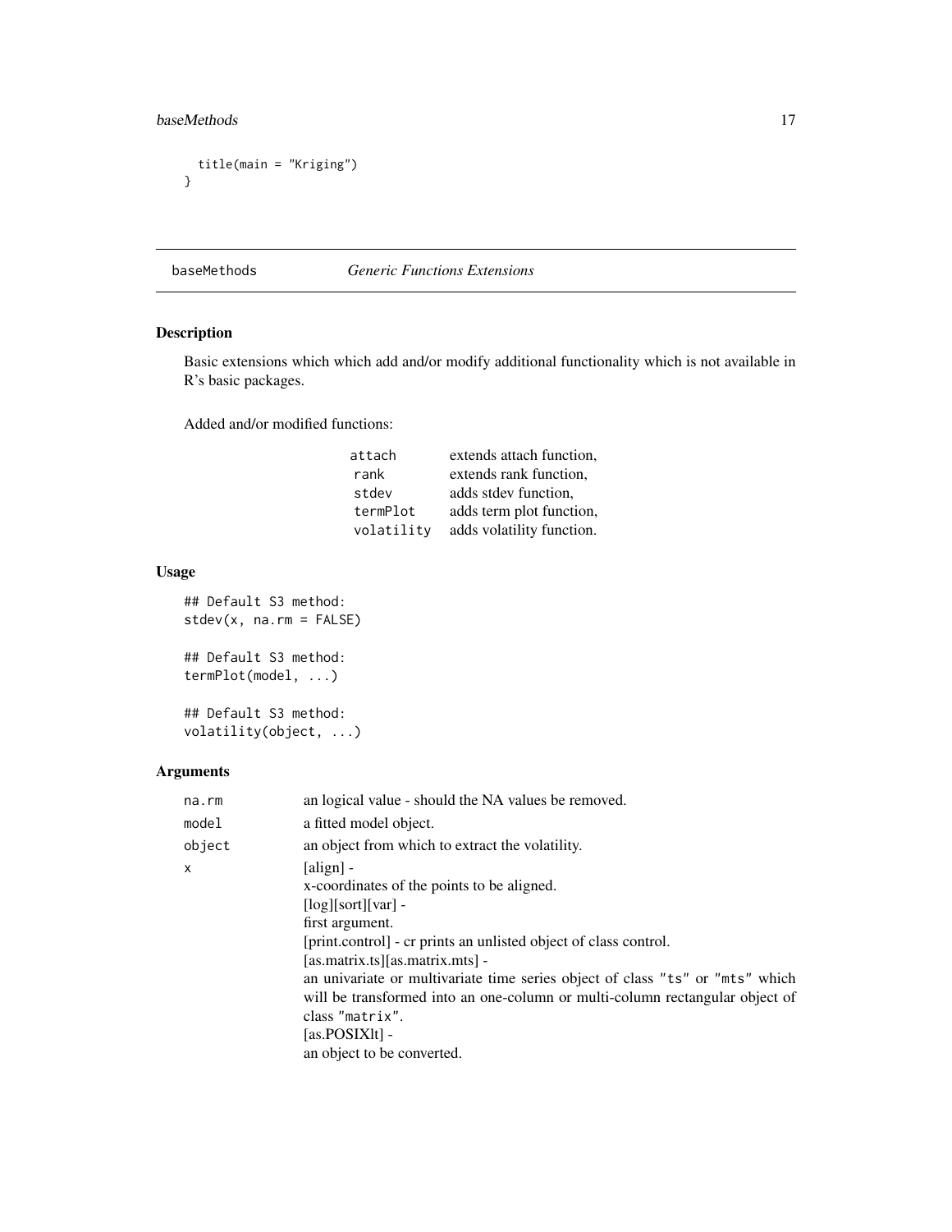```
  title(main = "Kriging")
}
```

---

## baseMethods *Generic Functions Extensions*

---

### Description

Basic extensions which which add and/or modify additional functionality which is not available in R's basic packages.

Added and/or modified functions:

| | |
|---|---|
| `attach` | extends attach function, |
| `rank` | extends rank function, |
| `stdev` | adds stdev function, |
| `termPlot` | adds term plot function, |
| `volatility` | adds volatility function. |

### Usage

```
## Default S3 method:
stdev(x, na.rm = FALSE)

## Default S3 method:
termPlot(model, ...)

## Default S3 method:
volatility(object, ...)
```

### Arguments

| | |
|---|---|
| `na.rm` | an logical value - should the NA values be removed. |
| `model` | a fitted model object. |
| `object` | an object from which to extract the volatility. |
| `x` | [align] -<br>x-coordinates of the points to be aligned.<br>[log][sort][var] -<br>first argument.<br>[print.control] - cr prints an unlisted object of class control.<br>[as.matrix.ts][as.matrix.mts] -<br>an univariate or multivariate time series object of class `"ts"` or `"mts"` which will be transformed into an one-column or multi-column rectangular object of class `"matrix"`.<br>[as.POSIXlt] -<br>an object to be converted. |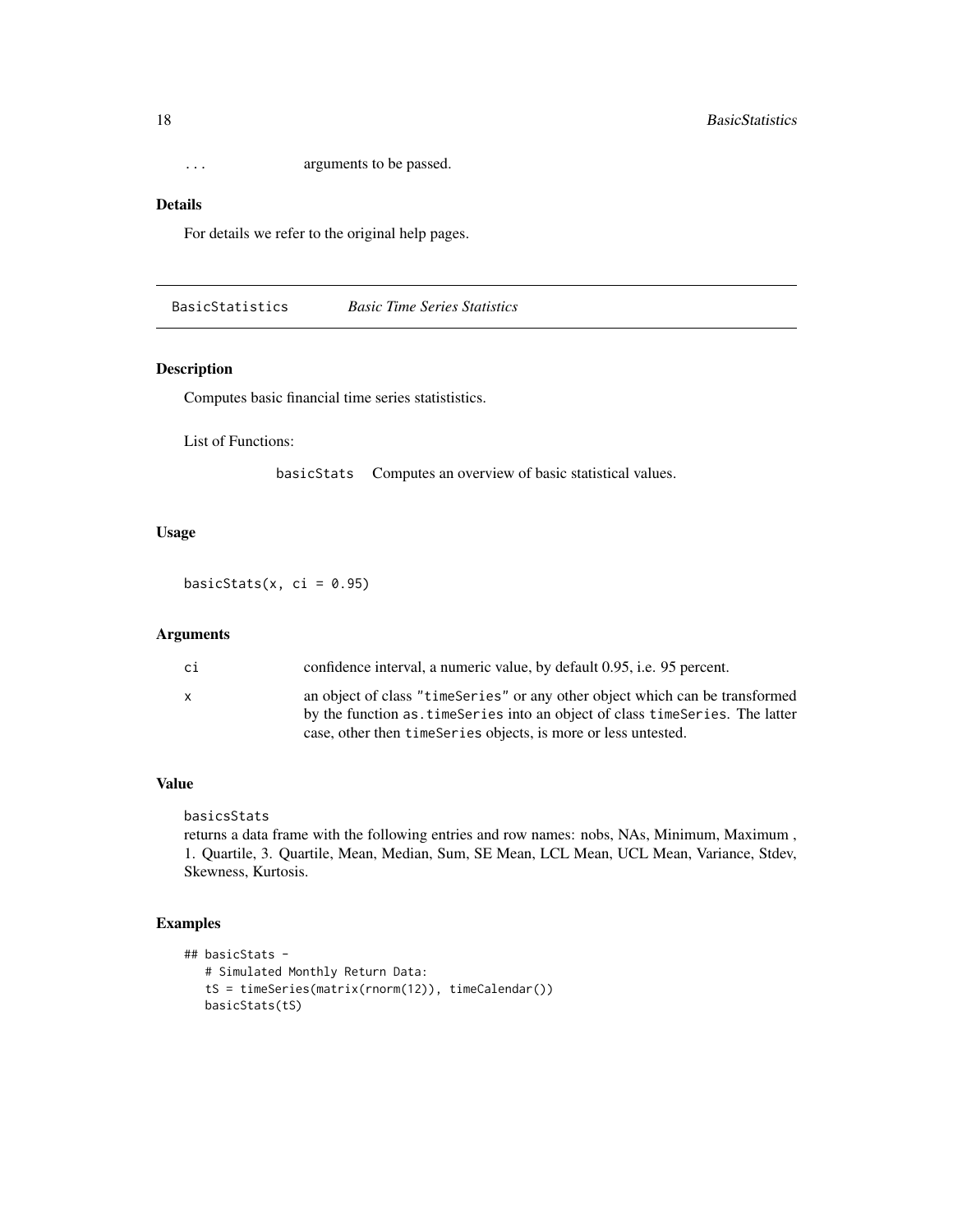... arguments to be passed.

### Details

For details we refer to the original help pages.

---

## BasicStatistics *Basic Time Series Statistics*

### Description

Computes basic financial time series statististics.

List of Functions:

| | |
|---|---|
| `basicStats` | Computes an overview of basic statistical values. |

### Usage

```
basicStats(x, ci = 0.95)
```

### Arguments

| | |
|---|---|
| `ci` | confidence interval, a numeric value, by default 0.95, i.e. 95 percent. |
| `x` | an object of class `"timeSeries"` or any other object which can be transformed by the function `as.timeSeries` into an object of class `timeSeries`. The latter case, other then `timeSeries` objects, is more or less untested. |

### Value

`basicsStats`
returns a data frame with the following entries and row names: nobs, NAs, Minimum, Maximum , 1. Quartile, 3. Quartile, Mean, Median, Sum, SE Mean, LCL Mean, UCL Mean, Variance, Stdev, Skewness, Kurtosis.

### Examples

```
## basicStats -
   # Simulated Monthly Return Data:
   tS = timeSeries(matrix(rnorm(12)), timeCalendar())
   basicStats(tS)
```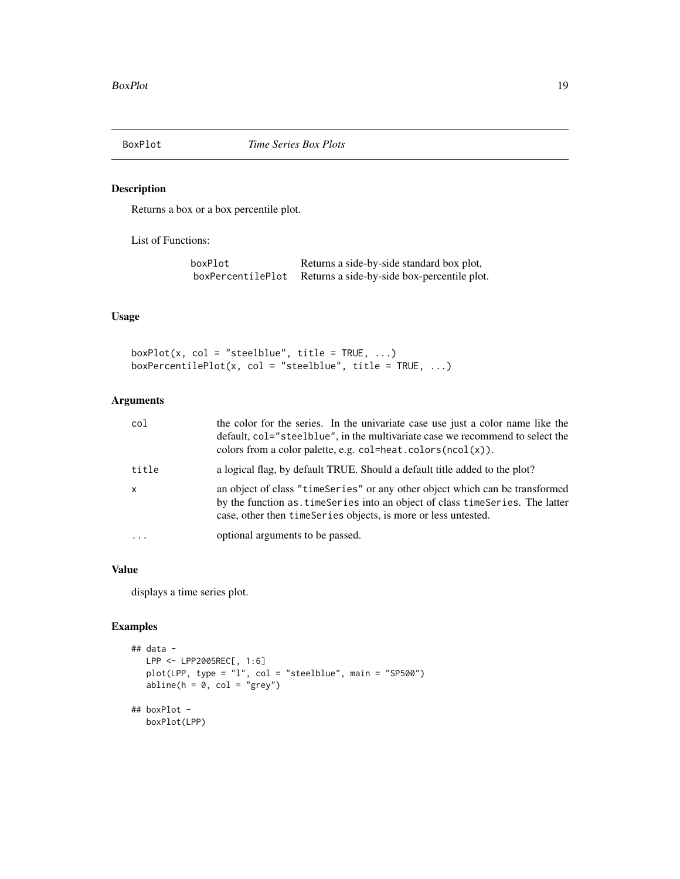BoxPlot *Time Series Box Plots*

## Description

Returns a box or a box percentile plot.

List of Functions:

| | |
|---|---|
| boxPlot | Returns a side-by-side standard box plot, |
| boxPercentilePlot | Returns a side-by-side box-percentile plot. |

## Usage

```
boxPlot(x, col = "steelblue", title = TRUE, ...)
boxPercentilePlot(x, col = "steelblue", title = TRUE, ...)
```

## Arguments

| | |
|---|---|
| col | the color for the series. In the univariate case use just a color name like the default, col="steelblue", in the multivariate case we recommend to select the colors from a color palette, e.g. col=heat.colors(ncol(x)). |
| title | a logical flag, by default TRUE. Should a default title added to the plot? |
| x | an object of class "timeSeries" or any other object which can be transformed by the function as.timeSeries into an object of class timeSeries. The latter case, other then timeSeries objects, is more or less untested. |
| ... | optional arguments to be passed. |

## Value

displays a time series plot.

## Examples

```
## data -
   LPP <- LPP2005REC[, 1:6]
   plot(LPP, type = "l", col = "steelblue", main = "SP500")
   abline(h = 0, col = "grey")

## boxPlot -
   boxPlot(LPP)
```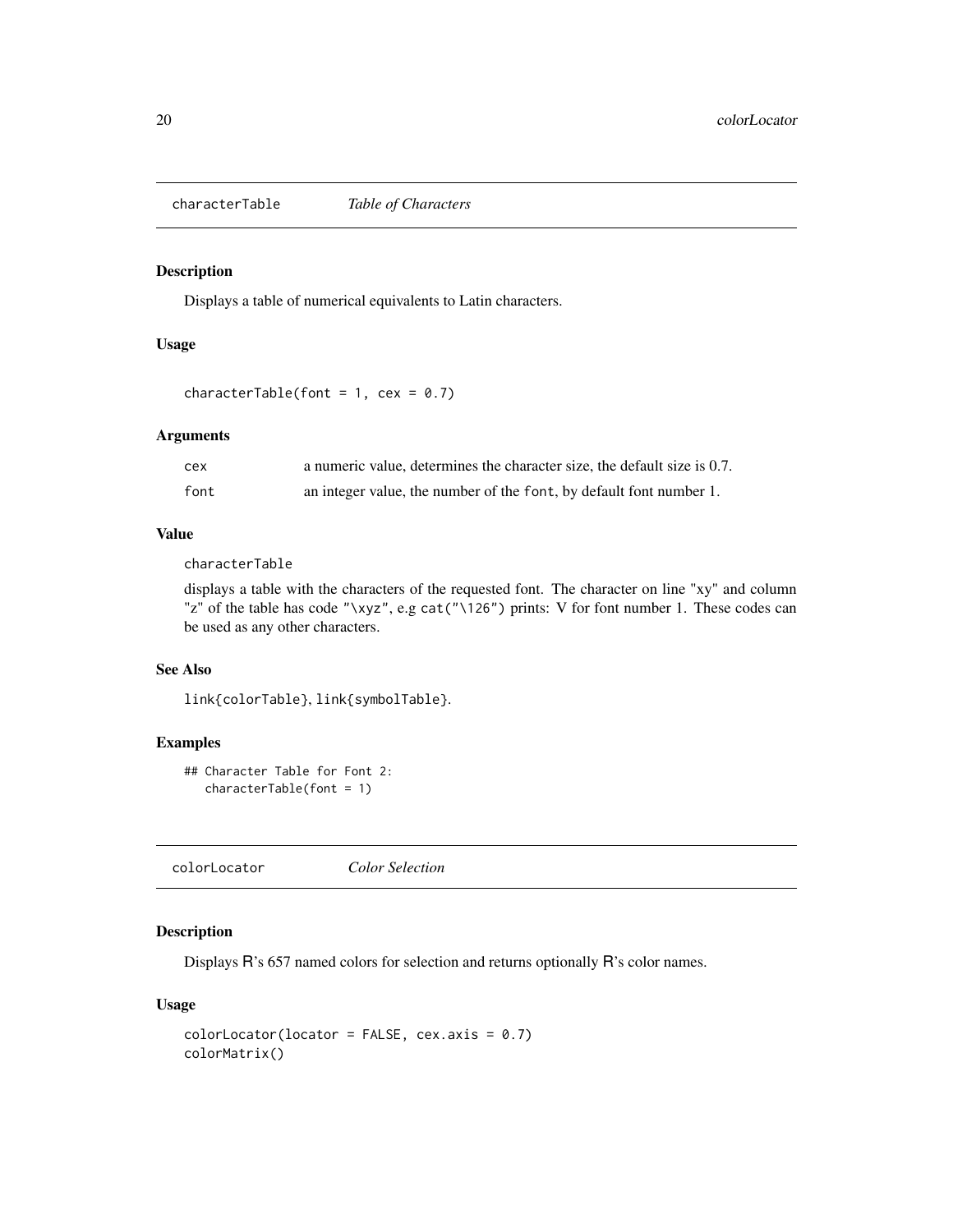## characterTable *Table of Characters*

### Description

Displays a table of numerical equivalents to Latin characters.

### Usage

```
characterTable(font = 1, cex = 0.7)
```

### Arguments

| | |
|---|---|
| cex | a numeric value, determines the character size, the default size is 0.7. |
| font | an integer value, the number of the font, by default font number 1. |

### Value

characterTable

displays a table with the characters of the requested font. The character on line "xy" and column "z" of the table has code "\xyz", e.g cat("\126") prints: V for font number 1. These codes can be used as any other characters.

### See Also

link{colorTable}, link{symbolTable}.

### Examples

```
## Character Table for Font 2:
   characterTable(font = 1)
```

## colorLocator *Color Selection*

### Description

Displays R's 657 named colors for selection and returns optionally R's color names.

### Usage

```
colorLocator(locator = FALSE, cex.axis = 0.7)
colorMatrix()
```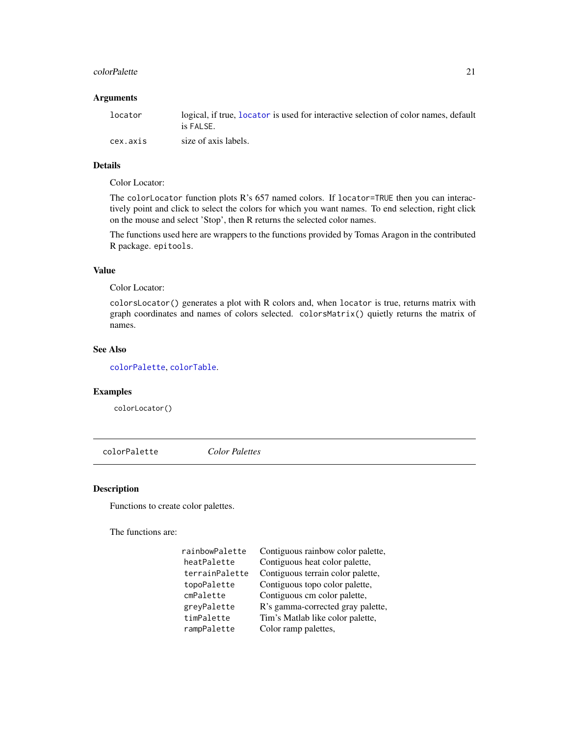### Arguments

| | |
|---|---|
| `locator` | logical, if true, `locator` is used for interactive selection of color names, default is `FALSE`. |
| `cex.axis` | size of axis labels. |

### Details

Color Locator:

The `colorLocator` function plots R's 657 named colors. If `locator=TRUE` then you can interactively point and click to select the colors for which you want names. To end selection, right click on the mouse and select 'Stop', then R returns the selected color names.

The functions used here are wrappers to the functions provided by Tomas Aragon in the contributed R package. `epitools`.

### Value

Color Locator:

`colorsLocator()` generates a plot with R colors and, when `locator` is true, returns matrix with graph coordinates and names of colors selected. `colorsMatrix()` quietly returns the matrix of names.

### See Also

`colorPalette`, `colorTable`.

### Examples

```
colorLocator()
```

---

## colorPalette    *Color Palettes*

### Description

Functions to create color palettes.

The functions are:

| | |
|---|---|
| `rainbowPalette` | Contiguous rainbow color palette, |
| `heatPalette` | Contiguous heat color palette, |
| `terrainPalette` | Contiguous terrain color palette, |
| `topoPalette` | Contiguous topo color palette, |
| `cmPalette` | Contiguous cm color palette, |
| `greyPalette` | R's gamma-corrected gray palette, |
| `timPalette` | Tim's Matlab like color palette, |
| `rampPalette` | Color ramp palettes, |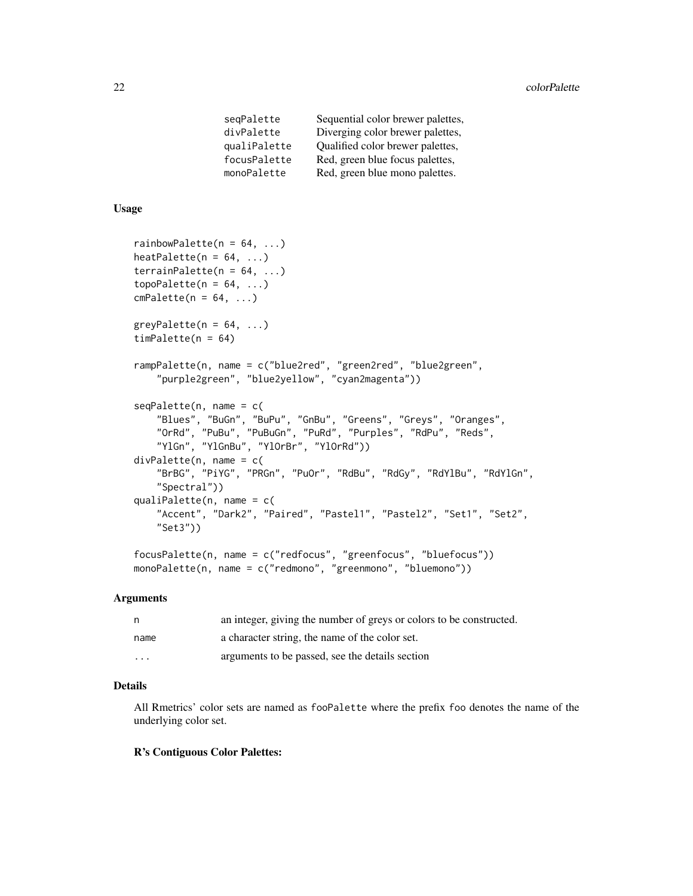| | |
|---|---|
| seqPalette | Sequential color brewer palettes, |
| divPalette | Diverging color brewer palettes, |
| qualiPalette | Qualified color brewer palettes, |
| focusPalette | Red, green blue focus palettes, |
| monoPalette | Red, green blue mono palettes. |

### Usage

```
rainbowPalette(n = 64, ...)
heatPalette(n = 64, ...)
terrainPalette(n = 64, ...)
topoPalette(n = 64, ...)
cmPalette(n = 64, ...)

greyPalette(n = 64, ...)
timPalette(n = 64)

rampPalette(n, name = c("blue2red", "green2red", "blue2green",
    "purple2green", "blue2yellow", "cyan2magenta"))

seqPalette(n, name = c(
    "Blues", "BuGn", "BuPu", "GnBu", "Greens", "Greys", "Oranges",
    "OrRd", "PuBu", "PuBuGn", "PuRd", "Purples", "RdPu", "Reds",
    "YlGn", "YlGnBu", "YlOrBr", "YlOrRd"))
divPalette(n, name = c(
    "BrBG", "PiYG", "PRGn", "PuOr", "RdBu", "RdGy", "RdYlBu", "RdYlGn",
    "Spectral"))
qualiPalette(n, name = c(
    "Accent", "Dark2", "Paired", "Pastel1", "Pastel2", "Set1", "Set2",
    "Set3"))

focusPalette(n, name = c("redfocus", "greenfocus", "bluefocus"))
monoPalette(n, name = c("redmono", "greenmono", "bluemono"))
```

### Arguments

| | |
|---|---|
| n | an integer, giving the number of greys or colors to be constructed. |
| name | a character string, the name of the color set. |
| ... | arguments to be passed, see the details section |

### Details

All Rmetrics' color sets are named as fooPalette where the prefix foo denotes the name of the underlying color set.

**R's Contiguous Color Palettes:**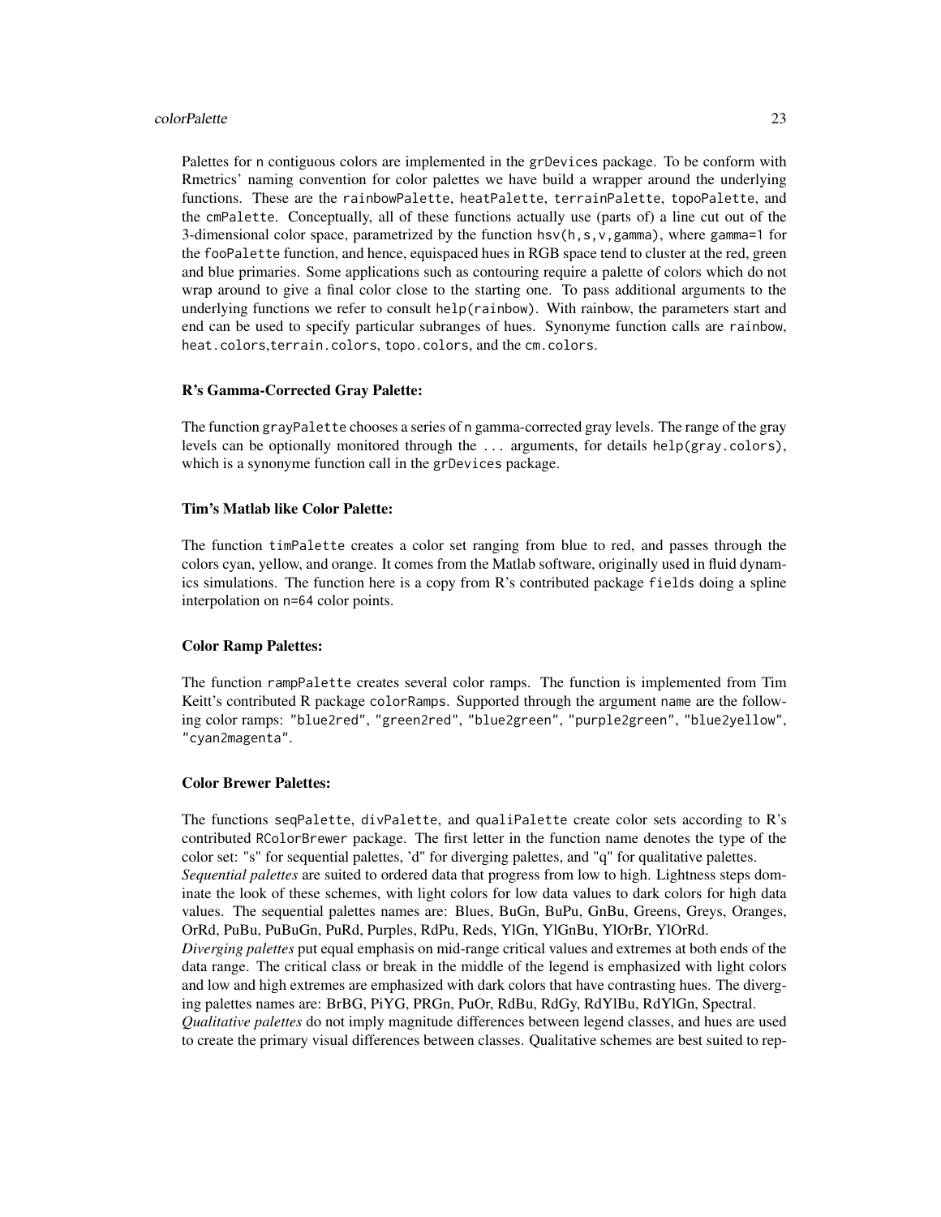Palettes for n contiguous colors are implemented in the grDevices package. To be conform with Rmetrics' naming convention for color palettes we have build a wrapper around the underlying functions. These are the rainbowPalette, heatPalette, terrainPalette, topoPalette, and the cmPalette. Conceptually, all of these functions actually use (parts of) a line cut out of the 3-dimensional color space, parametrized by the function hsv(h,s,v,gamma), where gamma=1 for the fooPalette function, and hence, equispaced hues in RGB space tend to cluster at the red, green and blue primaries. Some applications such as contouring require a palette of colors which do not wrap around to give a final color close to the starting one. To pass additional arguments to the underlying functions we refer to consult help(rainbow). With rainbow, the parameters start and end can be used to specify particular subranges of hues. Synonyme function calls are rainbow, heat.colors,terrain.colors, topo.colors, and the cm.colors.

**R's Gamma-Corrected Gray Palette:**

The function grayPalette chooses a series of n gamma-corrected gray levels. The range of the gray levels can be optionally monitored through the ... arguments, for details help(gray.colors), which is a synonyme function call in the grDevices package.

**Tim's Matlab like Color Palette:**

The function timPalette creates a color set ranging from blue to red, and passes through the colors cyan, yellow, and orange. It comes from the Matlab software, originally used in fluid dynamics simulations. The function here is a copy from R's contributed package fields doing a spline interpolation on n=64 color points.

**Color Ramp Palettes:**

The function rampPalette creates several color ramps. The function is implemented from Tim Keitt's contributed R package colorRamps. Supported through the argument name are the following color ramps: "blue2red", "green2red", "blue2green", "purple2green", "blue2yellow", "cyan2magenta".

**Color Brewer Palettes:**

The functions seqPalette, divPalette, and qualiPalette create color sets according to R's contributed RColorBrewer package. The first letter in the function name denotes the type of the color set: "s" for sequential palettes, 'd" for diverging palettes, and "q" for qualitative palettes.
*Sequential palettes* are suited to ordered data that progress from low to high. Lightness steps dominate the look of these schemes, with light colors for low data values to dark colors for high data values. The sequential palettes names are: Blues, BuGn, BuPu, GnBu, Greens, Greys, Oranges, OrRd, PuBu, PuBuGn, PuRd, Purples, RdPu, Reds, YlGn, YlGnBu, YlOrBr, YlOrRd.
*Diverging palettes* put equal emphasis on mid-range critical values and extremes at both ends of the data range. The critical class or break in the middle of the legend is emphasized with light colors and low and high extremes are emphasized with dark colors that have contrasting hues. The diverging palettes names are: BrBG, PiYG, PRGn, PuOr, RdBu, RdGy, RdYlBu, RdYlGn, Spectral.
*Qualitative palettes* do not imply magnitude differences between legend classes, and hues are used to create the primary visual differences between classes. Qualitative schemes are best suited to rep-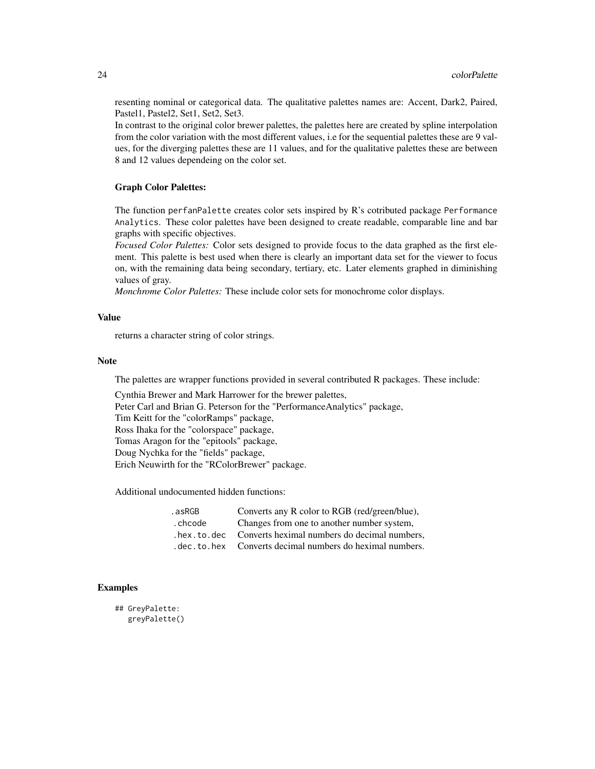resenting nominal or categorical data. The qualitative palettes names are: Accent, Dark2, Paired, Pastel1, Pastel2, Set1, Set2, Set3.
In contrast to the original color brewer palettes, the palettes here are created by spline interpolation from the color variation with the most different values, i.e for the sequential palettes these are 9 values, for the diverging palettes these are 11 values, and for the qualitative palettes these are between 8 and 12 values dependeing on the color set.

### Graph Color Palettes:

The function `perfanPalette` creates color sets inspired by R's cotributed package `Performance Analytics`. These color palettes have been designed to create readable, comparable line and bar graphs with specific objectives.
*Focused Color Palettes:* Color sets designed to provide focus to the data graphed as the first element. This palette is best used when there is clearly an important data set for the viewer to focus on, with the remaining data being secondary, tertiary, etc. Later elements graphed in diminishing values of gray.
*Monchrome Color Palettes:* These include color sets for monochrome color displays.

## Value

returns a character string of color strings.

## Note

The palettes are wrapper functions provided in several contributed R packages. These include:

Cynthia Brewer and Mark Harrower for the brewer palettes,
Peter Carl and Brian G. Peterson for the "PerformanceAnalytics" package,
Tim Keitt for the "colorRamps" package,
Ross Ihaka for the "colorspace" package,
Tomas Aragon for the "epitools" package,
Doug Nychka for the "fields" package,
Erich Neuwirth for the "RColorBrewer" package.

Additional undocumented hidden functions:

| | |
|---|---|
| `.asRGB` | Converts any R color to RGB (red/green/blue), |
| `.chcode` | Changes from one to another number system, |
| `.hex.to.dec` | Converts heximal numbers do decimal numbers, |
| `.dec.to.hex` | Converts decimal numbers do heximal numbers. |

## Examples

```
## GreyPalette:
   greyPalette()
```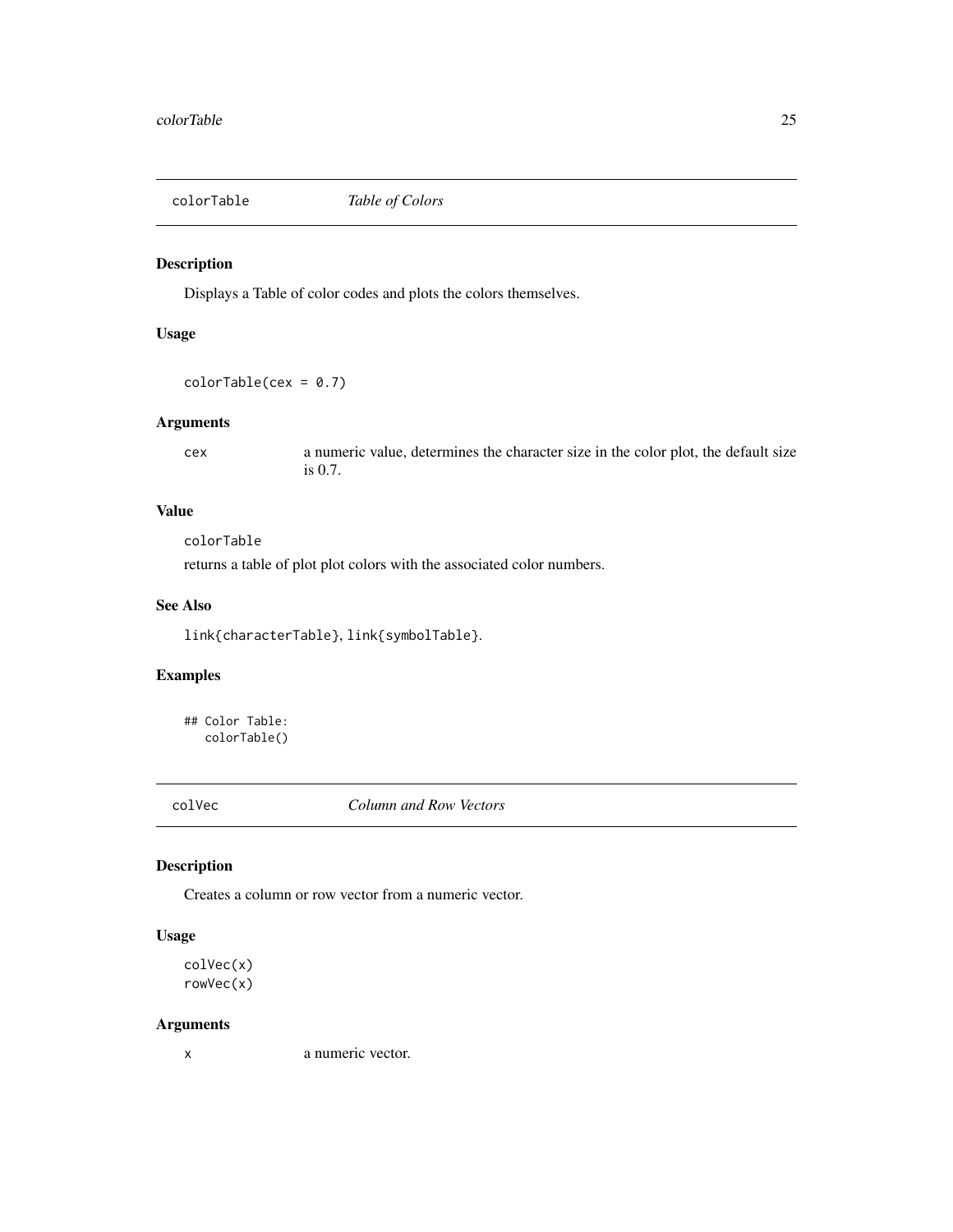## colorTable *Table of Colors*

### Description

Displays a Table of color codes and plots the colors themselves.

### Usage

```
colorTable(cex = 0.7)
```

### Arguments

| | |
|---|---|
| cex | a numeric value, determines the character size in the color plot, the default size is 0.7. |

### Value

colorTable

returns a table of plot plot colors with the associated color numbers.

### See Also

link{characterTable}, link{symbolTable}.

### Examples

```
## Color Table:
   colorTable()
```

## colVec *Column and Row Vectors*

### Description

Creates a column or row vector from a numeric vector.

### Usage

```
colVec(x)
rowVec(x)
```

### Arguments

| | |
|---|---|
| x | a numeric vector. |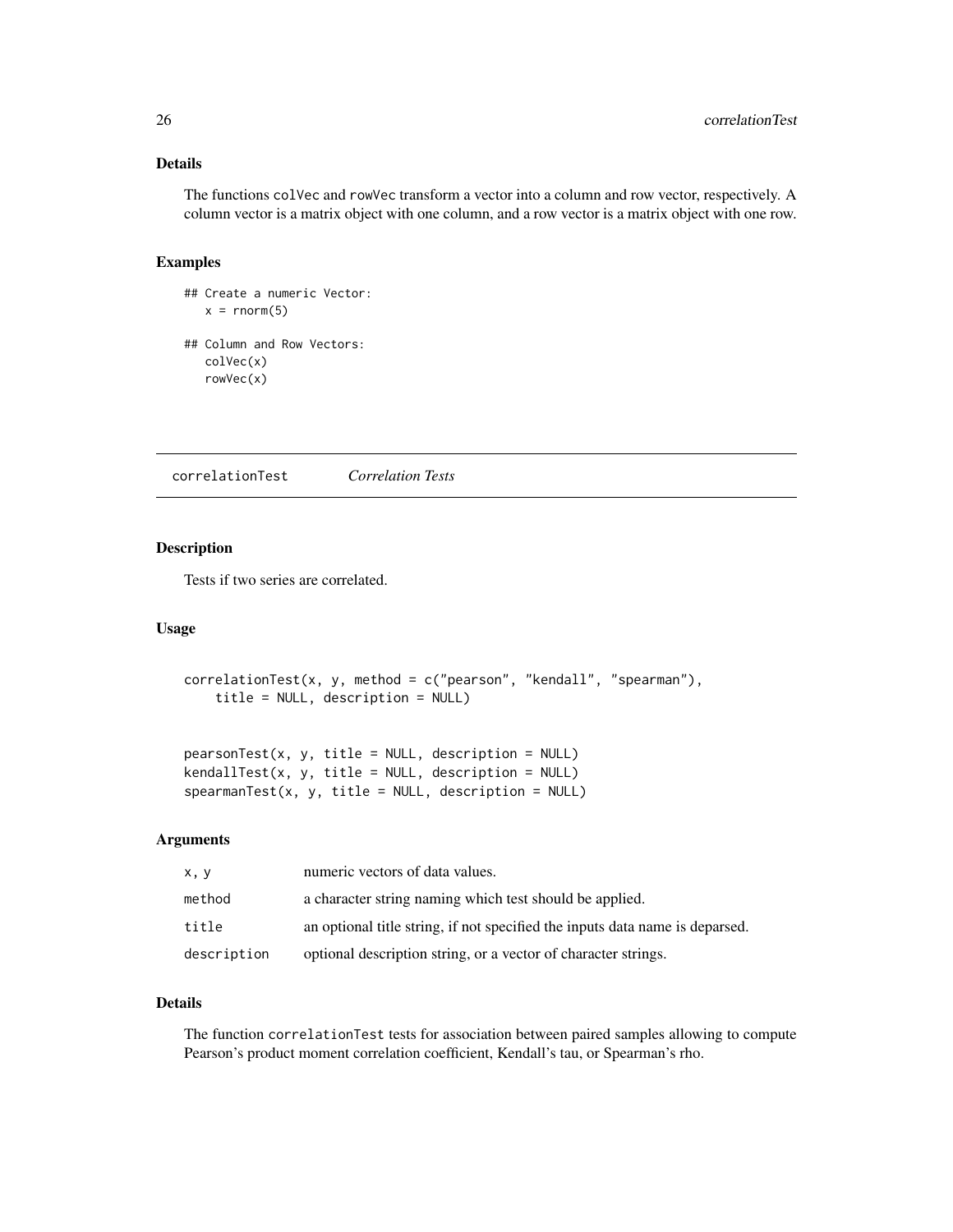### Details

The functions colVec and rowVec transform a vector into a column and row vector, respectively. A column vector is a matrix object with one column, and a row vector is a matrix object with one row.

### Examples

```
## Create a numeric Vector:
   x = rnorm(5)

## Column and Row Vectors:
   colVec(x)
   rowVec(x)
```

---

## correlationTest &nbsp;&nbsp;&nbsp;&nbsp; *Correlation Tests*

---

### Description

Tests if two series are correlated.

### Usage

```
correlationTest(x, y, method = c("pearson", "kendall", "spearman"),
    title = NULL, description = NULL)


pearsonTest(x, y, title = NULL, description = NULL)
kendallTest(x, y, title = NULL, description = NULL)
spearmanTest(x, y, title = NULL, description = NULL)
```

### Arguments

| | |
|---|---|
| x, y | numeric vectors of data values. |
| method | a character string naming which test should be applied. |
| title | an optional title string, if not specified the inputs data name is deparsed. |
| description | optional description string, or a vector of character strings. |

### Details

The function correlationTest tests for association between paired samples allowing to compute Pearson's product moment correlation coefficient, Kendall's tau, or Spearman's rho.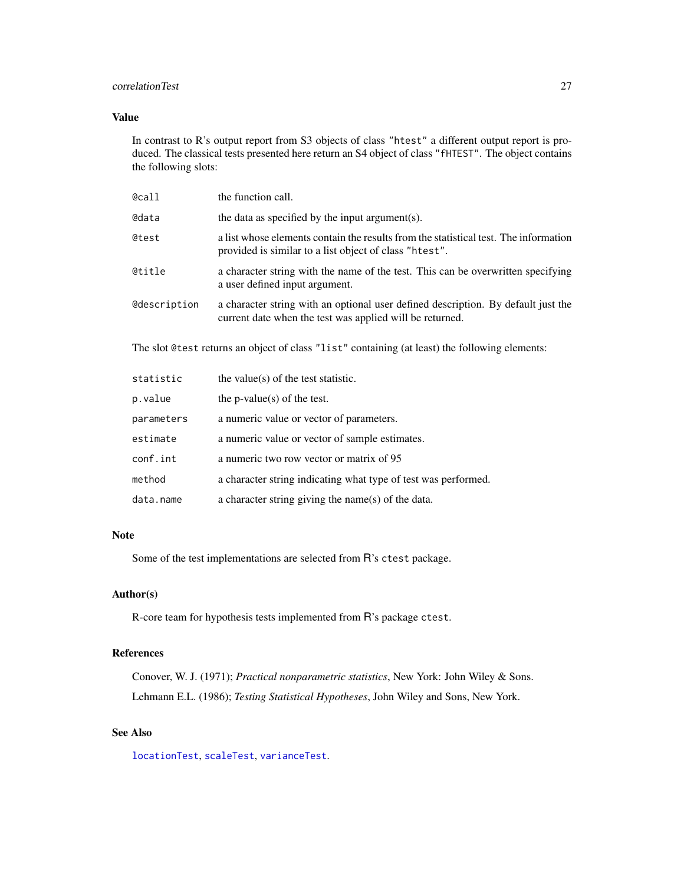## Value

In contrast to R's output report from S3 objects of class "htest" a different output report is produced. The classical tests presented here return an S4 object of class "fHTEST". The object contains the following slots:

| | |
|---|---|
| @call | the function call. |
| @data | the data as specified by the input argument(s). |
| @test | a list whose elements contain the results from the statistical test. The information provided is similar to a list object of class "htest". |
| @title | a character string with the name of the test. This can be overwritten specifying a user defined input argument. |
| @description | a character string with an optional user defined description. By default just the current date when the test was applied will be returned. |

The slot @test returns an object of class "list" containing (at least) the following elements:

| | |
|---|---|
| statistic | the value(s) of the test statistic. |
| p.value | the p-value(s) of the test. |
| parameters | a numeric value or vector of parameters. |
| estimate | a numeric value or vector of sample estimates. |
| conf.int | a numeric two row vector or matrix of 95 |
| method | a character string indicating what type of test was performed. |
| data.name | a character string giving the name(s) of the data. |

## Note

Some of the test implementations are selected from R's ctest package.

## Author(s)

R-core team for hypothesis tests implemented from R's package ctest.

## References

Conover, W. J. (1971); *Practical nonparametric statistics*, New York: John Wiley & Sons.

Lehmann E.L. (1986); *Testing Statistical Hypotheses*, John Wiley and Sons, New York.

## See Also

locationTest, scaleTest, varianceTest.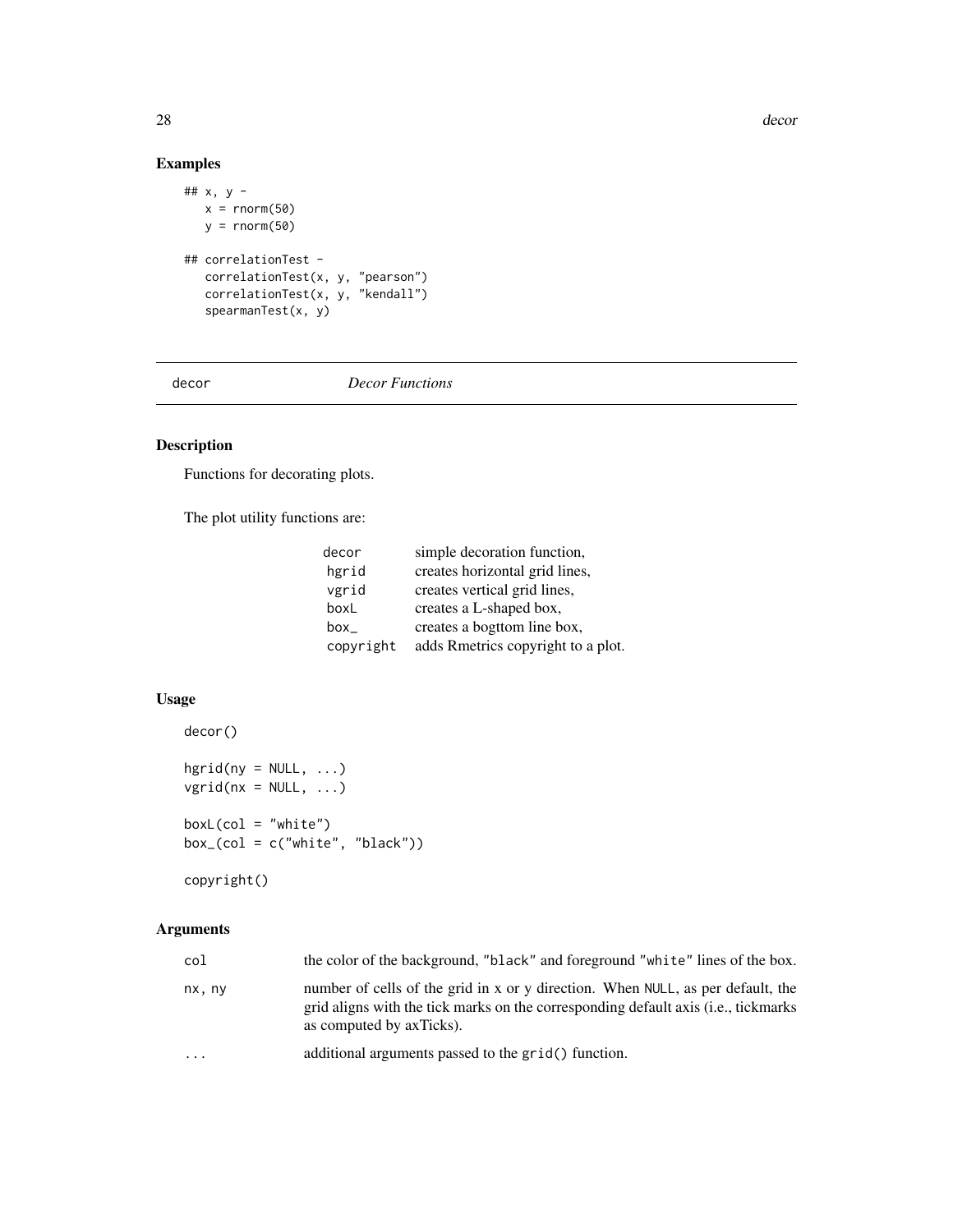## Examples

```
## x, y -
   x = rnorm(50)
   y = rnorm(50)

## correlationTest -
   correlationTest(x, y, "pearson")
   correlationTest(x, y, "kendall")
   spearmanTest(x, y)
```

---

decor *Decor Functions*

---

## Description

Functions for decorating plots.

The plot utility functions are:

| | |
|---|---|
| `decor` | simple decoration function, |
| `hgrid` | creates horizontal grid lines, |
| `vgrid` | creates vertical grid lines, |
| `boxL` | creates a L-shaped box, |
| `box_` | creates a bogttom line box, |
| `copyright` | adds Rmetrics copyright to a plot. |

## Usage

```
decor()

hgrid(ny = NULL, ...)
vgrid(nx = NULL, ...)

boxL(col = "white")
box_(col = c("white", "black"))

copyright()
```

## Arguments

| | |
|---|---|
| `col` | the color of the background, "black" and foreground "white" lines of the box. |
| `nx, ny` | number of cells of the grid in x or y direction. When NULL, as per default, the grid aligns with the tick marks on the corresponding default axis (i.e., tickmarks as computed by axTicks). |
| `...` | additional arguments passed to the grid() function. |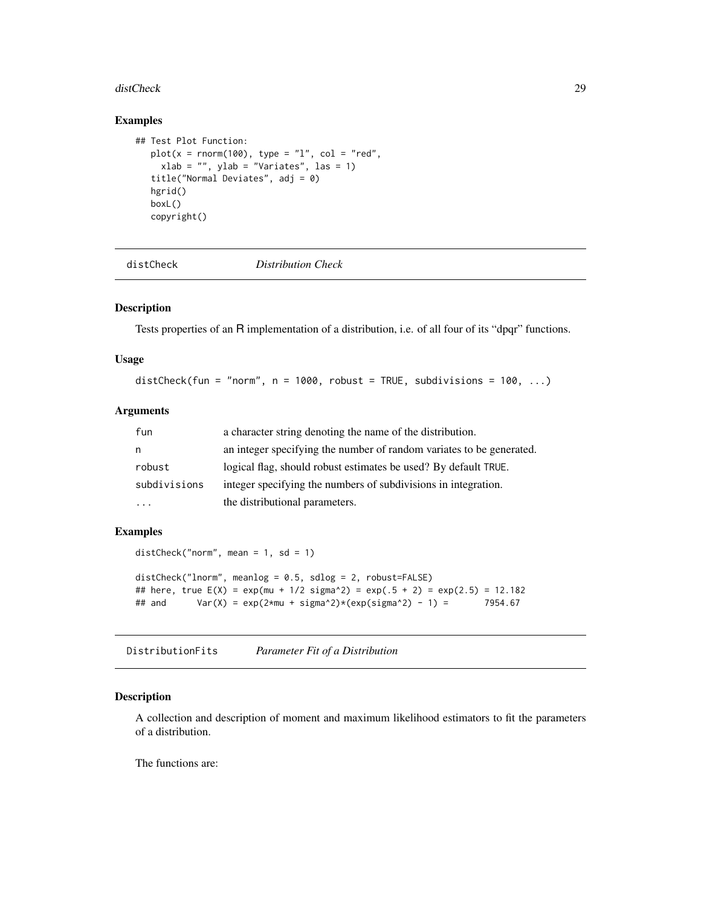### Examples

```
## Test Plot Function:
   plot(x = rnorm(100), type = "l", col = "red",
     xlab = "", ylab = "Variates", las = 1)
   title("Normal Deviates", adj = 0)
   hgrid()
   boxL()
   copyright()
```

---

## distCheck *Distribution Check*

### Description

Tests properties of an R implementation of a distribution, i.e. of all four of its "dpqr" functions.

### Usage

```
distCheck(fun = "norm", n = 1000, robust = TRUE, subdivisions = 100, ...)
```

### Arguments

| | |
|---|---|
| fun | a character string denoting the name of the distribution. |
| n | an integer specifying the number of random variates to be generated. |
| robust | logical flag, should robust estimates be used? By default TRUE. |
| subdivisions | integer specifying the numbers of subdivisions in integration. |
| ... | the distributional parameters. |

### Examples

```
distCheck("norm", mean = 1, sd = 1)

distCheck("lnorm", meanlog = 0.5, sdlog = 2, robust=FALSE)
## here, true E(X) = exp(mu + 1/2 sigma^2) = exp(.5 + 2) = exp(2.5) = 12.182
## and      Var(X) = exp(2*mu + sigma^2)*(exp(sigma^2) - 1) =       7954.67
```

---

## DistributionFits *Parameter Fit of a Distribution*

### Description

A collection and description of moment and maximum likelihood estimators to fit the parameters of a distribution.

The functions are: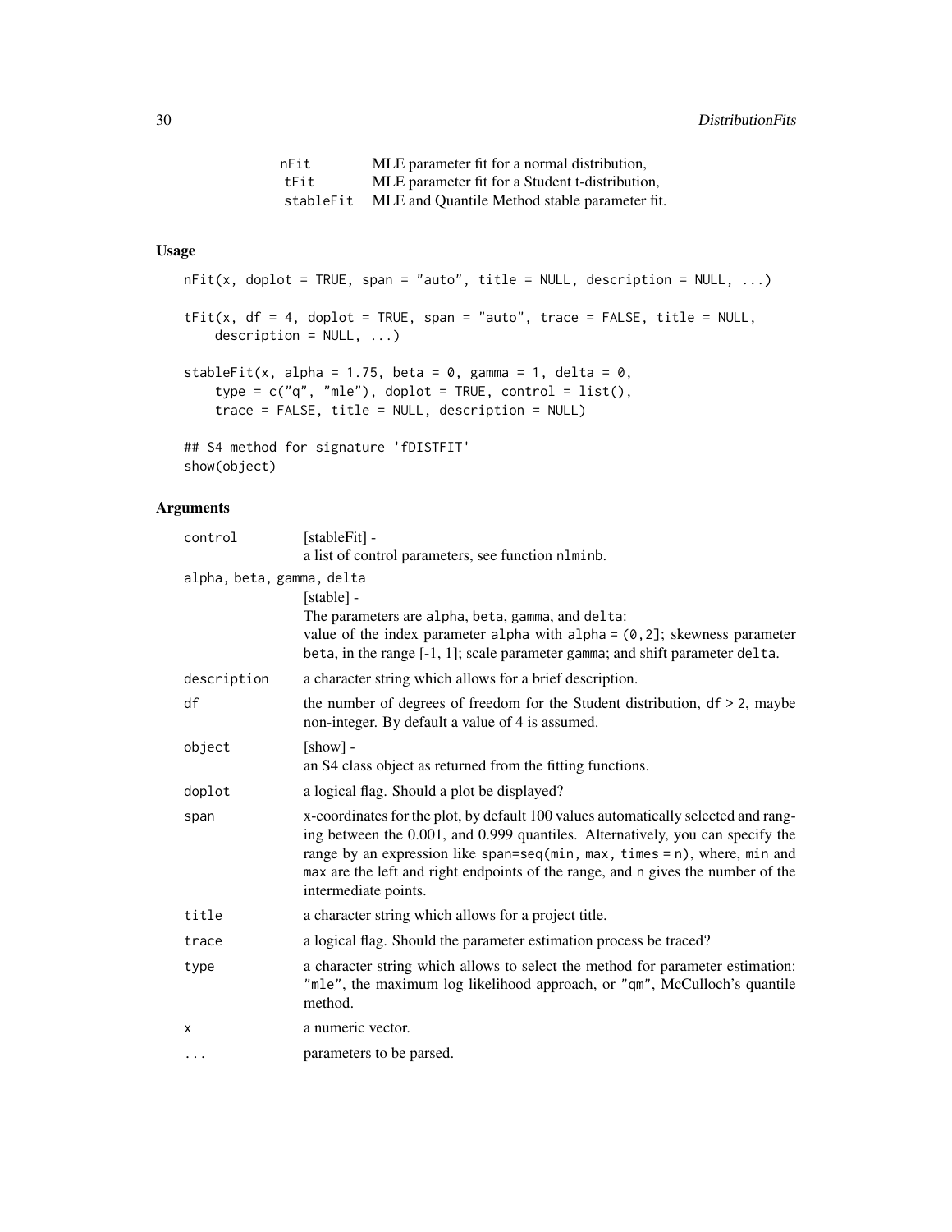| | |
|---|---|
| `nFit` | MLE parameter fit for a normal distribution, |
| `tFit` | MLE parameter fit for a Student t-distribution, |
| `stableFit` | MLE and Quantile Method stable parameter fit. |

## Usage

```
nFit(x, doplot = TRUE, span = "auto", title = NULL, description = NULL, ...)

tFit(x, df = 4, doplot = TRUE, span = "auto", trace = FALSE, title = NULL,
    description = NULL, ...)

stableFit(x, alpha = 1.75, beta = 0, gamma = 1, delta = 0,
    type = c("q", "mle"), doplot = TRUE, control = list(),
    trace = FALSE, title = NULL, description = NULL)

## S4 method for signature 'fDISTFIT'
show(object)
```

## Arguments

| | |
|---|---|
| `control` | [stableFit] -<br>a list of control parameters, see function `nlminb`. |
| `alpha, beta, gamma, delta` | [stable] -<br>The parameters are `alpha`, `beta`, `gamma`, and `delta`:<br>value of the index parameter `alpha` with `alpha = (0,2]`; skewness parameter `beta`, in the range [-1, 1]; scale parameter `gamma`; and shift parameter `delta`. |
| `description` | a character string which allows for a brief description. |
| `df` | the number of degrees of freedom for the Student distribution, `df > 2`, maybe non-integer. By default a value of 4 is assumed. |
| `object` | [show] -<br>an S4 class object as returned from the fitting functions. |
| `doplot` | a logical flag. Should a plot be displayed? |
| `span` | x-coordinates for the plot, by default 100 values automatically selected and ranging between the 0.001, and 0.999 quantiles. Alternatively, you can specify the range by an expression like `span=seq(min, max, times = n)`, where, `min` and `max` are the left and right endpoints of the range, and `n` gives the number of the intermediate points. |
| `title` | a character string which allows for a project title. |
| `trace` | a logical flag. Should the parameter estimation process be traced? |
| `type` | a character string which allows to select the method for parameter estimation: `"mle"`, the maximum log likelihood approach, or `"qm"`, McCulloch's quantile method. |
| `x` | a numeric vector. |
| `...` | parameters to be parsed. |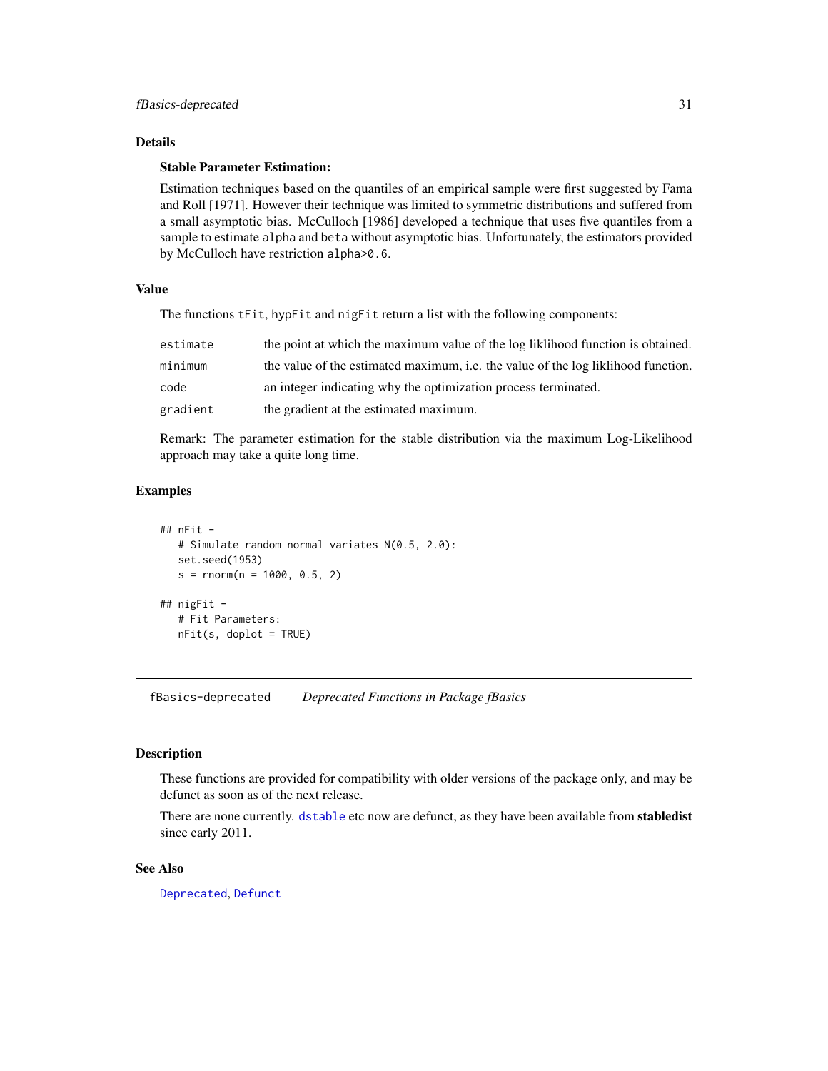## Details

### Stable Parameter Estimation:

Estimation techniques based on the quantiles of an empirical sample were first suggested by Fama and Roll [1971]. However their technique was limited to symmetric distributions and suffered from a small asymptotic bias. McCulloch [1986] developed a technique that uses five quantiles from a sample to estimate `alpha` and `beta` without asymptotic bias. Unfortunately, the estimators provided by McCulloch have restriction `alpha>0.6`.

## Value

The functions `tFit`, `hypFit` and `nigFit` return a list with the following components:

| | |
|---|---|
| `estimate` | the point at which the maximum value of the log liklihood function is obtained. |
| `minimum` | the value of the estimated maximum, i.e. the value of the log liklihood function. |
| `code` | an integer indicating why the optimization process terminated. |
| `gradient` | the gradient at the estimated maximum. |

Remark: The parameter estimation for the stable distribution via the maximum Log-Likelihood approach may take a quite long time.

## Examples

```
## nFit -
   # Simulate random normal variates N(0.5, 2.0):
   set.seed(1953)
   s = rnorm(n = 1000, 0.5, 2)

## nigFit -
   # Fit Parameters:
   nFit(s, doplot = TRUE)
```

---

`fBasics-deprecated` *Deprecated Functions in Package fBasics*

---

## Description

These functions are provided for compatibility with older versions of the package only, and may be defunct as soon as of the next release.

There are none currently. `dstable` etc now are defunct, as they have been available from **stabledist** since early 2011.

## See Also

`Deprecated`, `Defunct`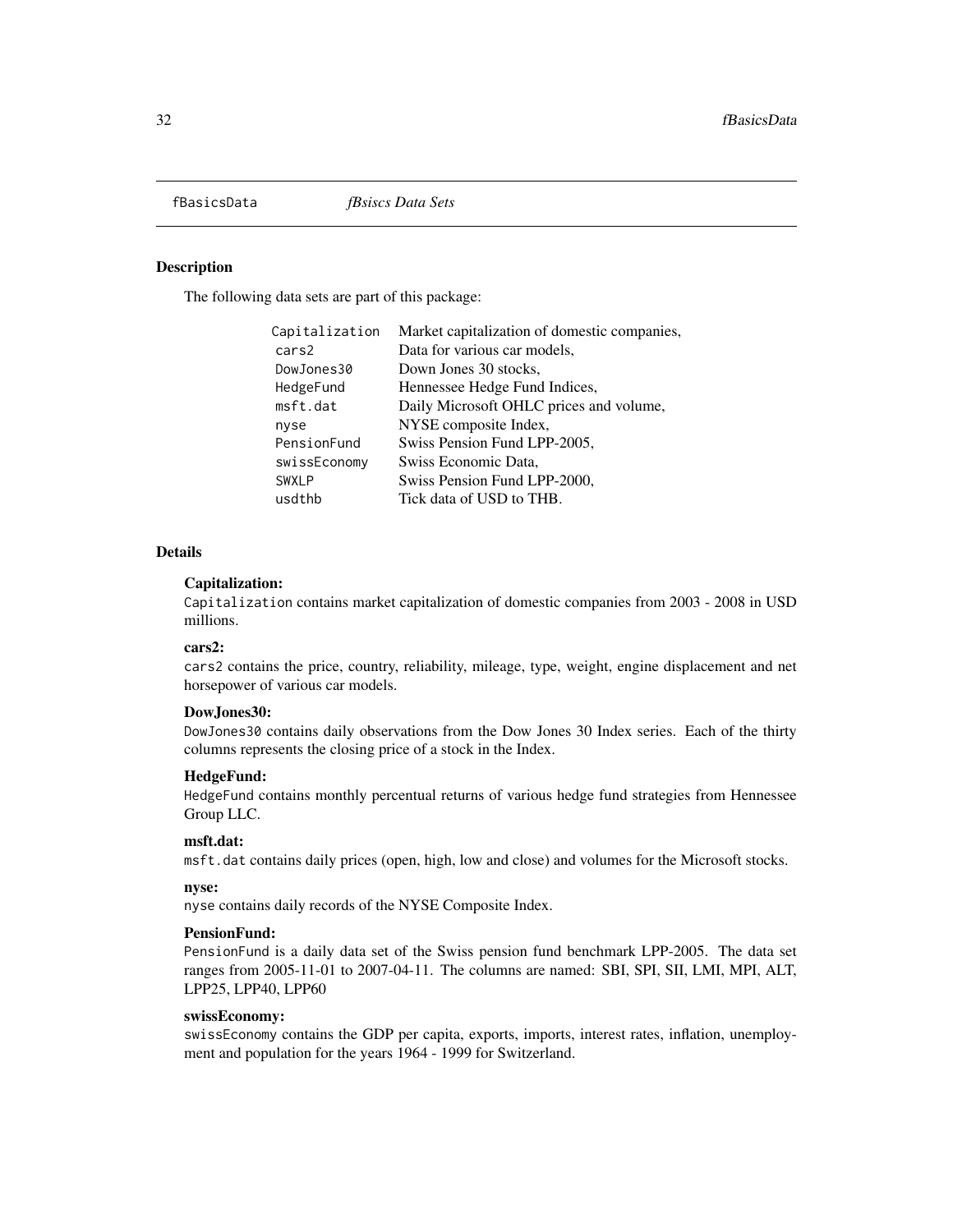fBasicsData *fBsiscs Data Sets*

## Description

The following data sets are part of this package:

| | |
|---|---|
| `Capitalization` | Market capitalization of domestic companies, |
| `cars2` | Data for various car models, |
| `DowJones30` | Down Jones 30 stocks, |
| `HedgeFund` | Hennessee Hedge Fund Indices, |
| `msft.dat` | Daily Microsoft OHLC prices and volume, |
| `nyse` | NYSE composite Index, |
| `PensionFund` | Swiss Pension Fund LPP-2005, |
| `swissEconomy` | Swiss Economic Data, |
| `SWXLP` | Swiss Pension Fund LPP-2000, |
| `usdthb` | Tick data of USD to THB. |

## Details

**Capitalization:**
`Capitalization` contains market capitalization of domestic companies from 2003 - 2008 in USD millions.

**cars2:**
`cars2` contains the price, country, reliability, mileage, type, weight, engine displacement and net horsepower of various car models.

**DowJones30:**
`DowJones30` contains daily observations from the Dow Jones 30 Index series. Each of the thirty columns represents the closing price of a stock in the Index.

**HedgeFund:**
`HedgeFund` contains monthly percentual returns of various hedge fund strategies from Hennessee Group LLC.

**msft.dat:**
`msft.dat` contains daily prices (open, high, low and close) and volumes for the Microsoft stocks.

**nyse:**
`nyse` contains daily records of the NYSE Composite Index.

**PensionFund:**
`PensionFund` is a daily data set of the Swiss pension fund benchmark LPP-2005. The data set ranges from 2005-11-01 to 2007-04-11. The columns are named: SBI, SPI, SII, LMI, MPI, ALT, LPP25, LPP40, LPP60

**swissEconomy:**
`swissEconomy` contains the GDP per capita, exports, imports, interest rates, inflation, unemployment and population for the years 1964 - 1999 for Switzerland.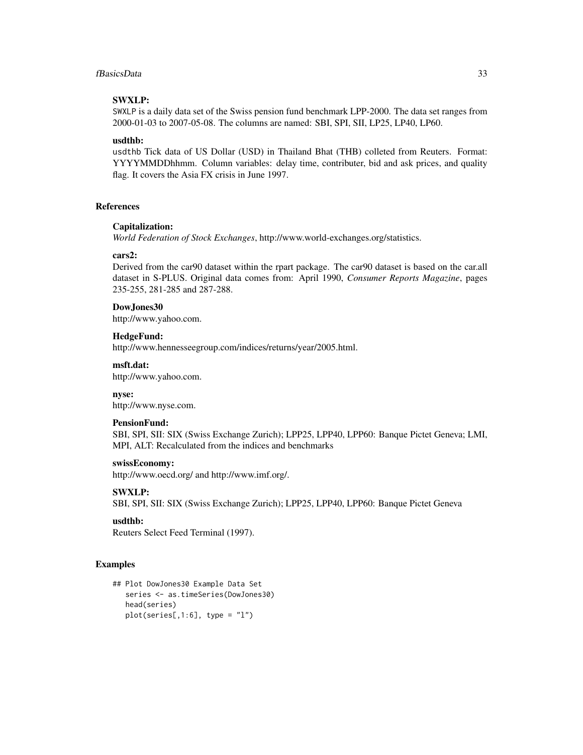**SWXLP:**
SWXLP is a daily data set of the Swiss pension fund benchmark LPP-2000. The data set ranges from 2000-01-03 to 2007-05-08. The columns are named: SBI, SPI, SII, LP25, LP40, LP60.

**usdthb:**
usdthb Tick data of US Dollar (USD) in Thailand Bhat (THB) colleted from Reuters. Format: YYYYMMDDhhmm. Column variables: delay time, contributer, bid and ask prices, and quality flag. It covers the Asia FX crisis in June 1997.

### References

**Capitalization:**
*World Federation of Stock Exchanges*, http://www.world-exchanges.org/statistics.

**cars2:**
Derived from the car90 dataset within the rpart package. The car90 dataset is based on the car.all dataset in S-PLUS. Original data comes from: April 1990, *Consumer Reports Magazine*, pages 235-255, 281-285 and 287-288.

**DowJones30**
http://www.yahoo.com.

**HedgeFund:**
http://www.hennesseegroup.com/indices/returns/year/2005.html.

**msft.dat:**
http://www.yahoo.com.

**nyse:**
http://www.nyse.com.

**PensionFund:**
SBI, SPI, SII: SIX (Swiss Exchange Zurich); LPP25, LPP40, LPP60: Banque Pictet Geneva; LMI, MPI, ALT: Recalculated from the indices and benchmarks

**swissEconomy:**
http://www.oecd.org/ and http://www.imf.org/.

**SWXLP:**
SBI, SPI, SII: SIX (Swiss Exchange Zurich); LPP25, LPP40, LPP60: Banque Pictet Geneva

**usdthb:**
Reuters Select Feed Terminal (1997).

### Examples

```
## Plot DowJones30 Example Data Set
   series <- as.timeSeries(DowJones30)
   head(series)
   plot(series[,1:6], type = "l")
```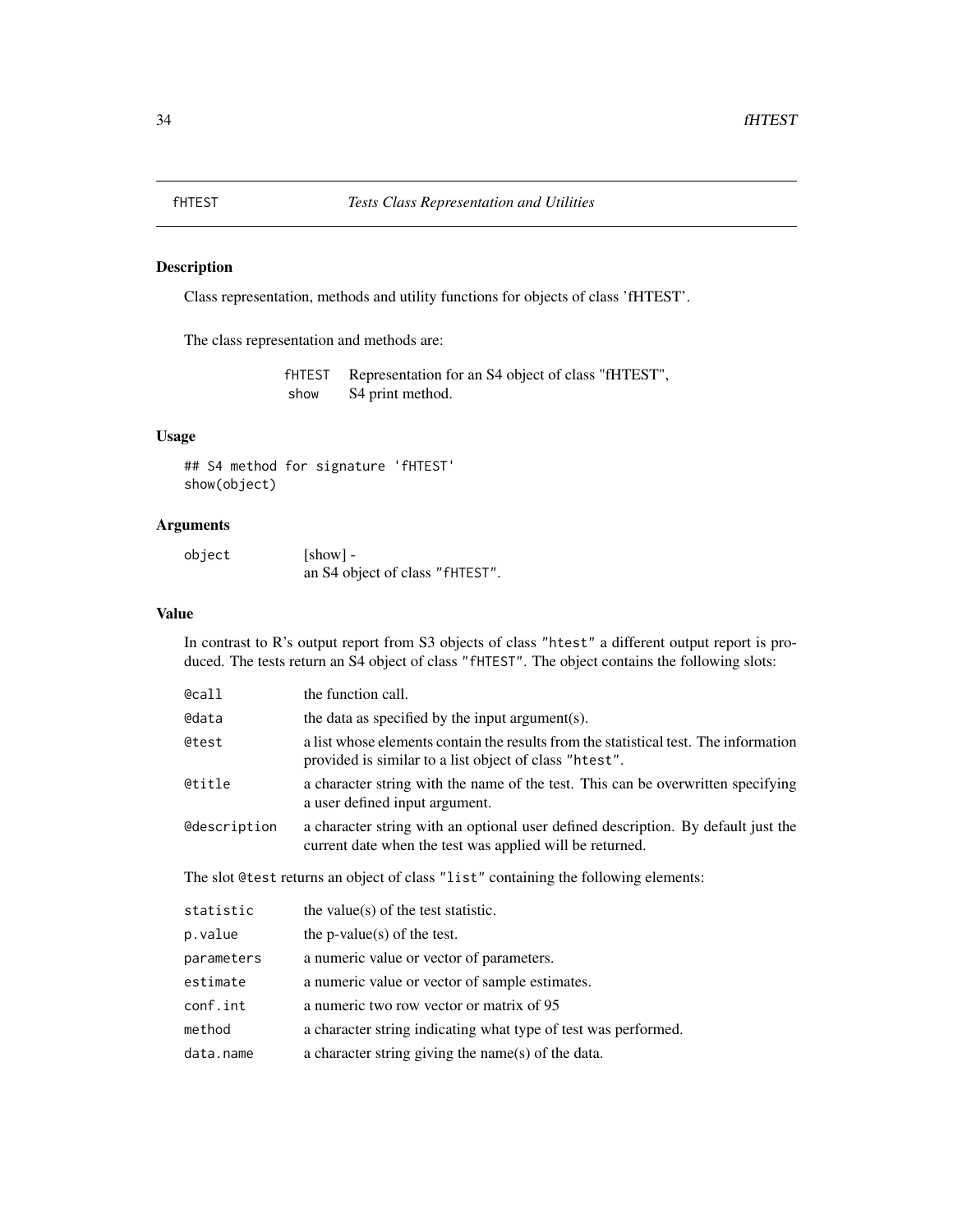# fHTEST *Tests Class Representation and Utilities*

## Description

Class representation, methods and utility functions for objects of class 'fHTEST'.

The class representation and methods are:

| | |
|---|---|
| `fHTEST` | Representation for an S4 object of class "fHTEST", |
| `show` | S4 print method. |

## Usage

```
## S4 method for signature 'fHTEST'
show(object)
```

## Arguments

| | |
|---|---|
| `object` | [show] - an S4 object of class `"fHTEST"`. |

## Value

In contrast to R's output report from S3 objects of class `"htest"` a different output report is produced. The tests return an S4 object of class `"fHTEST"`. The object contains the following slots:

| | |
|---|---|
| `@call` | the function call. |
| `@data` | the data as specified by the input argument(s). |
| `@test` | a list whose elements contain the results from the statistical test. The information provided is similar to a list object of class `"htest"`. |
| `@title` | a character string with the name of the test. This can be overwritten specifying a user defined input argument. |
| `@description` | a character string with an optional user defined description. By default just the current date when the test was applied will be returned. |

The slot `@test` returns an object of class `"list"` containing the following elements:

| | |
|---|---|
| `statistic` | the value(s) of the test statistic. |
| `p.value` | the p-value(s) of the test. |
| `parameters` | a numeric value or vector of parameters. |
| `estimate` | a numeric value or vector of sample estimates. |
| `conf.int` | a numeric two row vector or matrix of 95 |
| `method` | a character string indicating what type of test was performed. |
| `data.name` | a character string giving the name(s) of the data. |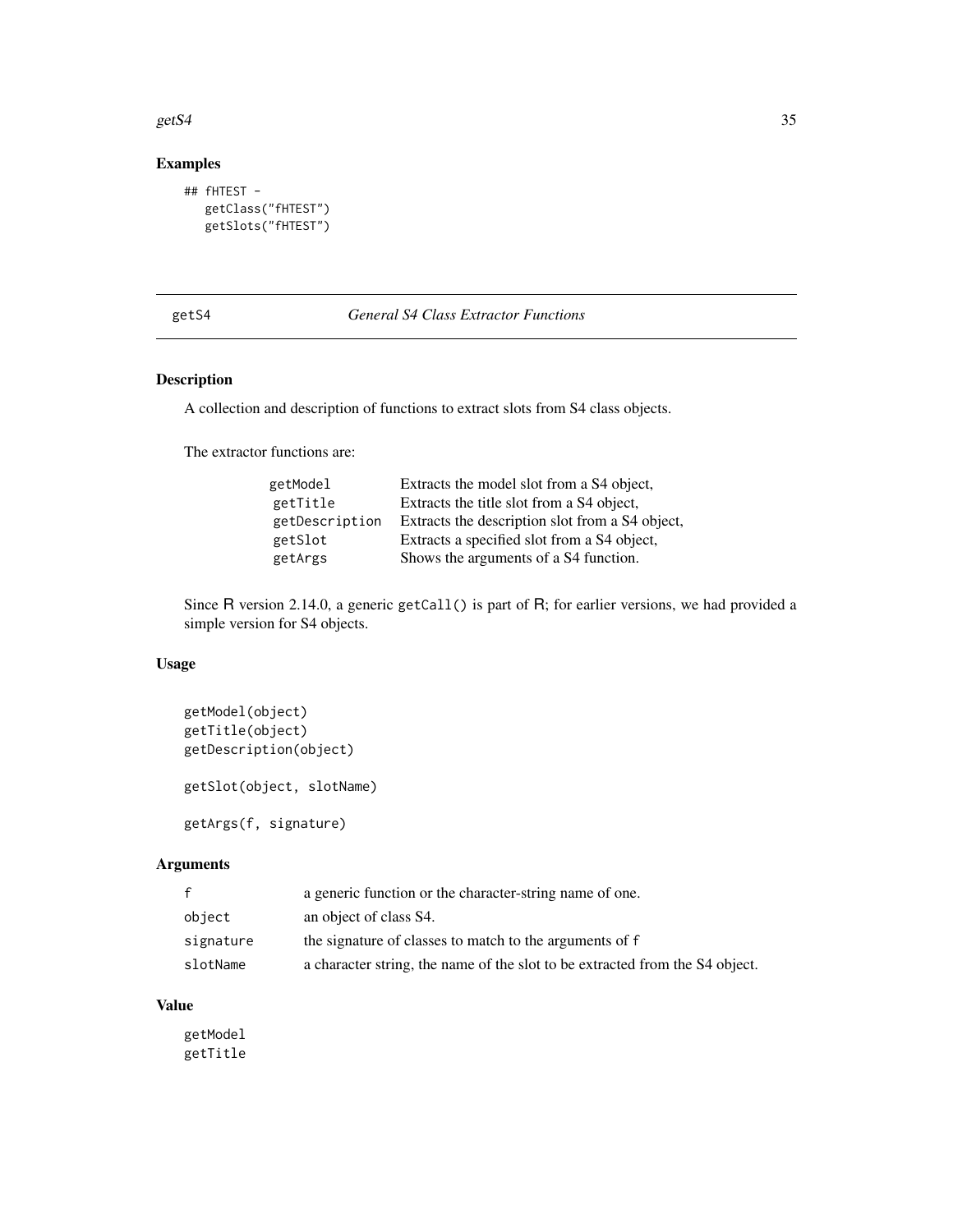## Examples

```
## fHTEST -
   getClass("fHTEST")
   getSlots("fHTEST")
```

---

getS4 *General S4 Class Extractor Functions*

---

## Description

A collection and description of functions to extract slots from S4 class objects.

The extractor functions are:

| | |
|---|---|
| `getModel` | Extracts the model slot from a S4 object, |
| `getTitle` | Extracts the title slot from a S4 object, |
| `getDescription` | Extracts the description slot from a S4 object, |
| `getSlot` | Extracts a specified slot from a S4 object, |
| `getArgs` | Shows the arguments of a S4 function. |

Since R version 2.14.0, a generic `getCall()` is part of R; for earlier versions, we had provided a simple version for S4 objects.

## Usage

```
getModel(object)
getTitle(object)
getDescription(object)

getSlot(object, slotName)

getArgs(f, signature)
```

## Arguments

| | |
|---|---|
| `f` | a generic function or the character-string name of one. |
| `object` | an object of class S4. |
| `signature` | the signature of classes to match to the arguments of `f` |
| `slotName` | a character string, the name of the slot to be extracted from the S4 object. |

## Value

`getModel`
`getTitle`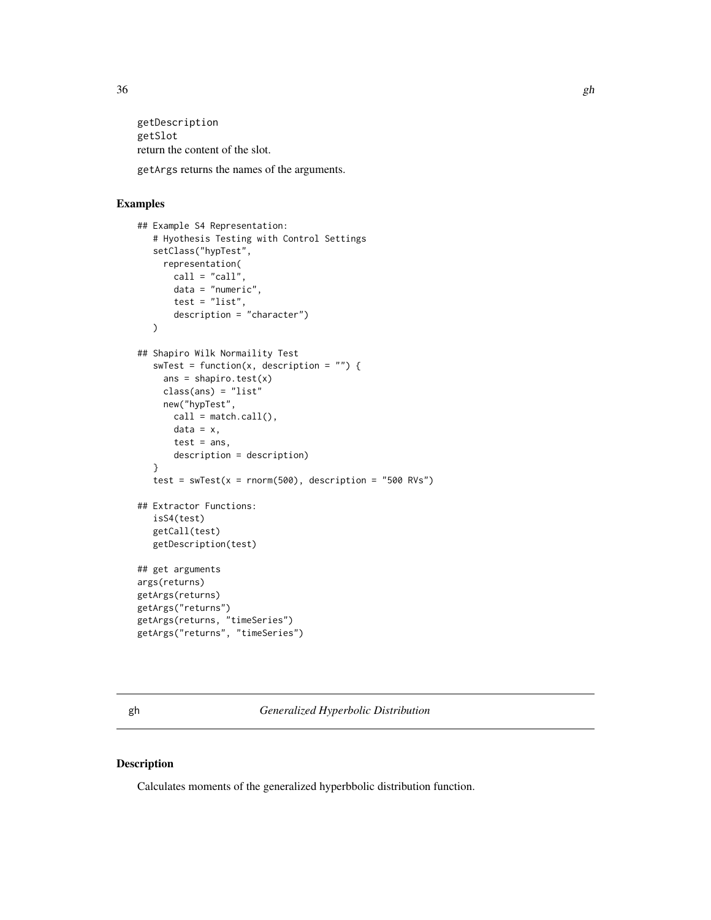getDescription
getSlot
return the content of the slot.

getArgs returns the names of the arguments.

## Examples

```
## Example S4 Representation:
   # Hyothesis Testing with Control Settings
   setClass("hypTest",
     representation(
       call = "call",
       data = "numeric",
       test = "list",
       description = "character")
   )

## Shapiro Wilk Normaility Test
   swTest = function(x, description = "") {
     ans = shapiro.test(x)
     class(ans) = "list"
     new("hypTest",
       call = match.call(),
       data = x,
       test = ans,
       description = description)
   }
   test = swTest(x = rnorm(500), description = "500 RVs")

## Extractor Functions:
   isS4(test)
   getCall(test)
   getDescription(test)

## get arguments
args(returns)
getArgs(returns)
getArgs("returns")
getArgs(returns, "timeSeries")
getArgs("returns", "timeSeries")
```

---

gh *Generalized Hyperbolic Distribution*

---

## Description

Calculates moments of the generalized hyperbbolic distribution function.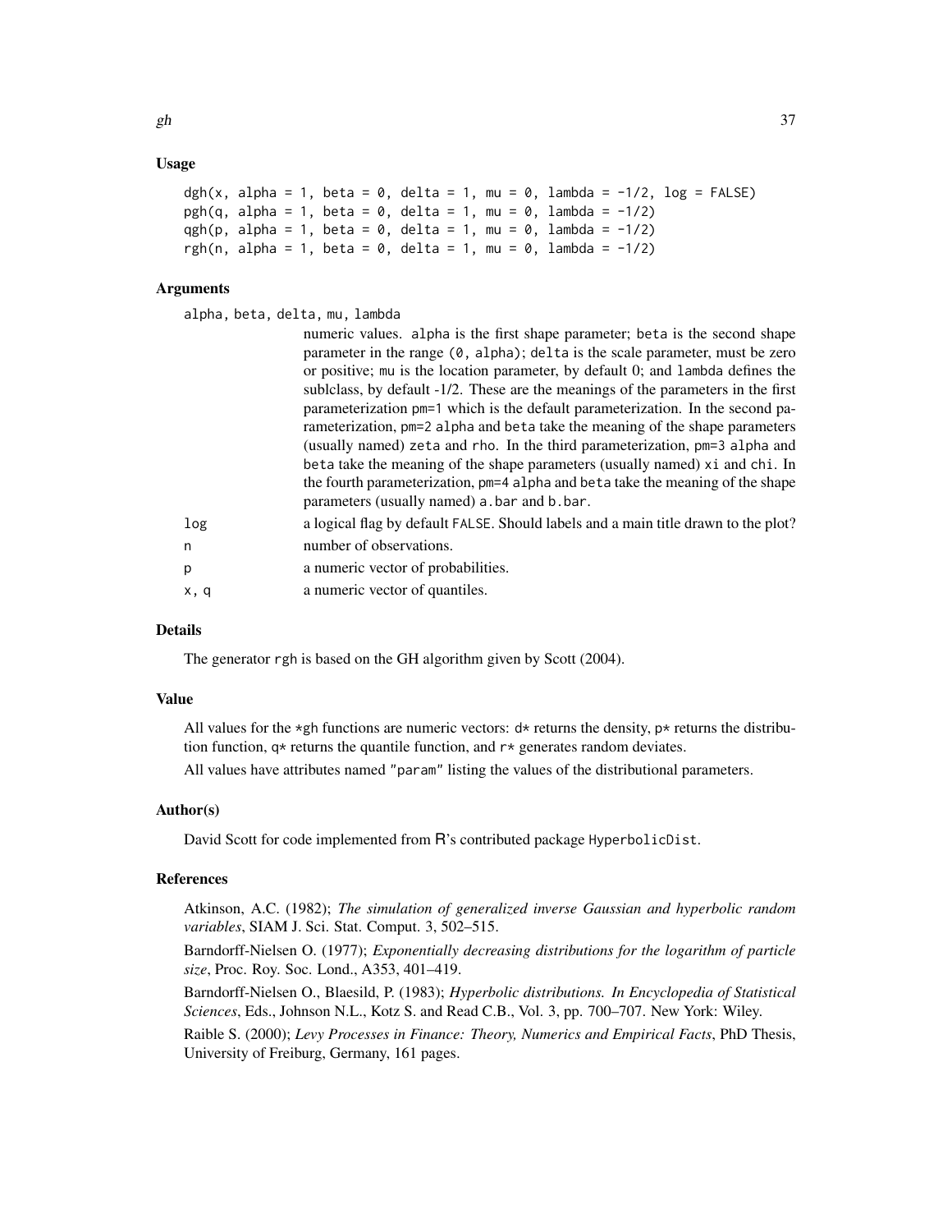## Usage

```
dgh(x, alpha = 1, beta = 0, delta = 1, mu = 0, lambda = -1/2, log = FALSE)
pgh(q, alpha = 1, beta = 0, delta = 1, mu = 0, lambda = -1/2)
qgh(p, alpha = 1, beta = 0, delta = 1, mu = 0, lambda = -1/2)
rgh(n, alpha = 1, beta = 0, delta = 1, mu = 0, lambda = -1/2)
```

## Arguments

`alpha, beta, delta, mu, lambda`
: numeric values. `alpha` is the first shape parameter; `beta` is the second shape parameter in the range `(0, alpha)`; `delta` is the scale parameter, must be zero or positive; `mu` is the location parameter, by default 0; and `lambda` defines the sublclass, by default -1/2. These are the meanings of the parameters in the first parameterization `pm=1` which is the default parameterization. In the second parameterization, `pm=2` `alpha` and `beta` take the meaning of the shape parameters (usually named) `zeta` and `rho`. In the third parameterization, `pm=3` `alpha` and `beta` take the meaning of the shape parameters (usually named) `xi` and `chi`. In the fourth parameterization, `pm=4` `alpha` and `beta` take the meaning of the shape parameters (usually named) `a.bar` and `b.bar`.

`log`
: a logical flag by default `FALSE`. Should labels and a main title drawn to the plot?

`n`
: number of observations.

`p`
: a numeric vector of probabilities.

`x, q`
: a numeric vector of quantiles.

## Details

The generator `rgh` is based on the GH algorithm given by Scott (2004).

## Value

All values for the `*gh` functions are numeric vectors: `d*` returns the density, `p*` returns the distribution function, `q*` returns the quantile function, and `r*` generates random deviates.

All values have attributes named `"param"` listing the values of the distributional parameters.

## Author(s)

David Scott for code implemented from R's contributed package `HyperbolicDist`.

## References

Atkinson, A.C. (1982); *The simulation of generalized inverse Gaussian and hyperbolic random variables*, SIAM J. Sci. Stat. Comput. 3, 502–515.

Barndorff-Nielsen O. (1977); *Exponentially decreasing distributions for the logarithm of particle size*, Proc. Roy. Soc. Lond., A353, 401–419.

Barndorff-Nielsen O., Blaesild, P. (1983); *Hyperbolic distributions. In Encyclopedia of Statistical Sciences*, Eds., Johnson N.L., Kotz S. and Read C.B., Vol. 3, pp. 700–707. New York: Wiley.

Raible S. (2000); *Levy Processes in Finance: Theory, Numerics and Empirical Facts*, PhD Thesis, University of Freiburg, Germany, 161 pages.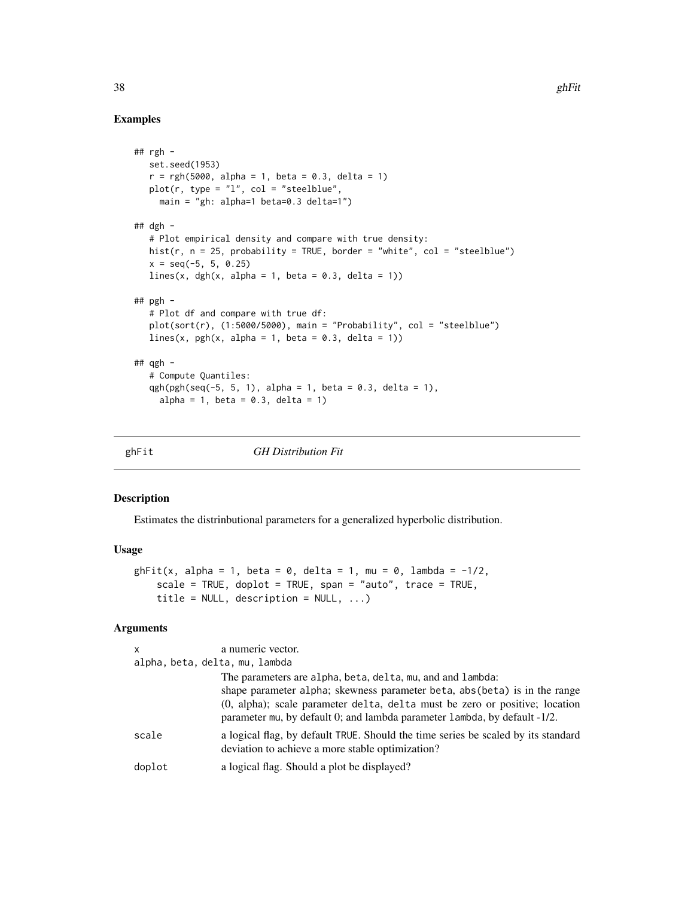## Examples

```
## rgh -
   set.seed(1953)
   r = rgh(5000, alpha = 1, beta = 0.3, delta = 1)
   plot(r, type = "l", col = "steelblue",
     main = "gh: alpha=1 beta=0.3 delta=1")

## dgh -
   # Plot empirical density and compare with true density:
   hist(r, n = 25, probability = TRUE, border = "white", col = "steelblue")
   x = seq(-5, 5, 0.25)
   lines(x, dgh(x, alpha = 1, beta = 0.3, delta = 1))

## pgh -
   # Plot df and compare with true df:
   plot(sort(r), (1:5000/5000), main = "Probability", col = "steelblue")
   lines(x, pgh(x, alpha = 1, beta = 0.3, delta = 1))

## qgh -
   # Compute Quantiles:
   qgh(pgh(seq(-5, 5, 1), alpha = 1, beta = 0.3, delta = 1),
     alpha = 1, beta = 0.3, delta = 1)
```

---

# ghFit *GH Distribution Fit*

---

### Description

Estimates the distrinbutional parameters for a generalized hyperbolic distribution.

### Usage

```
ghFit(x, alpha = 1, beta = 0, delta = 1, mu = 0, lambda = -1/2,
    scale = TRUE, doplot = TRUE, span = "auto", trace = TRUE,
    title = NULL, description = NULL, ...)
```

### Arguments

`x` a numeric vector.

`alpha, beta, delta, mu, lambda`
The parameters are `alpha`, `beta`, `delta`, `mu`, and and `lambda`: shape parameter `alpha`; skewness parameter `beta`, `abs(beta)` is in the range (0, alpha); scale parameter `delta`, `delta` must be zero or positive; location parameter `mu`, by default 0; and lambda parameter `lambda`, by default -1/2.

`scale` a logical flag, by default `TRUE`. Should the time series be scaled by its standard deviation to achieve a more stable optimization?

`doplot` a logical flag. Should a plot be displayed?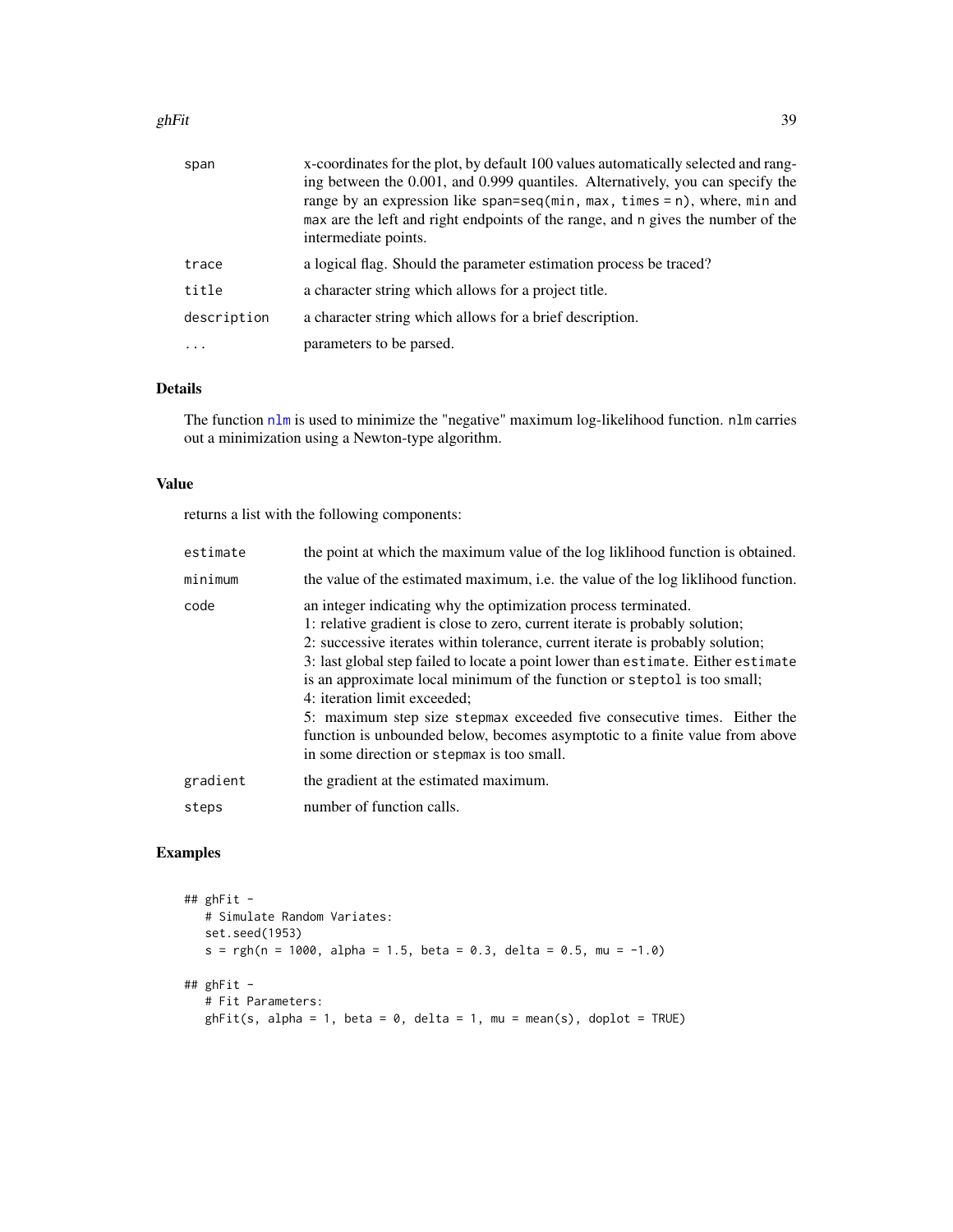| | |
|---|---|
| span | x-coordinates for the plot, by default 100 values automatically selected and ranging between the 0.001, and 0.999 quantiles. Alternatively, you can specify the range by an expression like `span=seq(min, max, times = n)`, where, `min` and `max` are the left and right endpoints of the range, and `n` gives the number of the intermediate points. |
| trace | a logical flag. Should the parameter estimation process be traced? |
| title | a character string which allows for a project title. |
| description | a character string which allows for a brief description. |
| ... | parameters to be parsed. |

### Details

The function `nlm` is used to minimize the "negative" maximum log-likelihood function. `nlm` carries out a minimization using a Newton-type algorithm.

### Value

returns a list with the following components:

| | |
|---|---|
| estimate | the point at which the maximum value of the log liklihood function is obtained. |
| minimum | the value of the estimated maximum, i.e. the value of the log liklihood function. |
| code | an integer indicating why the optimization process terminated.<br>1: relative gradient is close to zero, current iterate is probably solution;<br>2: successive iterates within tolerance, current iterate is probably solution;<br>3: last global step failed to locate a point lower than `estimate`. Either `estimate` is an approximate local minimum of the function or `steptol` is too small;<br>4: iteration limit exceeded;<br>5: maximum step size `stepmax` exceeded five consecutive times. Either the function is unbounded below, becomes asymptotic to a finite value from above in some direction or `stepmax` is too small. |
| gradient | the gradient at the estimated maximum. |
| steps | number of function calls. |

### Examples

```
## ghFit -
   # Simulate Random Variates:
   set.seed(1953)
   s = rgh(n = 1000, alpha = 1.5, beta = 0.3, delta = 0.5, mu = -1.0)

## ghFit -
   # Fit Parameters:
   ghFit(s, alpha = 1, beta = 0, delta = 1, mu = mean(s), doplot = TRUE)
```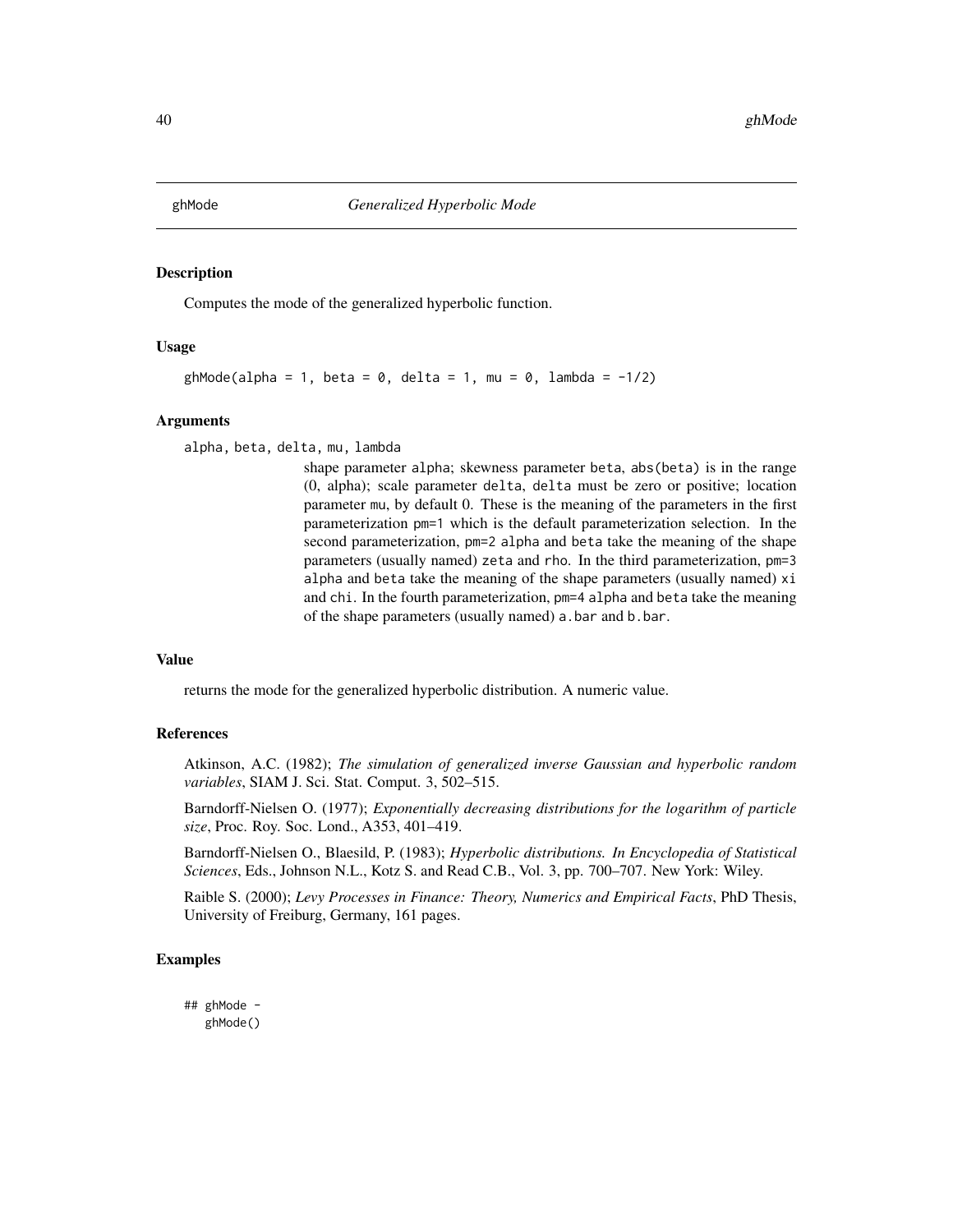ghMode *Generalized Hyperbolic Mode*

## Description

Computes the mode of the generalized hyperbolic function.

## Usage

```
ghMode(alpha = 1, beta = 0, delta = 1, mu = 0, lambda = -1/2)
```

## Arguments

`alpha, beta, delta, mu, lambda`
: shape parameter `alpha`; skewness parameter `beta`, `abs(beta)` is in the range (0, alpha); scale parameter `delta`, `delta` must be zero or positive; location parameter `mu`, by default 0. These is the meaning of the parameters in the first parameterization `pm=1` which is the default parameterization selection. In the second parameterization, `pm=2` `alpha` and `beta` take the meaning of the shape parameters (usually named) `zeta` and `rho`. In the third parameterization, `pm=3` `alpha` and `beta` take the meaning of the shape parameters (usually named) `xi` and `chi`. In the fourth parameterization, `pm=4` `alpha` and `beta` take the meaning of the shape parameters (usually named) `a.bar` and `b.bar`.

## Value

returns the mode for the generalized hyperbolic distribution. A numeric value.

## References

Atkinson, A.C. (1982); *The simulation of generalized inverse Gaussian and hyperbolic random variables*, SIAM J. Sci. Stat. Comput. 3, 502–515.

Barndorff-Nielsen O. (1977); *Exponentially decreasing distributions for the logarithm of particle size*, Proc. Roy. Soc. Lond., A353, 401–419.

Barndorff-Nielsen O., Blaesild, P. (1983); *Hyperbolic distributions. In Encyclopedia of Statistical Sciences*, Eds., Johnson N.L., Kotz S. and Read C.B., Vol. 3, pp. 700–707. New York: Wiley.

Raible S. (2000); *Levy Processes in Finance: Theory, Numerics and Empirical Facts*, PhD Thesis, University of Freiburg, Germany, 161 pages.

## Examples

```
## ghMode -
   ghMode()
```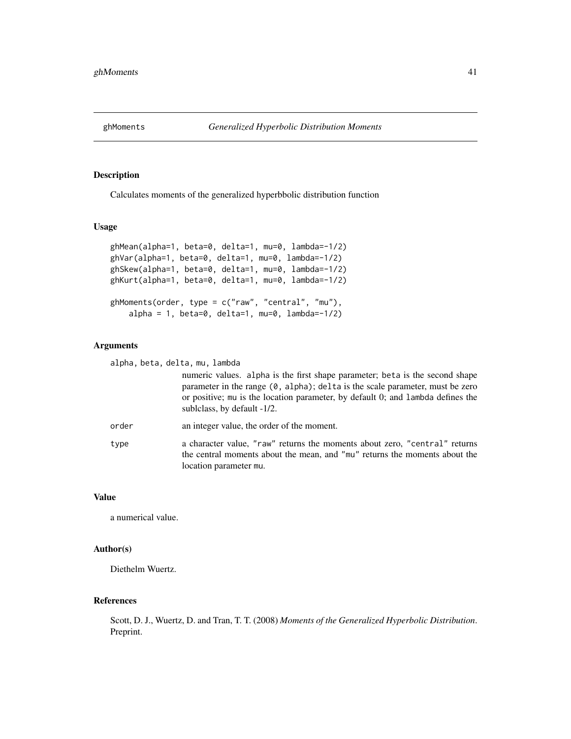ghMoments *Generalized Hyperbolic Distribution Moments*

### Description

Calculates moments of the generalized hyperbbolic distribution function

### Usage

```
ghMean(alpha=1, beta=0, delta=1, mu=0, lambda=-1/2)
ghVar(alpha=1, beta=0, delta=1, mu=0, lambda=-1/2)
ghSkew(alpha=1, beta=0, delta=1, mu=0, lambda=-1/2)
ghKurt(alpha=1, beta=0, delta=1, mu=0, lambda=-1/2)

ghMoments(order, type = c("raw", "central", "mu"),
    alpha = 1, beta=0, delta=1, mu=0, lambda=-1/2)
```

### Arguments

alpha, beta, delta, mu, lambda
: numeric values. alpha is the first shape parameter; beta is the second shape parameter in the range (0, alpha); delta is the scale parameter, must be zero or positive; mu is the location parameter, by default 0; and lambda defines the sublclass, by default -1/2.

order
: an integer value, the order of the moment.

type
: a character value, "raw" returns the moments about zero, "central" returns the central moments about the mean, and "mu" returns the moments about the location parameter mu.

### Value

a numerical value.

### Author(s)

Diethelm Wuertz.

### References

Scott, D. J., Wuertz, D. and Tran, T. T. (2008) *Moments of the Generalized Hyperbolic Distribution*. Preprint.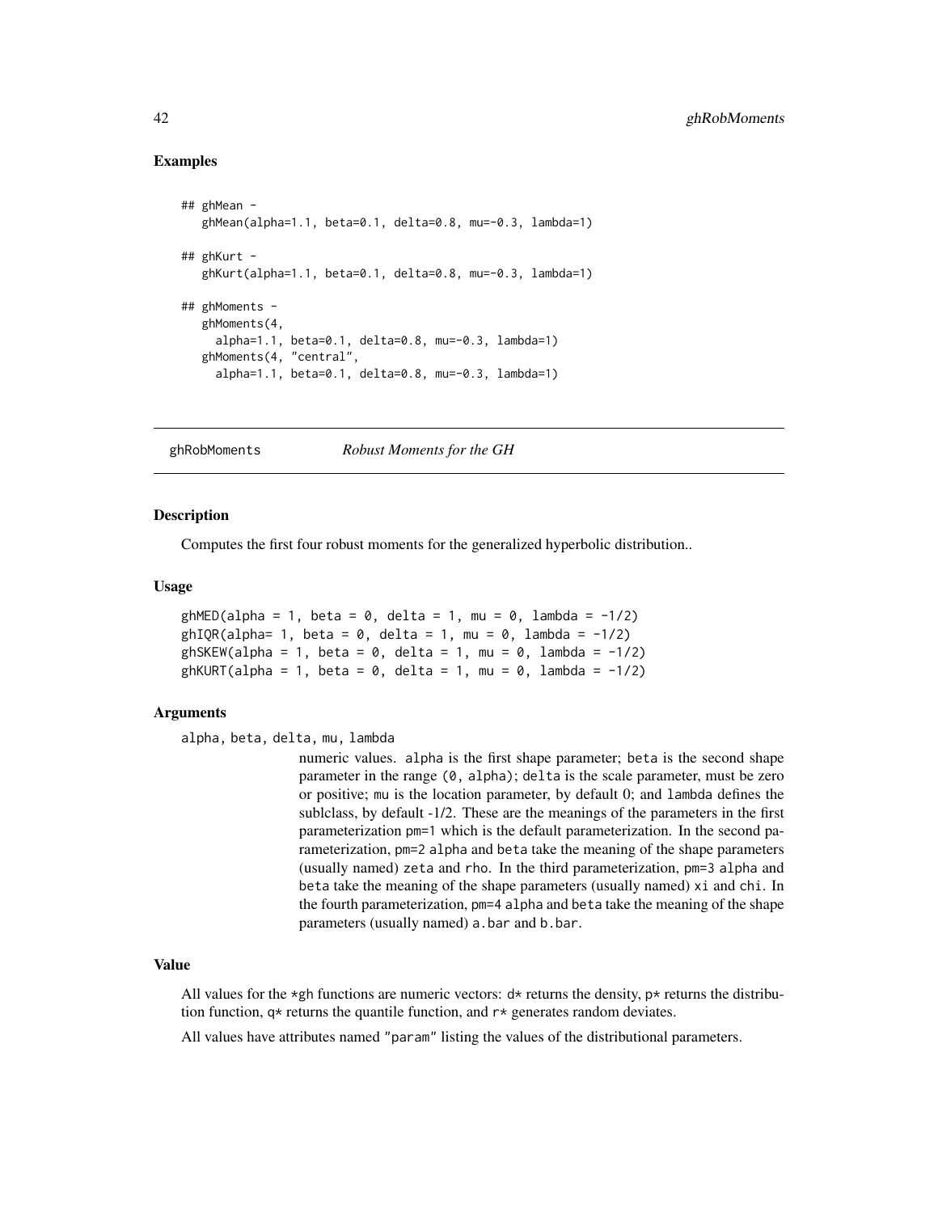### Examples

```
## ghMean -
   ghMean(alpha=1.1, beta=0.1, delta=0.8, mu=-0.3, lambda=1)

## ghKurt -
   ghKurt(alpha=1.1, beta=0.1, delta=0.8, mu=-0.3, lambda=1)

## ghMoments -
   ghMoments(4,
     alpha=1.1, beta=0.1, delta=0.8, mu=-0.3, lambda=1)
   ghMoments(4, "central",
     alpha=1.1, beta=0.1, delta=0.8, mu=-0.3, lambda=1)
```

---

## ghRobMoments — *Robust Moments for the GH*

### Description

Computes the first four robust moments for the generalized hyperbolic distribution..

### Usage

```
ghMED(alpha = 1, beta = 0, delta = 1, mu = 0, lambda = -1/2)
ghIQR(alpha= 1, beta = 0, delta = 1, mu = 0, lambda = -1/2)
ghSKEW(alpha = 1, beta = 0, delta = 1, mu = 0, lambda = -1/2)
ghKURT(alpha = 1, beta = 0, delta = 1, mu = 0, lambda = -1/2)
```

### Arguments

`alpha, beta, delta, mu, lambda`
: numeric values. `alpha` is the first shape parameter; `beta` is the second shape parameter in the range `(0, alpha)`; `delta` is the scale parameter, must be zero or positive; `mu` is the location parameter, by default 0; and `lambda` defines the sublclass, by default -1/2. These are the meanings of the parameters in the first parameterization `pm=1` which is the default parameterization. In the second parameterization, `pm=2` `alpha` and `beta` take the meaning of the shape parameters (usually named) `zeta` and `rho`. In the third parameterization, `pm=3` `alpha` and `beta` take the meaning of the shape parameters (usually named) `xi` and `chi`. In the fourth parameterization, `pm=4` `alpha` and `beta` take the meaning of the shape parameters (usually named) `a.bar` and `b.bar`.

### Value

All values for the `*gh` functions are numeric vectors: `d*` returns the density, `p*` returns the distribution function, `q*` returns the quantile function, and `r*` generates random deviates.

All values have attributes named `"param"` listing the values of the distributional parameters.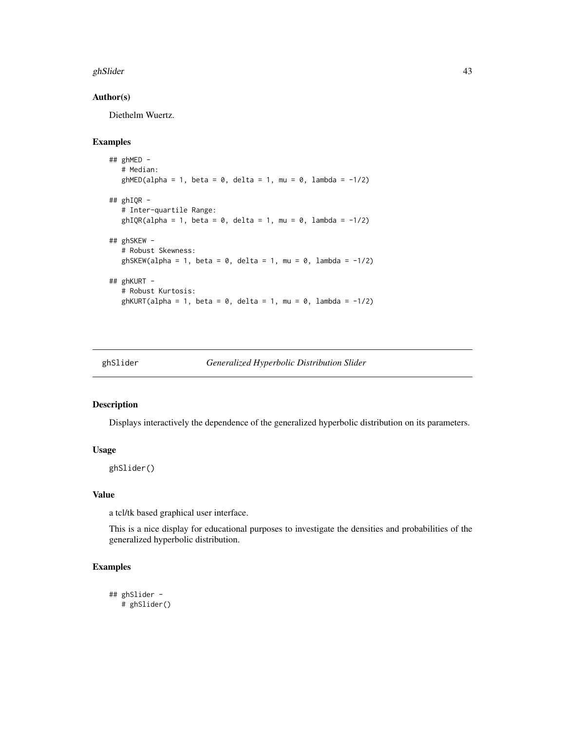### Author(s)

Diethelm Wuertz.

### Examples

```
## ghMED -
   # Median:
   ghMED(alpha = 1, beta = 0, delta = 1, mu = 0, lambda = -1/2)

## ghIQR -
   # Inter-quartile Range:
   ghIQR(alpha = 1, beta = 0, delta = 1, mu = 0, lambda = -1/2)

## ghSKEW -
   # Robust Skewness:
   ghSKEW(alpha = 1, beta = 0, delta = 1, mu = 0, lambda = -1/2)

## ghKURT -
   # Robust Kurtosis:
   ghKURT(alpha = 1, beta = 0, delta = 1, mu = 0, lambda = -1/2)
```

---

## ghSlider — *Generalized Hyperbolic Distribution Slider*

### Description

Displays interactively the dependence of the generalized hyperbolic distribution on its parameters.

### Usage

```
ghSlider()
```

### Value

a tcl/tk based graphical user interface.

This is a nice display for educational purposes to investigate the densities and probabilities of the generalized hyperbolic distribution.

### Examples

```
## ghSlider -
   # ghSlider()
```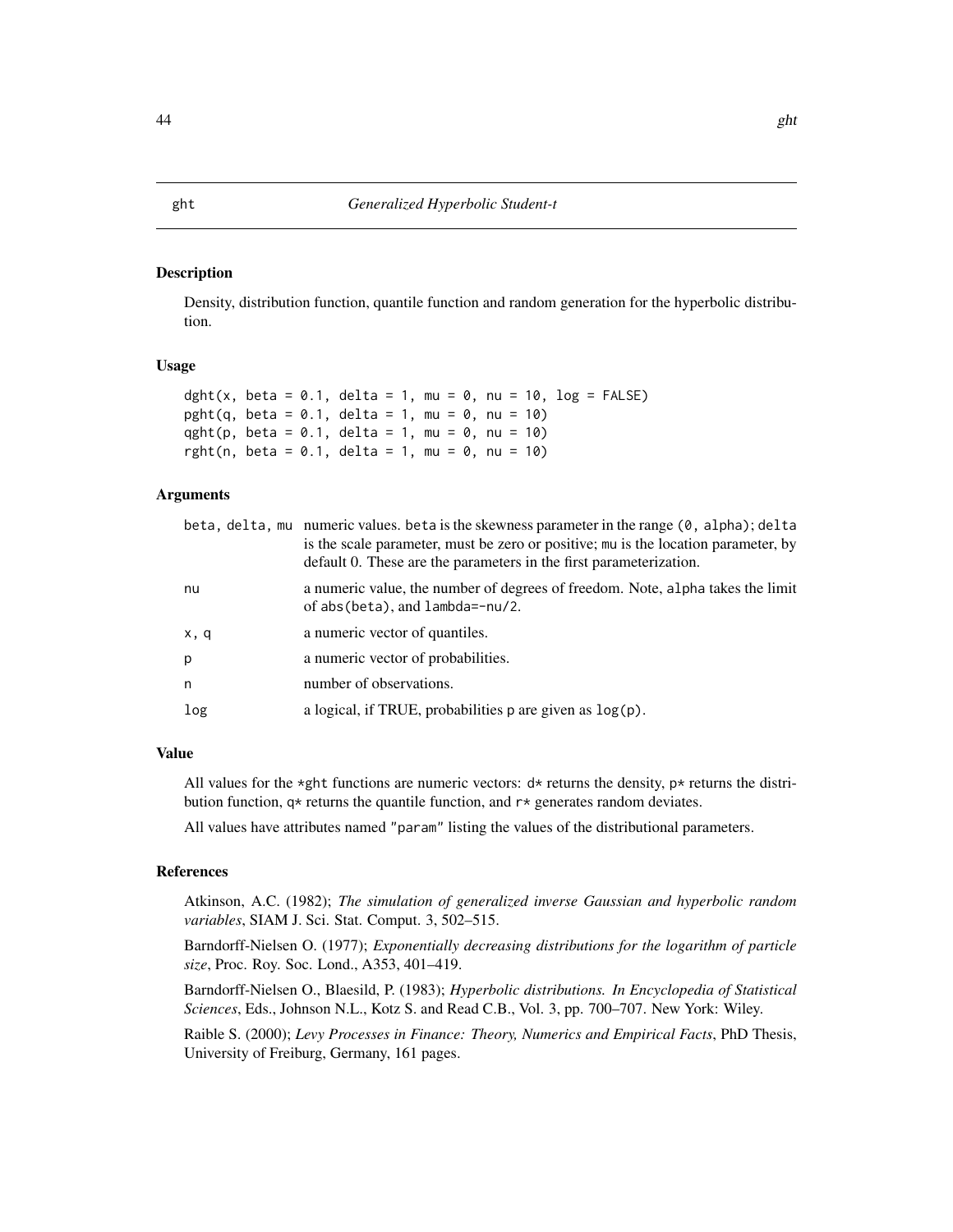## ght — *Generalized Hyperbolic Student-t*

### Description

Density, distribution function, quantile function and random generation for the hyperbolic distribution.

### Usage

```
dght(x, beta = 0.1, delta = 1, mu = 0, nu = 10, log = FALSE)
pght(q, beta = 0.1, delta = 1, mu = 0, nu = 10)
qght(p, beta = 0.1, delta = 1, mu = 0, nu = 10)
rght(n, beta = 0.1, delta = 1, mu = 0, nu = 10)
```

### Arguments

| | |
|---|---|
| `beta, delta, mu` | numeric values. `beta` is the skewness parameter in the range `(0, alpha)`; `delta` is the scale parameter, must be zero or positive; `mu` is the location parameter, by default 0. These are the parameters in the first parameterization. |
| `nu` | a numeric value, the number of degrees of freedom. Note, `alpha` takes the limit of `abs(beta)`, and `lambda=-nu/2`. |
| `x, q` | a numeric vector of quantiles. |
| `p` | a numeric vector of probabilities. |
| `n` | number of observations. |
| `log` | a logical, if TRUE, probabilities `p` are given as `log(p)`. |

### Value

All values for the `*ght` functions are numeric vectors: `d*` returns the density, `p*` returns the distribution function, `q*` returns the quantile function, and `r*` generates random deviates.

All values have attributes named `"param"` listing the values of the distributional parameters.

### References

Atkinson, A.C. (1982); *The simulation of generalized inverse Gaussian and hyperbolic random variables*, SIAM J. Sci. Stat. Comput. 3, 502–515.

Barndorff-Nielsen O. (1977); *Exponentially decreasing distributions for the logarithm of particle size*, Proc. Roy. Soc. Lond., A353, 401–419.

Barndorff-Nielsen O., Blaesild, P. (1983); *Hyperbolic distributions. In Encyclopedia of Statistical Sciences*, Eds., Johnson N.L., Kotz S. and Read C.B., Vol. 3, pp. 700–707. New York: Wiley.

Raible S. (2000); *Levy Processes in Finance: Theory, Numerics and Empirical Facts*, PhD Thesis, University of Freiburg, Germany, 161 pages.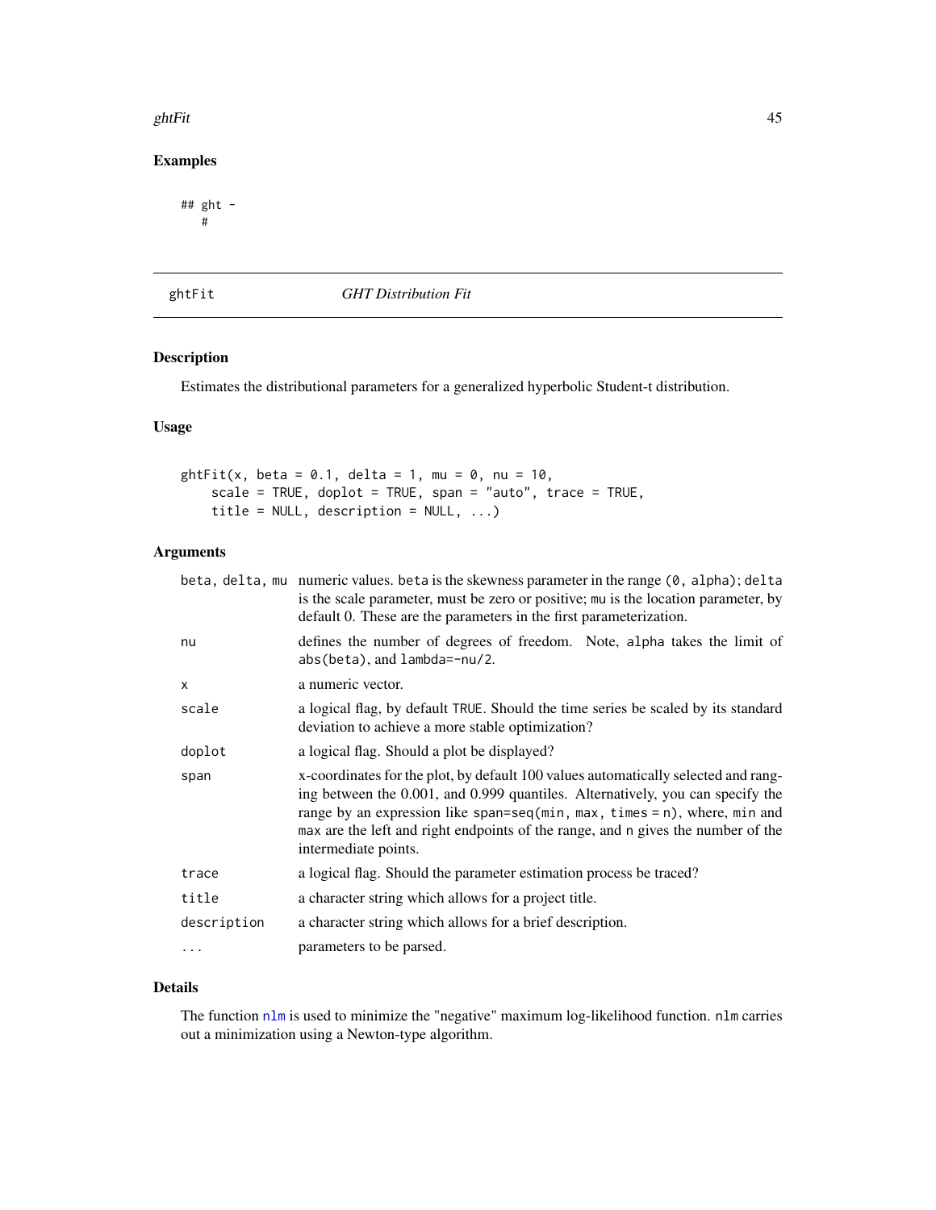## Examples

```
## ght -
   #
```

# ghtFit — *GHT Distribution Fit*

## Description

Estimates the distributional parameters for a generalized hyperbolic Student-t distribution.

## Usage

```
ghtFit(x, beta = 0.1, delta = 1, mu = 0, nu = 10,
    scale = TRUE, doplot = TRUE, span = "auto", trace = TRUE,
    title = NULL, description = NULL, ...)
```

## Arguments

| | |
|---|---|
| beta, delta, mu | numeric values. beta is the skewness parameter in the range (0, alpha); delta is the scale parameter, must be zero or positive; mu is the location parameter, by default 0. These are the parameters in the first parameterization. |
| nu | defines the number of degrees of freedom. Note, alpha takes the limit of abs(beta), and lambda=-nu/2. |
| x | a numeric vector. |
| scale | a logical flag, by default TRUE. Should the time series be scaled by its standard deviation to achieve a more stable optimization? |
| doplot | a logical flag. Should a plot be displayed? |
| span | x-coordinates for the plot, by default 100 values automatically selected and ranging between the 0.001, and 0.999 quantiles. Alternatively, you can specify the range by an expression like span=seq(min, max, times = n), where, min and max are the left and right endpoints of the range, and n gives the number of the intermediate points. |
| trace | a logical flag. Should the parameter estimation process be traced? |
| title | a character string which allows for a project title. |
| description | a character string which allows for a brief description. |
| ... | parameters to be parsed. |

## Details

The function nlm is used to minimize the "negative" maximum log-likelihood function. nlm carries out a minimization using a Newton-type algorithm.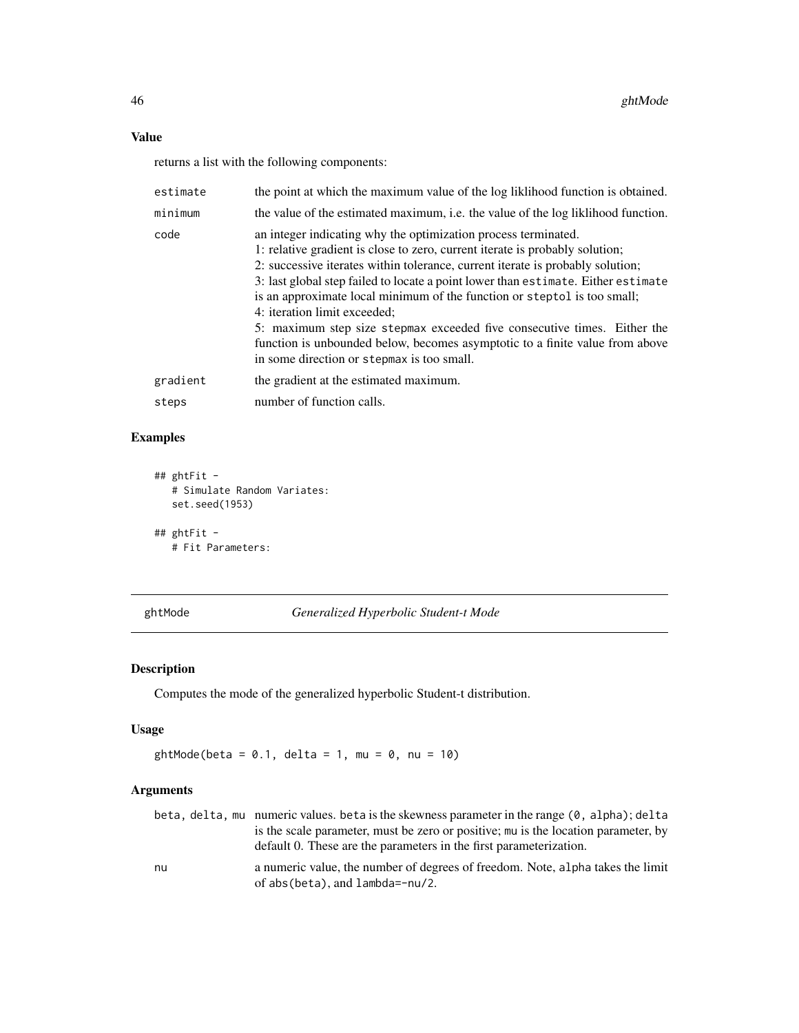### Value

returns a list with the following components:

| | |
|---|---|
| estimate | the point at which the maximum value of the log liklihood function is obtained. |
| minimum | the value of the estimated maximum, i.e. the value of the log liklihood function. |
| code | an integer indicating why the optimization process terminated.<br>1: relative gradient is close to zero, current iterate is probably solution;<br>2: successive iterates within tolerance, current iterate is probably solution;<br>3: last global step failed to locate a point lower than `estimate`. Either `estimate` is an approximate local minimum of the function or `steptol` is too small;<br>4: iteration limit exceeded;<br>5: maximum step size `stepmax` exceeded five consecutive times. Either the function is unbounded below, becomes asymptotic to a finite value from above in some direction or `stepmax` is too small. |
| gradient | the gradient at the estimated maximum. |
| steps | number of function calls. |

### Examples

```
## ghtFit -
   # Simulate Random Variates:
   set.seed(1953)

## ghtFit -
   # Fit Parameters:
```

---

## ghtMode — *Generalized Hyperbolic Student-t Mode*

---

### Description

Computes the mode of the generalized hyperbolic Student-t distribution.

### Usage

```
ghtMode(beta = 0.1, delta = 1, mu = 0, nu = 10)
```

### Arguments

| | |
|---|---|
| beta, delta, mu | numeric values. `beta` is the skewness parameter in the range `(0, alpha)`; `delta` is the scale parameter, must be zero or positive; `mu` is the location parameter, by default 0. These are the parameters in the first parameterization. |
| nu | a numeric value, the number of degrees of freedom. Note, `alpha` takes the limit of `abs(beta)`, and `lambda=-nu/2`. |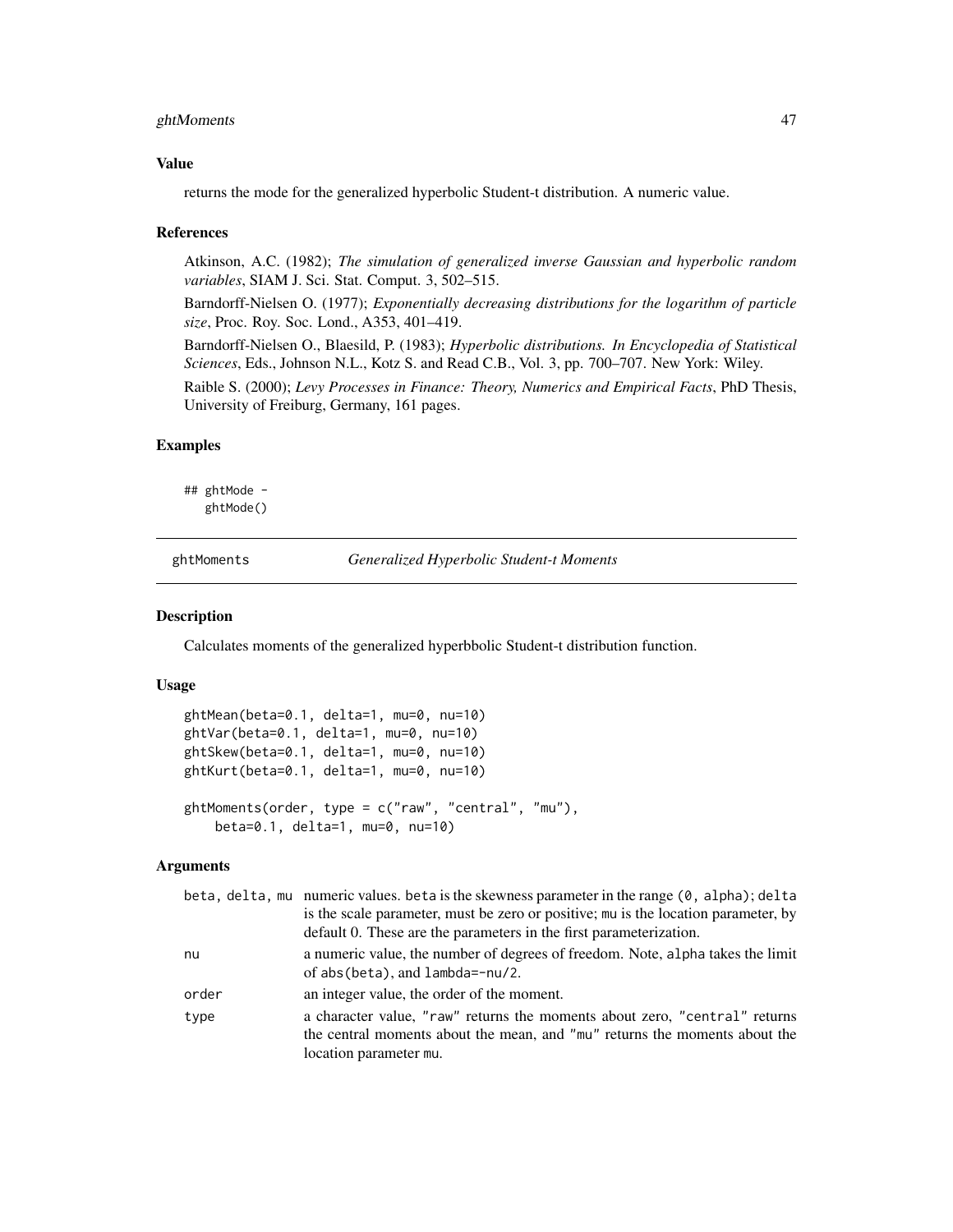### Value

returns the mode for the generalized hyperbolic Student-t distribution. A numeric value.

### References

Atkinson, A.C. (1982); *The simulation of generalized inverse Gaussian and hyperbolic random variables*, SIAM J. Sci. Stat. Comput. 3, 502–515.

Barndorff-Nielsen O. (1977); *Exponentially decreasing distributions for the logarithm of particle size*, Proc. Roy. Soc. Lond., A353, 401–419.

Barndorff-Nielsen O., Blaesild, P. (1983); *Hyperbolic distributions. In Encyclopedia of Statistical Sciences*, Eds., Johnson N.L., Kotz S. and Read C.B., Vol. 3, pp. 700–707. New York: Wiley.

Raible S. (2000); *Levy Processes in Finance: Theory, Numerics and Empirical Facts*, PhD Thesis, University of Freiburg, Germany, 161 pages.

### Examples

```
## ghtMode -
   ghtMode()
```

---

## ghtMoments    *Generalized Hyperbolic Student-t Moments*

### Description

Calculates moments of the generalized hyperbbolic Student-t distribution function.

### Usage

```
ghtMean(beta=0.1, delta=1, mu=0, nu=10)
ghtVar(beta=0.1, delta=1, mu=0, nu=10)
ghtSkew(beta=0.1, delta=1, mu=0, nu=10)
ghtKurt(beta=0.1, delta=1, mu=0, nu=10)

ghtMoments(order, type = c("raw", "central", "mu"),
    beta=0.1, delta=1, mu=0, nu=10)
```

### Arguments

| | |
|---|---|
| beta, delta, mu | numeric values. beta is the skewness parameter in the range (0, alpha); delta is the scale parameter, must be zero or positive; mu is the location parameter, by default 0. These are the parameters in the first parameterization. |
| nu | a numeric value, the number of degrees of freedom. Note, alpha takes the limit of abs(beta), and lambda=-nu/2. |
| order | an integer value, the order of the moment. |
| type | a character value, "raw" returns the moments about zero, "central" returns the central moments about the mean, and "mu" returns the moments about the location parameter mu. |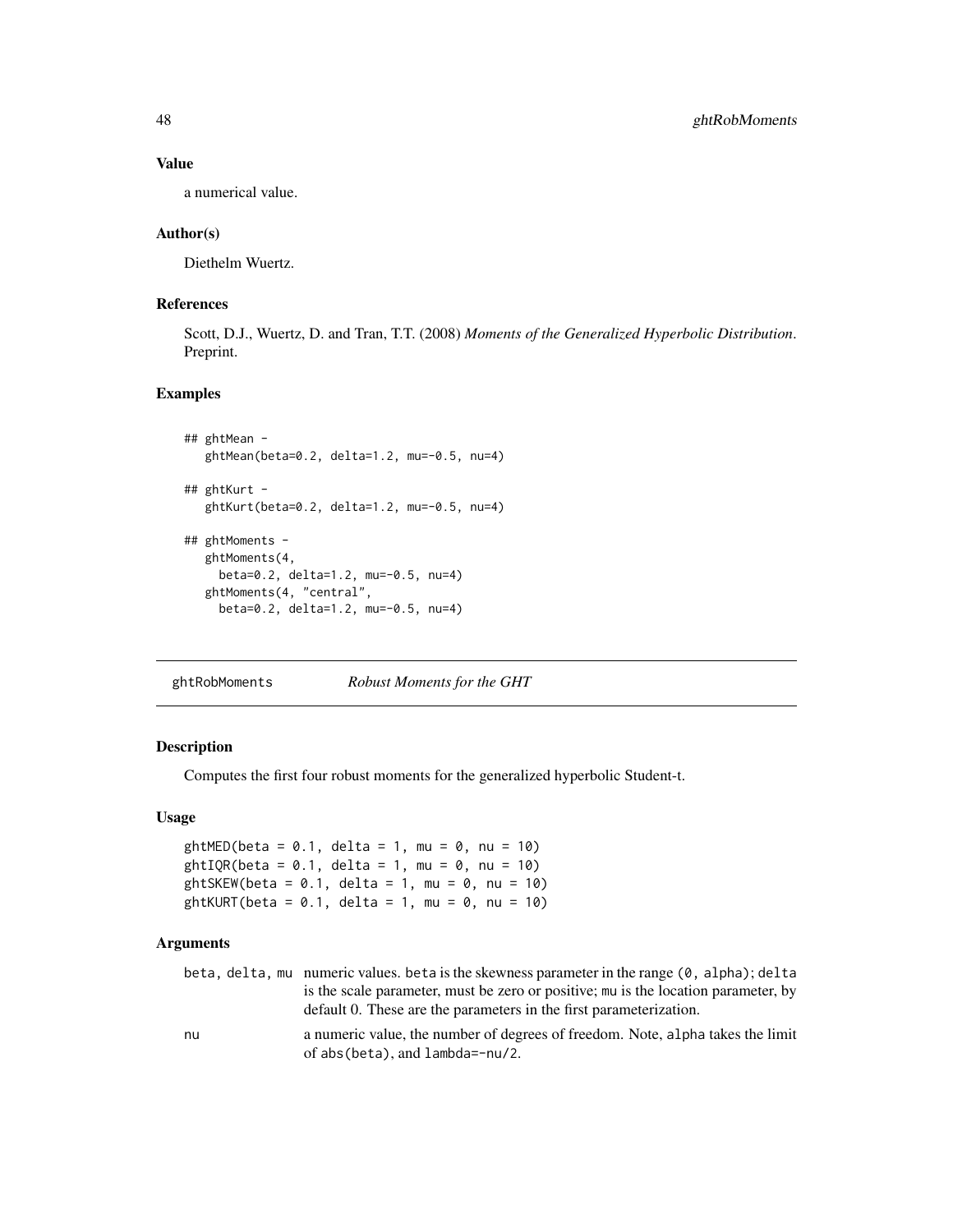### Value

a numerical value.

### Author(s)

Diethelm Wuertz.

### References

Scott, D.J., Wuertz, D. and Tran, T.T. (2008) *Moments of the Generalized Hyperbolic Distribution*. Preprint.

### Examples

```
## ghtMean -
   ghtMean(beta=0.2, delta=1.2, mu=-0.5, nu=4)

## ghtKurt -
   ghtKurt(beta=0.2, delta=1.2, mu=-0.5, nu=4)

## ghtMoments -
   ghtMoments(4,
     beta=0.2, delta=1.2, mu=-0.5, nu=4)
   ghtMoments(4, "central",
     beta=0.2, delta=1.2, mu=-0.5, nu=4)
```

---

## ghtRobMoments    *Robust Moments for the GHT*

---

### Description

Computes the first four robust moments for the generalized hyperbolic Student-t.

### Usage

```
ghtMED(beta = 0.1, delta = 1, mu = 0, nu = 10)
ghtIQR(beta = 0.1, delta = 1, mu = 0, nu = 10)
ghtSKEW(beta = 0.1, delta = 1, mu = 0, nu = 10)
ghtKURT(beta = 0.1, delta = 1, mu = 0, nu = 10)
```

### Arguments

| | |
|---|---|
| beta, delta, mu | numeric values. beta is the skewness parameter in the range (0, alpha); delta is the scale parameter, must be zero or positive; mu is the location parameter, by default 0. These are the parameters in the first parameterization. |
| nu | a numeric value, the number of degrees of freedom. Note, alpha takes the limit of abs(beta), and lambda=-nu/2. |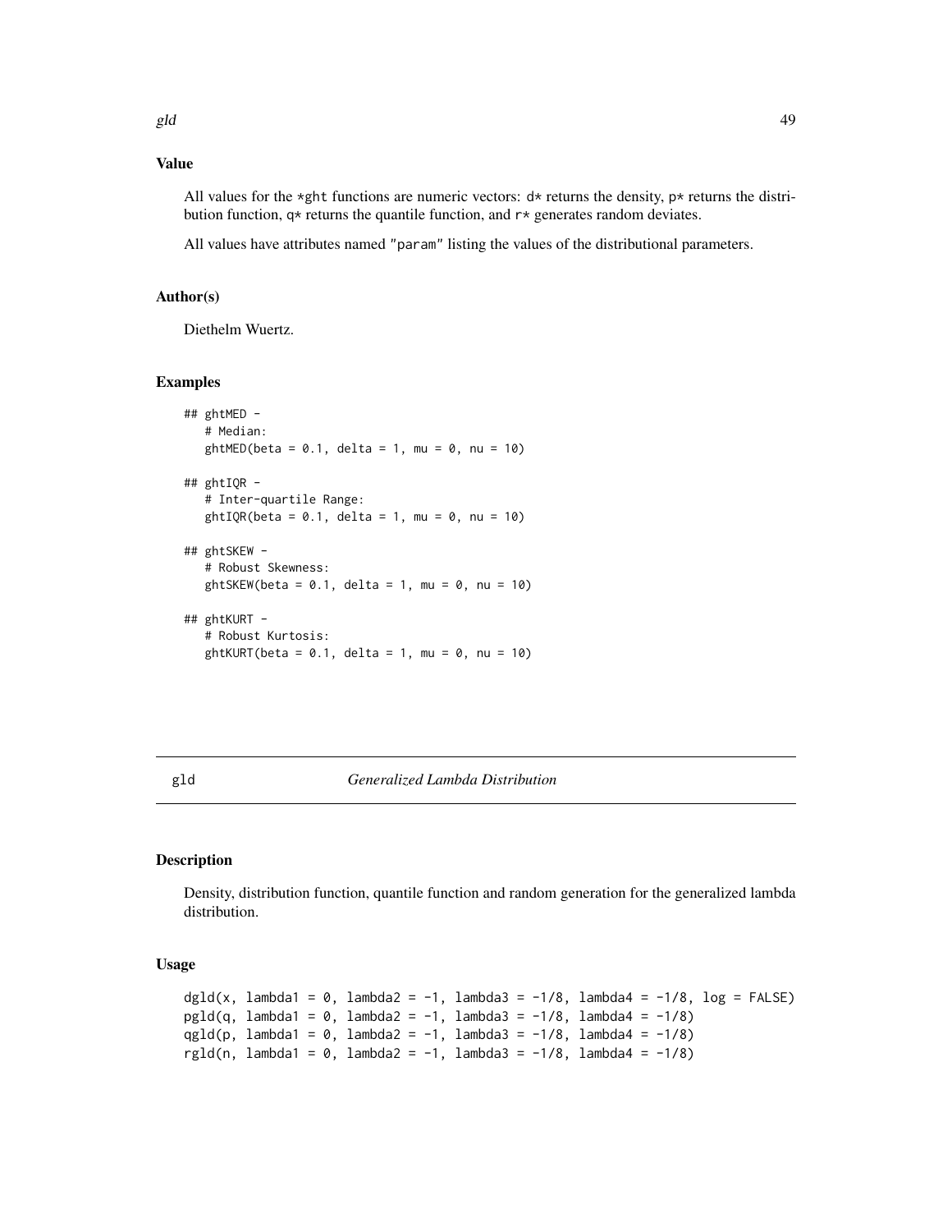### Value

All values for the *ght functions are numeric vectors: d* returns the density, p* returns the distribution function, q* returns the quantile function, and r* generates random deviates.

All values have attributes named "param" listing the values of the distributional parameters.

### Author(s)

Diethelm Wuertz.

### Examples

```
## ghtMED -
   # Median:
   ghtMED(beta = 0.1, delta = 1, mu = 0, nu = 10)

## ghtIQR -
   # Inter-quartile Range:
   ghtIQR(beta = 0.1, delta = 1, mu = 0, nu = 10)

## ghtSKEW -
   # Robust Skewness:
   ghtSKEW(beta = 0.1, delta = 1, mu = 0, nu = 10)

## ghtKURT -
   # Robust Kurtosis:
   ghtKURT(beta = 0.1, delta = 1, mu = 0, nu = 10)
```

---

## gld — *Generalized Lambda Distribution*

### Description

Density, distribution function, quantile function and random generation for the generalized lambda distribution.

### Usage

```
dgld(x, lambda1 = 0, lambda2 = -1, lambda3 = -1/8, lambda4 = -1/8, log = FALSE)
pgld(q, lambda1 = 0, lambda2 = -1, lambda3 = -1/8, lambda4 = -1/8)
qgld(p, lambda1 = 0, lambda2 = -1, lambda3 = -1/8, lambda4 = -1/8)
rgld(n, lambda1 = 0, lambda2 = -1, lambda3 = -1/8, lambda4 = -1/8)
```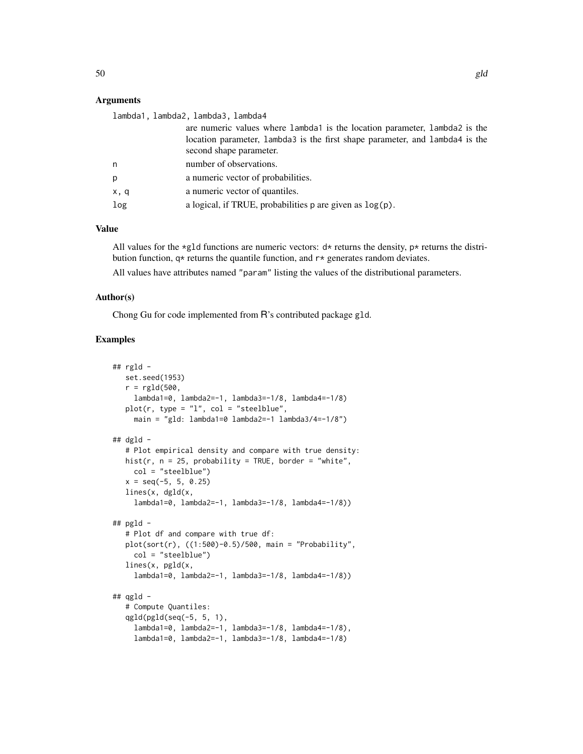### Arguments

| | |
|---|---|
| lambda1, lambda2, lambda3, lambda4 | are numeric values where lambda1 is the location parameter, lambda2 is the location parameter, lambda3 is the first shape parameter, and lambda4 is the second shape parameter. |
| n | number of observations. |
| p | a numeric vector of probabilities. |
| x, q | a numeric vector of quantiles. |
| log | a logical, if TRUE, probabilities p are given as log(p). |

### Value

All values for the *gld functions are numeric vectors: d* returns the density, p* returns the distribution function, q* returns the quantile function, and r* generates random deviates.

All values have attributes named "param" listing the values of the distributional parameters.

### Author(s)

Chong Gu for code implemented from R's contributed package gld.

### Examples

```
## rgld -
   set.seed(1953)
   r = rgld(500,
     lambda1=0, lambda2=-1, lambda3=-1/8, lambda4=-1/8)
   plot(r, type = "l", col = "steelblue",
     main = "gld: lambda1=0 lambda2=-1 lambda3/4=-1/8")

## dgld -
   # Plot empirical density and compare with true density:
   hist(r, n = 25, probability = TRUE, border = "white",
     col = "steelblue")
   x = seq(-5, 5, 0.25)
   lines(x, dgld(x,
     lambda1=0, lambda2=-1, lambda3=-1/8, lambda4=-1/8))

## pgld -
   # Plot df and compare with true df:
   plot(sort(r), ((1:500)-0.5)/500, main = "Probability",
     col = "steelblue")
   lines(x, pgld(x,
     lambda1=0, lambda2=-1, lambda3=-1/8, lambda4=-1/8))

## qgld -
   # Compute Quantiles:
   qgld(pgld(seq(-5, 5, 1),
     lambda1=0, lambda2=-1, lambda3=-1/8, lambda4=-1/8),
     lambda1=0, lambda2=-1, lambda3=-1/8, lambda4=-1/8)
```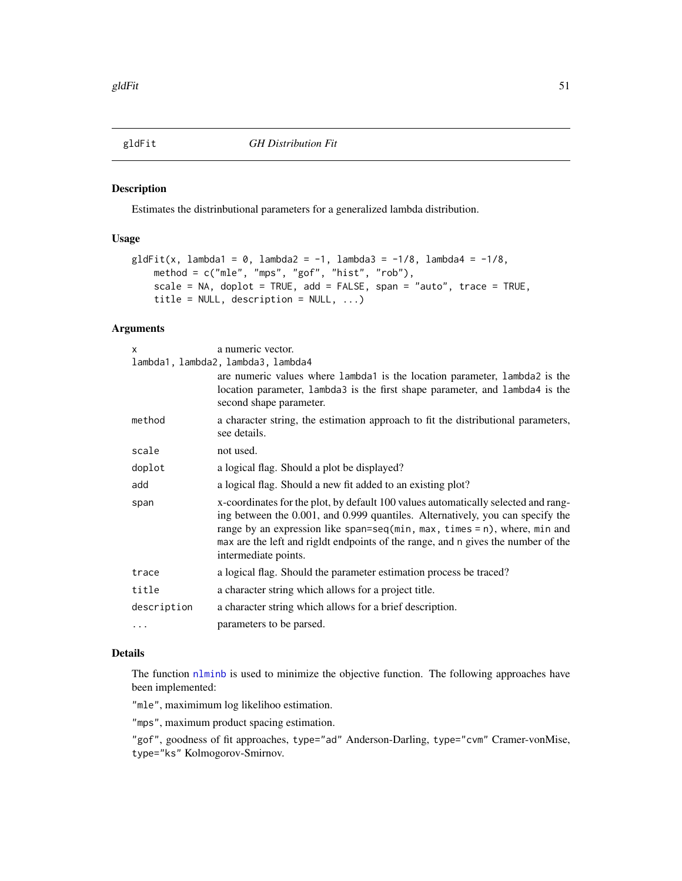gldFit *GH Distribution Fit*

## Description

Estimates the distrinbutional parameters for a generalized lambda distribution.

## Usage

```
gldFit(x, lambda1 = 0, lambda2 = -1, lambda3 = -1/8, lambda4 = -1/8,
    method = c("mle", "mps", "gof", "hist", "rob"),
    scale = NA, doplot = TRUE, add = FALSE, span = "auto", trace = TRUE,
    title = NULL, description = NULL, ...)
```

## Arguments

| | |
|---|---|
| `x` | a numeric vector. |
| `lambda1, lambda2, lambda3, lambda4` | are numeric values where `lambda1` is the location parameter, `lambda2` is the location parameter, `lambda3` is the first shape parameter, and `lambda4` is the second shape parameter. |
| `method` | a character string, the estimation approach to fit the distributional parameters, see details. |
| `scale` | not used. |
| `doplot` | a logical flag. Should a plot be displayed? |
| `add` | a logical flag. Should a new fit added to an existing plot? |
| `span` | x-coordinates for the plot, by default 100 values automatically selected and ranging between the 0.001, and 0.999 quantiles. Alternatively, you can specify the range by an expression like `span=seq(min, max, times = n)`, where, `min` and `max` are the left and rigldt endpoints of the range, and `n` gives the number of the intermediate points. |
| `trace` | a logical flag. Should the parameter estimation process be traced? |
| `title` | a character string which allows for a project title. |
| `description` | a character string which allows for a brief description. |
| `...` | parameters to be parsed. |

## Details

The function `nlminb` is used to minimize the objective function. The following approaches have been implemented:

`"mle"`, maximimum log likelihoo estimation.

`"mps"`, maximum product spacing estimation.

`"gof"`, goodness of fit approaches, `type="ad"` Anderson-Darling, `type="cvm"` Cramer-vonMise, `type="ks"` Kolmogorov-Smirnov.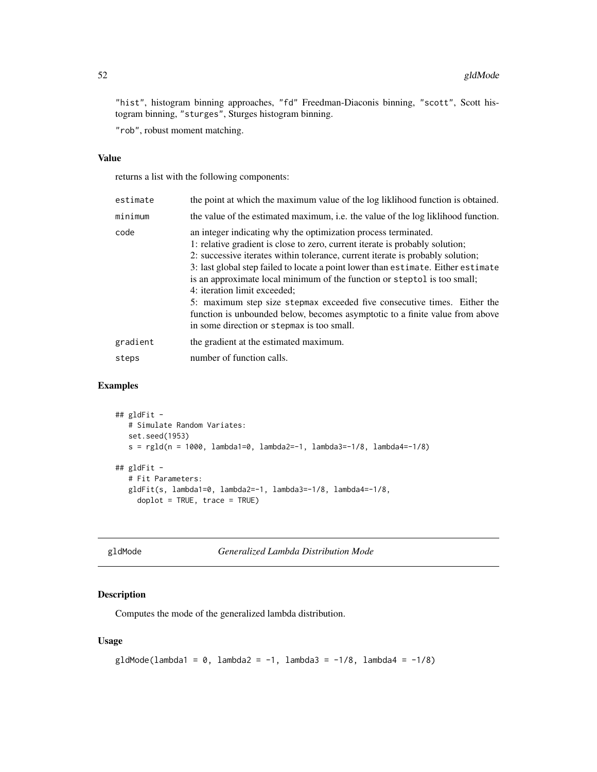"hist", histogram binning approaches, "fd" Freedman-Diaconis binning, "scott", Scott histogram binning, "sturges", Sturges histogram binning.

"rob", robust moment matching.

### Value

returns a list with the following components:

| | |
|---|---|
| `estimate` | the point at which the maximum value of the log liklihood function is obtained. |
| `minimum` | the value of the estimated maximum, i.e. the value of the log liklihood function. |
| `code` | an integer indicating why the optimization process terminated.<br>1: relative gradient is close to zero, current iterate is probably solution;<br>2: successive iterates within tolerance, current iterate is probably solution;<br>3: last global step failed to locate a point lower than `estimate`. Either `estimate` is an approximate local minimum of the function or `steptol` is too small;<br>4: iteration limit exceeded;<br>5: maximum step size `stepmax` exceeded five consecutive times. Either the function is unbounded below, becomes asymptotic to a finite value from above in some direction or `stepmax` is too small. |
| `gradient` | the gradient at the estimated maximum. |
| `steps` | number of function calls. |

### Examples

```
## gldFit -
   # Simulate Random Variates:
   set.seed(1953)
   s = rgld(n = 1000, lambda1=0, lambda2=-1, lambda3=-1/8, lambda4=-1/8)

## gldFit -
   # Fit Parameters:
   gldFit(s, lambda1=0, lambda2=-1, lambda3=-1/8, lambda4=-1/8,
     doplot = TRUE, trace = TRUE)
```

---

## gldMode — *Generalized Lambda Distribution Mode*

### Description

Computes the mode of the generalized lambda distribution.

### Usage

```
gldMode(lambda1 = 0, lambda2 = -1, lambda3 = -1/8, lambda4 = -1/8)
```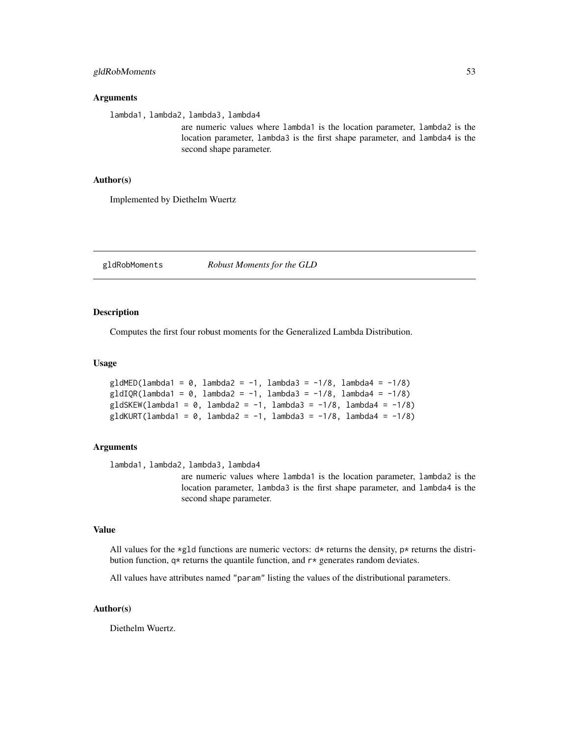### Arguments

`lambda1, lambda2, lambda3, lambda4`
: are numeric values where `lambda1` is the location parameter, `lambda2` is the location parameter, `lambda3` is the first shape parameter, and `lambda4` is the second shape parameter.

### Author(s)

Implemented by Diethelm Wuertz

---

## gldRobMoments — *Robust Moments for the GLD*

### Description

Computes the first four robust moments for the Generalized Lambda Distribution.

### Usage

```
gldMED(lambda1 = 0, lambda2 = -1, lambda3 = -1/8, lambda4 = -1/8)
gldIQR(lambda1 = 0, lambda2 = -1, lambda3 = -1/8, lambda4 = -1/8)
gldSKEW(lambda1 = 0, lambda2 = -1, lambda3 = -1/8, lambda4 = -1/8)
gldKURT(lambda1 = 0, lambda2 = -1, lambda3 = -1/8, lambda4 = -1/8)
```

### Arguments

`lambda1, lambda2, lambda3, lambda4`
: are numeric values where `lambda1` is the location parameter, `lambda2` is the location parameter, `lambda3` is the first shape parameter, and `lambda4` is the second shape parameter.

### Value

All values for the `*gld` functions are numeric vectors: `d*` returns the density, `p*` returns the distribution function, `q*` returns the quantile function, and `r*` generates random deviates.

All values have attributes named `"param"` listing the values of the distributional parameters.

### Author(s)

Diethelm Wuertz.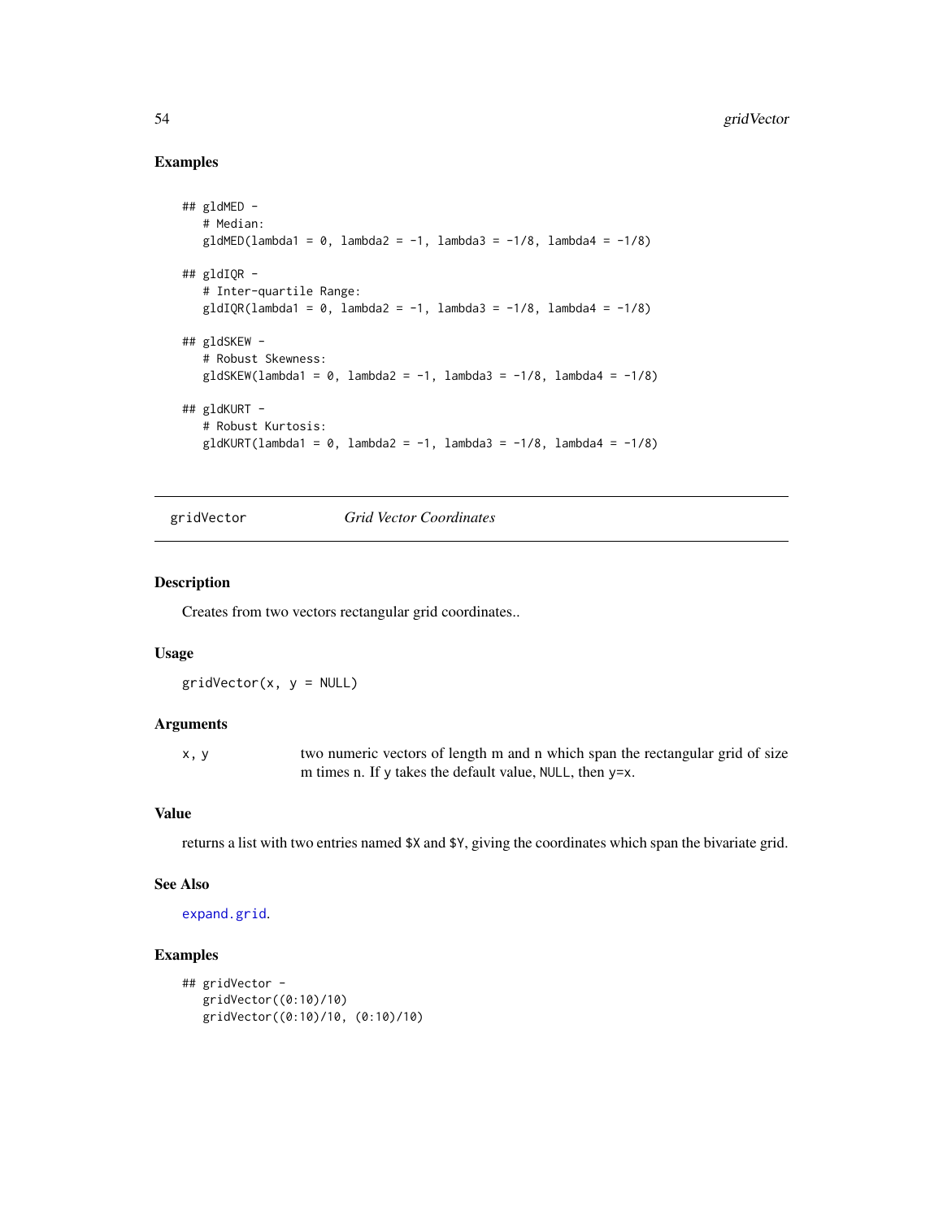### Examples

```
## gldMED -
   # Median:
   gldMED(lambda1 = 0, lambda2 = -1, lambda3 = -1/8, lambda4 = -1/8)

## gldIQR -
   # Inter-quartile Range:
   gldIQR(lambda1 = 0, lambda2 = -1, lambda3 = -1/8, lambda4 = -1/8)

## gldSKEW -
   # Robust Skewness:
   gldSKEW(lambda1 = 0, lambda2 = -1, lambda3 = -1/8, lambda4 = -1/8)

## gldKURT -
   # Robust Kurtosis:
   gldKURT(lambda1 = 0, lambda2 = -1, lambda3 = -1/8, lambda4 = -1/8)
```

---

## gridVector *Grid Vector Coordinates*

### Description

Creates from two vectors rectangular grid coordinates..

### Usage

```
gridVector(x, y = NULL)
```

### Arguments

| | |
|---|---|
| x, y | two numeric vectors of length m and n which span the rectangular grid of size m times n. If y takes the default value, NULL, then y=x. |

### Value

returns a list with two entries named $X and $Y, giving the coordinates which span the bivariate grid.

### See Also

expand.grid.

### Examples

```
## gridVector -
   gridVector((0:10)/10)
   gridVector((0:10)/10, (0:10)/10)
```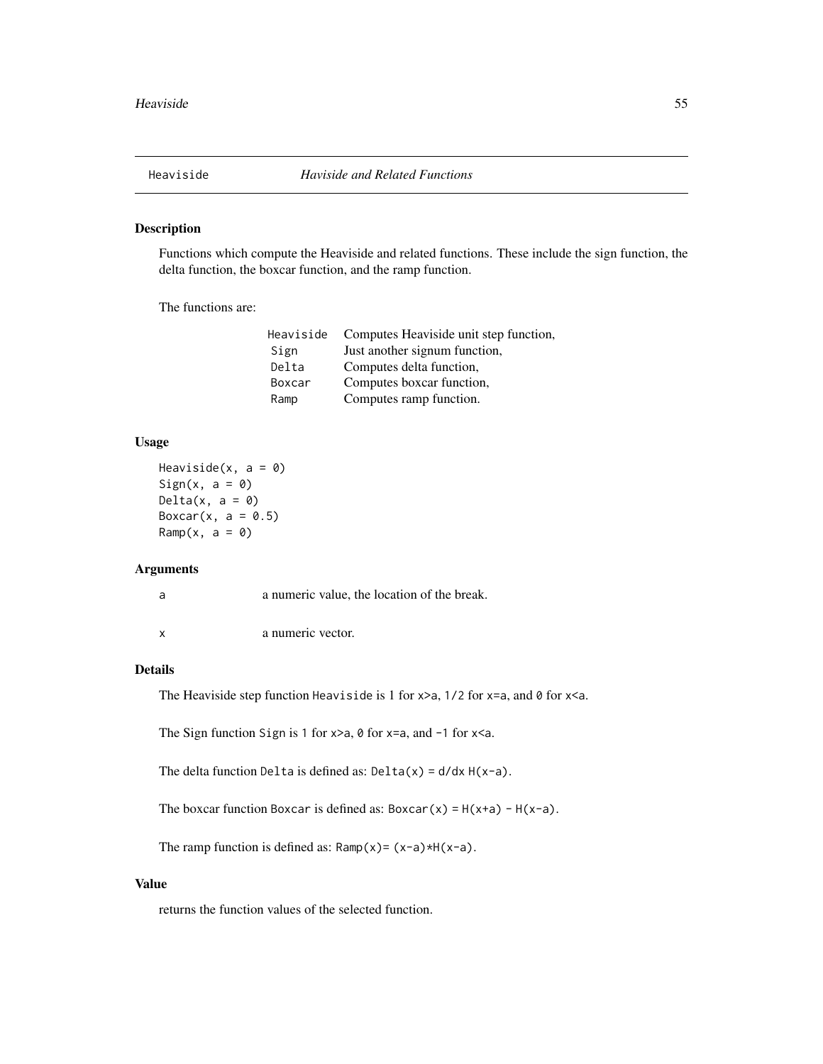## Heaviside — *Haviside and Related Functions*

### Description

Functions which compute the Heaviside and related functions. These include the sign function, the delta function, the boxcar function, and the ramp function.

The functions are:

| | |
|---|---|
| `Heaviside` | Computes Heaviside unit step function, |
| `Sign` | Just another signum function, |
| `Delta` | Computes delta function, |
| `Boxcar` | Computes boxcar function, |
| `Ramp` | Computes ramp function. |

### Usage

```
Heaviside(x, a = 0)
Sign(x, a = 0)
Delta(x, a = 0)
Boxcar(x, a = 0.5)
Ramp(x, a = 0)
```

### Arguments

| | |
|---|---|
| `a` | a numeric value, the location of the break. |
| `x` | a numeric vector. |

### Details

The Heaviside step function `Heaviside` is 1 for `x>a`, `1/2` for `x=a`, and `0` for `x<a`.

The Sign function `Sign` is `1` for `x>a`, `0` for `x=a`, and `-1` for `x<a`.

The delta function `Delta` is defined as: `Delta(x) = d/dx H(x-a)`.

The boxcar function `Boxcar` is defined as: `Boxcar(x) = H(x+a) - H(x-a)`.

The ramp function is defined as: `Ramp(x)= (x-a)*H(x-a)`.

### Value

returns the function values of the selected function.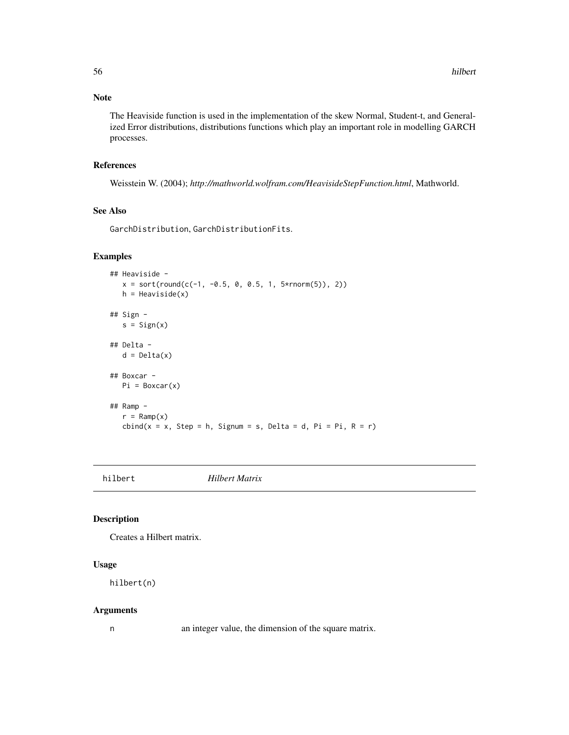### Note

The Heaviside function is used in the implementation of the skew Normal, Student-t, and Generalized Error distributions, distributions functions which play an important role in modelling GARCH processes.

### References

Weisstein W. (2004); *http://mathworld.wolfram.com/HeavisideStepFunction.html*, Mathworld.

### See Also

`GarchDistribution`, `GarchDistributionFits`.

### Examples

```
## Heaviside -
   x = sort(round(c(-1, -0.5, 0, 0.5, 1, 5*rnorm(5)), 2))
   h = Heaviside(x)

## Sign -
   s = Sign(x)

## Delta -
   d = Delta(x)

## Boxcar -
   Pi = Boxcar(x)

## Ramp -
   r = Ramp(x)
   cbind(x = x, Step = h, Signum = s, Delta = d, Pi = Pi, R = r)
```

---

## hilbert *Hilbert Matrix*

### Description

Creates a Hilbert matrix.

### Usage

```
hilbert(n)
```

### Arguments

| | |
|---|---|
| `n` | an integer value, the dimension of the square matrix. |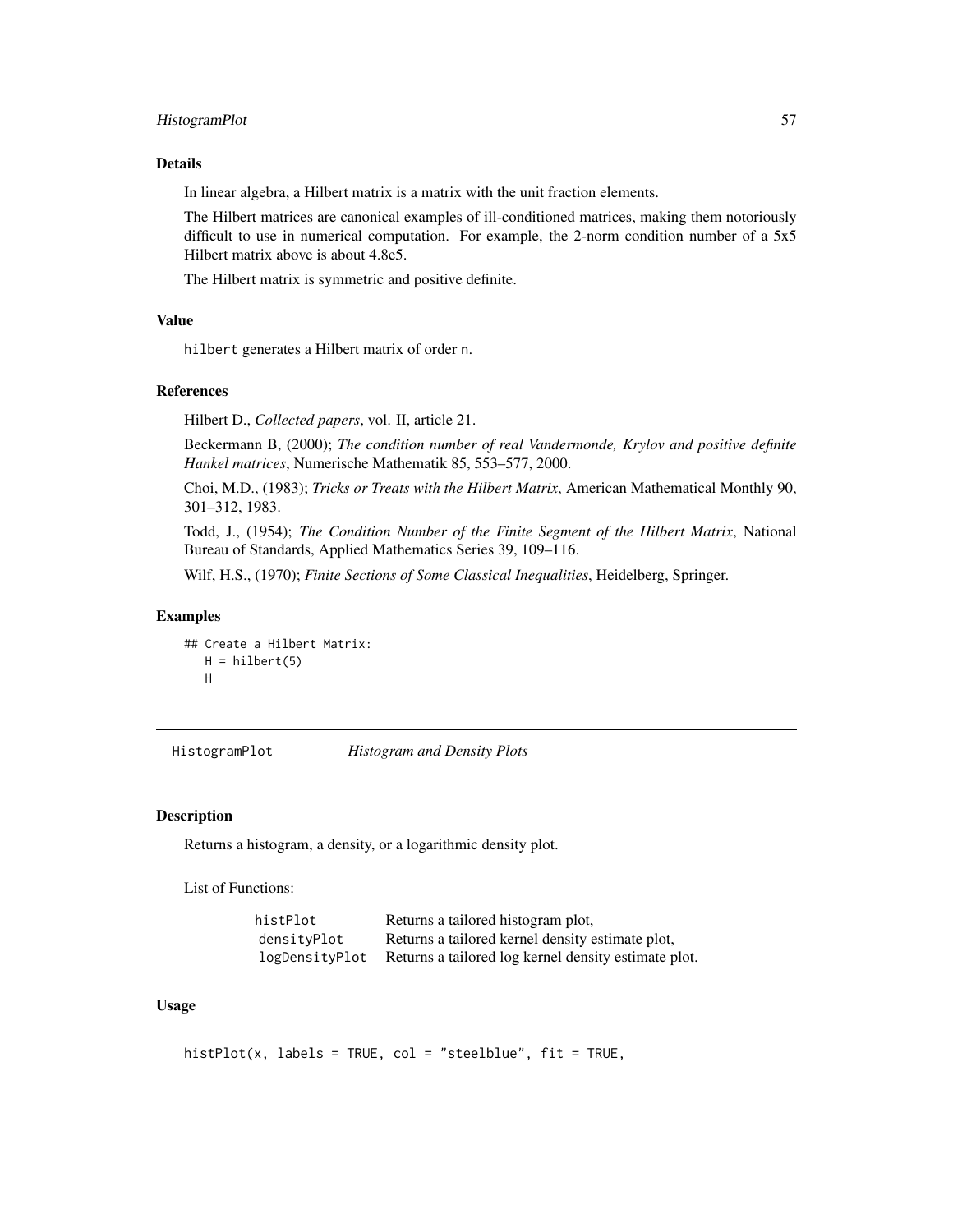### Details

In linear algebra, a Hilbert matrix is a matrix with the unit fraction elements.

The Hilbert matrices are canonical examples of ill-conditioned matrices, making them notoriously difficult to use in numerical computation. For example, the 2-norm condition number of a 5x5 Hilbert matrix above is about 4.8e5.

The Hilbert matrix is symmetric and positive definite.

### Value

`hilbert` generates a Hilbert matrix of order `n`.

### References

Hilbert D., *Collected papers*, vol. II, article 21.

Beckermann B, (2000); *The condition number of real Vandermonde, Krylov and positive definite Hankel matrices*, Numerische Mathematik 85, 553–577, 2000.

Choi, M.D., (1983); *Tricks or Treats with the Hilbert Matrix*, American Mathematical Monthly 90, 301–312, 1983.

Todd, J., (1954); *The Condition Number of the Finite Segment of the Hilbert Matrix*, National Bureau of Standards, Applied Mathematics Series 39, 109–116.

Wilf, H.S., (1970); *Finite Sections of Some Classical Inequalities*, Heidelberg, Springer.

### Examples

```
## Create a Hilbert Matrix:
   H = hilbert(5)
   H
```

---

## HistogramPlot — *Histogram and Density Plots*

---

### Description

Returns a histogram, a density, or a logarithmic density plot.

List of Functions:

| | |
|---|---|
| `histPlot` | Returns a tailored histogram plot, |
| `densityPlot` | Returns a tailored kernel density estimate plot, |
| `logDensityPlot` | Returns a tailored log kernel density estimate plot. |

### Usage

```
histPlot(x, labels = TRUE, col = "steelblue", fit = TRUE,
```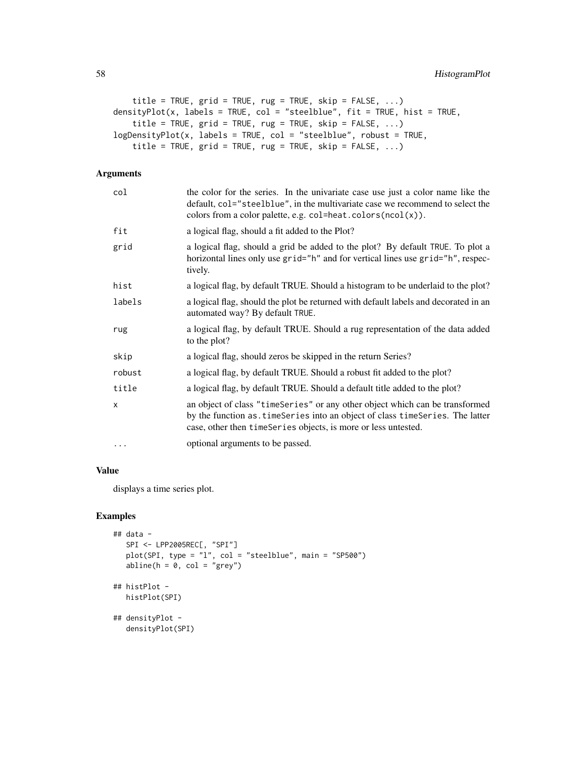```
    title = TRUE, grid = TRUE, rug = TRUE, skip = FALSE, ...)
densityPlot(x, labels = TRUE, col = "steelblue", fit = TRUE, hist = TRUE,
    title = TRUE, grid = TRUE, rug = TRUE, skip = FALSE, ...)
logDensityPlot(x, labels = TRUE, col = "steelblue", robust = TRUE,
    title = TRUE, grid = TRUE, rug = TRUE, skip = FALSE, ...)
```

## Arguments

| | |
|---|---|
| `col` | the color for the series. In the univariate case use just a color name like the default, `col="steelblue"`, in the multivariate case we recommend to select the colors from a color palette, e.g. `col=heat.colors(ncol(x))`. |
| `fit` | a logical flag, should a fit added to the Plot? |
| `grid` | a logical flag, should a grid be added to the plot? By default `TRUE`. To plot a horizontal lines only use `grid="h"` and for vertical lines use `grid="h"`, respectively. |
| `hist` | a logical flag, by default TRUE. Should a histogram to be underlaid to the plot? |
| `labels` | a logical flag, should the plot be returned with default labels and decorated in an automated way? By default `TRUE`. |
| `rug` | a logical flag, by default TRUE. Should a rug representation of the data added to the plot? |
| `skip` | a logical flag, should zeros be skipped in the return Series? |
| `robust` | a logical flag, by default TRUE. Should a robust fit added to the plot? |
| `title` | a logical flag, by default TRUE. Should a default title added to the plot? |
| `x` | an object of class `"timeSeries"` or any other object which can be transformed by the function `as.timeSeries` into an object of class `timeSeries`. The latter case, other then `timeSeries` objects, is more or less untested. |
| `...` | optional arguments to be passed. |

## Value

displays a time series plot.

## Examples

```
## data -
   SPI <- LPP2005REC[, "SPI"]
   plot(SPI, type = "l", col = "steelblue", main = "SP500")
   abline(h = 0, col = "grey")

## histPlot -
   histPlot(SPI)

## densityPlot -
   densityPlot(SPI)
```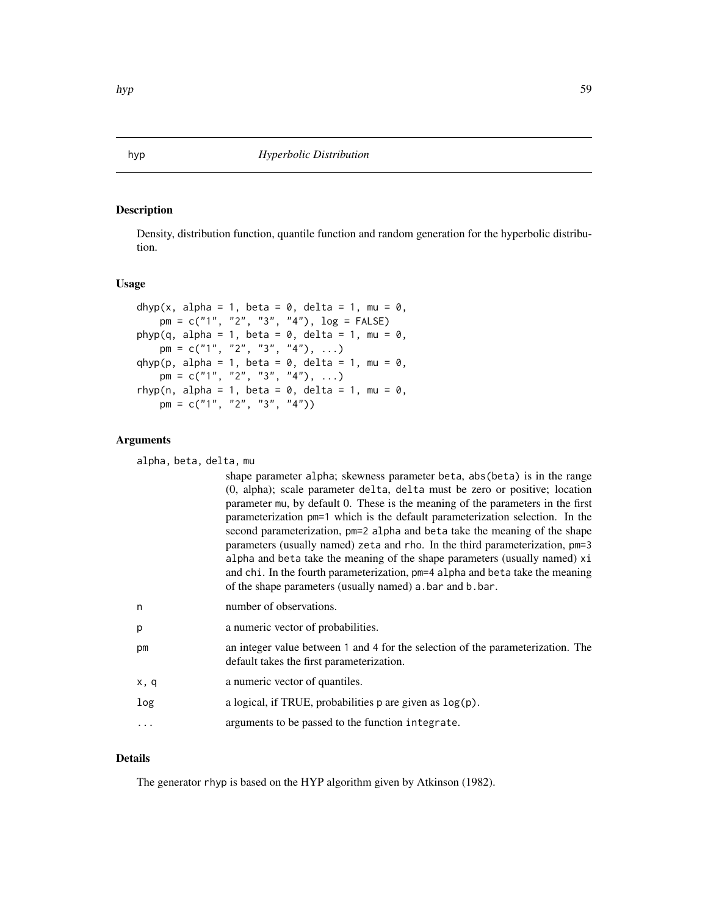## hyp *Hyperbolic Distribution*

### Description

Density, distribution function, quantile function and random generation for the hyperbolic distribution.

### Usage

```
dhyp(x, alpha = 1, beta = 0, delta = 1, mu = 0,
    pm = c("1", "2", "3", "4"), log = FALSE)
phyp(q, alpha = 1, beta = 0, delta = 1, mu = 0,
    pm = c("1", "2", "3", "4"), ...)
qhyp(p, alpha = 1, beta = 0, delta = 1, mu = 0,
    pm = c("1", "2", "3", "4"), ...)
rhyp(n, alpha = 1, beta = 0, delta = 1, mu = 0,
    pm = c("1", "2", "3", "4"))
```

### Arguments

| | |
|---|---|
| alpha, beta, delta, mu | shape parameter alpha; skewness parameter beta, abs(beta) is in the range (0, alpha); scale parameter delta, delta must be zero or positive; location parameter mu, by default 0. These is the meaning of the parameters in the first parameterization pm=1 which is the default parameterization selection. In the second parameterization, pm=2 alpha and beta take the meaning of the shape parameters (usually named) zeta and rho. In the third parameterization, pm=3 alpha and beta take the meaning of the shape parameters (usually named) xi and chi. In the fourth parameterization, pm=4 alpha and beta take the meaning of the shape parameters (usually named) a.bar and b.bar. |
| n | number of observations. |
| p | a numeric vector of probabilities. |
| pm | an integer value between 1 and 4 for the selection of the parameterization. The default takes the first parameterization. |
| x, q | a numeric vector of quantiles. |
| log | a logical, if TRUE, probabilities p are given as log(p). |
| ... | arguments to be passed to the function integrate. |

### Details

The generator rhyp is based on the HYP algorithm given by Atkinson (1982).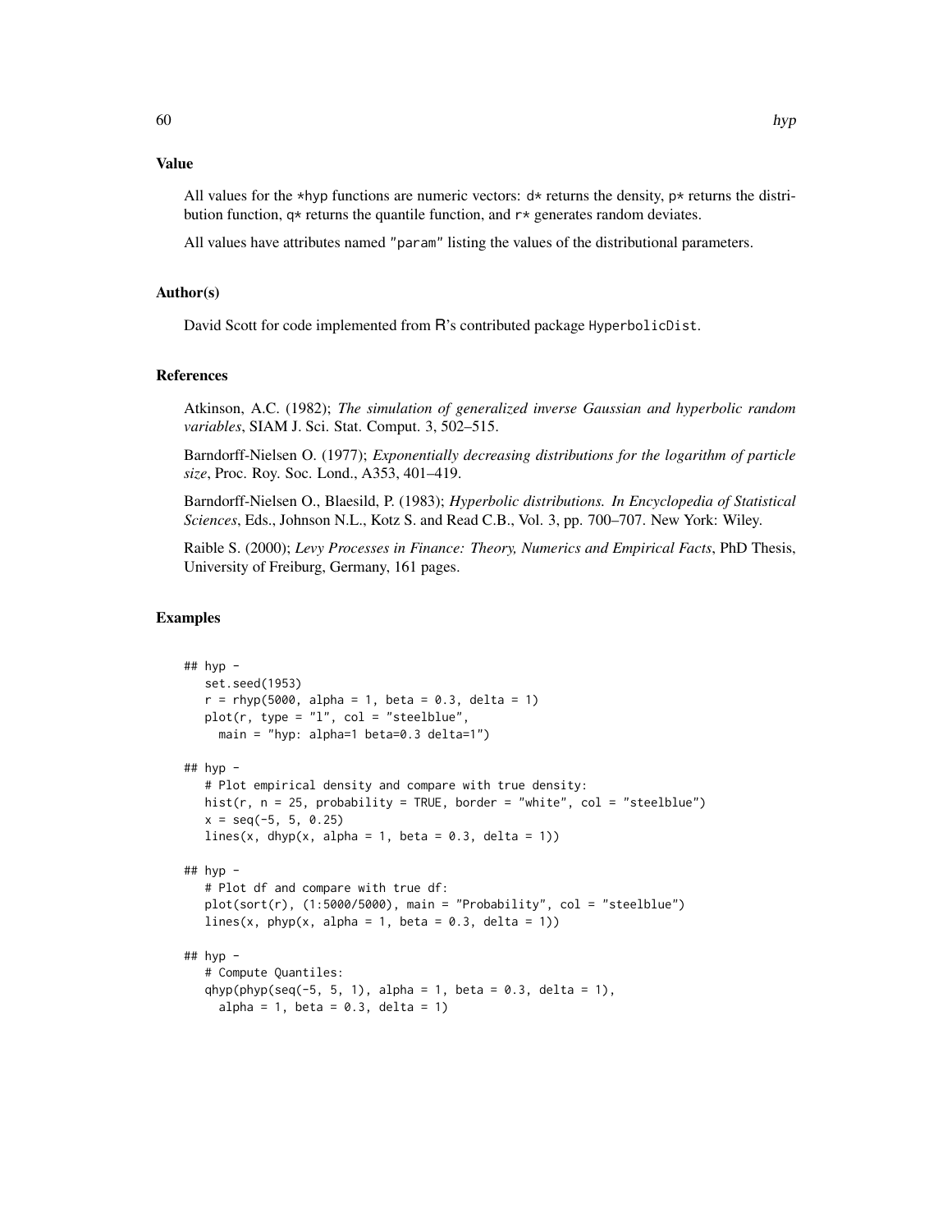### Value

All values for the *hyp functions are numeric vectors: d* returns the density, p* returns the distribution function, q* returns the quantile function, and r* generates random deviates.

All values have attributes named "param" listing the values of the distributional parameters.

### Author(s)

David Scott for code implemented from R's contributed package HyperbolicDist.

### References

Atkinson, A.C. (1982); *The simulation of generalized inverse Gaussian and hyperbolic random variables*, SIAM J. Sci. Stat. Comput. 3, 502–515.

Barndorff-Nielsen O. (1977); *Exponentially decreasing distributions for the logarithm of particle size*, Proc. Roy. Soc. Lond., A353, 401–419.

Barndorff-Nielsen O., Blaesild, P. (1983); *Hyperbolic distributions. In Encyclopedia of Statistical Sciences*, Eds., Johnson N.L., Kotz S. and Read C.B., Vol. 3, pp. 700–707. New York: Wiley.

Raible S. (2000); *Levy Processes in Finance: Theory, Numerics and Empirical Facts*, PhD Thesis, University of Freiburg, Germany, 161 pages.

### Examples

```
## hyp -
   set.seed(1953)
   r = rhyp(5000, alpha = 1, beta = 0.3, delta = 1)
   plot(r, type = "l", col = "steelblue",
     main = "hyp: alpha=1 beta=0.3 delta=1")

## hyp -
   # Plot empirical density and compare with true density:
   hist(r, n = 25, probability = TRUE, border = "white", col = "steelblue")
   x = seq(-5, 5, 0.25)
   lines(x, dhyp(x, alpha = 1, beta = 0.3, delta = 1))

## hyp -
   # Plot df and compare with true df:
   plot(sort(r), (1:5000/5000), main = "Probability", col = "steelblue")
   lines(x, phyp(x, alpha = 1, beta = 0.3, delta = 1))

## hyp -
   # Compute Quantiles:
   qhyp(phyp(seq(-5, 5, 1), alpha = 1, beta = 0.3, delta = 1),
     alpha = 1, beta = 0.3, delta = 1)
```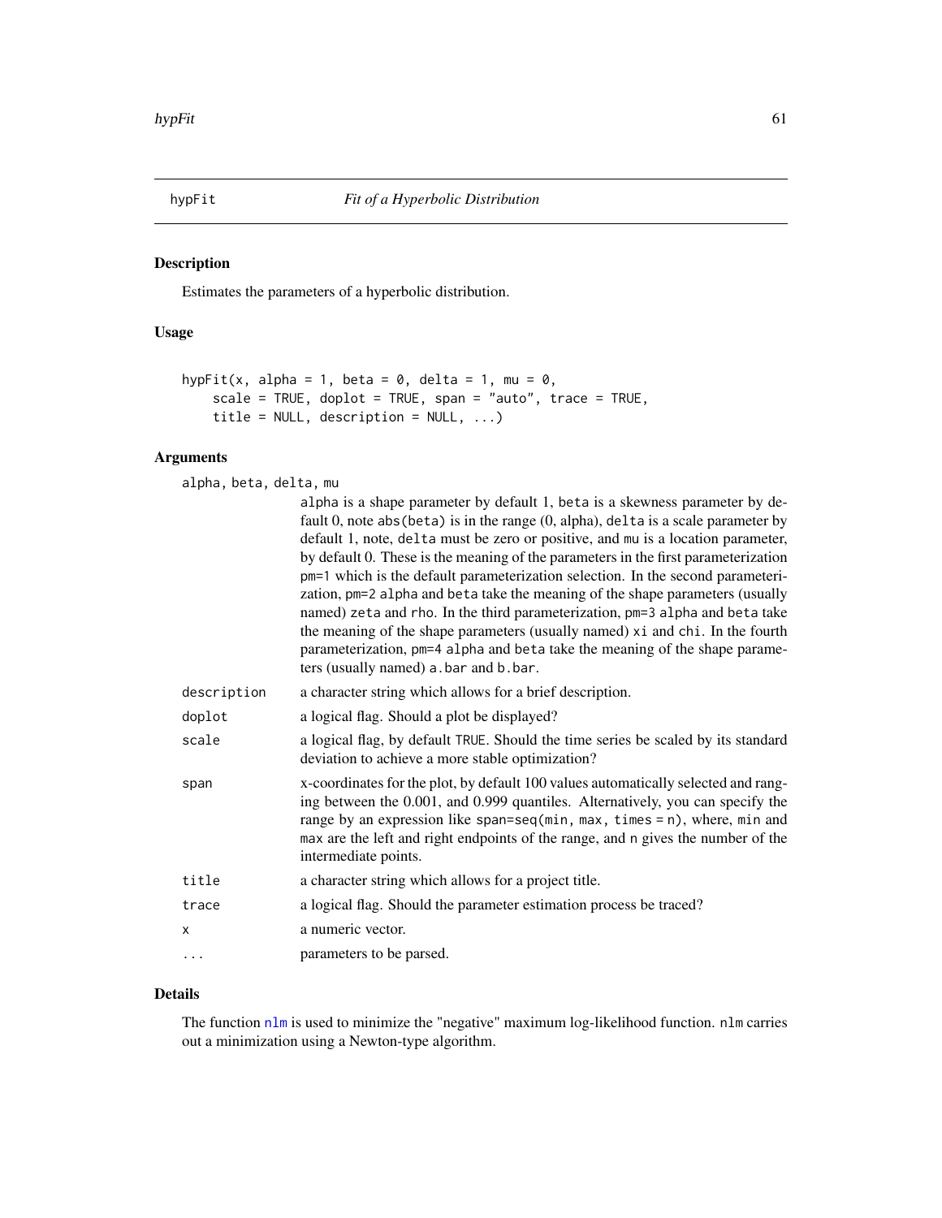## hypFit — *Fit of a Hyperbolic Distribution*

### Description

Estimates the parameters of a hyperbolic distribution.

### Usage

```
hypFit(x, alpha = 1, beta = 0, delta = 1, mu = 0,
    scale = TRUE, doplot = TRUE, span = "auto", trace = TRUE,
    title = NULL, description = NULL, ...)
```

### Arguments

| | |
|---|---|
| `alpha, beta, delta, mu` | `alpha` is a shape parameter by default 1, `beta` is a skewness parameter by default 0, note `abs(beta)` is in the range (0, alpha), `delta` is a scale parameter by default 1, note, `delta` must be zero or positive, and `mu` is a location parameter, by default 0. These is the meaning of the parameters in the first parameterization `pm=1` which is the default parameterization selection. In the second parameterization, `pm=2` `alpha` and `beta` take the meaning of the shape parameters (usually named) `zeta` and `rho`. In the third parameterization, `pm=3` `alpha` and `beta` take the meaning of the shape parameters (usually named) `xi` and `chi`. In the fourth parameterization, `pm=4` `alpha` and `beta` take the meaning of the shape parameters (usually named) `a.bar` and `b.bar`. |
| `description` | a character string which allows for a brief description. |
| `doplot` | a logical flag. Should a plot be displayed? |
| `scale` | a logical flag, by default `TRUE`. Should the time series be scaled by its standard deviation to achieve a more stable optimization? |
| `span` | x-coordinates for the plot, by default 100 values automatically selected and ranging between the 0.001, and 0.999 quantiles. Alternatively, you can specify the range by an expression like `span=seq(min, max, times = n)`, where, `min` and `max` are the left and right endpoints of the range, and `n` gives the number of the intermediate points. |
| `title` | a character string which allows for a project title. |
| `trace` | a logical flag. Should the parameter estimation process be traced? |
| `x` | a numeric vector. |
| `...` | parameters to be parsed. |

### Details

The function `nlm` is used to minimize the "negative" maximum log-likelihood function. `nlm` carries out a minimization using a Newton-type algorithm.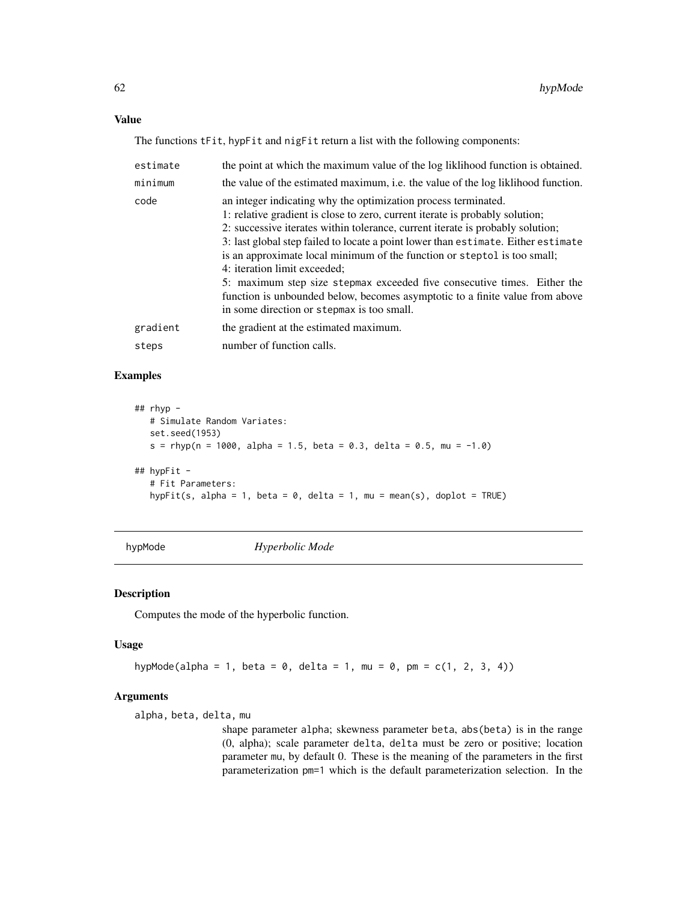### Value

The functions `tFit`, `hypFit` and `nigFit` return a list with the following components:

| | |
|---|---|
| estimate | the point at which the maximum value of the log liklihood function is obtained. |
| minimum | the value of the estimated maximum, i.e. the value of the log liklihood function. |
| code | an integer indicating why the optimization process terminated.<br>1: relative gradient is close to zero, current iterate is probably solution;<br>2: successive iterates within tolerance, current iterate is probably solution;<br>3: last global step failed to locate a point lower than `estimate`. Either `estimate` is an approximate local minimum of the function or `steptol` is too small;<br>4: iteration limit exceeded;<br>5: maximum step size `stepmax` exceeded five consecutive times. Either the function is unbounded below, becomes asymptotic to a finite value from above in some direction or `stepmax` is too small. |
| gradient | the gradient at the estimated maximum. |
| steps | number of function calls. |

### Examples

```
## rhyp -
   # Simulate Random Variates:
   set.seed(1953)
   s = rhyp(n = 1000, alpha = 1.5, beta = 0.3, delta = 0.5, mu = -1.0)

## hypFit -
   # Fit Parameters:
   hypFit(s, alpha = 1, beta = 0, delta = 1, mu = mean(s), doplot = TRUE)
```

---

## hypMode *Hyperbolic Mode*

---

### Description

Computes the mode of the hyperbolic function.

### Usage

```
hypMode(alpha = 1, beta = 0, delta = 1, mu = 0, pm = c(1, 2, 3, 4))
```

### Arguments

alpha, beta, delta, mu
: shape parameter `alpha`; skewness parameter `beta`, `abs(beta)` is in the range (0, alpha); scale parameter `delta`, `delta` must be zero or positive; location parameter `mu`, by default 0. These is the meaning of the parameters in the first parameterization `pm=1` which is the default parameterization selection. In the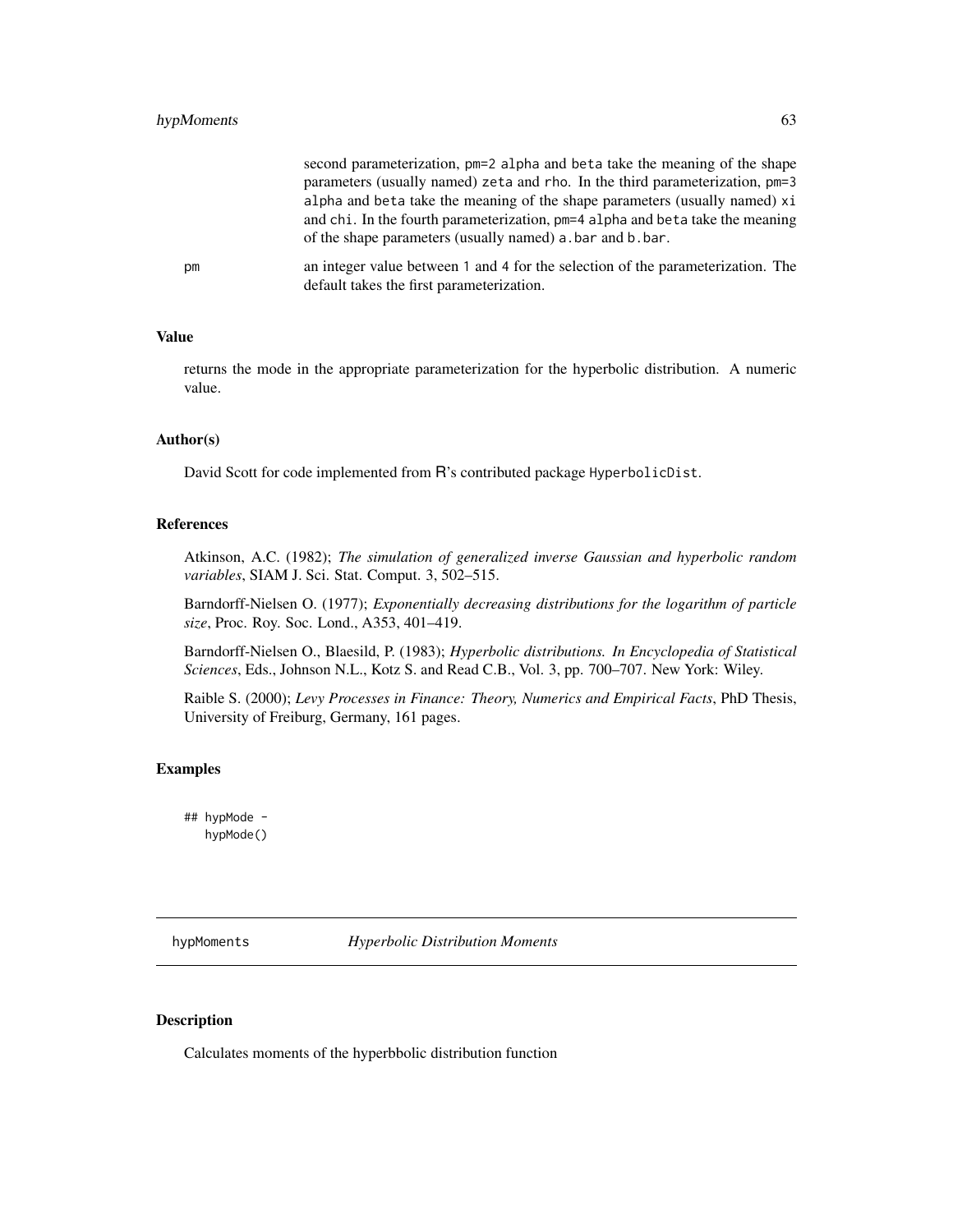second parameterization, pm=2 alpha and beta take the meaning of the shape parameters (usually named) zeta and rho. In the third parameterization, pm=3 alpha and beta take the meaning of the shape parameters (usually named) xi and chi. In the fourth parameterization, pm=4 alpha and beta take the meaning of the shape parameters (usually named) a.bar and b.bar.

pm
: an integer value between 1 and 4 for the selection of the parameterization. The default takes the first parameterization.

### Value

returns the mode in the appropriate parameterization for the hyperbolic distribution. A numeric value.

### Author(s)

David Scott for code implemented from R's contributed package HyperbolicDist.

### References

Atkinson, A.C. (1982); *The simulation of generalized inverse Gaussian and hyperbolic random variables*, SIAM J. Sci. Stat. Comput. 3, 502–515.

Barndorff-Nielsen O. (1977); *Exponentially decreasing distributions for the logarithm of particle size*, Proc. Roy. Soc. Lond., A353, 401–419.

Barndorff-Nielsen O., Blaesild, P. (1983); *Hyperbolic distributions. In Encyclopedia of Statistical Sciences*, Eds., Johnson N.L., Kotz S. and Read C.B., Vol. 3, pp. 700–707. New York: Wiley.

Raible S. (2000); *Levy Processes in Finance: Theory, Numerics and Empirical Facts*, PhD Thesis, University of Freiburg, Germany, 161 pages.

### Examples

```
## hypMode -
   hypMode()
```

---

## hypMoments *Hyperbolic Distribution Moments*

### Description

Calculates moments of the hyperbbolic distribution function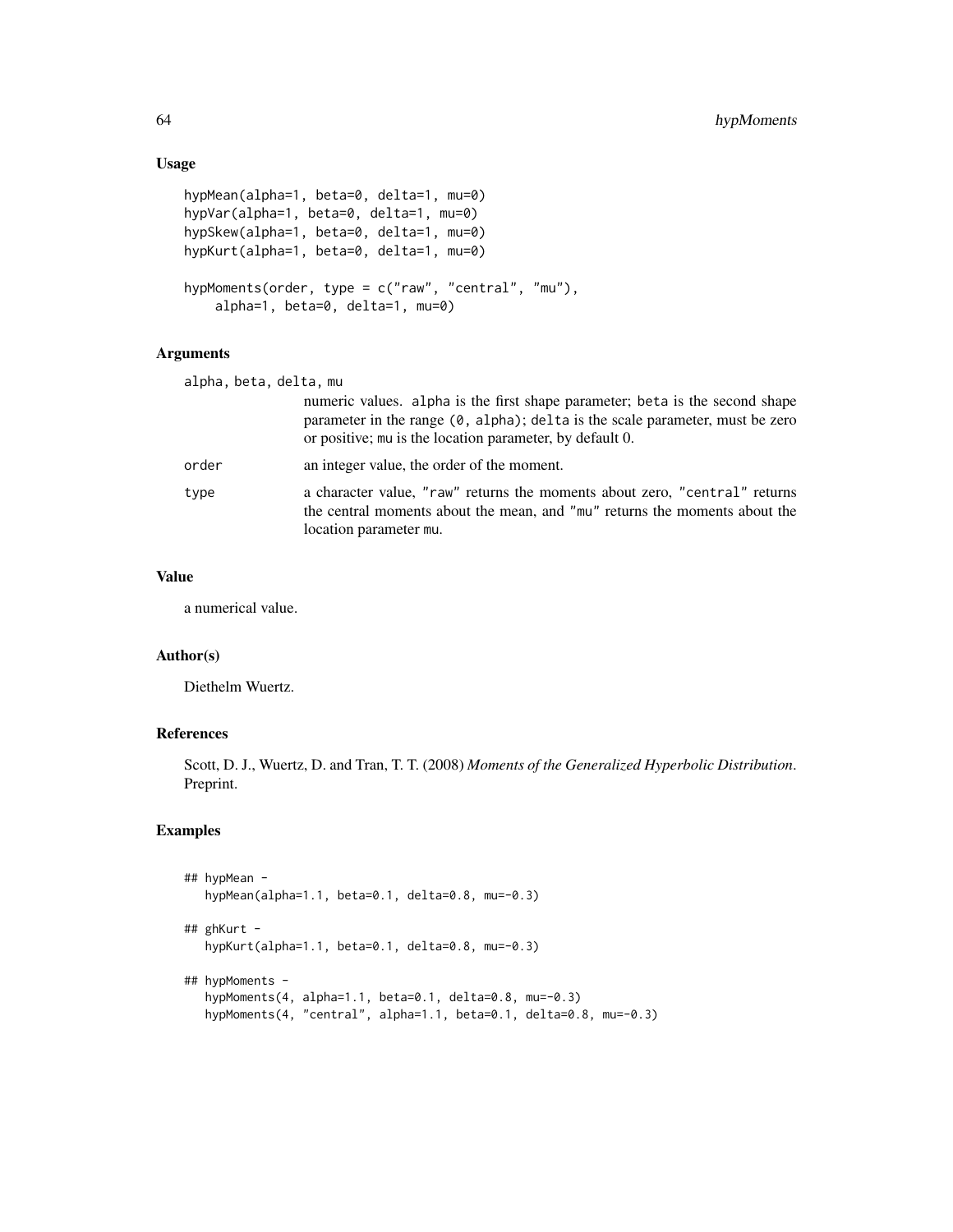### Usage

```
hypMean(alpha=1, beta=0, delta=1, mu=0)
hypVar(alpha=1, beta=0, delta=1, mu=0)
hypSkew(alpha=1, beta=0, delta=1, mu=0)
hypKurt(alpha=1, beta=0, delta=1, mu=0)

hypMoments(order, type = c("raw", "central", "mu"),
    alpha=1, beta=0, delta=1, mu=0)
```

### Arguments

`alpha, beta, delta, mu`
: numeric values. `alpha` is the first shape parameter; `beta` is the second shape parameter in the range `(0, alpha)`; `delta` is the scale parameter, must be zero or positive; `mu` is the location parameter, by default 0.

`order`
: an integer value, the order of the moment.

`type`
: a character value, `"raw"` returns the moments about zero, `"central"` returns the central moments about the mean, and `"mu"` returns the moments about the location parameter `mu`.

### Value

a numerical value.

### Author(s)

Diethelm Wuertz.

### References

Scott, D. J., Wuertz, D. and Tran, T. T. (2008) *Moments of the Generalized Hyperbolic Distribution*. Preprint.

### Examples

```
## hypMean -
   hypMean(alpha=1.1, beta=0.1, delta=0.8, mu=-0.3)

## ghKurt -
   hypKurt(alpha=1.1, beta=0.1, delta=0.8, mu=-0.3)

## hypMoments -
   hypMoments(4, alpha=1.1, beta=0.1, delta=0.8, mu=-0.3)
   hypMoments(4, "central", alpha=1.1, beta=0.1, delta=0.8, mu=-0.3)
```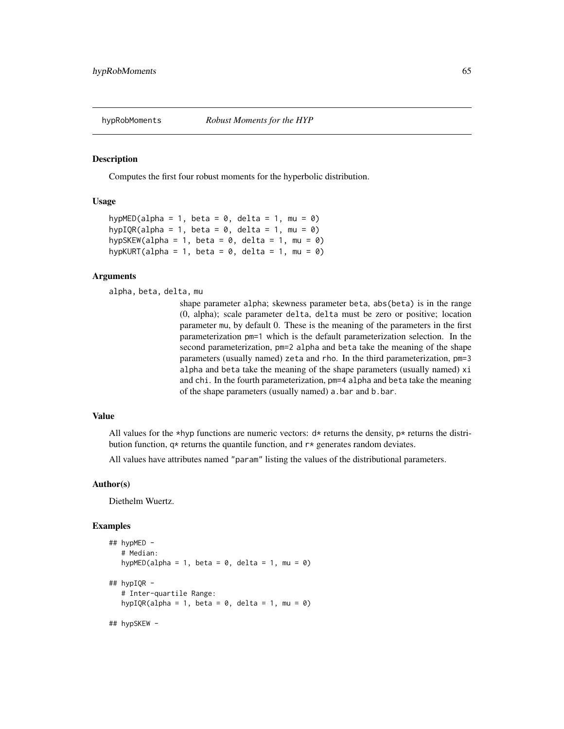hypRobMoments *Robust Moments for the HYP*

## Description

Computes the first four robust moments for the hyperbolic distribution.

## Usage

```
hypMED(alpha = 1, beta = 0, delta = 1, mu = 0)
hypIQR(alpha = 1, beta = 0, delta = 1, mu = 0)
hypSKEW(alpha = 1, beta = 0, delta = 1, mu = 0)
hypKURT(alpha = 1, beta = 0, delta = 1, mu = 0)
```

## Arguments

alpha, beta, delta, mu
: shape parameter alpha; skewness parameter beta, abs(beta) is in the range (0, alpha); scale parameter delta, delta must be zero or positive; location parameter mu, by default 0. These is the meaning of the parameters in the first parameterization pm=1 which is the default parameterization selection. In the second parameterization, pm=2 alpha and beta take the meaning of the shape parameters (usually named) zeta and rho. In the third parameterization, pm=3 alpha and beta take the meaning of the shape parameters (usually named) xi and chi. In the fourth parameterization, pm=4 alpha and beta take the meaning of the shape parameters (usually named) a.bar and b.bar.

## Value

All values for the *hyp functions are numeric vectors: d* returns the density, p* returns the distribution function, q* returns the quantile function, and r* generates random deviates.

All values have attributes named "param" listing the values of the distributional parameters.

## Author(s)

Diethelm Wuertz.

## Examples

```
## hypMED -
   # Median:
   hypMED(alpha = 1, beta = 0, delta = 1, mu = 0)

## hypIQR -
   # Inter-quartile Range:
   hypIQR(alpha = 1, beta = 0, delta = 1, mu = 0)

## hypSKEW -
```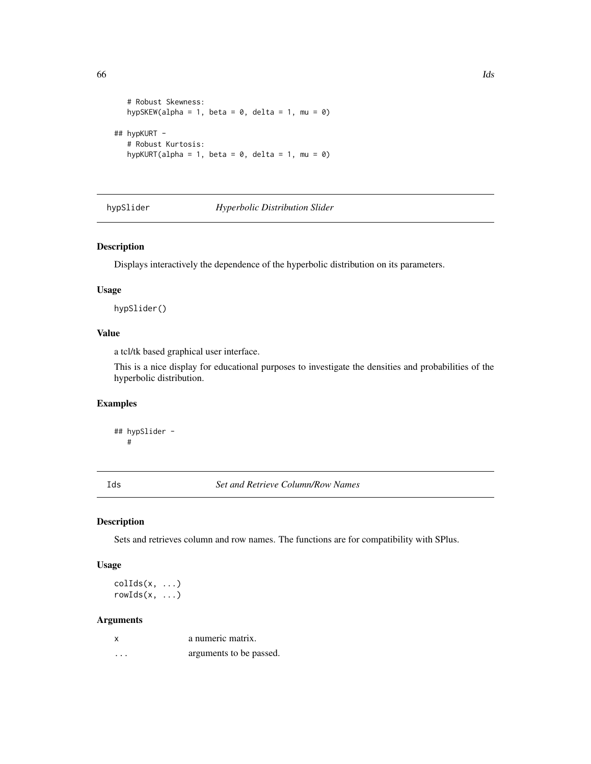```
    # Robust Skewness:
    hypSKEW(alpha = 1, beta = 0, delta = 1, mu = 0)

## hypKURT -
    # Robust Kurtosis:
    hypKURT(alpha = 1, beta = 0, delta = 1, mu = 0)
```

---

## hypSlider *Hyperbolic Distribution Slider*

### Description

Displays interactively the dependence of the hyperbolic distribution on its parameters.

### Usage

```
hypSlider()
```

### Value

a tcl/tk based graphical user interface.

This is a nice display for educational purposes to investigate the densities and probabilities of the hyperbolic distribution.

### Examples

```
## hypSlider -
   #
```

---

## Ids *Set and Retrieve Column/Row Names*

### Description

Sets and retrieves column and row names. The functions are for compatibility with SPlus.

### Usage

```
colIds(x, ...)
rowIds(x, ...)
```

### Arguments

| | |
|---|---|
| x | a numeric matrix. |
| ... | arguments to be passed. |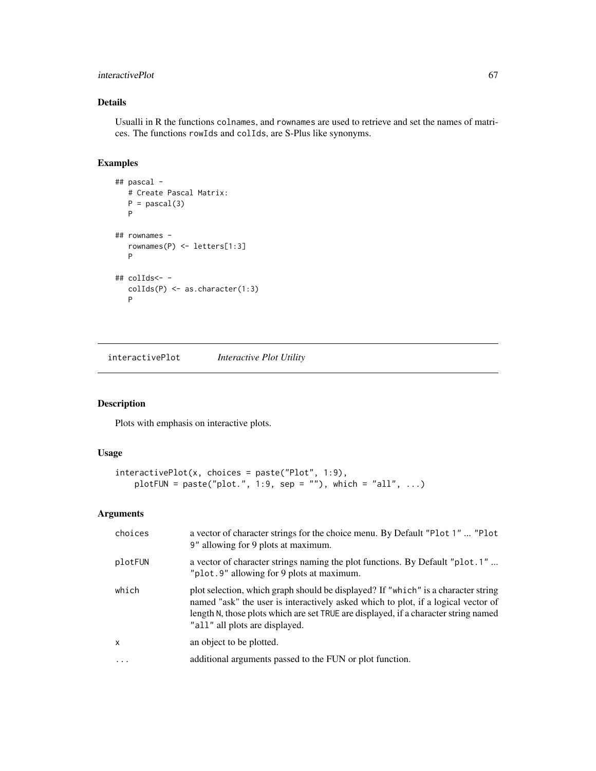## Details

Usualli in R the functions colnames, and rownames are used to retrieve and set the names of matrices. The functions rowIds and colIds, are S-Plus like synonyms.

## Examples

```
## pascal -
   # Create Pascal Matrix:
   P = pascal(3)
   P

## rownames -
   rownames(P) <- letters[1:3]
   P

## colIds<- -
   colIds(P) <- as.character(1:3)
   P
```

---

# interactivePlot *Interactive Plot Utility*

---

## Description

Plots with emphasis on interactive plots.

## Usage

```
interactivePlot(x, choices = paste("Plot", 1:9),
    plotFUN = paste("plot.", 1:9, sep = ""), which = "all", ...)
```

## Arguments

| | |
|---|---|
| choices | a vector of character strings for the choice menu. By Default "Plot 1" ... "Plot 9" allowing for 9 plots at maximum. |
| plotFUN | a vector of character strings naming the plot functions. By Default "plot.1" ... "plot.9" allowing for 9 plots at maximum. |
| which | plot selection, which graph should be displayed? If "which" is a character string named "ask" the user is interactively asked which to plot, if a logical vector of length N, those plots which are set TRUE are displayed, if a character string named "all" all plots are displayed. |
| x | an object to be plotted. |
| ... | additional arguments passed to the FUN or plot function. |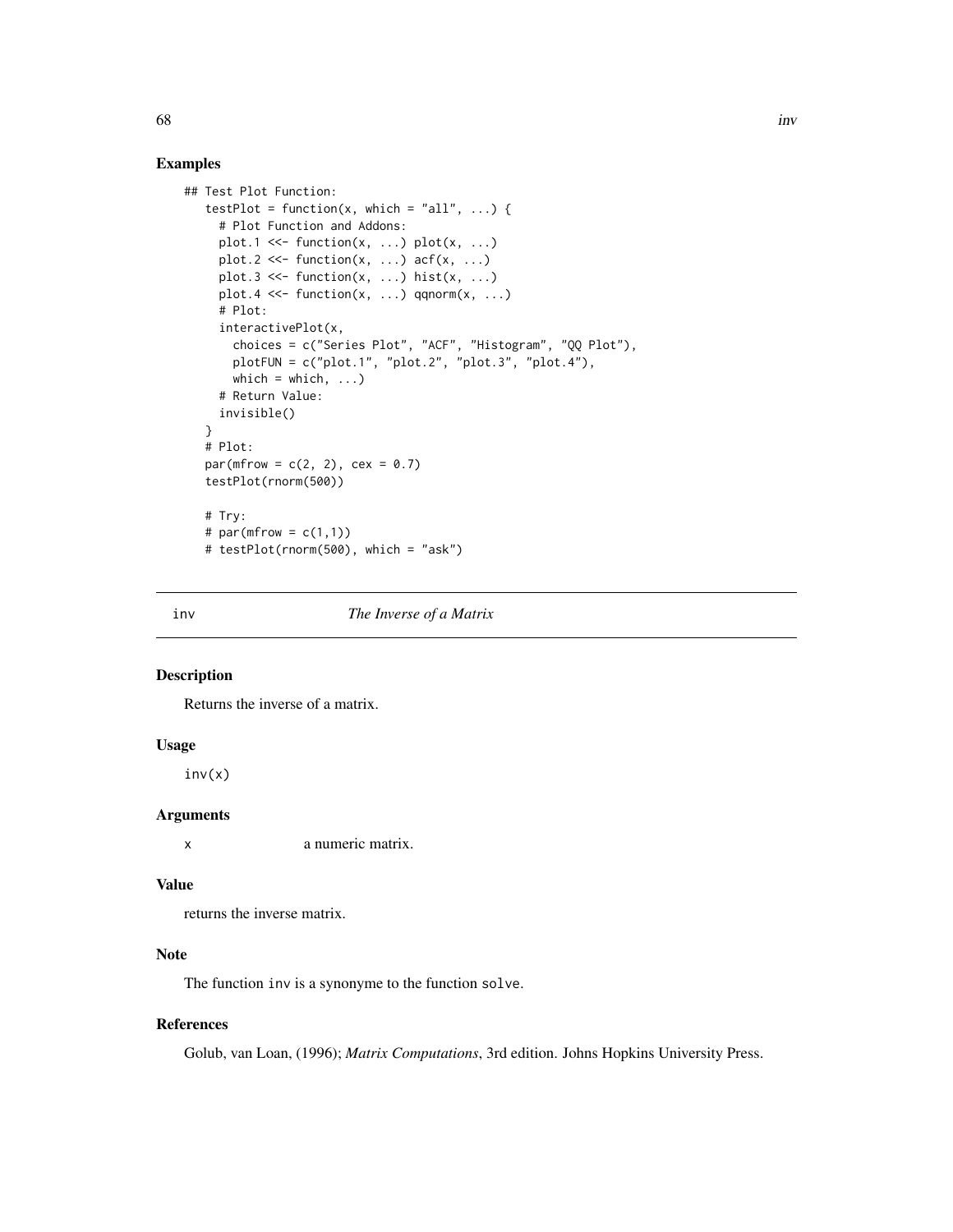## Examples

```
## Test Plot Function:
   testPlot = function(x, which = "all", ...) {
     # Plot Function and Addons:
     plot.1 <<- function(x, ...) plot(x, ...)
     plot.2 <<- function(x, ...) acf(x, ...)
     plot.3 <<- function(x, ...) hist(x, ...)
     plot.4 <<- function(x, ...) qqnorm(x, ...)
     # Plot:
     interactivePlot(x,
       choices = c("Series Plot", "ACF", "Histogram", "QQ Plot"),
       plotFUN = c("plot.1", "plot.2", "plot.3", "plot.4"),
       which = which, ...)
     # Return Value:
     invisible()
   }
   # Plot:
   par(mfrow = c(2, 2), cex = 0.7)
   testPlot(rnorm(500))

   # Try:
   # par(mfrow = c(1,1))
   # testPlot(rnorm(500), which = "ask")
```

---

inv *The Inverse of a Matrix*

---

## Description

Returns the inverse of a matrix.

## Usage

```
inv(x)
```

## Arguments

| | |
|---|---|
| x | a numeric matrix. |

## Value

returns the inverse matrix.

## Note

The function `inv` is a synonyme to the function `solve`.

## References

Golub, van Loan, (1996); *Matrix Computations*, 3rd edition. Johns Hopkins University Press.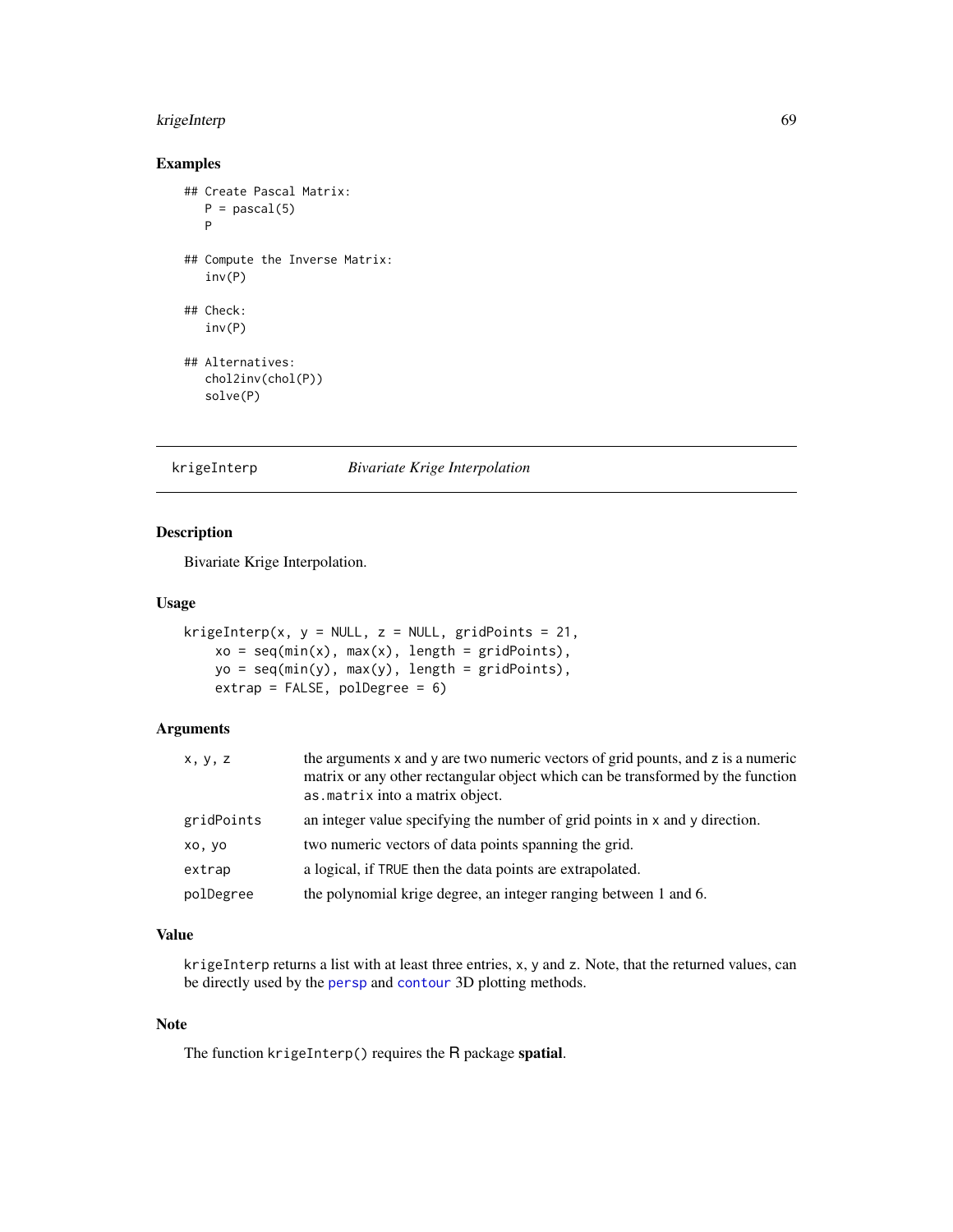## Examples

```
## Create Pascal Matrix:
   P = pascal(5)
   P

## Compute the Inverse Matrix:
   inv(P)

## Check:
   inv(P)

## Alternatives:
   chol2inv(chol(P))
   solve(P)
```

---

krigeInterp *Bivariate Krige Interpolation*

---

## Description

Bivariate Krige Interpolation.

## Usage

```
krigeInterp(x, y = NULL, z = NULL, gridPoints = 21,
    xo = seq(min(x), max(x), length = gridPoints),
    yo = seq(min(y), max(y), length = gridPoints),
    extrap = FALSE, polDegree = 6)
```

## Arguments

| | |
|---|---|
| x, y, z | the arguments x and y are two numeric vectors of grid pounts, and z is a numeric matrix or any other rectangular object which can be transformed by the function as.matrix into a matrix object. |
| gridPoints | an integer value specifying the number of grid points in x and y direction. |
| xo, yo | two numeric vectors of data points spanning the grid. |
| extrap | a logical, if TRUE then the data points are extrapolated. |
| polDegree | the polynomial krige degree, an integer ranging between 1 and 6. |

## Value

krigeInterp returns a list with at least three entries, x, y and z. Note, that the returned values, can be directly used by the persp and contour 3D plotting methods.

## Note

The function krigeInterp() requires the R package **spatial**.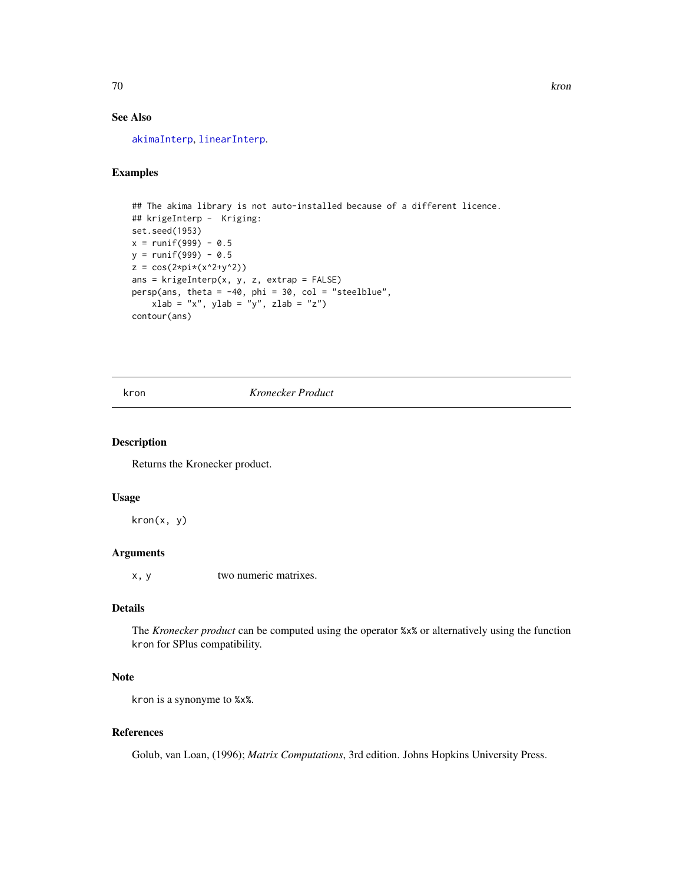### See Also

akimaInterp, linearInterp.

### Examples

```
## The akima library is not auto-installed because of a different licence.
## krigeInterp -  Kriging:
set.seed(1953)
x = runif(999) - 0.5
y = runif(999) - 0.5
z = cos(2*pi*(x^2+y^2))
ans = krigeInterp(x, y, z, extrap = FALSE)
persp(ans, theta = -40, phi = 30, col = "steelblue",
    xlab = "x", ylab = "y", zlab = "z")
contour(ans)
```

---

## kron — *Kronecker Product*

### Description

Returns the Kronecker product.

### Usage

```
kron(x, y)
```

### Arguments

| | |
|---|---|
| `x, y` | two numeric matrixes. |

### Details

The *Kronecker product* can be computed using the operator `%x%` or alternatively using the function `kron` for SPlus compatibility.

### Note

`kron` is a synonyme to `%x%`.

### References

Golub, van Loan, (1996); *Matrix Computations*, 3rd edition. Johns Hopkins University Press.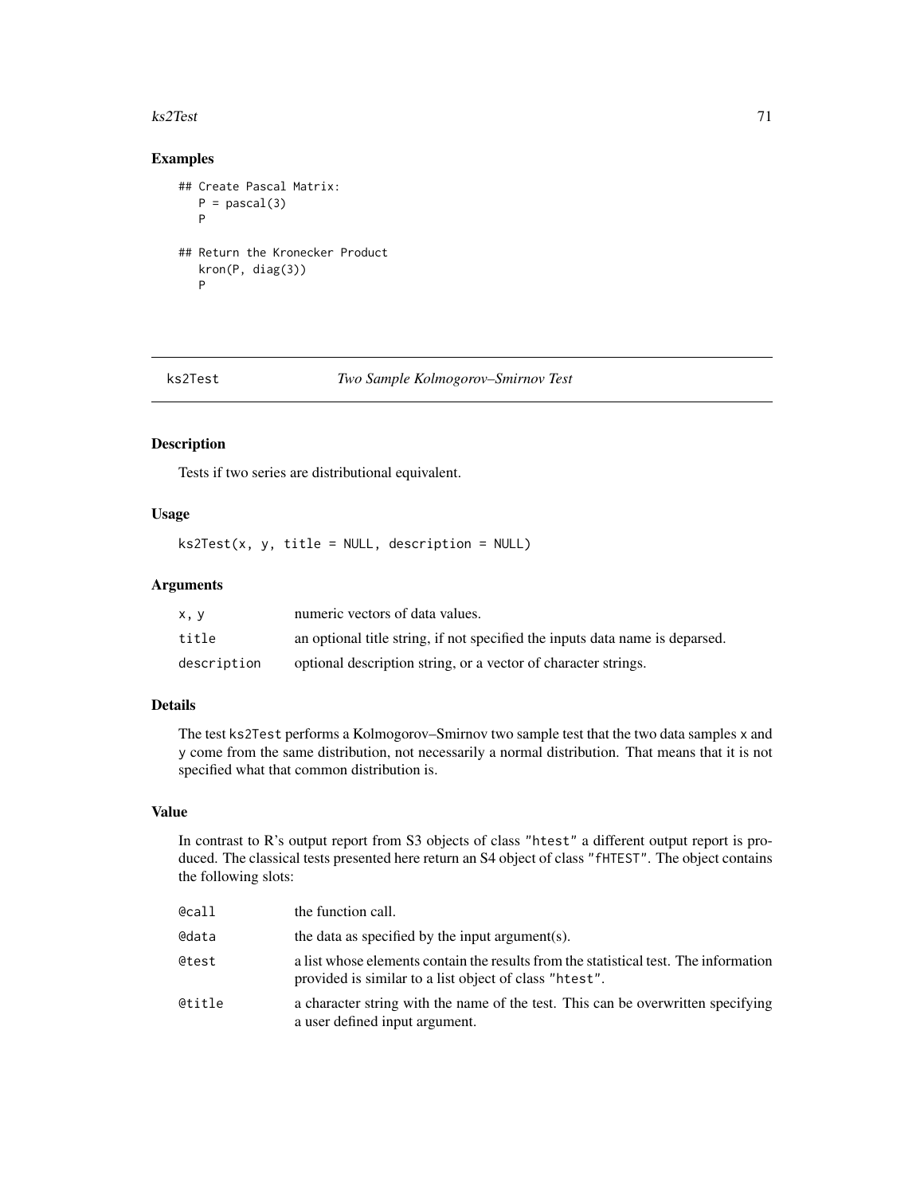## Examples

```
## Create Pascal Matrix:
   P = pascal(3)
   P

## Return the Kronecker Product
   kron(P, diag(3))
   P
```

# ks2Test *Two Sample Kolmogorov–Smirnov Test*

## Description

Tests if two series are distributional equivalent.

## Usage

```
ks2Test(x, y, title = NULL, description = NULL)
```

## Arguments

| | |
|---|---|
| x, y | numeric vectors of data values. |
| title | an optional title string, if not specified the inputs data name is deparsed. |
| description | optional description string, or a vector of character strings. |

## Details

The test `ks2Test` performs a Kolmogorov–Smirnov two sample test that the two data samples `x` and `y` come from the same distribution, not necessarily a normal distribution. That means that it is not specified what that common distribution is.

## Value

In contrast to R's output report from S3 objects of class `"htest"` a different output report is produced. The classical tests presented here return an S4 object of class `"fHTEST"`. The object contains the following slots:

| | |
|---|---|
| @call | the function call. |
| @data | the data as specified by the input argument(s). |
| @test | a list whose elements contain the results from the statistical test. The information provided is similar to a list object of class `"htest"`. |
| @title | a character string with the name of the test. This can be overwritten specifying a user defined input argument. |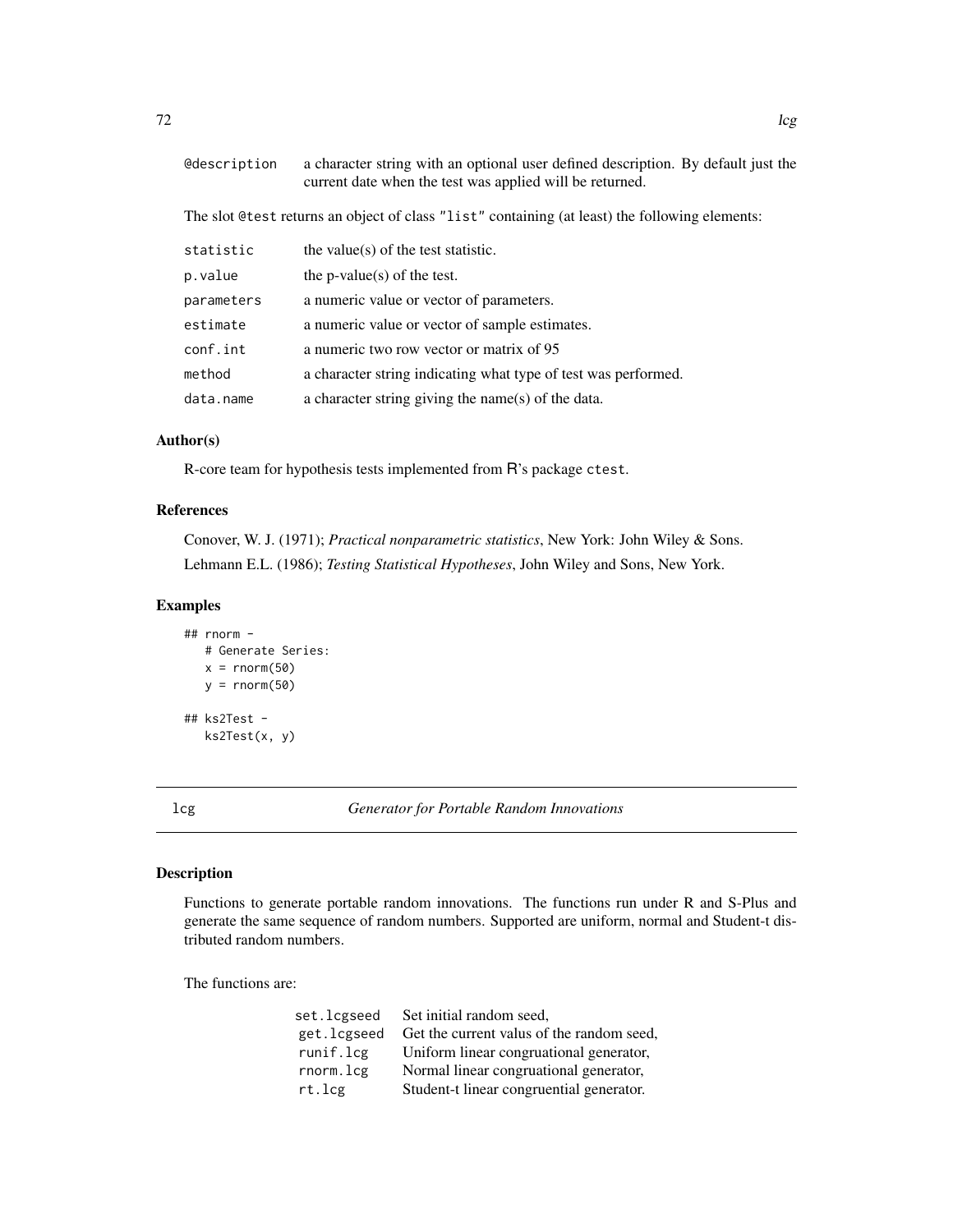| | |
|---|---|
| @description | a character string with an optional user defined description. By default just the current date when the test was applied will be returned. |

The slot @test returns an object of class "list" containing (at least) the following elements:

| | |
|---|---|
| statistic | the value(s) of the test statistic. |
| p.value | the p-value(s) of the test. |
| parameters | a numeric value or vector of parameters. |
| estimate | a numeric value or vector of sample estimates. |
| conf.int | a numeric two row vector or matrix of 95 |
| method | a character string indicating what type of test was performed. |
| data.name | a character string giving the name(s) of the data. |

### Author(s)

R-core team for hypothesis tests implemented from R's package ctest.

### References

Conover, W. J. (1971); *Practical nonparametric statistics*, New York: John Wiley & Sons.

Lehmann E.L. (1986); *Testing Statistical Hypotheses*, John Wiley and Sons, New York.

### Examples

```
## rnorm -
   # Generate Series:
   x = rnorm(50)
   y = rnorm(50)

## ks2Test -
   ks2Test(x, y)
```

---

## lcg — *Generator for Portable Random Innovations*

### Description

Functions to generate portable random innovations. The functions run under R and S-Plus and generate the same sequence of random numbers. Supported are uniform, normal and Student-t distributed random numbers.

The functions are:

| | |
|---|---|
| set.lcgseed | Set initial random seed, |
| get.lcgseed | Get the current valus of the random seed, |
| runif.lcg | Uniform linear congruational generator, |
| rnorm.lcg | Normal linear congruational generator, |
| rt.lcg | Student-t linear congruential generator. |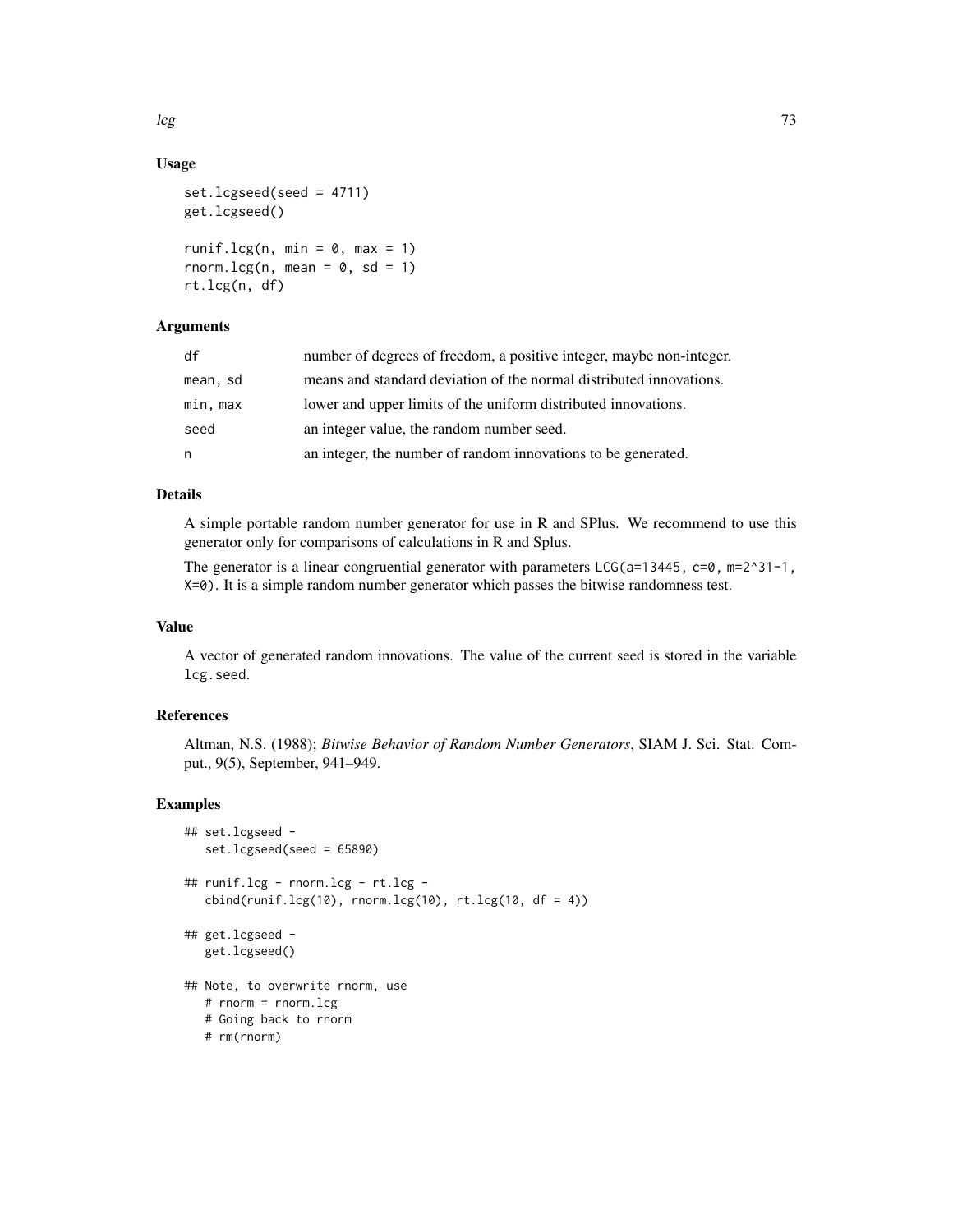## Usage

```
set.lcgseed(seed = 4711)
get.lcgseed()

runif.lcg(n, min = 0, max = 1)
rnorm.lcg(n, mean = 0, sd = 1)
rt.lcg(n, df)
```

## Arguments

| | |
|---|---|
| df | number of degrees of freedom, a positive integer, maybe non-integer. |
| mean, sd | means and standard deviation of the normal distributed innovations. |
| min, max | lower and upper limits of the uniform distributed innovations. |
| seed | an integer value, the random number seed. |
| n | an integer, the number of random innovations to be generated. |

## Details

A simple portable random number generator for use in R and SPlus. We recommend to use this generator only for comparisons of calculations in R and Splus.

The generator is a linear congruential generator with parameters `LCG(a=13445, c=0, m=2^31-1, X=0)`. It is a simple random number generator which passes the bitwise randomness test.

## Value

A vector of generated random innovations. The value of the current seed is stored in the variable `lcg.seed`.

## References

Altman, N.S. (1988); *Bitwise Behavior of Random Number Generators*, SIAM J. Sci. Stat. Comput., 9(5), September, 941–949.

## Examples

```
## set.lcgseed -
   set.lcgseed(seed = 65890)

## runif.lcg - rnorm.lcg - rt.lcg -
   cbind(runif.lcg(10), rnorm.lcg(10), rt.lcg(10, df = 4))

## get.lcgseed -
   get.lcgseed()

## Note, to overwrite rnorm, use
   # rnorm = rnorm.lcg
   # Going back to rnorm
   # rm(rnorm)
```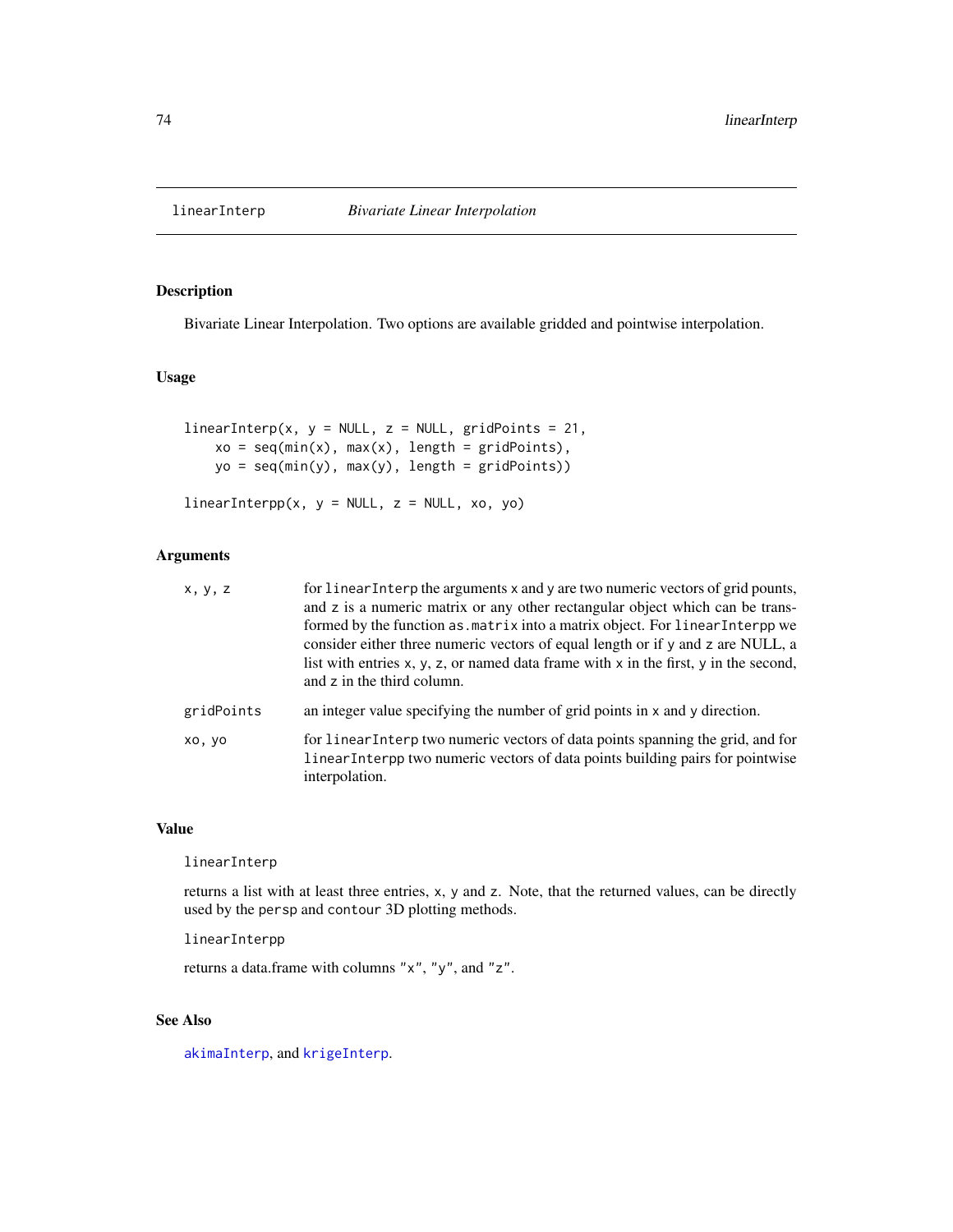# linearInterp *Bivariate Linear Interpolation*

## Description

Bivariate Linear Interpolation. Two options are available gridded and pointwise interpolation.

## Usage

```
linearInterp(x, y = NULL, z = NULL, gridPoints = 21,
    xo = seq(min(x), max(x), length = gridPoints),
    yo = seq(min(y), max(y), length = gridPoints))

linearInterpp(x, y = NULL, z = NULL, xo, yo)
```

## Arguments

| | |
|---|---|
| `x, y, z` | for `linearInterp` the arguments `x` and `y` are two numeric vectors of grid pounts, and `z` is a numeric matrix or any other rectangular object which can be transformed by the function `as.matrix` into a matrix object. For `linearInterpp` we consider either three numeric vectors of equal length or if `y` and `z` are NULL, a list with entries `x`, `y`, `z`, or named data frame with `x` in the first, `y` in the second, and `z` in the third column. |
| `gridPoints` | an integer value specifying the number of grid points in `x` and `y` direction. |
| `xo, yo` | for `linearInterp` two numeric vectors of data points spanning the grid, and for `linearInterpp` two numeric vectors of data points building pairs for pointwise interpolation. |

## Value

`linearInterp`

returns a list with at least three entries, `x`, `y` and `z`. Note, that the returned values, can be directly used by the `persp` and `contour` 3D plotting methods.

`linearInterpp`

returns a data.frame with columns `"x"`, `"y"`, and `"z"`.

## See Also

`akimaInterp`, and `krigeInterp`.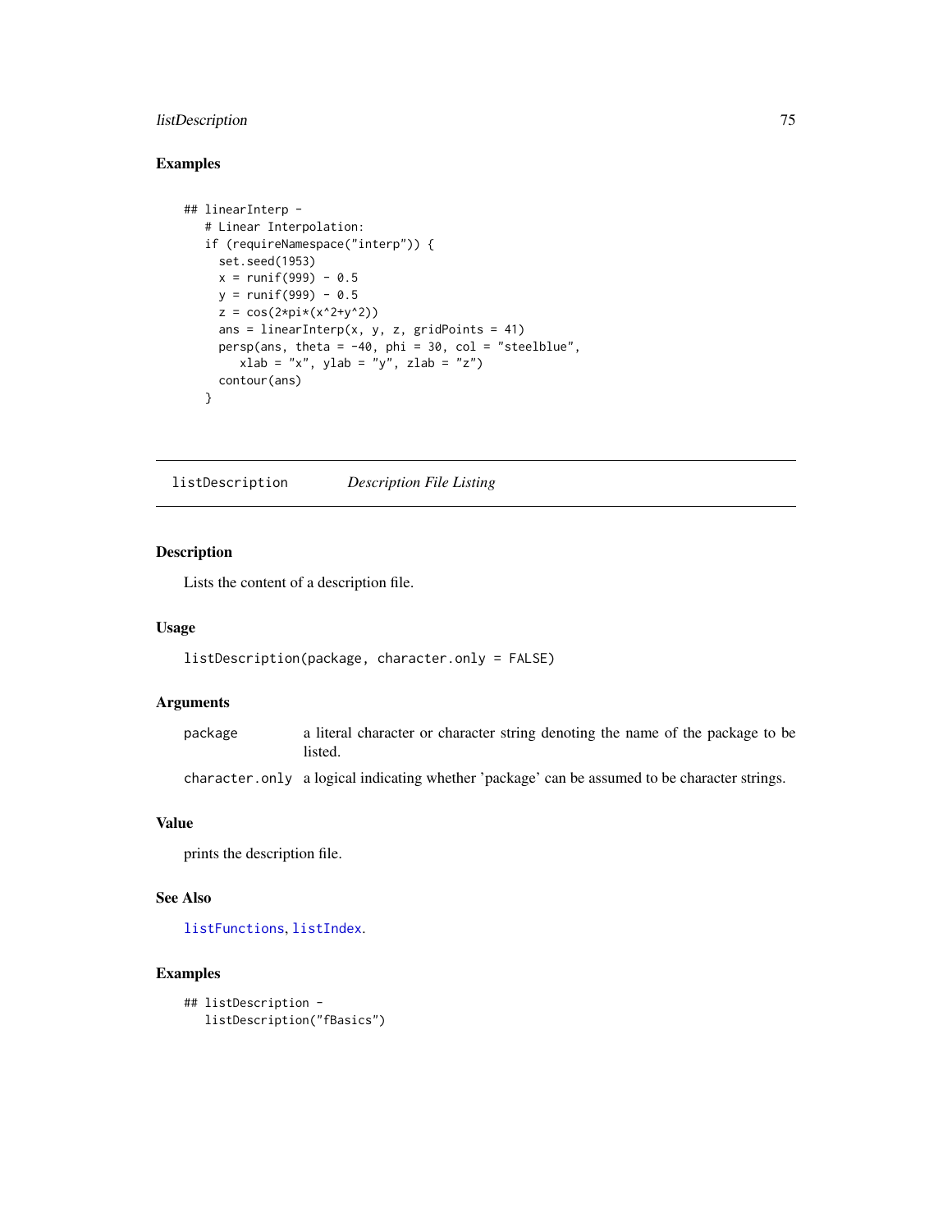### Examples

```
## linearInterp -
   # Linear Interpolation:
   if (requireNamespace("interp")) {
     set.seed(1953)
     x = runif(999) - 0.5
     y = runif(999) - 0.5
     z = cos(2*pi*(x^2+y^2))
     ans = linearInterp(x, y, z, gridPoints = 41)
     persp(ans, theta = -40, phi = 30, col = "steelblue",
        xlab = "x", ylab = "y", zlab = "z")
     contour(ans)
   }
```

---

## listDescription *Description File Listing*

---

### Description

Lists the content of a description file.

### Usage

```
listDescription(package, character.only = FALSE)
```

### Arguments

| | |
|---|---|
| `package` | a literal character or character string denoting the name of the package to be listed. |
| `character.only` | a logical indicating whether 'package' can be assumed to be character strings. |

### Value

prints the description file.

### See Also

`listFunctions`, `listIndex`.

### Examples

```
## listDescription -
   listDescription("fBasics")
```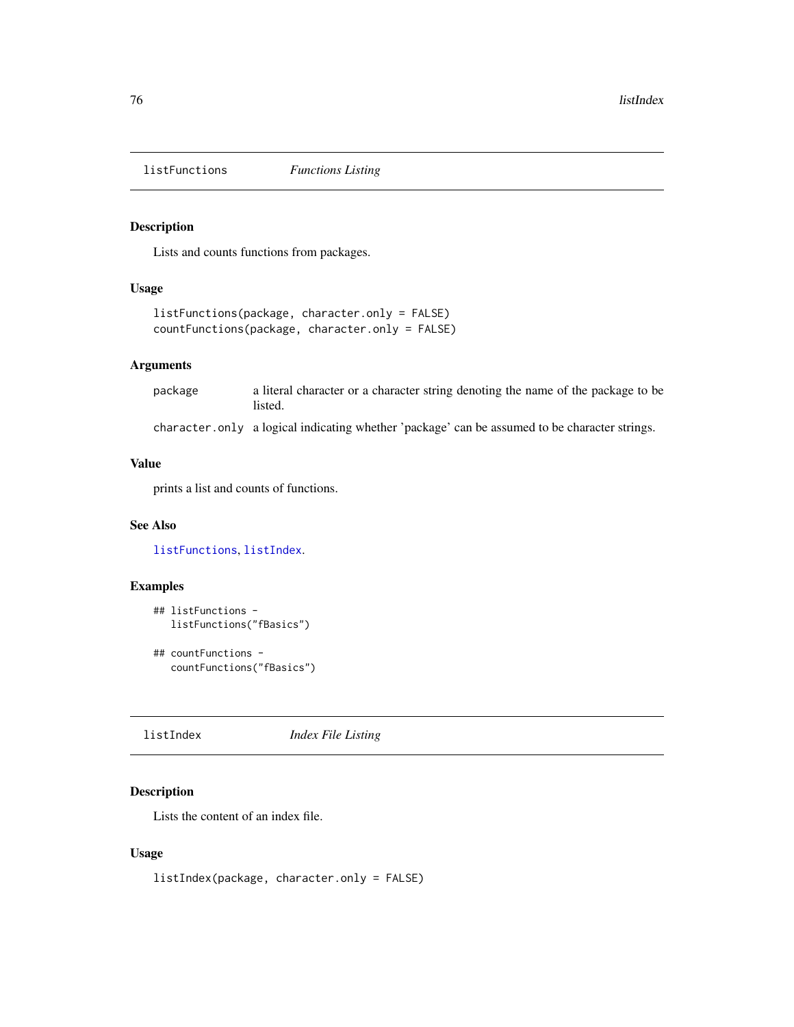## listFunctions *Functions Listing*

### Description

Lists and counts functions from packages.

### Usage

```
listFunctions(package, character.only = FALSE)
countFunctions(package, character.only = FALSE)
```

### Arguments

| | |
|---|---|
| `package` | a literal character or a character string denoting the name of the package to be listed. |
| `character.only` | a logical indicating whether 'package' can be assumed to be character strings. |

### Value

prints a list and counts of functions.

### See Also

`listFunctions`, `listIndex`.

### Examples

```
## listFunctions -
   listFunctions("fBasics")

## countFunctions -
   countFunctions("fBasics")
```

## listIndex *Index File Listing*

### Description

Lists the content of an index file.

### Usage

```
listIndex(package, character.only = FALSE)
```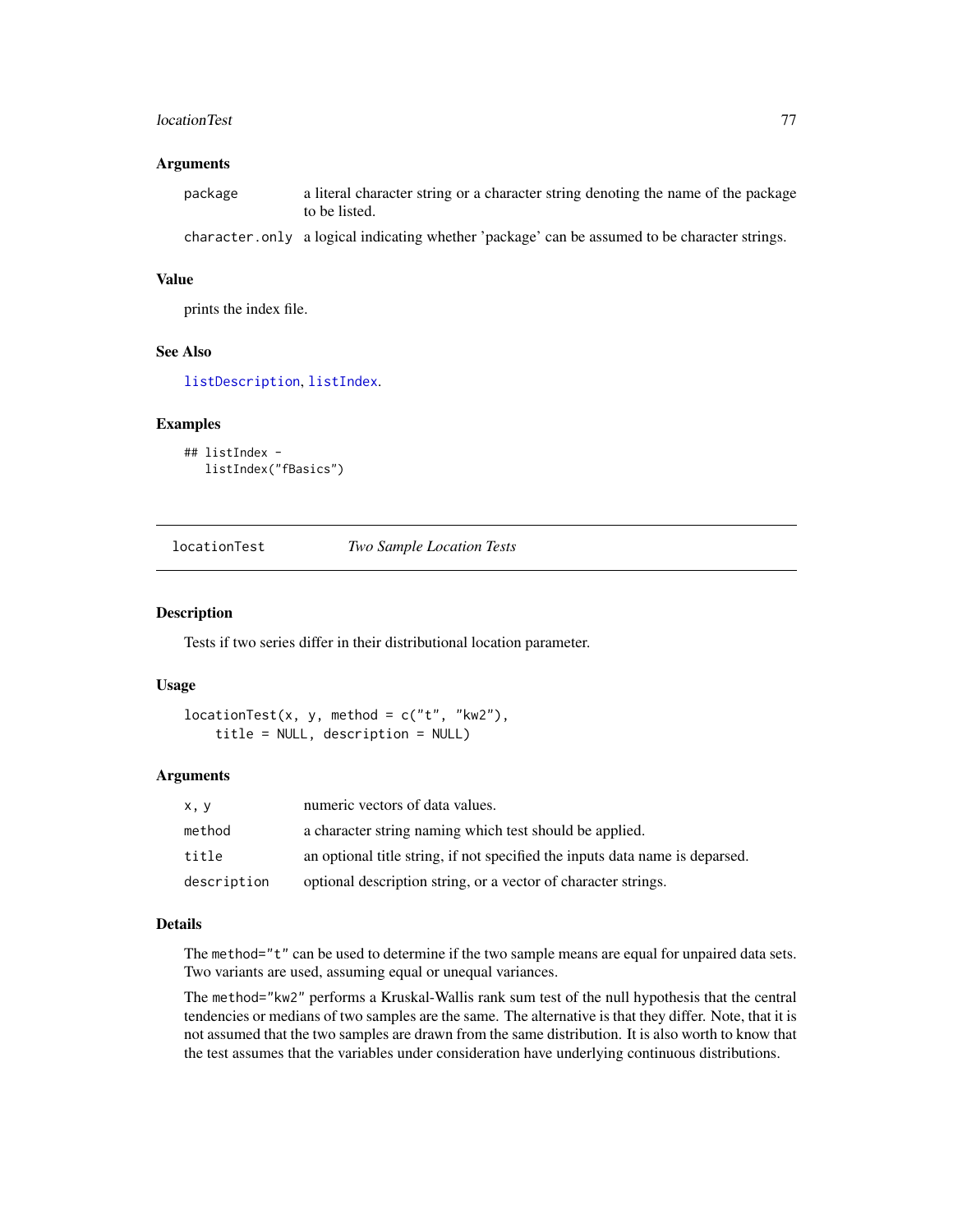### Arguments

| | |
|---|---|
| `package` | a literal character string or a character string denoting the name of the package to be listed. |
| `character.only` | a logical indicating whether 'package' can be assumed to be character strings. |

### Value

prints the index file.

### See Also

`listDescription`, `listIndex`.

### Examples

```
## listIndex -
   listIndex("fBasics")
```

---

## locationTest    *Two Sample Location Tests*

---

### Description

Tests if two series differ in their distributional location parameter.

### Usage

```
locationTest(x, y, method = c("t", "kw2"),
    title = NULL, description = NULL)
```

### Arguments

| | |
|---|---|
| `x, y` | numeric vectors of data values. |
| `method` | a character string naming which test should be applied. |
| `title` | an optional title string, if not specified the inputs data name is deparsed. |
| `description` | optional description string, or a vector of character strings. |

### Details

The `method="t"` can be used to determine if the two sample means are equal for unpaired data sets. Two variants are used, assuming equal or unequal variances.

The `method="kw2"` performs a Kruskal-Wallis rank sum test of the null hypothesis that the central tendencies or medians of two samples are the same. The alternative is that they differ. Note, that it is not assumed that the two samples are drawn from the same distribution. It is also worth to know that the test assumes that the variables under consideration have underlying continuous distributions.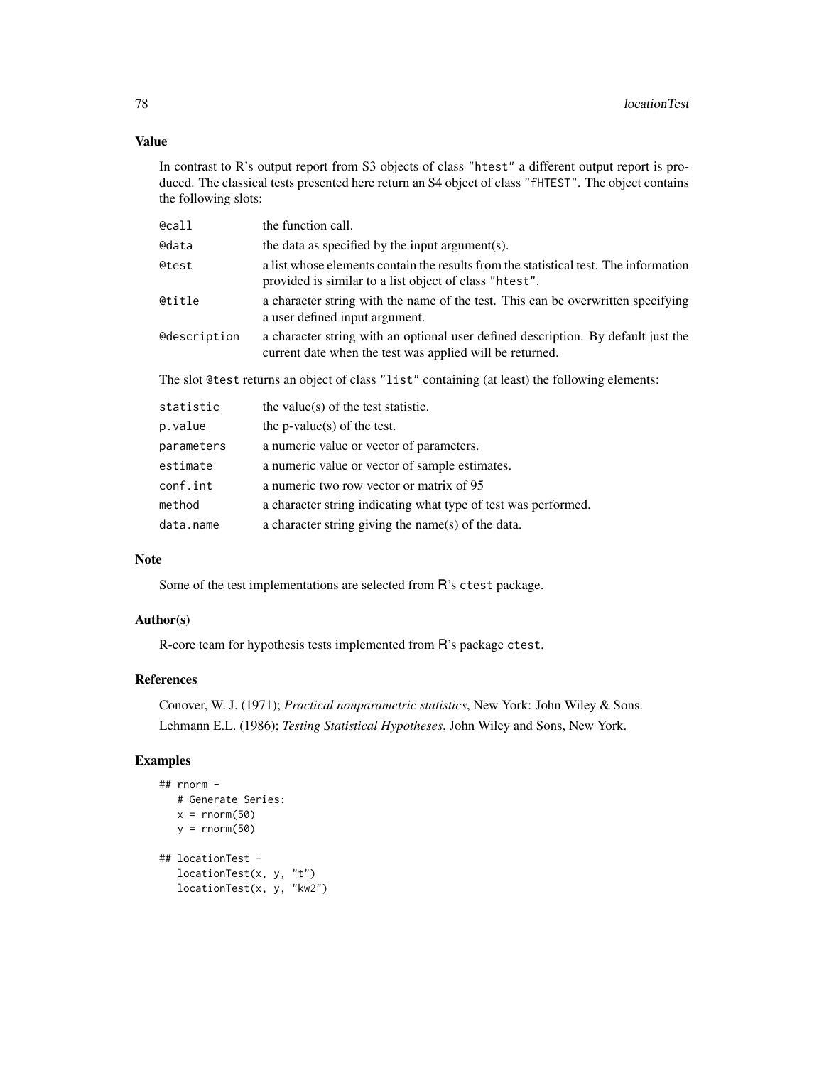### Value

In contrast to R's output report from S3 objects of class "htest" a different output report is produced. The classical tests presented here return an S4 object of class "fHTEST". The object contains the following slots:

| | |
|---|---|
| `@call` | the function call. |
| `@data` | the data as specified by the input argument(s). |
| `@test` | a list whose elements contain the results from the statistical test. The information provided is similar to a list object of class "htest". |
| `@title` | a character string with the name of the test. This can be overwritten specifying a user defined input argument. |
| `@description` | a character string with an optional user defined description. By default just the current date when the test was applied will be returned. |

The slot `@test` returns an object of class "list" containing (at least) the following elements:

| | |
|---|---|
| `statistic` | the value(s) of the test statistic. |
| `p.value` | the p-value(s) of the test. |
| `parameters` | a numeric value or vector of parameters. |
| `estimate` | a numeric value or vector of sample estimates. |
| `conf.int` | a numeric two row vector or matrix of 95 |
| `method` | a character string indicating what type of test was performed. |
| `data.name` | a character string giving the name(s) of the data. |

### Note

Some of the test implementations are selected from R's `ctest` package.

### Author(s)

R-core team for hypothesis tests implemented from R's package `ctest`.

### References

Conover, W. J. (1971); *Practical nonparametric statistics*, New York: John Wiley & Sons.

Lehmann E.L. (1986); *Testing Statistical Hypotheses*, John Wiley and Sons, New York.

### Examples

```
## rnorm -
   # Generate Series:
   x = rnorm(50)
   y = rnorm(50)

## locationTest -
   locationTest(x, y, "t")
   locationTest(x, y, "kw2")
```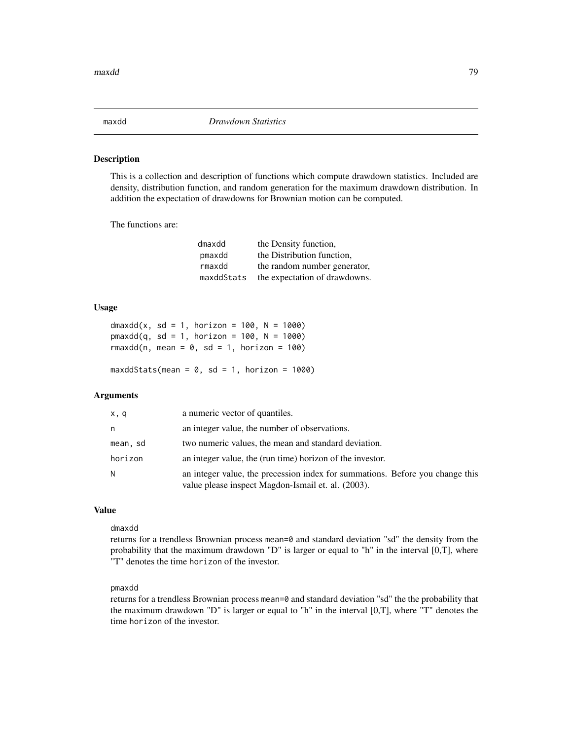# maxdd *Drawdown Statistics*

## Description

This is a collection and description of functions which compute drawdown statistics. Included are density, distribution function, and random generation for the maximum drawdown distribution. In addition the expectation of drawdowns for Brownian motion can be computed.

The functions are:

| | |
|---|---|
| `dmaxdd` | the Density function, |
| `pmaxdd` | the Distribution function, |
| `rmaxdd` | the random number generator, |
| `maxddStats` | the expectation of drawdowns. |

## Usage

```
dmaxdd(x, sd = 1, horizon = 100, N = 1000)
pmaxdd(q, sd = 1, horizon = 100, N = 1000)
rmaxdd(n, mean = 0, sd = 1, horizon = 100)

maxddStats(mean = 0, sd = 1, horizon = 1000)
```

## Arguments

| | |
|---|---|
| `x, q` | a numeric vector of quantiles. |
| `n` | an integer value, the number of observations. |
| `mean, sd` | two numeric values, the mean and standard deviation. |
| `horizon` | an integer value, the (run time) horizon of the investor. |
| `N` | an integer value, the precession index for summations. Before you change this value please inspect Magdon-Ismail et. al. (2003). |

## Value

`dmaxdd`
returns for a trendless Brownian process `mean=0` and standard deviation "sd" the density from the probability that the maximum drawdown "D" is larger or equal to "h" in the interval [0,T], where "T" denotes the time `horizon` of the investor.

`pmaxdd`
returns for a trendless Brownian process `mean=0` and standard deviation "sd" the the probability that the maximum drawdown "D" is larger or equal to "h" in the interval [0,T], where "T" denotes the time `horizon` of the investor.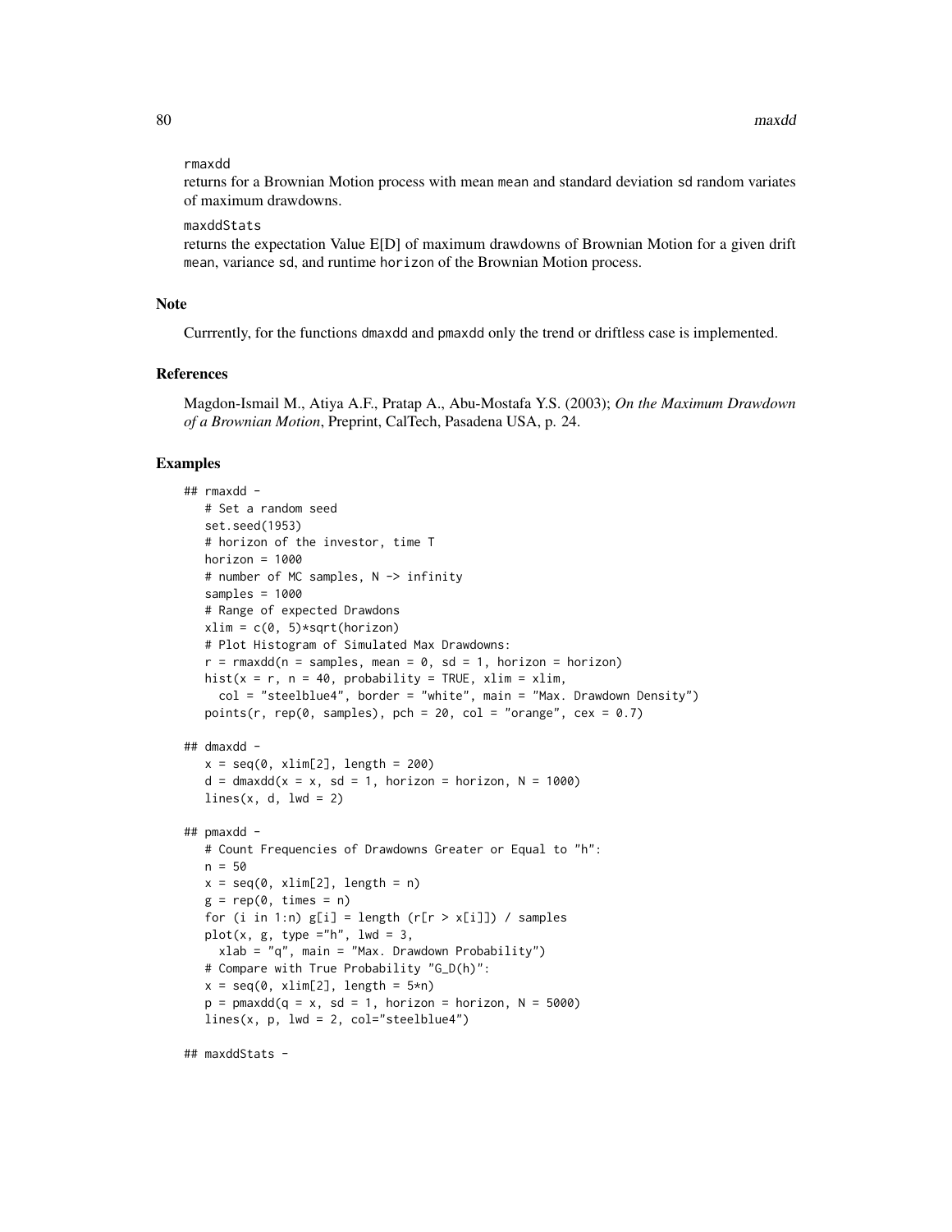`rmaxdd`
returns for a Brownian Motion process with mean `mean` and standard deviation `sd` random variates of maximum drawdowns.

`maxddStats`
returns the expectation Value E[D] of maximum drawdowns of Brownian Motion for a given drift `mean`, variance `sd`, and runtime `horizon` of the Brownian Motion process.

## Note

Currrently, for the functions `dmaxdd` and `pmaxdd` only the trend or driftless case is implemented.

## References

Magdon-Ismail M., Atiya A.F., Pratap A., Abu-Mostafa Y.S. (2003); *On the Maximum Drawdown of a Brownian Motion*, Preprint, CalTech, Pasadena USA, p. 24.

## Examples

```
## rmaxdd -
   # Set a random seed
   set.seed(1953)
   # horizon of the investor, time T
   horizon = 1000
   # number of MC samples, N -> infinity
   samples = 1000
   # Range of expected Drawdons
   xlim = c(0, 5)*sqrt(horizon)
   # Plot Histogram of Simulated Max Drawdowns:
   r = rmaxdd(n = samples, mean = 0, sd = 1, horizon = horizon)
   hist(x = r, n = 40, probability = TRUE, xlim = xlim,
     col = "steelblue4", border = "white", main = "Max. Drawdown Density")
   points(r, rep(0, samples), pch = 20, col = "orange", cex = 0.7)

## dmaxdd -
   x = seq(0, xlim[2], length = 200)
   d = dmaxdd(x = x, sd = 1, horizon = horizon, N = 1000)
   lines(x, d, lwd = 2)

## pmaxdd -
   # Count Frequencies of Drawdowns Greater or Equal to "h":
   n = 50
   x = seq(0, xlim[2], length = n)
   g = rep(0, times = n)
   for (i in 1:n) g[i] = length (r[r > x[i]]) / samples
   plot(x, g, type ="h", lwd = 3,
     xlab = "q", main = "Max. Drawdown Probability")
   # Compare with True Probability "G_D(h)":
   x = seq(0, xlim[2], length = 5*n)
   p = pmaxdd(q = x, sd = 1, horizon = horizon, N = 5000)
   lines(x, p, lwd = 2, col="steelblue4")

## maxddStats -
```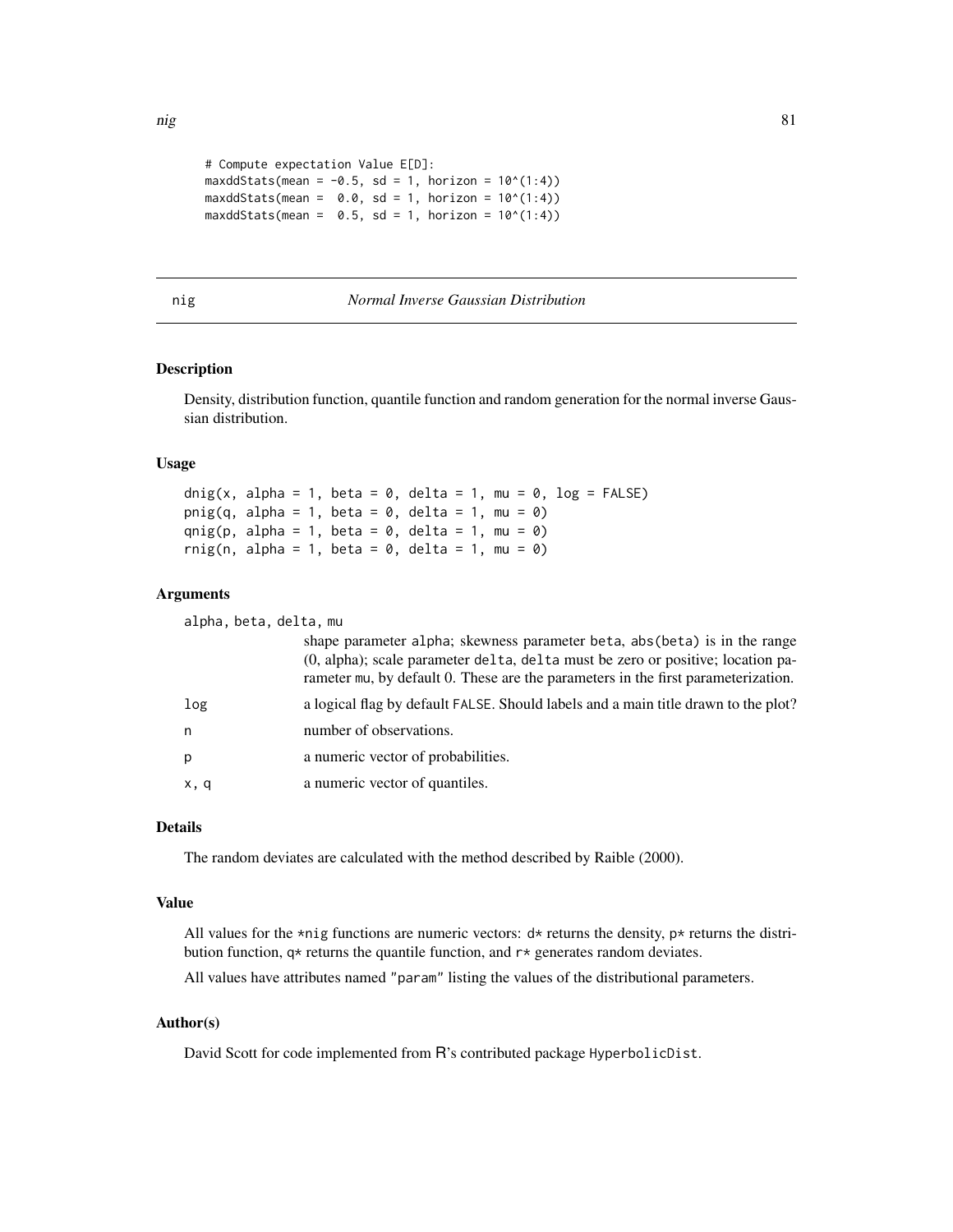```
# Compute expectation Value E[D]:
maxddStats(mean = -0.5, sd = 1, horizon = 10^(1:4))
maxddStats(mean =  0.0, sd = 1, horizon = 10^(1:4))
maxddStats(mean =  0.5, sd = 1, horizon = 10^(1:4))
```

---

nig *Normal Inverse Gaussian Distribution*

---

## Description

Density, distribution function, quantile function and random generation for the normal inverse Gaussian distribution.

## Usage

```
dnig(x, alpha = 1, beta = 0, delta = 1, mu = 0, log = FALSE)
pnig(q, alpha = 1, beta = 0, delta = 1, mu = 0)
qnig(p, alpha = 1, beta = 0, delta = 1, mu = 0)
rnig(n, alpha = 1, beta = 0, delta = 1, mu = 0)
```

## Arguments

| | |
|---|---|
| alpha, beta, delta, mu | shape parameter alpha; skewness parameter beta, abs(beta) is in the range (0, alpha); scale parameter delta, delta must be zero or positive; location parameter mu, by default 0. These are the parameters in the first parameterization. |
| log | a logical flag by default FALSE. Should labels and a main title drawn to the plot? |
| n | number of observations. |
| p | a numeric vector of probabilities. |
| x, q | a numeric vector of quantiles. |

## Details

The random deviates are calculated with the method described by Raible (2000).

## Value

All values for the *nig functions are numeric vectors: d* returns the density, p* returns the distribution function, q* returns the quantile function, and r* generates random deviates.

All values have attributes named "param" listing the values of the distributional parameters.

## Author(s)

David Scott for code implemented from R's contributed package HyperbolicDist.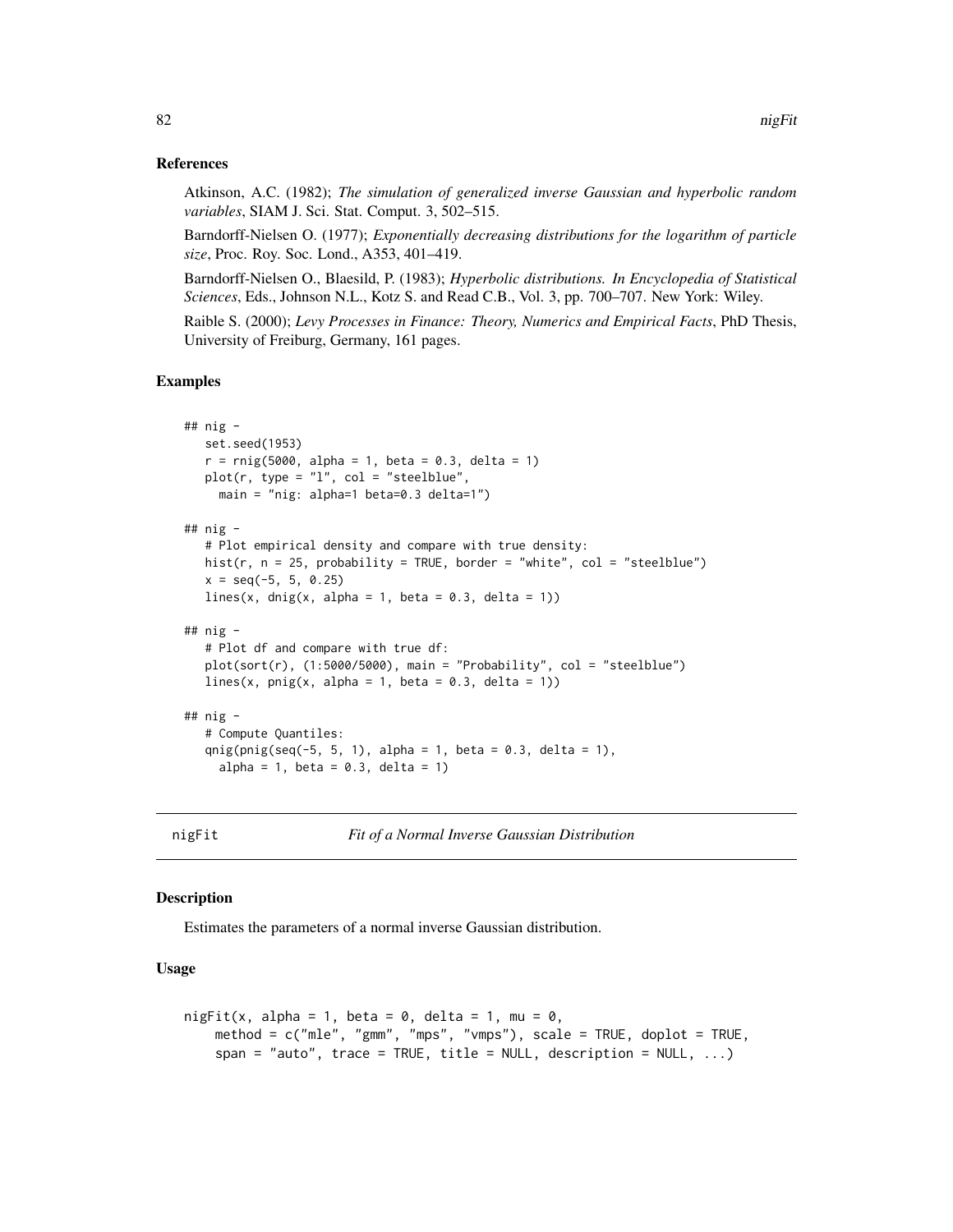### References

Atkinson, A.C. (1982); *The simulation of generalized inverse Gaussian and hyperbolic random variables*, SIAM J. Sci. Stat. Comput. 3, 502–515.

Barndorff-Nielsen O. (1977); *Exponentially decreasing distributions for the logarithm of particle size*, Proc. Roy. Soc. Lond., A353, 401–419.

Barndorff-Nielsen O., Blaesild, P. (1983); *Hyperbolic distributions. In Encyclopedia of Statistical Sciences*, Eds., Johnson N.L., Kotz S. and Read C.B., Vol. 3, pp. 700–707. New York: Wiley.

Raible S. (2000); *Levy Processes in Finance: Theory, Numerics and Empirical Facts*, PhD Thesis, University of Freiburg, Germany, 161 pages.

### Examples

```
## nig -
   set.seed(1953)
   r = rnig(5000, alpha = 1, beta = 0.3, delta = 1)
   plot(r, type = "l", col = "steelblue",
     main = "nig: alpha=1 beta=0.3 delta=1")

## nig -
   # Plot empirical density and compare with true density:
   hist(r, n = 25, probability = TRUE, border = "white", col = "steelblue")
   x = seq(-5, 5, 0.25)
   lines(x, dnig(x, alpha = 1, beta = 0.3, delta = 1))

## nig -
   # Plot df and compare with true df:
   plot(sort(r), (1:5000/5000), main = "Probability", col = "steelblue")
   lines(x, pnig(x, alpha = 1, beta = 0.3, delta = 1))

## nig -
   # Compute Quantiles:
   qnig(pnig(seq(-5, 5, 1), alpha = 1, beta = 0.3, delta = 1),
     alpha = 1, beta = 0.3, delta = 1)
```

## nigFit *Fit of a Normal Inverse Gaussian Distribution*

### Description

Estimates the parameters of a normal inverse Gaussian distribution.

### Usage

```
nigFit(x, alpha = 1, beta = 0, delta = 1, mu = 0,
    method = c("mle", "gmm", "mps", "vmps"), scale = TRUE, doplot = TRUE,
    span = "auto", trace = TRUE, title = NULL, description = NULL, ...)
```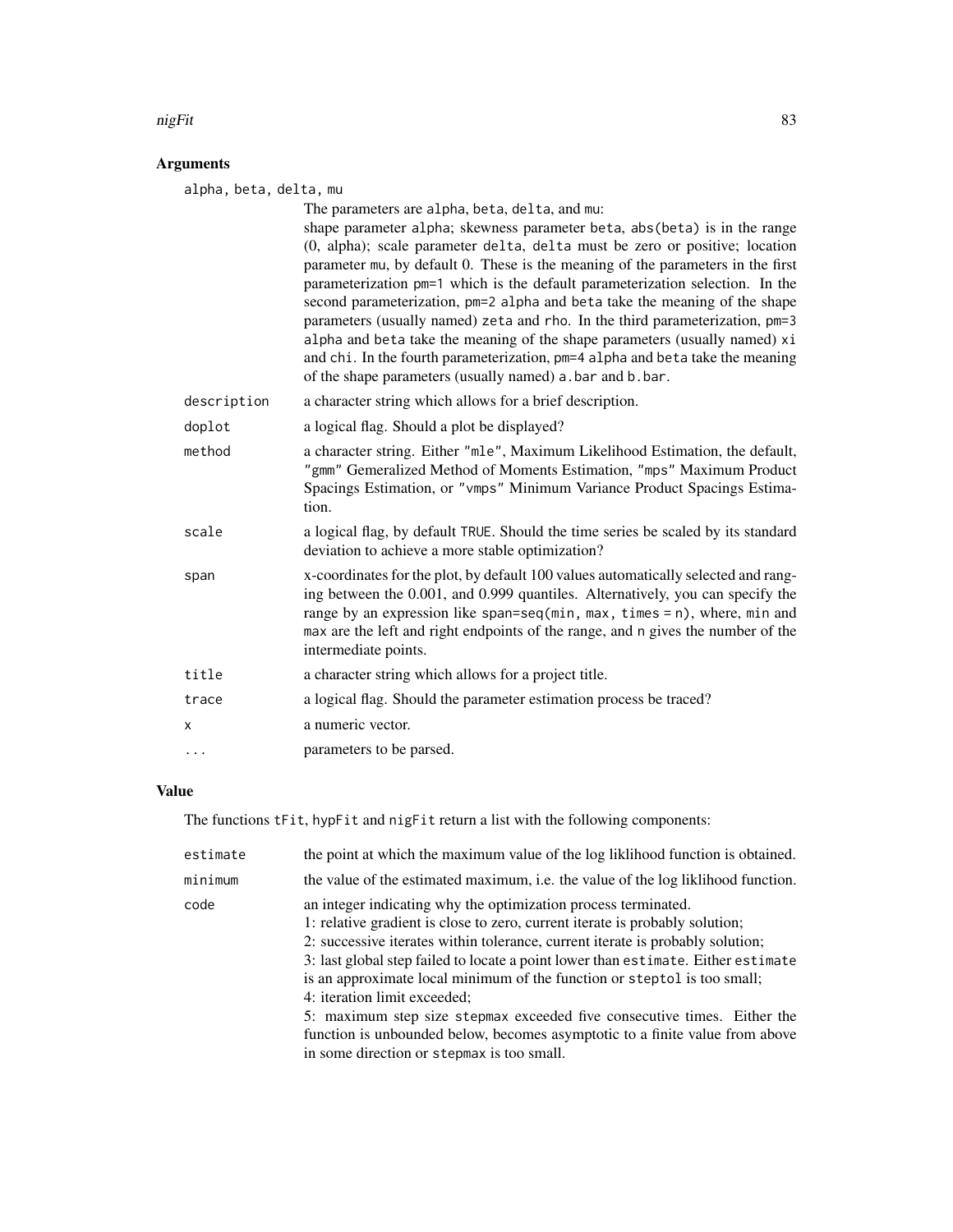## Arguments

alpha, beta, delta, mu

The parameters are alpha, beta, delta, and mu:
shape parameter alpha; skewness parameter beta, abs(beta) is in the range (0, alpha); scale parameter delta, delta must be zero or positive; location parameter mu, by default 0. These is the meaning of the parameters in the first parameterization pm=1 which is the default parameterization selection. In the second parameterization, pm=2 alpha and beta take the meaning of the shape parameters (usually named) zeta and rho. In the third parameterization, pm=3 alpha and beta take the meaning of the shape parameters (usually named) xi and chi. In the fourth parameterization, pm=4 alpha and beta take the meaning of the shape parameters (usually named) a.bar and b.bar.

| | |
|---|---|
| description | a character string which allows for a brief description. |
| doplot | a logical flag. Should a plot be displayed? |
| method | a character string. Either "mle", Maximum Likelihood Estimation, the default, "gmm" Gemeralized Method of Moments Estimation, "mps" Maximum Product Spacings Estimation, or "vmps" Minimum Variance Product Spacings Estimation. |
| scale | a logical flag, by default TRUE. Should the time series be scaled by its standard deviation to achieve a more stable optimization? |
| span | x-coordinates for the plot, by default 100 values automatically selected and ranging between the 0.001, and 0.999 quantiles. Alternatively, you can specify the range by an expression like span=seq(min, max, times = n), where, min and max are the left and right endpoints of the range, and n gives the number of the intermediate points. |
| title | a character string which allows for a project title. |
| trace | a logical flag. Should the parameter estimation process be traced? |
| x | a numeric vector. |
| ... | parameters to be parsed. |

## Value

The functions tFit, hypFit and nigFit return a list with the following components:

| | |
|---|---|
| estimate | the point at which the maximum value of the log liklihood function is obtained. |
| minimum | the value of the estimated maximum, i.e. the value of the log liklihood function. |
| code | an integer indicating why the optimization process terminated.<br>1: relative gradient is close to zero, current iterate is probably solution;<br>2: successive iterates within tolerance, current iterate is probably solution;<br>3: last global step failed to locate a point lower than estimate. Either estimate is an approximate local minimum of the function or steptol is too small;<br>4: iteration limit exceeded;<br>5: maximum step size stepmax exceeded five consecutive times. Either the function is unbounded below, becomes asymptotic to a finite value from above in some direction or stepmax is too small. |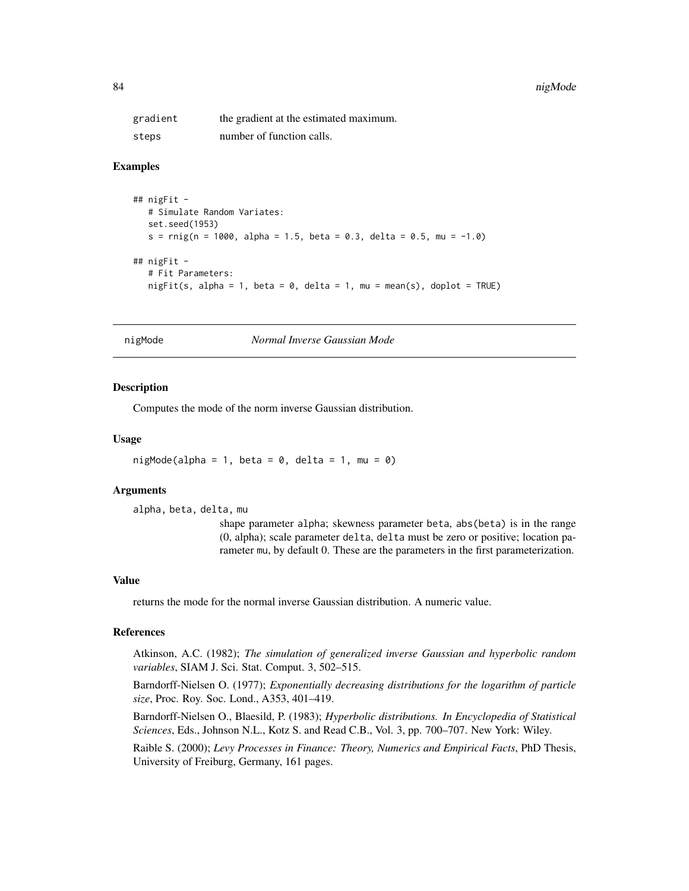| | |
|---|---|
| gradient | the gradient at the estimated maximum. |
| steps | number of function calls. |

### Examples

```
## nigFit -
   # Simulate Random Variates:
   set.seed(1953)
   s = rnig(n = 1000, alpha = 1.5, beta = 0.3, delta = 0.5, mu = -1.0)

## nigFit -
   # Fit Parameters:
   nigFit(s, alpha = 1, beta = 0, delta = 1, mu = mean(s), doplot = TRUE)
```

---

## nigMode — *Normal Inverse Gaussian Mode*

### Description

Computes the mode of the norm inverse Gaussian distribution.

### Usage

```
nigMode(alpha = 1, beta = 0, delta = 1, mu = 0)
```

### Arguments

alpha, beta, delta, mu
: shape parameter alpha; skewness parameter beta, abs(beta) is in the range (0, alpha); scale parameter delta, delta must be zero or positive; location parameter mu, by default 0. These are the parameters in the first parameterization.

### Value

returns the mode for the normal inverse Gaussian distribution. A numeric value.

### References

Atkinson, A.C. (1982); *The simulation of generalized inverse Gaussian and hyperbolic random variables*, SIAM J. Sci. Stat. Comput. 3, 502–515.

Barndorff-Nielsen O. (1977); *Exponentially decreasing distributions for the logarithm of particle size*, Proc. Roy. Soc. Lond., A353, 401–419.

Barndorff-Nielsen O., Blaesild, P. (1983); *Hyperbolic distributions. In Encyclopedia of Statistical Sciences*, Eds., Johnson N.L., Kotz S. and Read C.B., Vol. 3, pp. 700–707. New York: Wiley.

Raible S. (2000); *Levy Processes in Finance: Theory, Numerics and Empirical Facts*, PhD Thesis, University of Freiburg, Germany, 161 pages.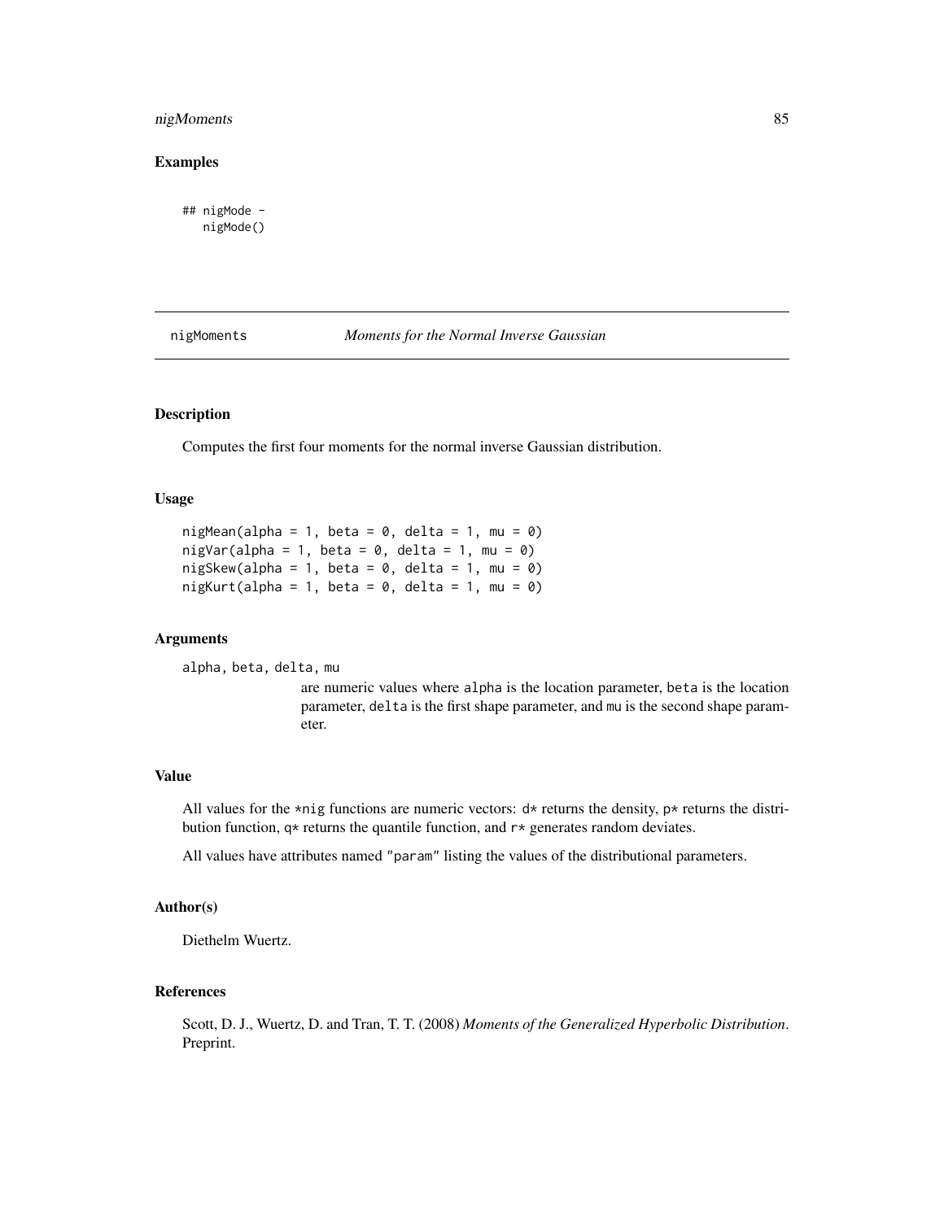## Examples

```
## nigMode -
   nigMode()
```

---

# nigMoments *Moments for the Normal Inverse Gaussian*

---

## Description

Computes the first four moments for the normal inverse Gaussian distribution.

## Usage

```
nigMean(alpha = 1, beta = 0, delta = 1, mu = 0)
nigVar(alpha = 1, beta = 0, delta = 1, mu = 0)
nigSkew(alpha = 1, beta = 0, delta = 1, mu = 0)
nigKurt(alpha = 1, beta = 0, delta = 1, mu = 0)
```

## Arguments

`alpha, beta, delta, mu`
: are numeric values where `alpha` is the location parameter, `beta` is the location parameter, `delta` is the first shape parameter, and `mu` is the second shape parameter.

## Value

All values for the `*nig` functions are numeric vectors: `d*` returns the density, `p*` returns the distribution function, `q*` returns the quantile function, and `r*` generates random deviates.

All values have attributes named `"param"` listing the values of the distributional parameters.

## Author(s)

Diethelm Wuertz.

## References

Scott, D. J., Wuertz, D. and Tran, T. T. (2008) *Moments of the Generalized Hyperbolic Distribution*. Preprint.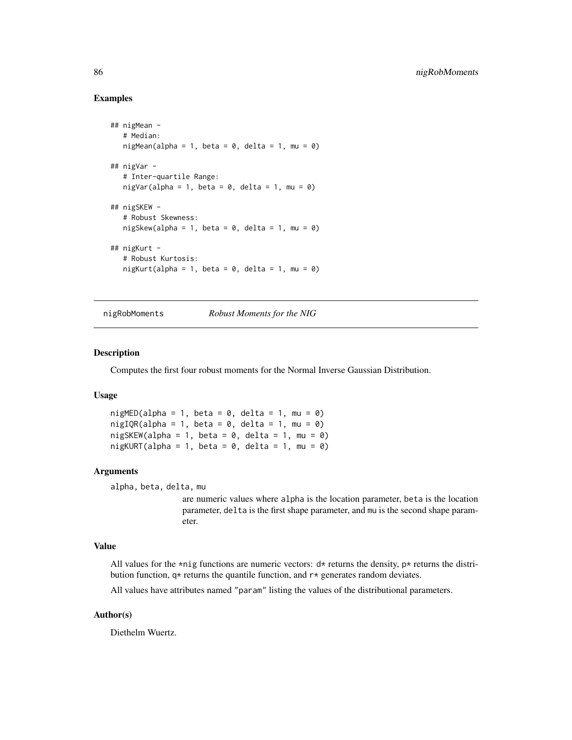### Examples

```
## nigMean -
   # Median:
   nigMean(alpha = 1, beta = 0, delta = 1, mu = 0)

## nigVar -
   # Inter-quartile Range:
   nigVar(alpha = 1, beta = 0, delta = 1, mu = 0)

## nigSKEW -
   # Robust Skewness:
   nigSkew(alpha = 1, beta = 0, delta = 1, mu = 0)

## nigKurt -
   # Robust Kurtosis:
   nigKurt(alpha = 1, beta = 0, delta = 1, mu = 0)
```

---

## nigRobMoments *Robust Moments for the NIG*

### Description

Computes the first four robust moments for the Normal Inverse Gaussian Distribution.

### Usage

```
nigMED(alpha = 1, beta = 0, delta = 1, mu = 0)
nigIQR(alpha = 1, beta = 0, delta = 1, mu = 0)
nigSKEW(alpha = 1, beta = 0, delta = 1, mu = 0)
nigKURT(alpha = 1, beta = 0, delta = 1, mu = 0)
```

### Arguments

`alpha, beta, delta, mu`
: are numeric values where `alpha` is the location parameter, `beta` is the location parameter, `delta` is the first shape parameter, and `mu` is the second shape parameter.

### Value

All values for the `*nig` functions are numeric vectors: `d*` returns the density, `p*` returns the distribution function, `q*` returns the quantile function, and `r*` generates random deviates.

All values have attributes named `"param"` listing the values of the distributional parameters.

### Author(s)

Diethelm Wuertz.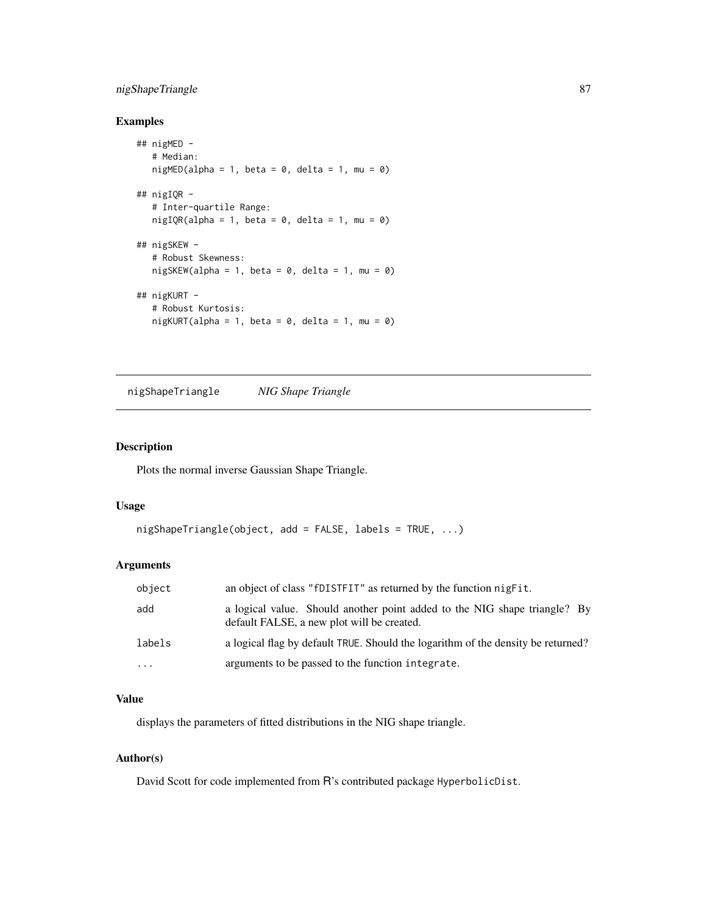### Examples

```
## nigMED -
   # Median:
   nigMED(alpha = 1, beta = 0, delta = 1, mu = 0)

## nigIQR -
   # Inter-quartile Range:
   nigIQR(alpha = 1, beta = 0, delta = 1, mu = 0)

## nigSKEW -
   # Robust Skewness:
   nigSKEW(alpha = 1, beta = 0, delta = 1, mu = 0)

## nigKURT -
   # Robust Kurtosis:
   nigKURT(alpha = 1, beta = 0, delta = 1, mu = 0)
```

---

## nigShapeTriangle *NIG Shape Triangle*

---

### Description

Plots the normal inverse Gaussian Shape Triangle.

### Usage

```
nigShapeTriangle(object, add = FALSE, labels = TRUE, ...)
```

### Arguments

| | |
|---|---|
| object | an object of class "fDISTFIT" as returned by the function nigFit. |
| add | a logical value. Should another point added to the NIG shape triangle? By default FALSE, a new plot will be created. |
| labels | a logical flag by default TRUE. Should the logarithm of the density be returned? |
| ... | arguments to be passed to the function integrate. |

### Value

displays the parameters of fitted distributions in the NIG shape triangle.

### Author(s)

David Scott for code implemented from R's contributed package HyperbolicDist.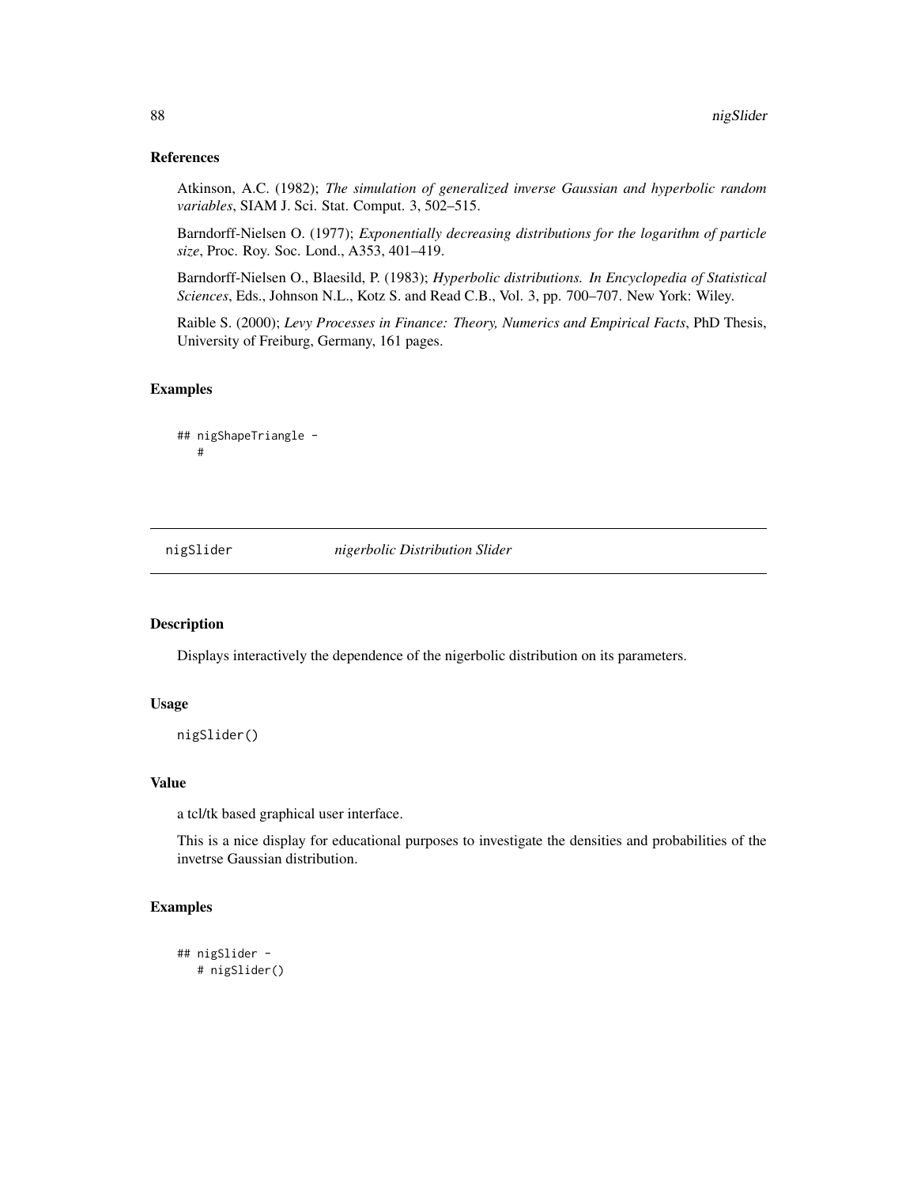### References

Atkinson, A.C. (1982); *The simulation of generalized inverse Gaussian and hyperbolic random variables*, SIAM J. Sci. Stat. Comput. 3, 502–515.

Barndorff-Nielsen O. (1977); *Exponentially decreasing distributions for the logarithm of particle size*, Proc. Roy. Soc. Lond., A353, 401–419.

Barndorff-Nielsen O., Blaesild, P. (1983); *Hyperbolic distributions. In Encyclopedia of Statistical Sciences*, Eds., Johnson N.L., Kotz S. and Read C.B., Vol. 3, pp. 700–707. New York: Wiley.

Raible S. (2000); *Levy Processes in Finance: Theory, Numerics and Empirical Facts*, PhD Thesis, University of Freiburg, Germany, 161 pages.

### Examples

```
## nigShapeTriangle -
   #
```

---

## nigSlider — *nigerbolic Distribution Slider*

---

### Description

Displays interactively the dependence of the nigerbolic distribution on its parameters.

### Usage

```
nigSlider()
```

### Value

a tcl/tk based graphical user interface.

This is a nice display for educational purposes to investigate the densities and probabilities of the invetrse Gaussian distribution.

### Examples

```
## nigSlider -
   # nigSlider()
```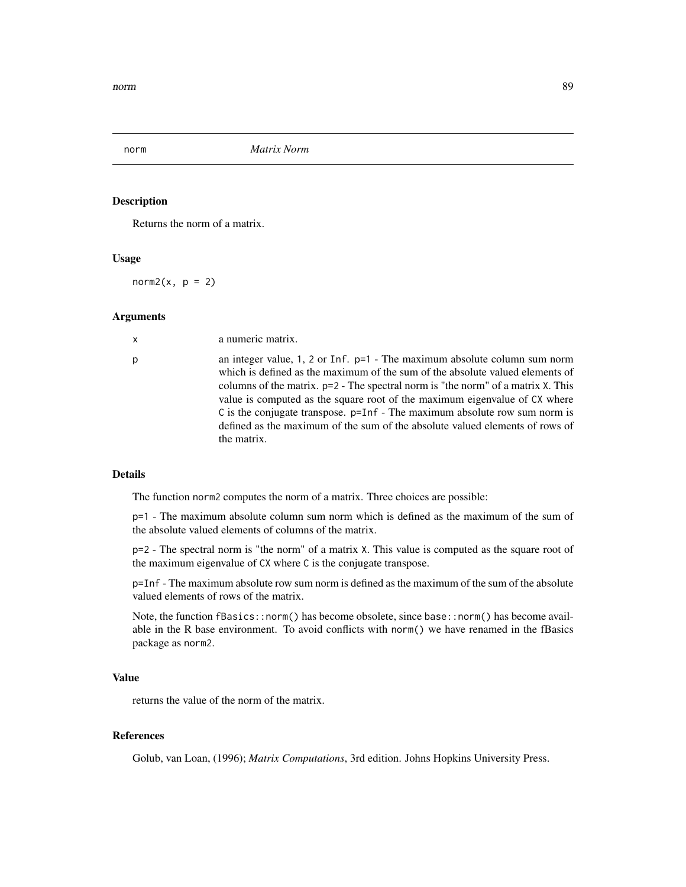## norm *Matrix Norm*

### Description

Returns the norm of a matrix.

### Usage

```
norm2(x, p = 2)
```

### Arguments

| | |
|---|---|
| x | a numeric matrix. |
| p | an integer value, `1`, `2` or `Inf`. `p=1` - The maximum absolute column sum norm which is defined as the maximum of the sum of the absolute valued elements of columns of the matrix. `p=2` - The spectral norm is "the norm" of a matrix `X`. This value is computed as the square root of the maximum eigenvalue of `CX` where `C` is the conjugate transpose. `p=Inf` - The maximum absolute row sum norm is defined as the maximum of the sum of the absolute valued elements of rows of the matrix. |

### Details

The function `norm2` computes the norm of a matrix. Three choices are possible:

`p=1` - The maximum absolute column sum norm which is defined as the maximum of the sum of the absolute valued elements of columns of the matrix.

`p=2` - The spectral norm is "the norm" of a matrix `X`. This value is computed as the square root of the maximum eigenvalue of `CX` where `C` is the conjugate transpose.

`p=Inf` - The maximum absolute row sum norm is defined as the maximum of the sum of the absolute valued elements of rows of the matrix.

Note, the function `fBasics::norm()` has become obsolete, since `base::norm()` has become available in the R base environment. To avoid conflicts with `norm()` we have renamed in the fBasics package as `norm2`.

### Value

returns the value of the norm of the matrix.

### References

Golub, van Loan, (1996); *Matrix Computations*, 3rd edition. Johns Hopkins University Press.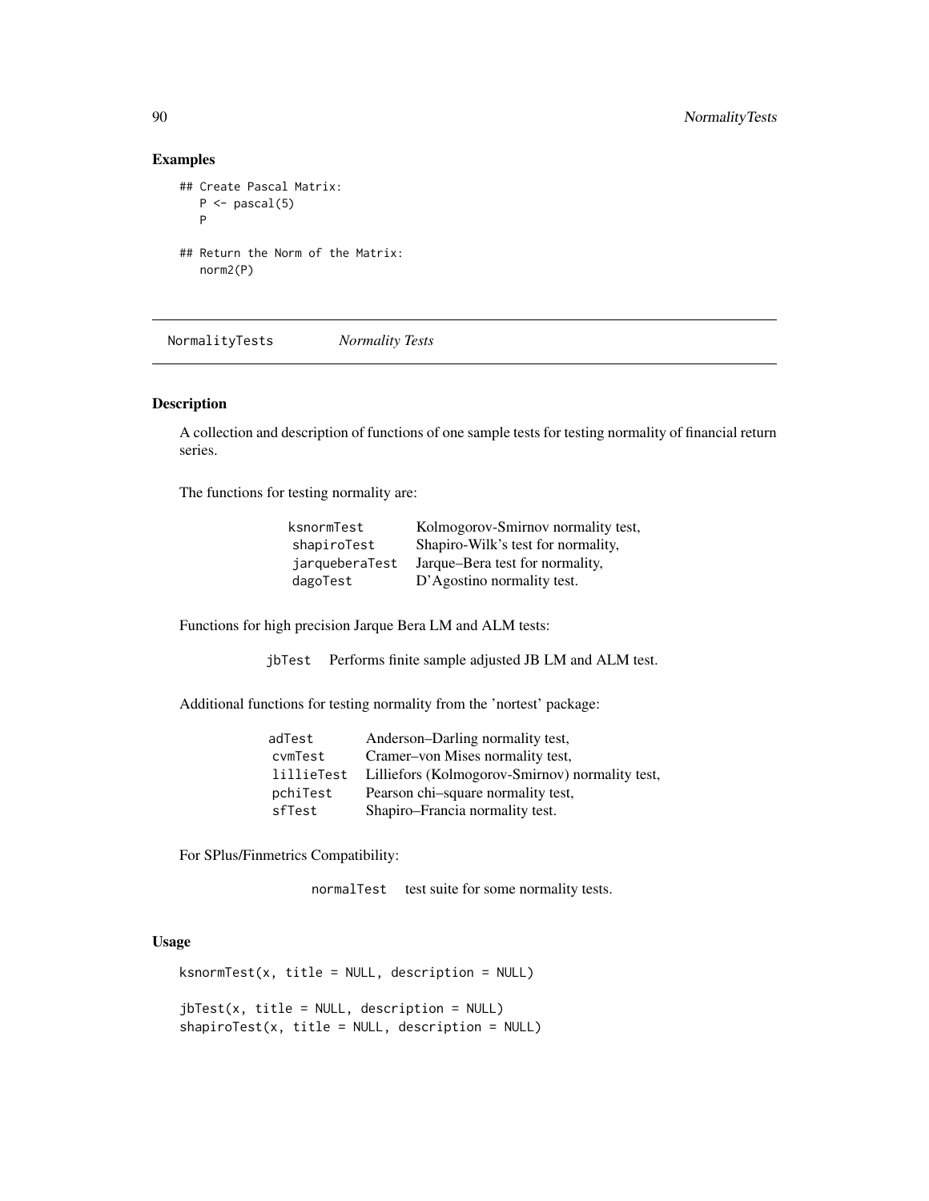## Examples

```
## Create Pascal Matrix:
   P <- pascal(5)
   P

## Return the Norm of the Matrix:
   norm2(P)
```

---

# NormalityTests *Normality Tests*

---

## Description

A collection and description of functions of one sample tests for testing normality of financial return series.

The functions for testing normality are:

| | |
|---|---|
| `ksnormTest` | Kolmogorov-Smirnov normality test, |
| `shapiroTest` | Shapiro-Wilk's test for normality, |
| `jarqueberaTest` | Jarque–Bera test for normality, |
| `dagoTest` | D'Agostino normality test. |

Functions for high precision Jarque Bera LM and ALM tests:

| | |
|---|---|
| `jbTest` | Performs finite sample adjusted JB LM and ALM test. |

Additional functions for testing normality from the 'nortest' package:

| | |
|---|---|
| `adTest` | Anderson–Darling normality test, |
| `cvmTest` | Cramer–von Mises normality test, |
| `lillieTest` | Lilliefors (Kolmogorov-Smirnov) normality test, |
| `pchiTest` | Pearson chi–square normality test, |
| `sfTest` | Shapiro–Francia normality test. |

For SPlus/Finmetrics Compatibility:

| | |
|---|---|
| `normalTest` | test suite for some normality tests. |

## Usage

```
ksnormTest(x, title = NULL, description = NULL)

jbTest(x, title = NULL, description = NULL)
shapiroTest(x, title = NULL, description = NULL)
```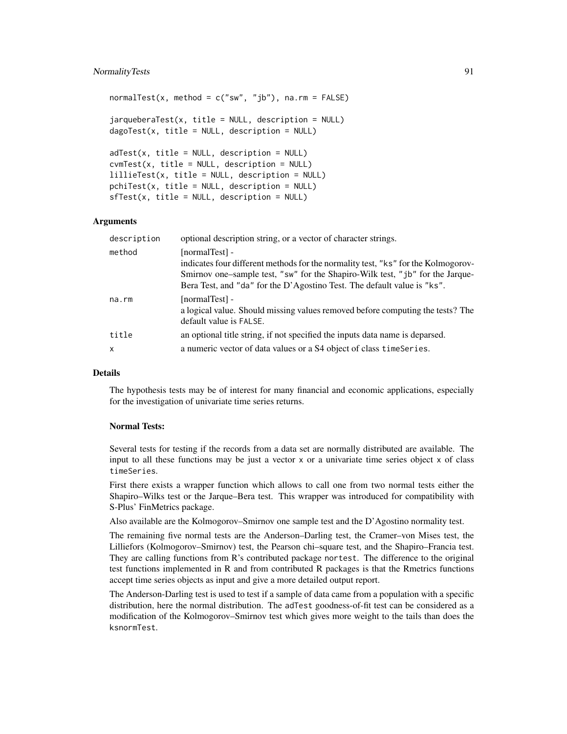```
normalTest(x, method = c("sw", "jb"), na.rm = FALSE)

jarqueberaTest(x, title = NULL, description = NULL)
dagoTest(x, title = NULL, description = NULL)

adTest(x, title = NULL, description = NULL)
cvmTest(x, title = NULL, description = NULL)
lillieTest(x, title = NULL, description = NULL)
pchiTest(x, title = NULL, description = NULL)
sfTest(x, title = NULL, description = NULL)
```

### Arguments

| | |
|---|---|
| `description` | optional description string, or a vector of character strings. |
| `method` | [normalTest] - indicates four different methods for the normality test, `"ks"` for the Kolmogorov-Smirnov one–sample test, `"sw"` for the Shapiro-Wilk test, `"jb"` for the Jarque-Bera Test, and `"da"` for the D'Agostino Test. The default value is `"ks"`. |
| `na.rm` | [normalTest] - a logical value. Should missing values removed before computing the tests? The default value is `FALSE`. |
| `title` | an optional title string, if not specified the inputs data name is deparsed. |
| `x` | a numeric vector of data values or a S4 object of class `timeSeries`. |

### Details

The hypothesis tests may be of interest for many financial and economic applications, especially for the investigation of univariate time series returns.

**Normal Tests:**

Several tests for testing if the records from a data set are normally distributed are available. The input to all these functions may be just a vector `x` or a univariate time series object `x` of class `timeSeries`.

First there exists a wrapper function which allows to call one from two normal tests either the Shapiro–Wilks test or the Jarque–Bera test. This wrapper was introduced for compatibility with S-Plus' FinMetrics package.

Also available are the Kolmogorov–Smirnov one sample test and the D'Agostino normality test.

The remaining five normal tests are the Anderson–Darling test, the Cramer–von Mises test, the Lilliefors (Kolmogorov–Smirnov) test, the Pearson chi–square test, and the Shapiro–Francia test. They are calling functions from R's contributed package `nortest`. The difference to the original test functions implemented in R and from contributed R packages is that the Rmetrics functions accept time series objects as input and give a more detailed output report.

The Anderson-Darling test is used to test if a sample of data came from a population with a specific distribution, here the normal distribution. The `adTest` goodness-of-fit test can be considered as a modification of the Kolmogorov–Smirnov test which gives more weight to the tails than does the `ksnormTest`.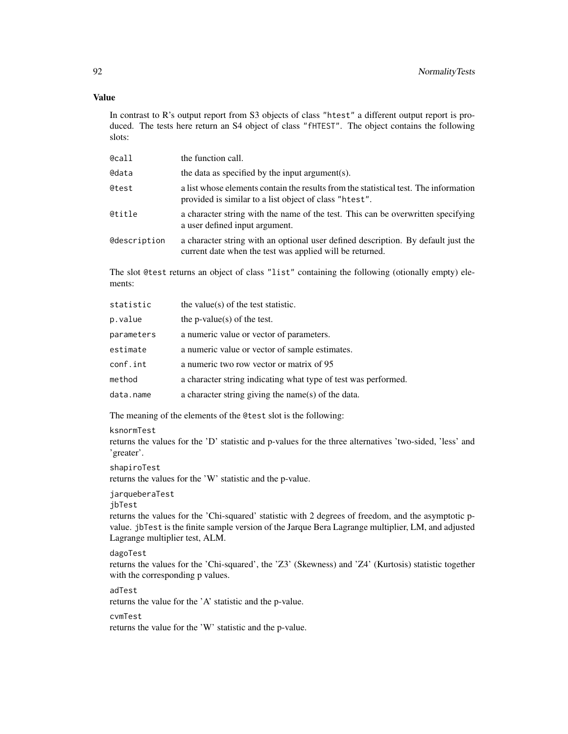### Value

In contrast to R's output report from S3 objects of class "htest" a different output report is produced. The tests here return an S4 object of class "fHTEST". The object contains the following slots:

| | |
|---|---|
| `@call` | the function call. |
| `@data` | the data as specified by the input argument(s). |
| `@test` | a list whose elements contain the results from the statistical test. The information provided is similar to a list object of class "htest". |
| `@title` | a character string with the name of the test. This can be overwritten specifying a user defined input argument. |
| `@description` | a character string with an optional user defined description. By default just the current date when the test was applied will be returned. |

The slot `@test` returns an object of class "list" containing the following (otionally empty) elements:

| | |
|---|---|
| `statistic` | the value(s) of the test statistic. |
| `p.value` | the p-value(s) of the test. |
| `parameters` | a numeric value or vector of parameters. |
| `estimate` | a numeric value or vector of sample estimates. |
| `conf.int` | a numeric two row vector or matrix of 95 |
| `method` | a character string indicating what type of test was performed. |
| `data.name` | a character string giving the name(s) of the data. |

The meaning of the elements of the `@test` slot is the following:

`ksnormTest`
returns the values for the 'D' statistic and p-values for the three alternatives 'two-sided, 'less' and 'greater'.

`shapiroTest`
returns the values for the 'W' statistic and the p-value.

`jarqueberaTest`
`jbTest`
returns the values for the 'Chi-squared' statistic with 2 degrees of freedom, and the asymptotic p-value. `jbTest` is the finite sample version of the Jarque Bera Lagrange multiplier, LM, and adjusted Lagrange multiplier test, ALM.

`dagoTest`
returns the values for the 'Chi-squared', the 'Z3' (Skewness) and 'Z4' (Kurtosis) statistic together with the corresponding p values.

`adTest`
returns the value for the 'A' statistic and the p-value.

`cvmTest`
returns the value for the 'W' statistic and the p-value.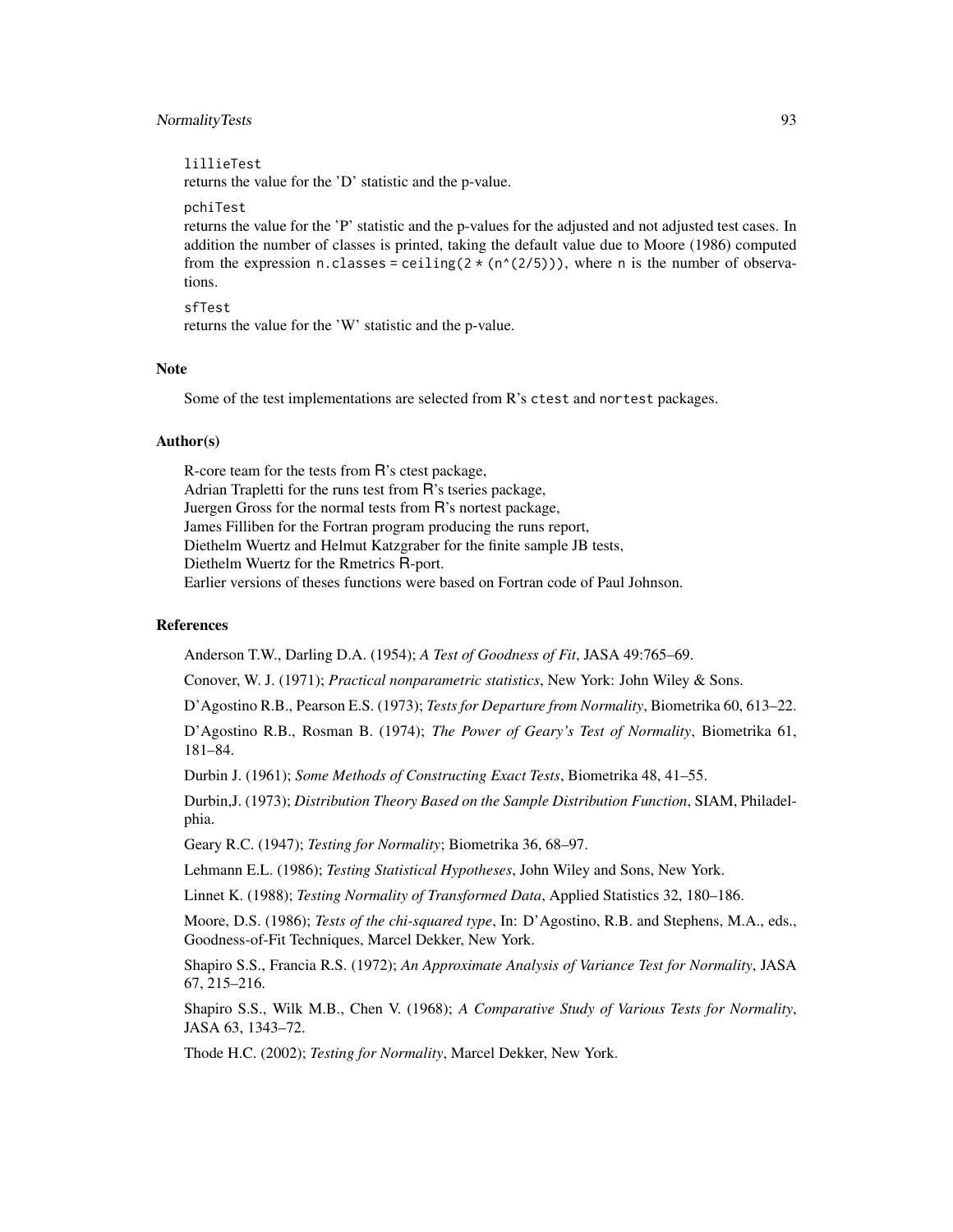`lillieTest`
returns the value for the 'D' statistic and the p-value.

`pchiTest`
returns the value for the 'P' statistic and the p-values for the adjusted and not adjusted test cases. In addition the number of classes is printed, taking the default value due to Moore (1986) computed from the expression `n.classes = ceiling(2 * (n^(2/5)))`, where `n` is the number of observations.

`sfTest`
returns the value for the 'W' statistic and the p-value.

### Note

Some of the test implementations are selected from R's `ctest` and `nortest` packages.

### Author(s)

R-core team for the tests from R's ctest package,
Adrian Trapletti for the runs test from R's tseries package,
Juergen Gross for the normal tests from R's nortest package,
James Filliben for the Fortran program producing the runs report,
Diethelm Wuertz and Helmut Katzgraber for the finite sample JB tests,
Diethelm Wuertz for the Rmetrics R-port.
Earlier versions of theses functions were based on Fortran code of Paul Johnson.

### References

Anderson T.W., Darling D.A. (1954); *A Test of Goodness of Fit*, JASA 49:765–69.

Conover, W. J. (1971); *Practical nonparametric statistics*, New York: John Wiley & Sons.

D'Agostino R.B., Pearson E.S. (1973); *Tests for Departure from Normality*, Biometrika 60, 613–22.

D'Agostino R.B., Rosman B. (1974); *The Power of Geary's Test of Normality*, Biometrika 61, 181–84.

Durbin J. (1961); *Some Methods of Constructing Exact Tests*, Biometrika 48, 41–55.

Durbin,J. (1973); *Distribution Theory Based on the Sample Distribution Function*, SIAM, Philadelphia.

Geary R.C. (1947); *Testing for Normality*; Biometrika 36, 68–97.

Lehmann E.L. (1986); *Testing Statistical Hypotheses*, John Wiley and Sons, New York.

Linnet K. (1988); *Testing Normality of Transformed Data*, Applied Statistics 32, 180–186.

Moore, D.S. (1986); *Tests of the chi-squared type*, In: D'Agostino, R.B. and Stephens, M.A., eds., Goodness-of-Fit Techniques, Marcel Dekker, New York.

Shapiro S.S., Francia R.S. (1972); *An Approximate Analysis of Variance Test for Normality*, JASA 67, 215–216.

Shapiro S.S., Wilk M.B., Chen V. (1968); *A Comparative Study of Various Tests for Normality*, JASA 63, 1343–72.

Thode H.C. (2002); *Testing for Normality*, Marcel Dekker, New York.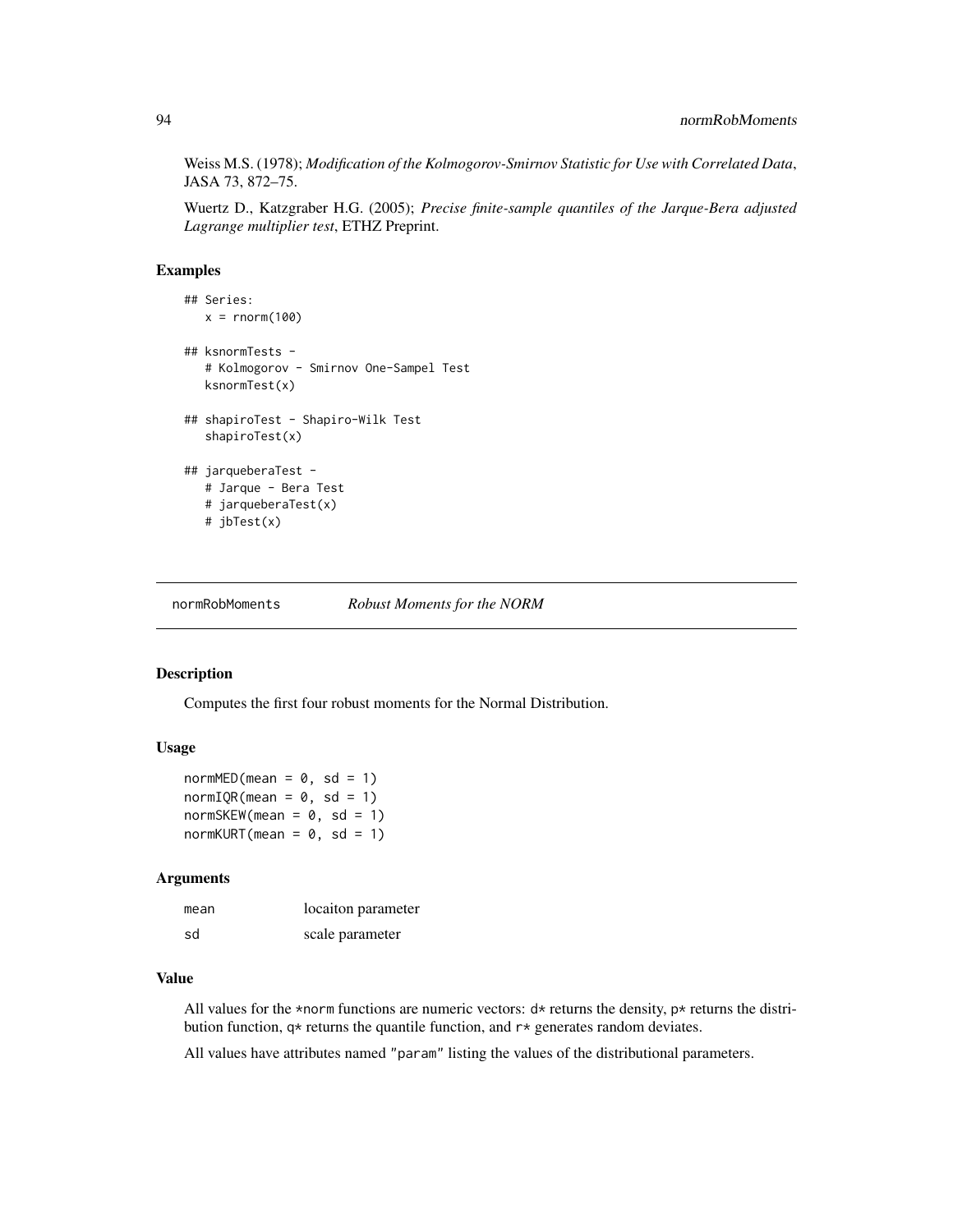Weiss M.S. (1978); *Modification of the Kolmogorov-Smirnov Statistic for Use with Correlated Data*, JASA 73, 872–75.

Wuertz D., Katzgraber H.G. (2005); *Precise finite-sample quantiles of the Jarque-Bera adjusted Lagrange multiplier test*, ETHZ Preprint.

### Examples

```
## Series:
   x = rnorm(100)

## ksnormTests -
   # Kolmogorov - Smirnov One-Sampel Test
   ksnormTest(x)

## shapiroTest - Shapiro-Wilk Test
   shapiroTest(x)

## jarqueberaTest -
   # Jarque - Bera Test
   # jarqueberaTest(x)
   # jbTest(x)
```

---

## normRobMoments *Robust Moments for the NORM*

---

### Description

Computes the first four robust moments for the Normal Distribution.

### Usage

```
normMED(mean = 0, sd = 1)
normIQR(mean = 0, sd = 1)
normSKEW(mean = 0, sd = 1)
normKURT(mean = 0, sd = 1)
```

### Arguments

| | |
|---|---|
| mean | locaiton parameter |
| sd | scale parameter |

### Value

All values for the *norm functions are numeric vectors: d* returns the density, p* returns the distribution function, q* returns the quantile function, and r* generates random deviates.

All values have attributes named "param" listing the values of the distributional parameters.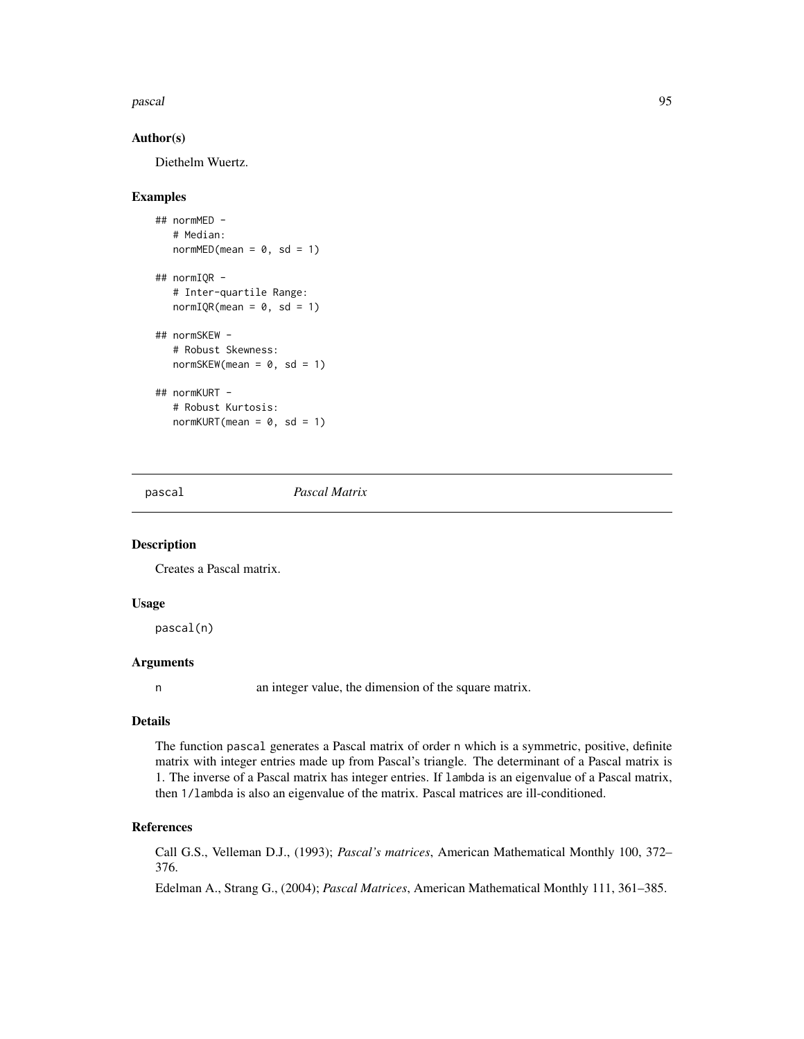### Author(s)

Diethelm Wuertz.

### Examples

```
## normMED -
   # Median:
   normMED(mean = 0, sd = 1)

## normIQR -
   # Inter-quartile Range:
   normIQR(mean = 0, sd = 1)

## normSKEW -
   # Robust Skewness:
   normSKEW(mean = 0, sd = 1)

## normKURT -
   # Robust Kurtosis:
   normKURT(mean = 0, sd = 1)
```

---

## pascal *Pascal Matrix*

---

### Description

Creates a Pascal matrix.

### Usage

```
pascal(n)
```

### Arguments

n an integer value, the dimension of the square matrix.

### Details

The function pascal generates a Pascal matrix of order n which is a symmetric, positive, definite matrix with integer entries made up from Pascal's triangle. The determinant of a Pascal matrix is 1. The inverse of a Pascal matrix has integer entries. If lambda is an eigenvalue of a Pascal matrix, then 1/lambda is also an eigenvalue of the matrix. Pascal matrices are ill-conditioned.

### References

Call G.S., Velleman D.J., (1993); *Pascal's matrices*, American Mathematical Monthly 100, 372–376.

Edelman A., Strang G., (2004); *Pascal Matrices*, American Mathematical Monthly 111, 361–385.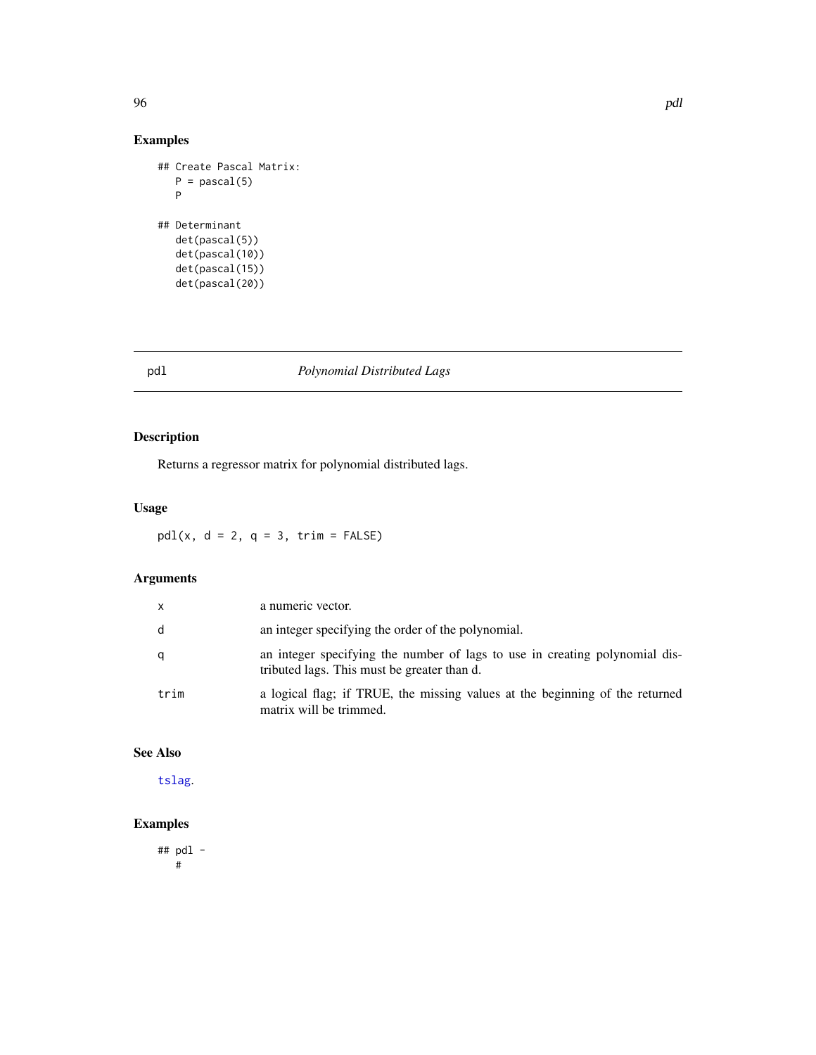## Examples

```
## Create Pascal Matrix:
   P = pascal(5)
   P

## Determinant
   det(pascal(5))
   det(pascal(10))
   det(pascal(15))
   det(pascal(20))
```

---

# pdl — *Polynomial Distributed Lags*

## Description

Returns a regressor matrix for polynomial distributed lags.

## Usage

```
pdl(x, d = 2, q = 3, trim = FALSE)
```

## Arguments

| | |
|---|---|
| x | a numeric vector. |
| d | an integer specifying the order of the polynomial. |
| q | an integer specifying the number of lags to use in creating polynomial distributed lags. This must be greater than d. |
| trim | a logical flag; if TRUE, the missing values at the beginning of the returned matrix will be trimmed. |

## See Also

tslag.

## Examples

```
## pdl -
   #
```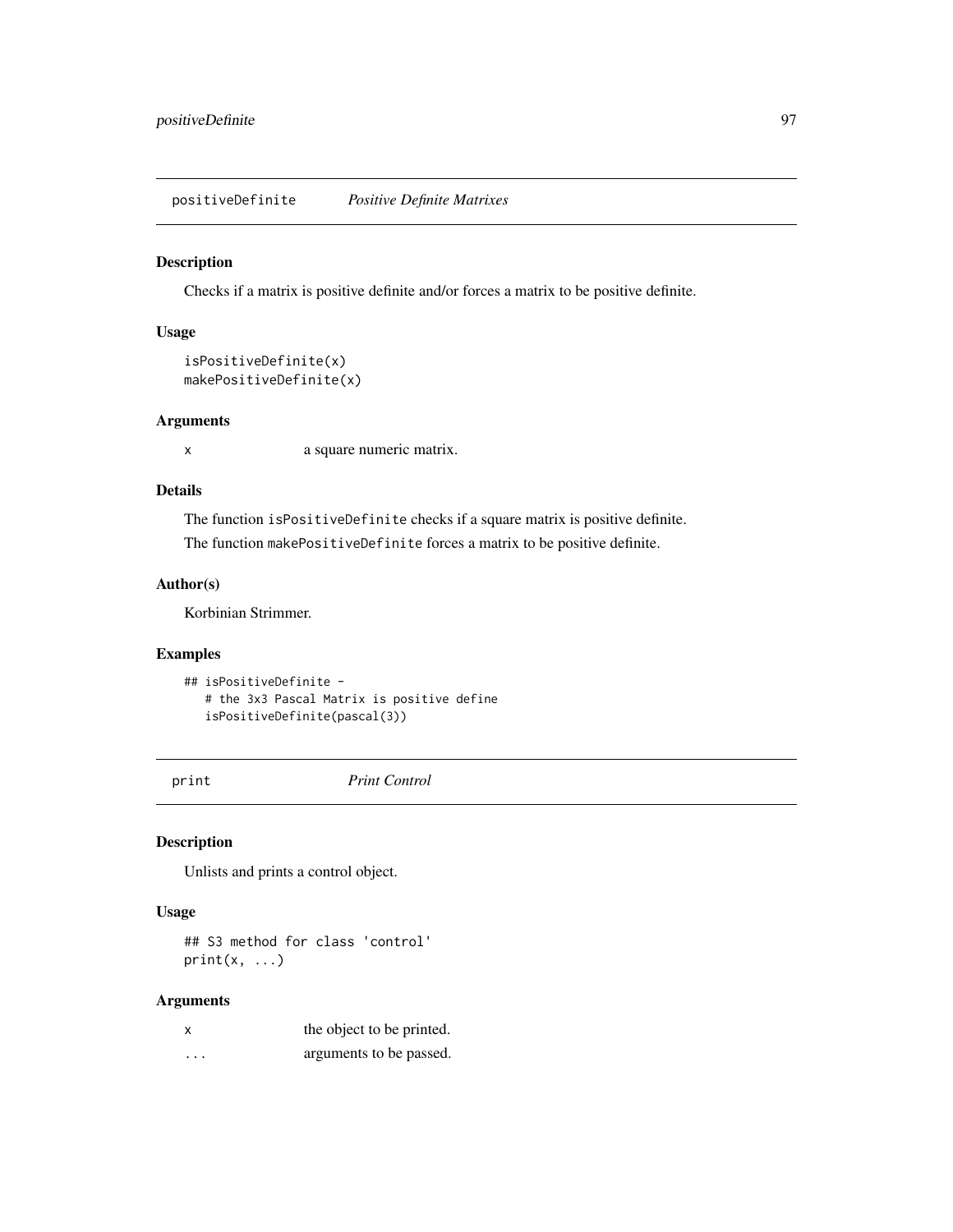## positiveDefinite *Positive Definite Matrixes*

### Description

Checks if a matrix is positive definite and/or forces a matrix to be positive definite.

### Usage

```
isPositiveDefinite(x)
makePositiveDefinite(x)
```

### Arguments

| | |
|---|---|
| `x` | a square numeric matrix. |

### Details

The function `isPositiveDefinite` checks if a square matrix is positive definite.

The function `makePositiveDefinite` forces a matrix to be positive definite.

### Author(s)

Korbinian Strimmer.

### Examples

```
## isPositiveDefinite -
   # the 3x3 Pascal Matrix is positive define
   isPositiveDefinite(pascal(3))
```

## print *Print Control*

### Description

Unlists and prints a control object.

### Usage

```
## S3 method for class 'control'
print(x, ...)
```

### Arguments

| | |
|---|---|
| `x` | the object to be printed. |
| `...` | arguments to be passed. |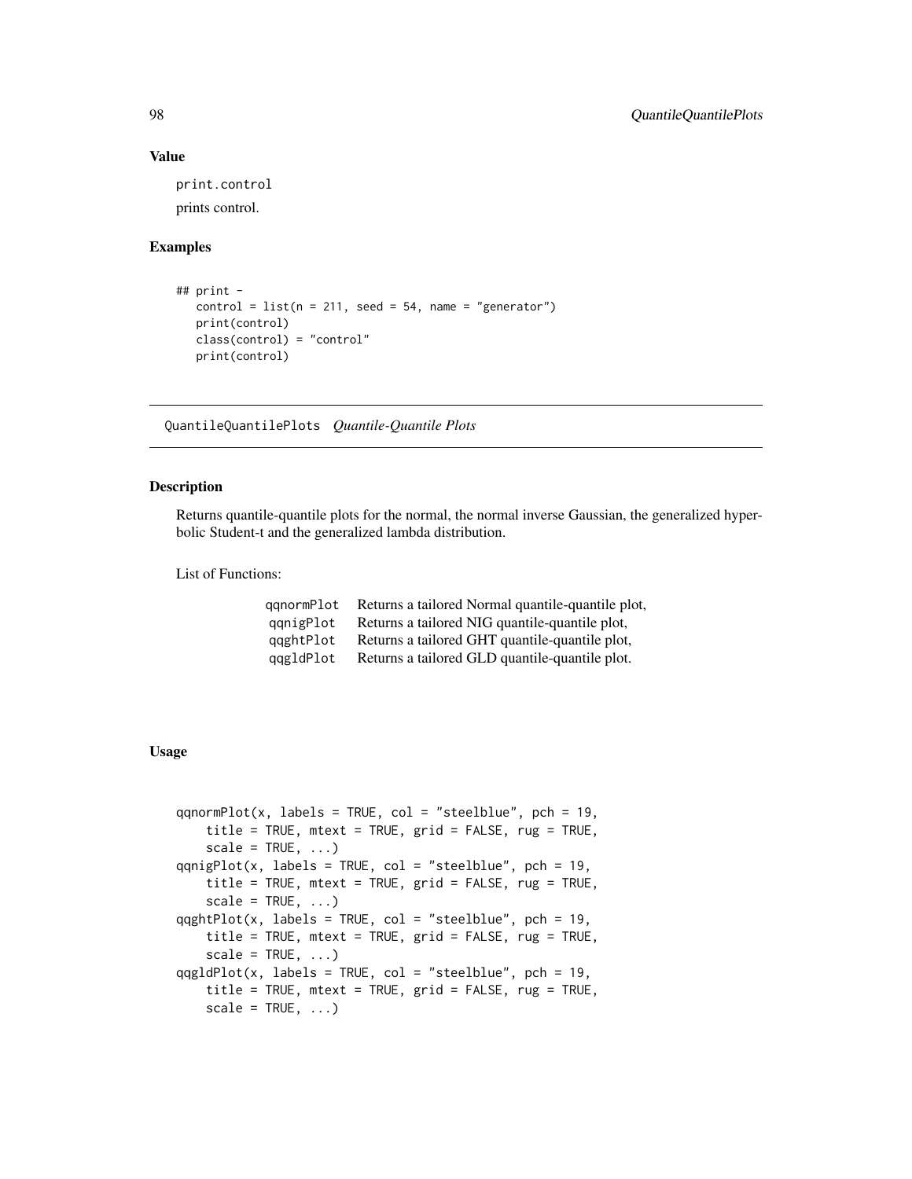### Value

`print.control`

prints control.

### Examples

```
## print -
   control = list(n = 211, seed = 54, name = "generator")
   print(control)
   class(control) = "control"
   print(control)
```

---

## QuantileQuantilePlots *Quantile-Quantile Plots*

### Description

Returns quantile-quantile plots for the normal, the normal inverse Gaussian, the generalized hyperbolic Student-t and the generalized lambda distribution.

List of Functions:

| | |
|---|---|
| `qqnormPlot` | Returns a tailored Normal quantile-quantile plot, |
| `qqnigPlot` | Returns a tailored NIG quantile-quantile plot, |
| `qqghtPlot` | Returns a tailored GHT quantile-quantile plot, |
| `qqgldPlot` | Returns a tailored GLD quantile-quantile plot. |

### Usage

```
qqnormPlot(x, labels = TRUE, col = "steelblue", pch = 19,
    title = TRUE, mtext = TRUE, grid = FALSE, rug = TRUE,
    scale = TRUE, ...)
qqnigPlot(x, labels = TRUE, col = "steelblue", pch = 19,
    title = TRUE, mtext = TRUE, grid = FALSE, rug = TRUE,
    scale = TRUE, ...)
qqghtPlot(x, labels = TRUE, col = "steelblue", pch = 19,
    title = TRUE, mtext = TRUE, grid = FALSE, rug = TRUE,
    scale = TRUE, ...)
qqgldPlot(x, labels = TRUE, col = "steelblue", pch = 19,
    title = TRUE, mtext = TRUE, grid = FALSE, rug = TRUE,
    scale = TRUE, ...)
```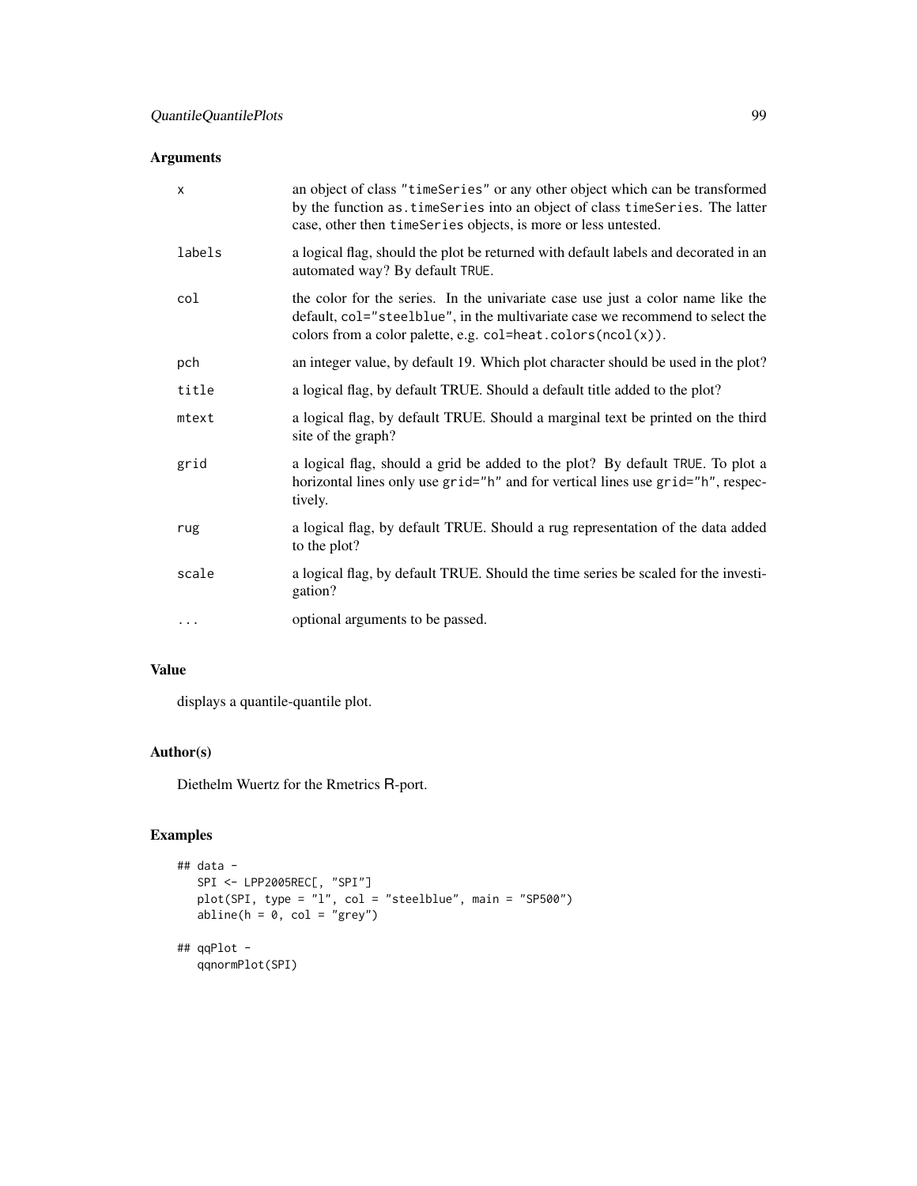## Arguments

| | |
|---|---|
| `x` | an object of class `"timeSeries"` or any other object which can be transformed by the function `as.timeSeries` into an object of class `timeSeries`. The latter case, other then `timeSeries` objects, is more or less untested. |
| `labels` | a logical flag, should the plot be returned with default labels and decorated in an automated way? By default `TRUE`. |
| `col` | the color for the series. In the univariate case use just a color name like the default, `col="steelblue"`, in the multivariate case we recommend to select the colors from a color palette, e.g. `col=heat.colors(ncol(x))`. |
| `pch` | an integer value, by default 19. Which plot character should be used in the plot? |
| `title` | a logical flag, by default TRUE. Should a default title added to the plot? |
| `mtext` | a logical flag, by default TRUE. Should a marginal text be printed on the third site of the graph? |
| `grid` | a logical flag, should a grid be added to the plot? By default `TRUE`. To plot a horizontal lines only use `grid="h"` and for vertical lines use `grid="h"`, respectively. |
| `rug` | a logical flag, by default TRUE. Should a rug representation of the data added to the plot? |
| `scale` | a logical flag, by default TRUE. Should the time series be scaled for the investigation? |
| `...` | optional arguments to be passed. |

## Value

displays a quantile-quantile plot.

## Author(s)

Diethelm Wuertz for the Rmetrics R-port.

## Examples

```
## data -
   SPI <- LPP2005REC[, "SPI"]
   plot(SPI, type = "l", col = "steelblue", main = "SP500")
   abline(h = 0, col = "grey")

## qqPlot -
   qqnormPlot(SPI)
```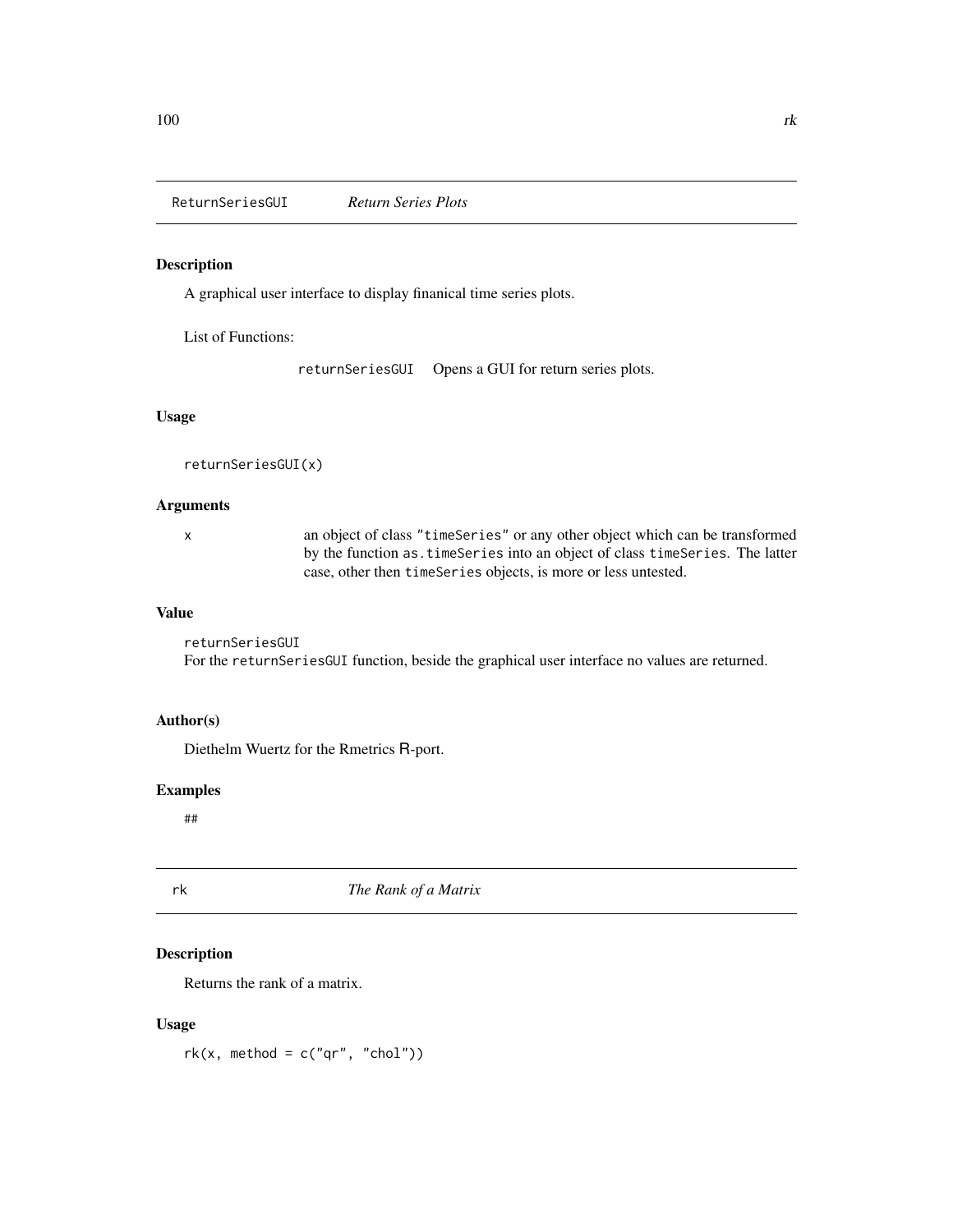## ReturnSeriesGUI *Return Series Plots*

### Description

A graphical user interface to display finanical time series plots.

List of Functions:

| | |
|---|---|
| `returnSeriesGUI` | Opens a GUI for return series plots. |

### Usage

```
returnSeriesGUI(x)
```

### Arguments

| | |
|---|---|
| `x` | an object of class `"timeSeries"` or any other object which can be transformed by the function `as.timeSeries` into an object of class `timeSeries`. The latter case, other then `timeSeries` objects, is more or less untested. |

### Value

`returnSeriesGUI`
For the `returnSeriesGUI` function, beside the graphical user interface no values are returned.

### Author(s)

Diethelm Wuertz for the Rmetrics R-port.

### Examples

```
##
```

## rk *The Rank of a Matrix*

### Description

Returns the rank of a matrix.

### Usage

```
rk(x, method = c("qr", "chol"))
```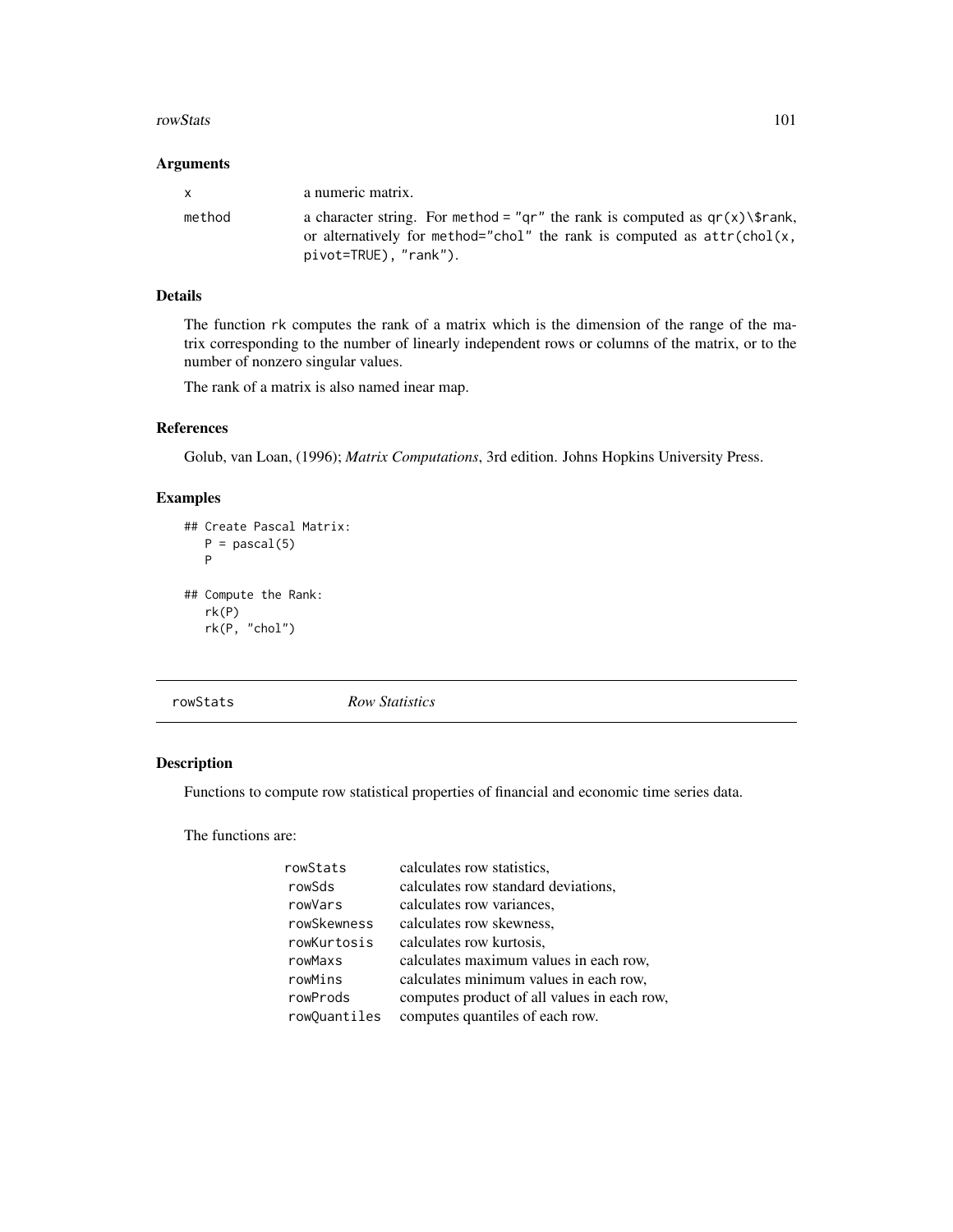### Arguments

| | |
|---|---|
| x | a numeric matrix. |
| method | a character string. For method = "qr" the rank is computed as qr(x)\$rank, or alternatively for method="chol" the rank is computed as attr(chol(x, pivot=TRUE), "rank"). |

### Details

The function rk computes the rank of a matrix which is the dimension of the range of the matrix corresponding to the number of linearly independent rows or columns of the matrix, or to the number of nonzero singular values.

The rank of a matrix is also named inear map.

### References

Golub, van Loan, (1996); *Matrix Computations*, 3rd edition. Johns Hopkins University Press.

### Examples

```
## Create Pascal Matrix:
   P = pascal(5)
   P

## Compute the Rank:
   rk(P)
   rk(P, "chol")
```

---

## rowStats *Row Statistics*

---

### Description

Functions to compute row statistical properties of financial and economic time series data.

The functions are:

| | |
|---|---|
| rowStats | calculates row statistics, |
| rowSds | calculates row standard deviations, |
| rowVars | calculates row variances, |
| rowSkewness | calculates row skewness, |
| rowKurtosis | calculates row kurtosis, |
| rowMaxs | calculates maximum values in each row, |
| rowMins | calculates minimum values in each row, |
| rowProds | computes product of all values in each row, |
| rowQuantiles | computes quantiles of each row. |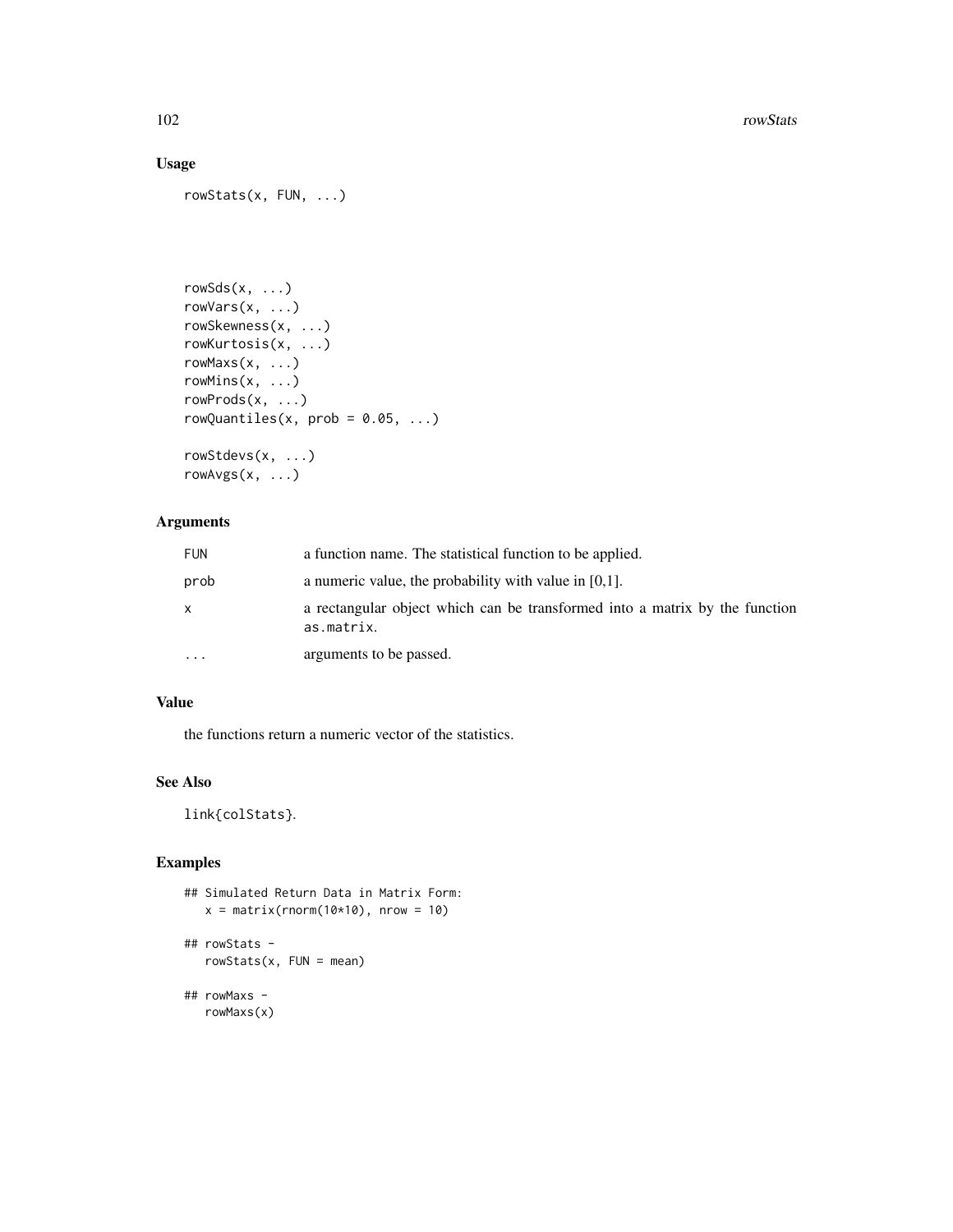## Usage

```
rowStats(x, FUN, ...)




rowSds(x, ...)
rowVars(x, ...)
rowSkewness(x, ...)
rowKurtosis(x, ...)
rowMaxs(x, ...)
rowMins(x, ...)
rowProds(x, ...)
rowQuantiles(x, prob = 0.05, ...)

rowStdevs(x, ...)
rowAvgs(x, ...)
```

## Arguments

| | |
|---|---|
| FUN | a function name. The statistical function to be applied. |
| prob | a numeric value, the probability with value in [0,1]. |
| x | a rectangular object which can be transformed into a matrix by the function as.matrix. |
| ... | arguments to be passed. |

## Value

the functions return a numeric vector of the statistics.

## See Also

link{colStats}.

## Examples

```
## Simulated Return Data in Matrix Form:
   x = matrix(rnorm(10*10), nrow = 10)

## rowStats -
   rowStats(x, FUN = mean)

## rowMaxs -
   rowMaxs(x)
```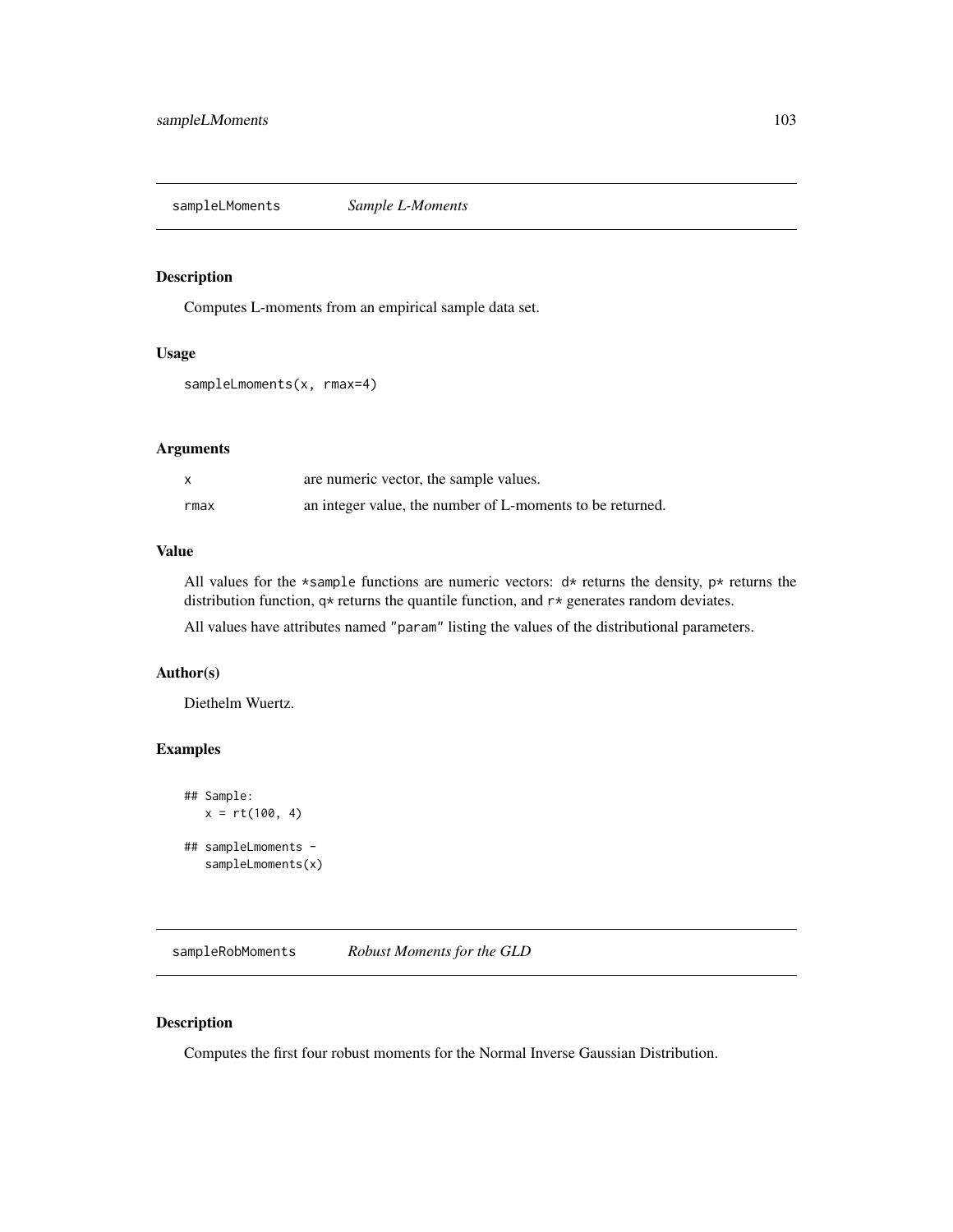## sampleLMoments *Sample L-Moments*

### Description

Computes L-moments from an empirical sample data set.

### Usage

```
sampleLmoments(x, rmax=4)
```

### Arguments

| | |
|---|---|
| x | are numeric vector, the sample values. |
| rmax | an integer value, the number of L-moments to be returned. |

### Value

All values for the *sample functions are numeric vectors: d* returns the density, p* returns the distribution function, q* returns the quantile function, and r* generates random deviates.

All values have attributes named "param" listing the values of the distributional parameters.

### Author(s)

Diethelm Wuertz.

### Examples

```
## Sample:
   x = rt(100, 4)

## sampleLmoments -
   sampleLmoments(x)
```

## sampleRobMoments *Robust Moments for the GLD*

### Description

Computes the first four robust moments for the Normal Inverse Gaussian Distribution.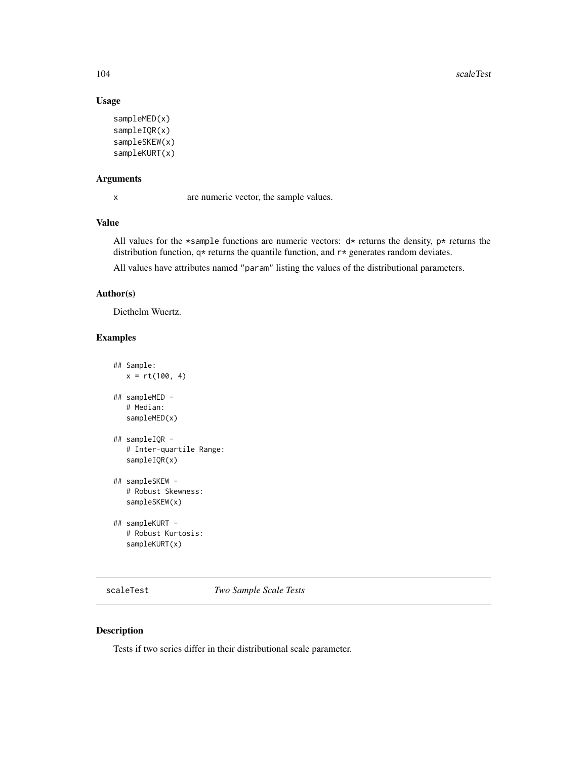### Usage

```
sampleMED(x)
sampleIQR(x)
sampleSKEW(x)
sampleKURT(x)
```

### Arguments

x  are numeric vector, the sample values.

### Value

All values for the *sample functions are numeric vectors: d* returns the density, p* returns the distribution function, q* returns the quantile function, and r* generates random deviates.

All values have attributes named "param" listing the values of the distributional parameters.

### Author(s)

Diethelm Wuertz.

### Examples

```
## Sample:
   x = rt(100, 4)

## sampleMED -
   # Median:
   sampleMED(x)

## sampleIQR -
   # Inter-quartile Range:
   sampleIQR(x)

## sampleSKEW -
   # Robust Skewness:
   sampleSKEW(x)

## sampleKURT -
   # Robust Kurtosis:
   sampleKURT(x)
```

---

## scaleTest    *Two Sample Scale Tests*

---

### Description

Tests if two series differ in their distributional scale parameter.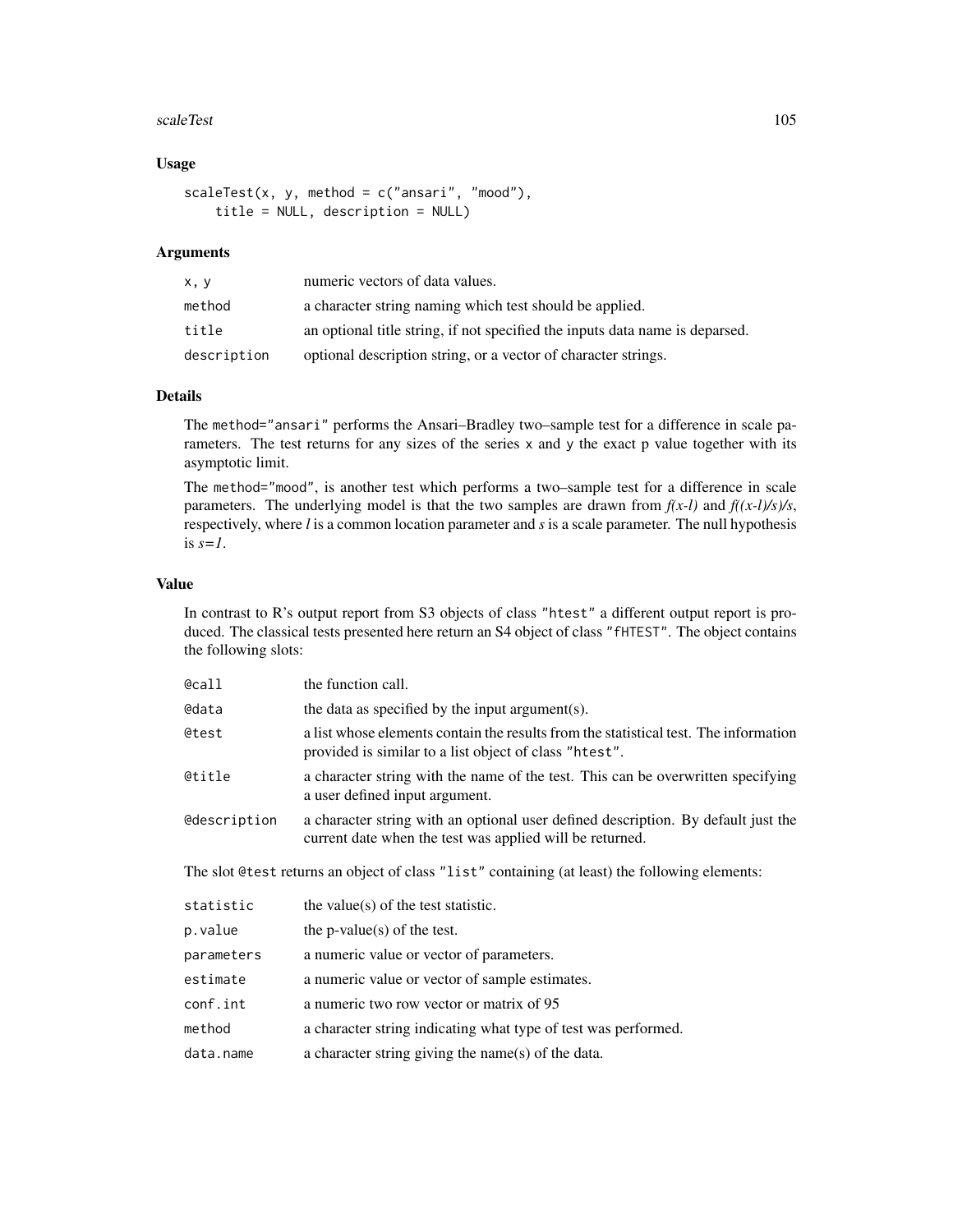## Usage

```
scaleTest(x, y, method = c("ansari", "mood"),
    title = NULL, description = NULL)
```

## Arguments

| | |
|---|---|
| x, y | numeric vectors of data values. |
| method | a character string naming which test should be applied. |
| title | an optional title string, if not specified the inputs data name is deparsed. |
| description | optional description string, or a vector of character strings. |

## Details

The `method="ansari"` performs the Ansari–Bradley two–sample test for a difference in scale parameters. The test returns for any sizes of the series `x` and `y` the exact p value together with its asymptotic limit.

The `method="mood"`, is another test which performs a two–sample test for a difference in scale parameters. The underlying model is that the two samples are drawn from $f(x-l)$ and $f((x-l)/s)/s$, respectively, where $l$ is a common location parameter and $s$ is a scale parameter. The null hypothesis is $s=1$.

## Value

In contrast to R's output report from S3 objects of class `"htest"` a different output report is produced. The classical tests presented here return an S4 object of class `"fHTEST"`. The object contains the following slots:

| | |
|---|---|
| @call | the function call. |
| @data | the data as specified by the input argument(s). |
| @test | a list whose elements contain the results from the statistical test. The information provided is similar to a list object of class `"htest"`. |
| @title | a character string with the name of the test. This can be overwritten specifying a user defined input argument. |
| @description | a character string with an optional user defined description. By default just the current date when the test was applied will be returned. |

The slot `@test` returns an object of class `"list"` containing (at least) the following elements:

| | |
|---|---|
| statistic | the value(s) of the test statistic. |
| p.value | the p-value(s) of the test. |
| parameters | a numeric value or vector of parameters. |
| estimate | a numeric value or vector of sample estimates. |
| conf.int | a numeric two row vector or matrix of 95 |
| method | a character string indicating what type of test was performed. |
| data.name | a character string giving the name(s) of the data. |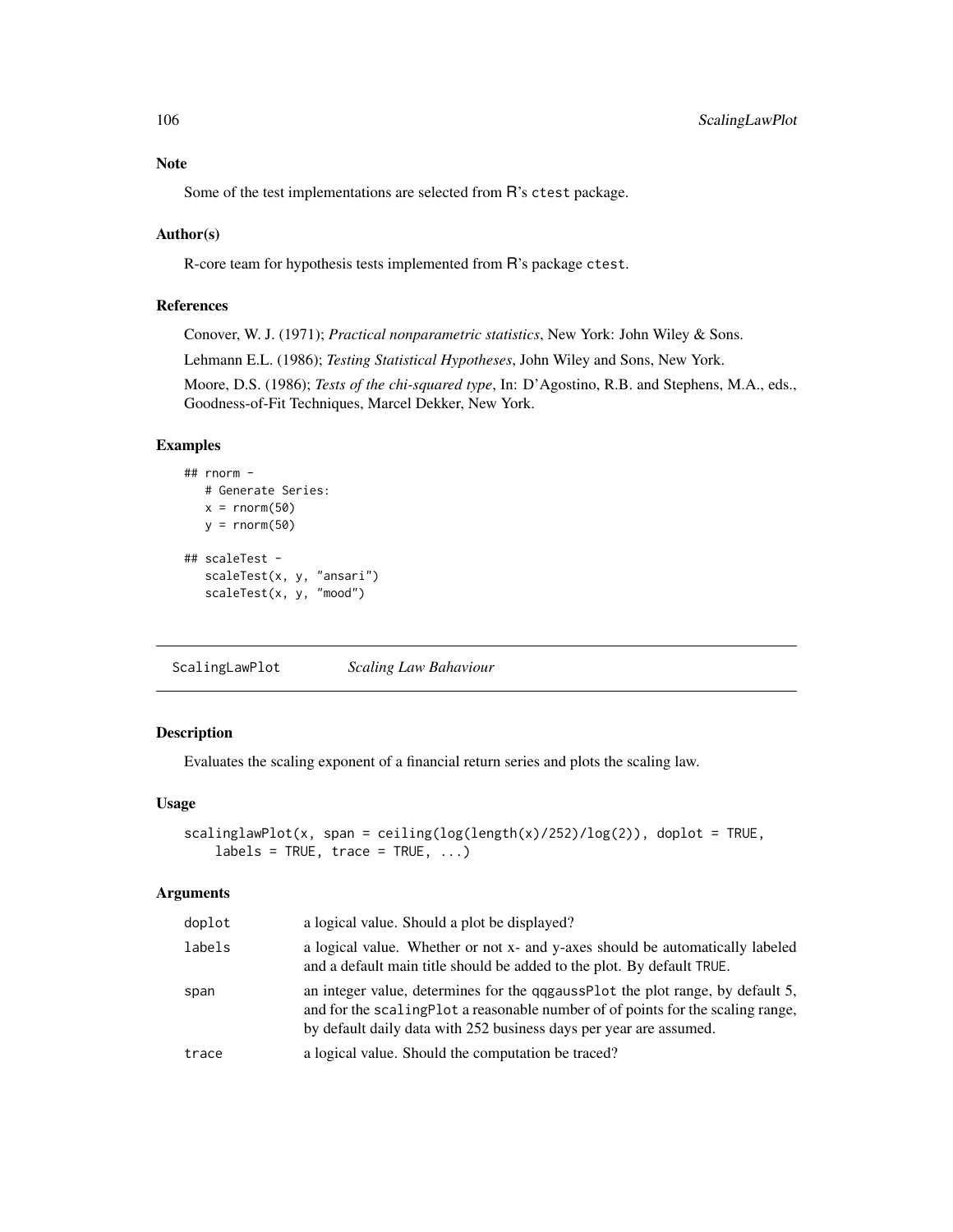## Note

Some of the test implementations are selected from R's ctest package.

## Author(s)

R-core team for hypothesis tests implemented from R's package ctest.

## References

Conover, W. J. (1971); *Practical nonparametric statistics*, New York: John Wiley & Sons.

Lehmann E.L. (1986); *Testing Statistical Hypotheses*, John Wiley and Sons, New York.

Moore, D.S. (1986); *Tests of the chi-squared type*, In: D'Agostino, R.B. and Stephens, M.A., eds., Goodness-of-Fit Techniques, Marcel Dekker, New York.

## Examples

```
## rnorm -
   # Generate Series:
   x = rnorm(50)
   y = rnorm(50)

## scaleTest -
   scaleTest(x, y, "ansari")
   scaleTest(x, y, "mood")
```

---

# ScalingLawPlot — *Scaling Law Bahaviour*

---

## Description

Evaluates the scaling exponent of a financial return series and plots the scaling law.

## Usage

```
scalinglawPlot(x, span = ceiling(log(length(x)/252)/log(2)), doplot = TRUE,
    labels = TRUE, trace = TRUE, ...)
```

## Arguments

| | |
|---|---|
| doplot | a logical value. Should a plot be displayed? |
| labels | a logical value. Whether or not x- and y-axes should be automatically labeled and a default main title should be added to the plot. By default TRUE. |
| span | an integer value, determines for the qqgaussPlot the plot range, by default 5, and for the scalingPlot a reasonable number of of points for the scaling range, by default daily data with 252 business days per year are assumed. |
| trace | a logical value. Should the computation be traced? |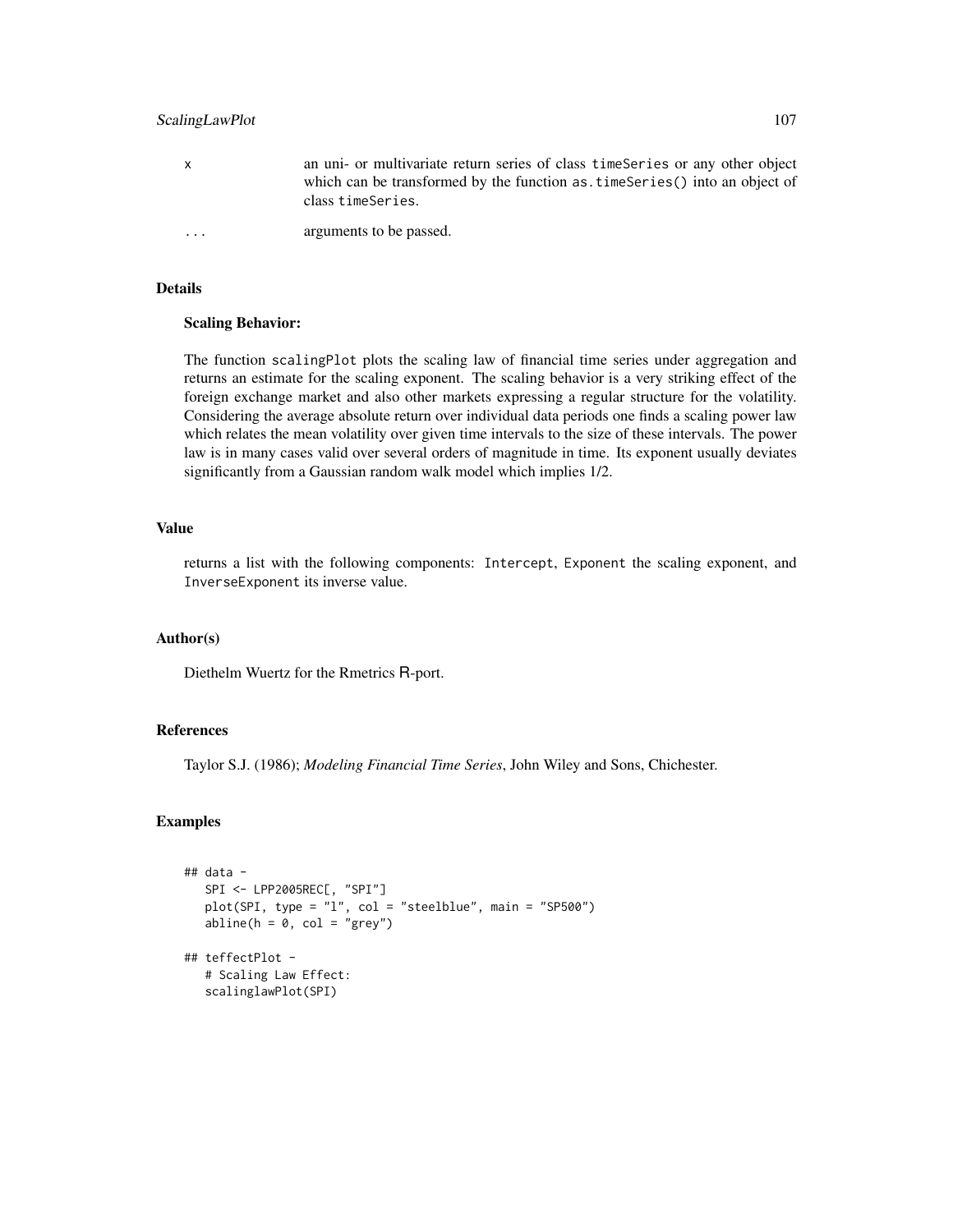| | |
|---|---|
| x | an uni- or multivariate return series of class timeSeries or any other object which can be transformed by the function as.timeSeries() into an object of class timeSeries. |
| ... | arguments to be passed. |

## Details

### Scaling Behavior:

The function scalingPlot plots the scaling law of financial time series under aggregation and returns an estimate for the scaling exponent. The scaling behavior is a very striking effect of the foreign exchange market and also other markets expressing a regular structure for the volatility. Considering the average absolute return over individual data periods one finds a scaling power law which relates the mean volatility over given time intervals to the size of these intervals. The power law is in many cases valid over several orders of magnitude in time. Its exponent usually deviates significantly from a Gaussian random walk model which implies 1/2.

## Value

returns a list with the following components: Intercept, Exponent the scaling exponent, and InverseExponent its inverse value.

## Author(s)

Diethelm Wuertz for the Rmetrics R-port.

## References

Taylor S.J. (1986); *Modeling Financial Time Series*, John Wiley and Sons, Chichester.

## Examples

```
## data -
   SPI <- LPP2005REC[, "SPI"]
   plot(SPI, type = "l", col = "steelblue", main = "SP500")
   abline(h = 0, col = "grey")

## teffectPlot -
   # Scaling Law Effect:
   scalinglawPlot(SPI)
```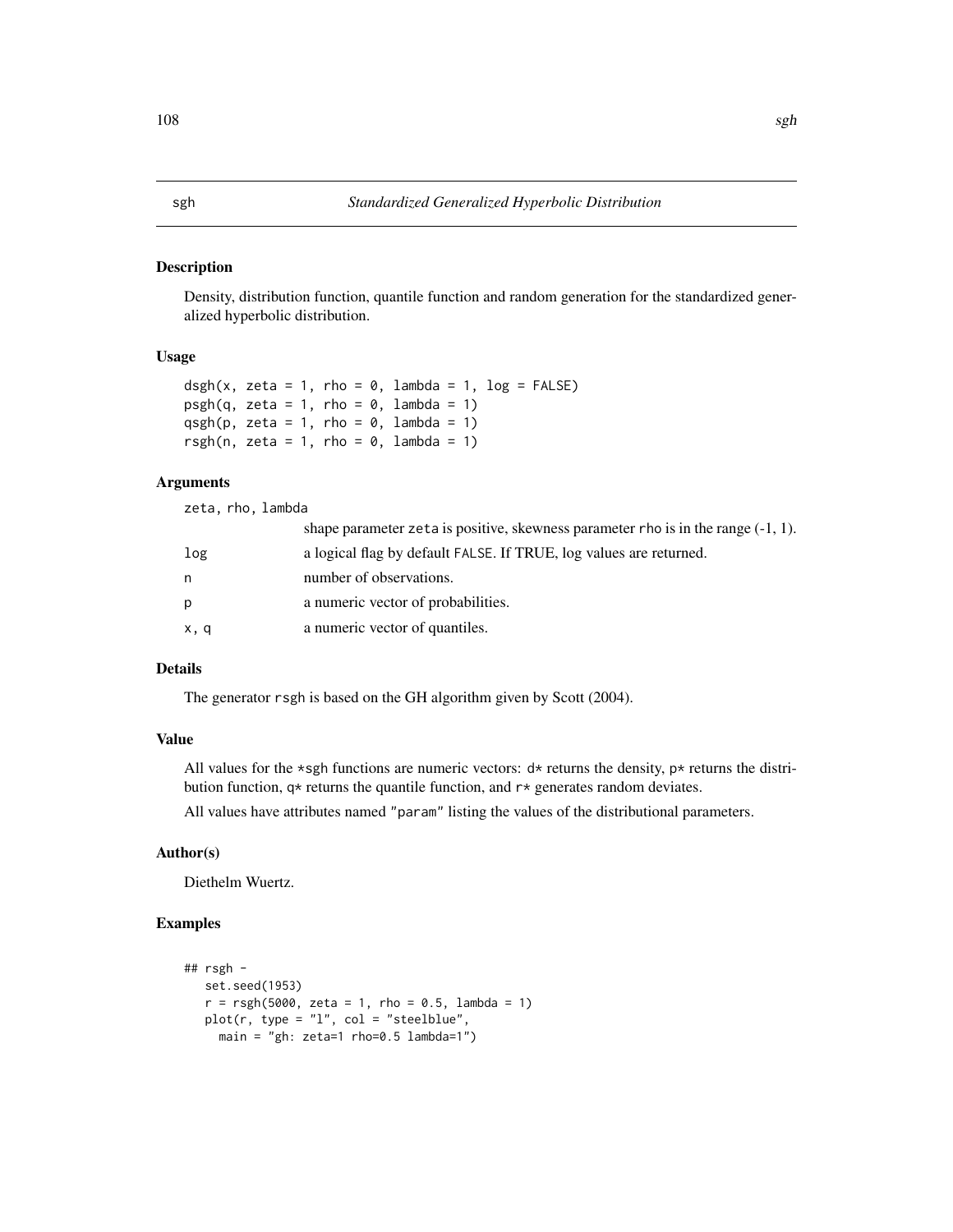sgh *Standardized Generalized Hyperbolic Distribution*

## Description

Density, distribution function, quantile function and random generation for the standardized generalized hyperbolic distribution.

## Usage

```
dsgh(x, zeta = 1, rho = 0, lambda = 1, log = FALSE)
psgh(q, zeta = 1, rho = 0, lambda = 1)
qsgh(p, zeta = 1, rho = 0, lambda = 1)
rsgh(n, zeta = 1, rho = 0, lambda = 1)
```

## Arguments

| | |
|---|---|
| zeta, rho, lambda | shape parameter zeta is positive, skewness parameter rho is in the range (-1, 1). |
| log | a logical flag by default FALSE. If TRUE, log values are returned. |
| n | number of observations. |
| p | a numeric vector of probabilities. |
| x, q | a numeric vector of quantiles. |

## Details

The generator rsgh is based on the GH algorithm given by Scott (2004).

## Value

All values for the *sgh functions are numeric vectors: d* returns the density, p* returns the distribution function, q* returns the quantile function, and r* generates random deviates.

All values have attributes named "param" listing the values of the distributional parameters.

## Author(s)

Diethelm Wuertz.

## Examples

```
## rsgh -
   set.seed(1953)
   r = rsgh(5000, zeta = 1, rho = 0.5, lambda = 1)
   plot(r, type = "l", col = "steelblue",
     main = "gh: zeta=1 rho=0.5 lambda=1")
```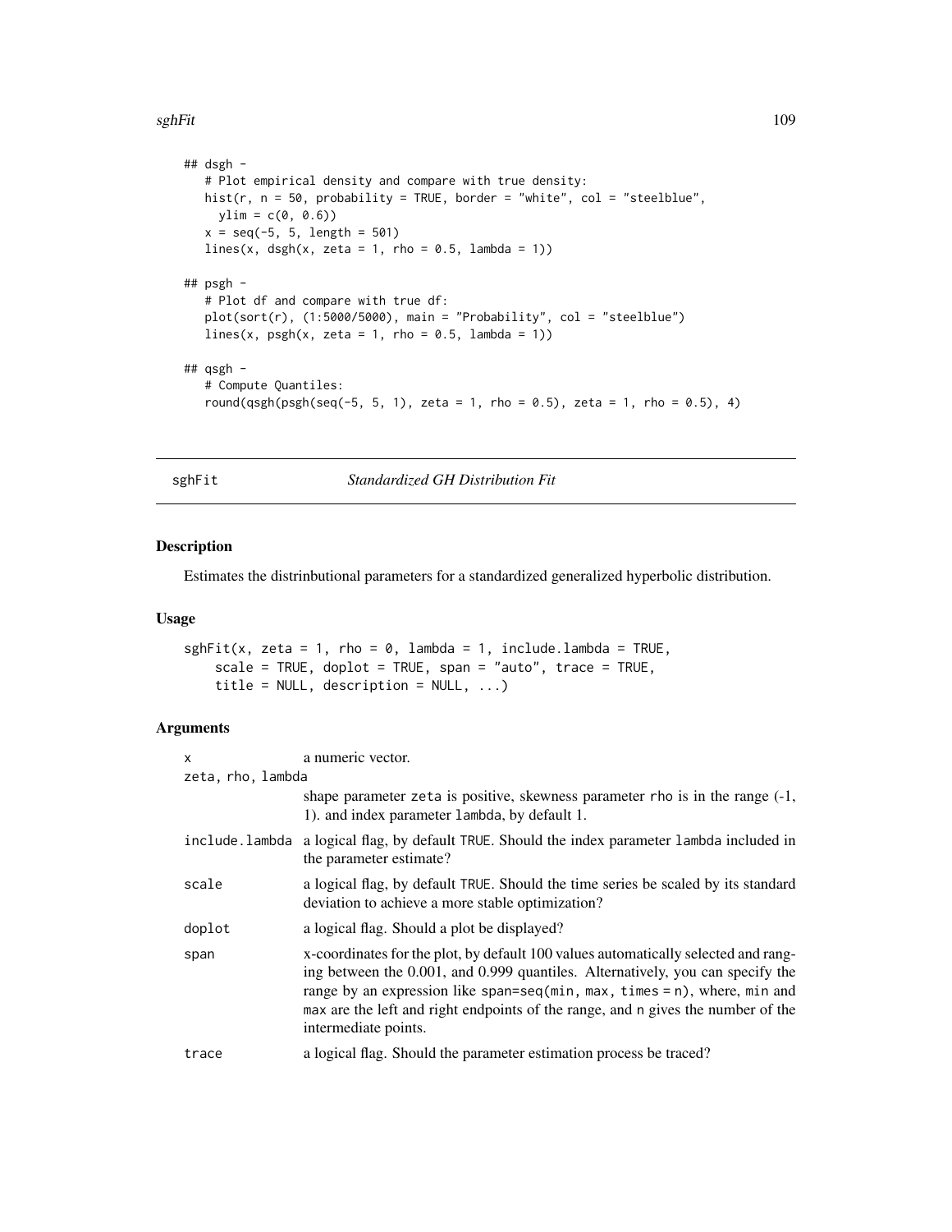```
## dsgh -
   # Plot empirical density and compare with true density:
   hist(r, n = 50, probability = TRUE, border = "white", col = "steelblue",
     ylim = c(0, 0.6))
   x = seq(-5, 5, length = 501)
   lines(x, dsgh(x, zeta = 1, rho = 0.5, lambda = 1))

## psgh -
   # Plot df and compare with true df:
   plot(sort(r), (1:5000/5000), main = "Probability", col = "steelblue")
   lines(x, psgh(x, zeta = 1, rho = 0.5, lambda = 1))

## qsgh -
   # Compute Quantiles:
   round(qsgh(psgh(seq(-5, 5, 1), zeta = 1, rho = 0.5), zeta = 1, rho = 0.5), 4)
```

---

## sghFit *Standardized GH Distribution Fit*

---

### Description

Estimates the distrinbutional parameters for a standardized generalized hyperbolic distribution.

### Usage

```
sghFit(x, zeta = 1, rho = 0, lambda = 1, include.lambda = TRUE,
    scale = TRUE, doplot = TRUE, span = "auto", trace = TRUE,
    title = NULL, description = NULL, ...)
```

### Arguments

| | |
|---|---|
| x | a numeric vector. |
| zeta, rho, lambda | shape parameter zeta is positive, skewness parameter rho is in the range (-1, 1). and index parameter lambda, by default 1. |
| include.lambda | a logical flag, by default TRUE. Should the index parameter lambda included in the parameter estimate? |
| scale | a logical flag, by default TRUE. Should the time series be scaled by its standard deviation to achieve a more stable optimization? |
| doplot | a logical flag. Should a plot be displayed? |
| span | x-coordinates for the plot, by default 100 values automatically selected and ranging between the 0.001, and 0.999 quantiles. Alternatively, you can specify the range by an expression like span=seq(min, max, times = n), where, min and max are the left and right endpoints of the range, and n gives the number of the intermediate points. |
| trace | a logical flag. Should the parameter estimation process be traced? |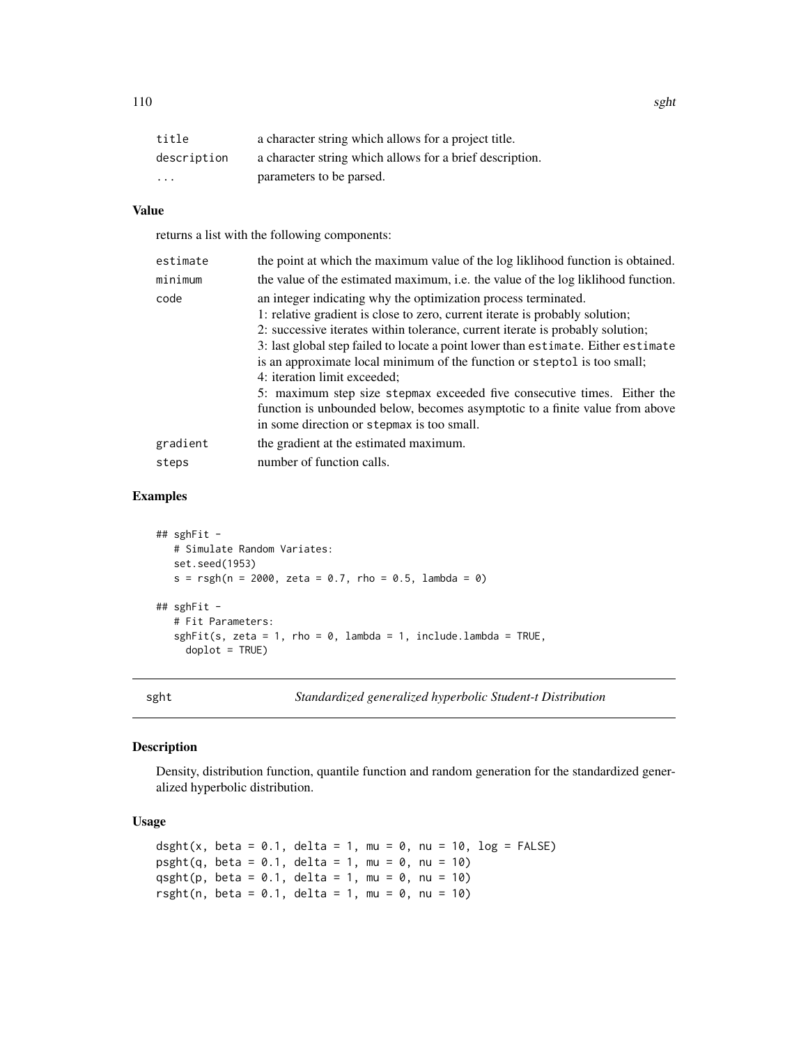| | |
|---|---|
| title | a character string which allows for a project title. |
| description | a character string which allows for a brief description. |
| ... | parameters to be parsed. |

### Value

returns a list with the following components:

| | |
|---|---|
| estimate | the point at which the maximum value of the log liklihood function is obtained. |
| minimum | the value of the estimated maximum, i.e. the value of the log liklihood function. |
| code | an integer indicating why the optimization process terminated.<br>1: relative gradient is close to zero, current iterate is probably solution;<br>2: successive iterates within tolerance, current iterate is probably solution;<br>3: last global step failed to locate a point lower than estimate. Either estimate is an approximate local minimum of the function or steptol is too small;<br>4: iteration limit exceeded;<br>5: maximum step size stepmax exceeded five consecutive times. Either the function is unbounded below, becomes asymptotic to a finite value from above in some direction or stepmax is too small. |
| gradient | the gradient at the estimated maximum. |
| steps | number of function calls. |

### Examples

```
## sghFit -
   # Simulate Random Variates:
   set.seed(1953)
   s = rsgh(n = 2000, zeta = 0.7, rho = 0.5, lambda = 0)

## sghFit -
   # Fit Parameters:
   sghFit(s, zeta = 1, rho = 0, lambda = 1, include.lambda = TRUE,
     doplot = TRUE)
```

---

## sght — *Standardized generalized hyperbolic Student-t Distribution*

### Description

Density, distribution function, quantile function and random generation for the standardized generalized hyperbolic distribution.

### Usage

```
dsght(x, beta = 0.1, delta = 1, mu = 0, nu = 10, log = FALSE)
psght(q, beta = 0.1, delta = 1, mu = 0, nu = 10)
qsght(p, beta = 0.1, delta = 1, mu = 0, nu = 10)
rsght(n, beta = 0.1, delta = 1, mu = 0, nu = 10)
```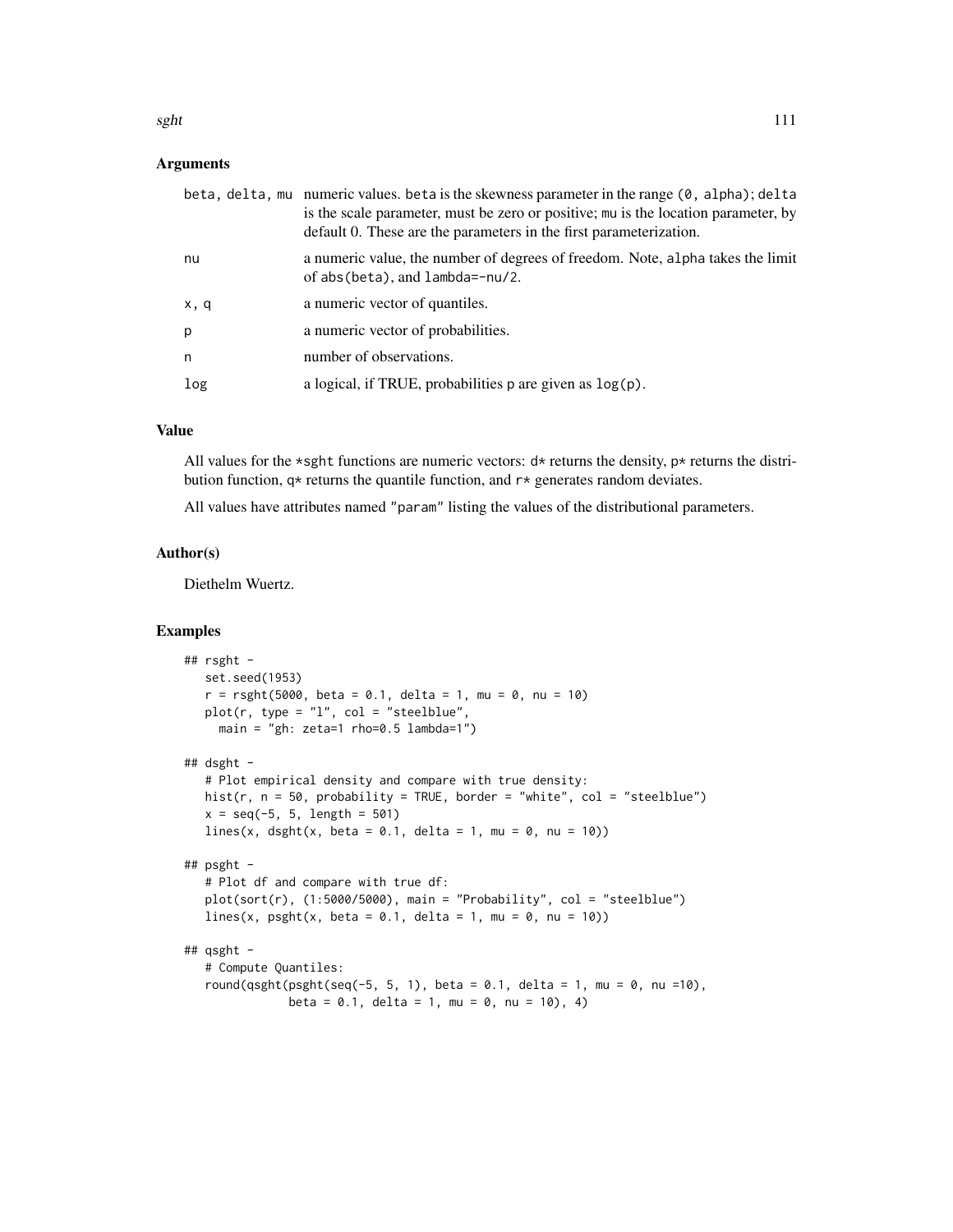### Arguments

| | |
|---|---|
| beta, delta, mu | numeric values. beta is the skewness parameter in the range (0, alpha); delta is the scale parameter, must be zero or positive; mu is the location parameter, by default 0. These are the parameters in the first parameterization. |
| nu | a numeric value, the number of degrees of freedom. Note, alpha takes the limit of abs(beta), and lambda=-nu/2. |
| x, q | a numeric vector of quantiles. |
| p | a numeric vector of probabilities. |
| n | number of observations. |
| log | a logical, if TRUE, probabilities p are given as log(p). |

### Value

All values for the *sght functions are numeric vectors: d* returns the density, p* returns the distribution function, q* returns the quantile function, and r* generates random deviates.

All values have attributes named "param" listing the values of the distributional parameters.

### Author(s)

Diethelm Wuertz.

### Examples

```
## rsght -
   set.seed(1953)
   r = rsght(5000, beta = 0.1, delta = 1, mu = 0, nu = 10)
   plot(r, type = "l", col = "steelblue",
     main = "gh: zeta=1 rho=0.5 lambda=1")

## dsght -
   # Plot empirical density and compare with true density:
   hist(r, n = 50, probability = TRUE, border = "white", col = "steelblue")
   x = seq(-5, 5, length = 501)
   lines(x, dsght(x, beta = 0.1, delta = 1, mu = 0, nu = 10))

## psght -
   # Plot df and compare with true df:
   plot(sort(r), (1:5000/5000), main = "Probability", col = "steelblue")
   lines(x, psght(x, beta = 0.1, delta = 1, mu = 0, nu = 10))

## qsght -
   # Compute Quantiles:
   round(qsght(psght(seq(-5, 5, 1), beta = 0.1, delta = 1, mu = 0, nu =10),
              beta = 0.1, delta = 1, mu = 0, nu = 10), 4)
```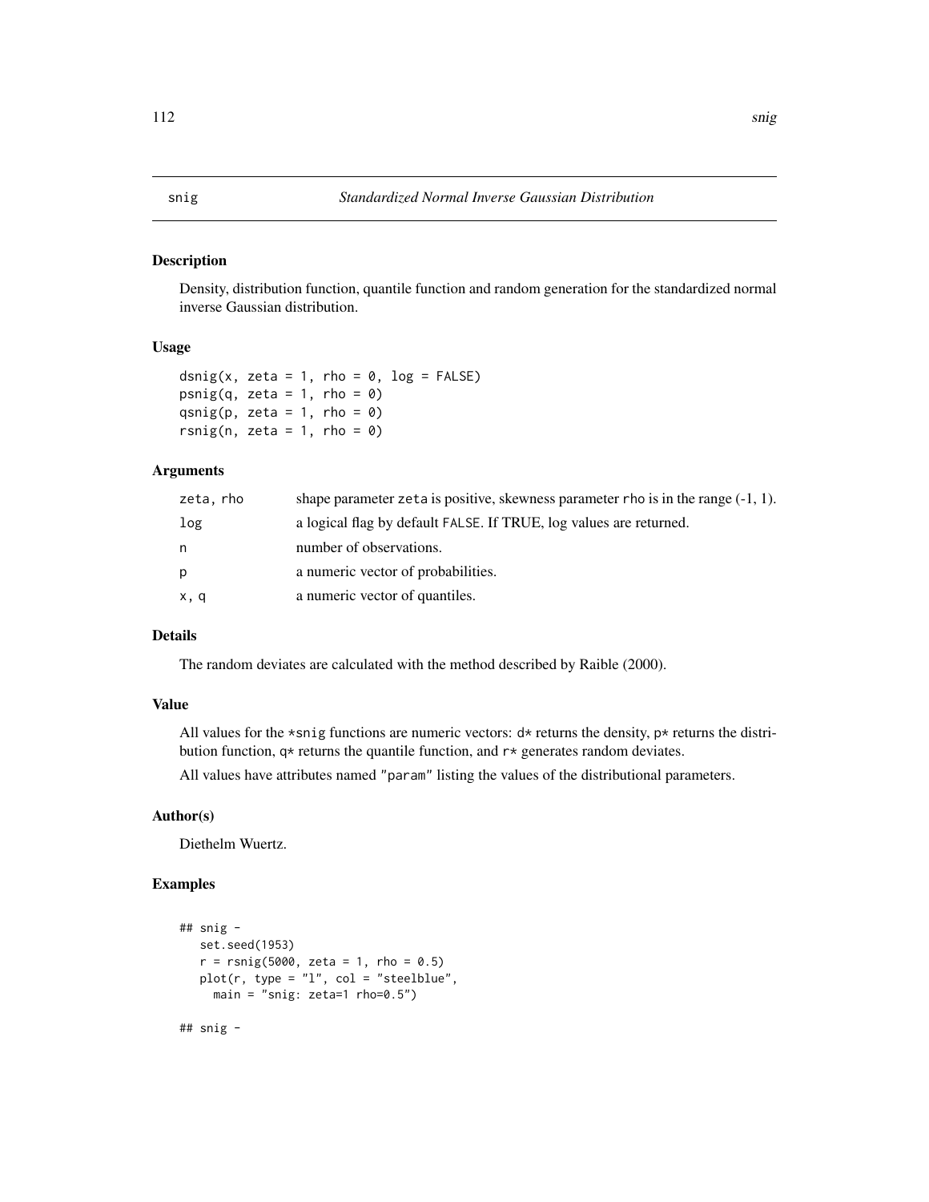# snig — *Standardized Normal Inverse Gaussian Distribution*

## Description

Density, distribution function, quantile function and random generation for the standardized normal inverse Gaussian distribution.

## Usage

```
dsnig(x, zeta = 1, rho = 0, log = FALSE)
psnig(q, zeta = 1, rho = 0)
qsnig(p, zeta = 1, rho = 0)
rsnig(n, zeta = 1, rho = 0)
```

## Arguments

| | |
|---|---|
| zeta, rho | shape parameter zeta is positive, skewness parameter rho is in the range (-1, 1). |
| log | a logical flag by default FALSE. If TRUE, log values are returned. |
| n | number of observations. |
| p | a numeric vector of probabilities. |
| x, q | a numeric vector of quantiles. |

## Details

The random deviates are calculated with the method described by Raible (2000).

## Value

All values for the *snig functions are numeric vectors: d* returns the density, p* returns the distribution function, q* returns the quantile function, and r* generates random deviates.

All values have attributes named "param" listing the values of the distributional parameters.

## Author(s)

Diethelm Wuertz.

## Examples

```
## snig -
   set.seed(1953)
   r = rsnig(5000, zeta = 1, rho = 0.5)
   plot(r, type = "l", col = "steelblue",
     main = "snig: zeta=1 rho=0.5")

## snig -
```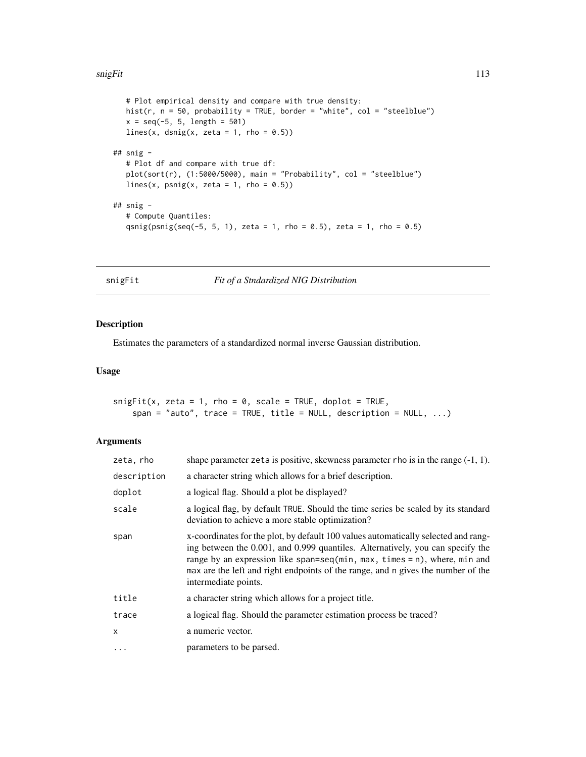```
    # Plot empirical density and compare with true density:
    hist(r, n = 50, probability = TRUE, border = "white", col = "steelblue")
    x = seq(-5, 5, length = 501)
    lines(x, dsnig(x, zeta = 1, rho = 0.5))

## snig -
    # Plot df and compare with true df:
    plot(sort(r), (1:5000/5000), main = "Probability", col = "steelblue")
    lines(x, psnig(x, zeta = 1, rho = 0.5))

## snig -
    # Compute Quantiles:
    qsnig(psnig(seq(-5, 5, 1), zeta = 1, rho = 0.5), zeta = 1, rho = 0.5)
```

## snigFit — *Fit of a Stndardized NIG Distribution*

### Description

Estimates the parameters of a standardized normal inverse Gaussian distribution.

### Usage

```
snigFit(x, zeta = 1, rho = 0, scale = TRUE, doplot = TRUE,
    span = "auto", trace = TRUE, title = NULL, description = NULL, ...)
```

### Arguments

| | |
|---|---|
| zeta, rho | shape parameter zeta is positive, skewness parameter rho is in the range (-1, 1). |
| description | a character string which allows for a brief description. |
| doplot | a logical flag. Should a plot be displayed? |
| scale | a logical flag, by default TRUE. Should the time series be scaled by its standard deviation to achieve a more stable optimization? |
| span | x-coordinates for the plot, by default 100 values automatically selected and ranging between the 0.001, and 0.999 quantiles. Alternatively, you can specify the range by an expression like span=seq(min, max, times = n), where, min and max are the left and right endpoints of the range, and n gives the number of the intermediate points. |
| title | a character string which allows for a project title. |
| trace | a logical flag. Should the parameter estimation process be traced? |
| x | a numeric vector. |
| ... | parameters to be parsed. |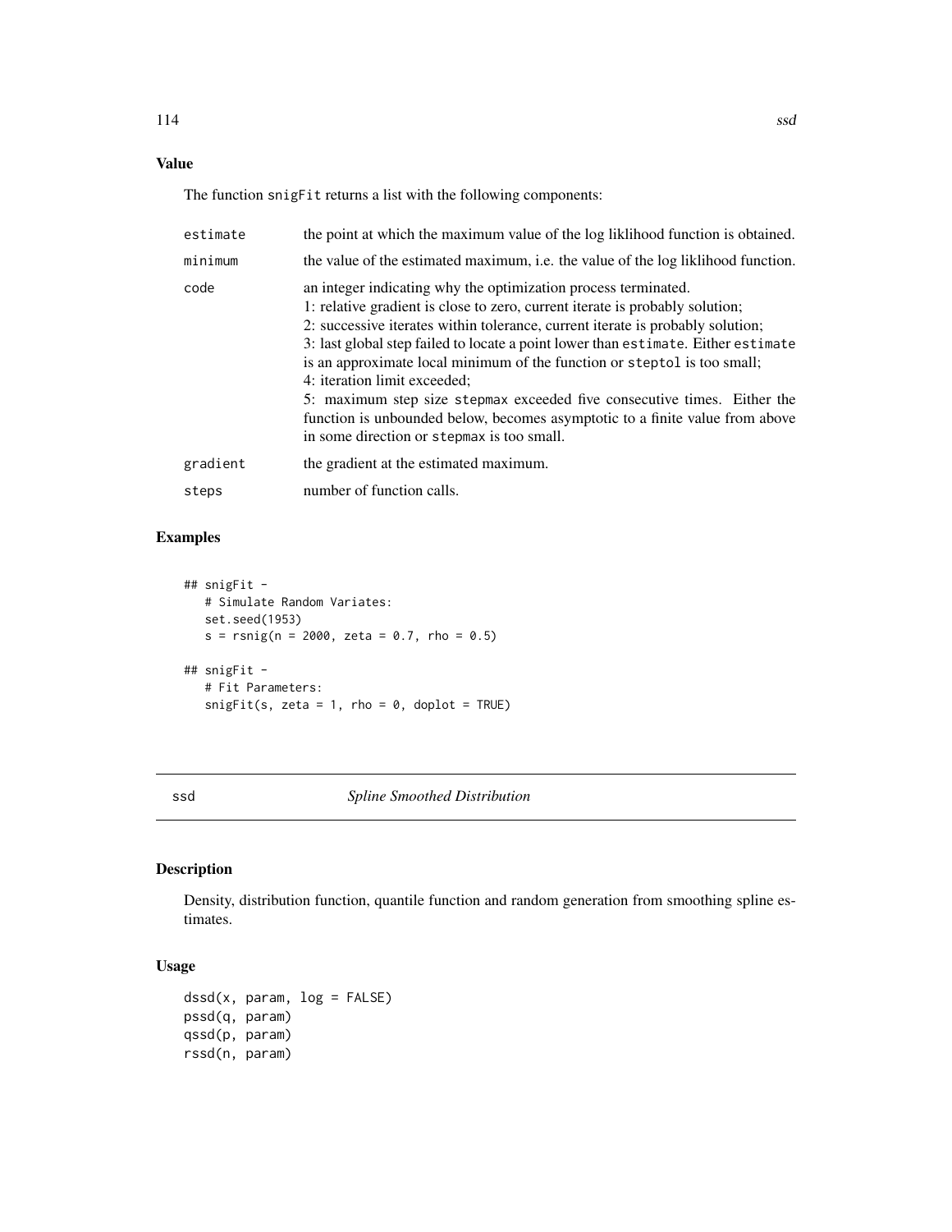### Value

The function `snigFit` returns a list with the following components:

| | |
|---|---|
| `estimate` | the point at which the maximum value of the log liklihood function is obtained. |
| `minimum` | the value of the estimated maximum, i.e. the value of the log liklihood function. |
| `code` | an integer indicating why the optimization process terminated.<br>1: relative gradient is close to zero, current iterate is probably solution;<br>2: successive iterates within tolerance, current iterate is probably solution;<br>3: last global step failed to locate a point lower than `estimate`. Either `estimate` is an approximate local minimum of the function or `steptol` is too small;<br>4: iteration limit exceeded;<br>5: maximum step size `stepmax` exceeded five consecutive times. Either the function is unbounded below, becomes asymptotic to a finite value from above in some direction or `stepmax` is too small. |
| `gradient` | the gradient at the estimated maximum. |
| `steps` | number of function calls. |

### Examples

```
## snigFit -
   # Simulate Random Variates:
   set.seed(1953)
   s = rsnig(n = 2000, zeta = 0.7, rho = 0.5)

## snigFit -
   # Fit Parameters:
   snigFit(s, zeta = 1, rho = 0, doplot = TRUE)
```

---

## ssd — *Spline Smoothed Distribution*

### Description

Density, distribution function, quantile function and random generation from smoothing spline estimates.

### Usage

```
dssd(x, param, log = FALSE)
pssd(q, param)
qssd(p, param)
rssd(n, param)
```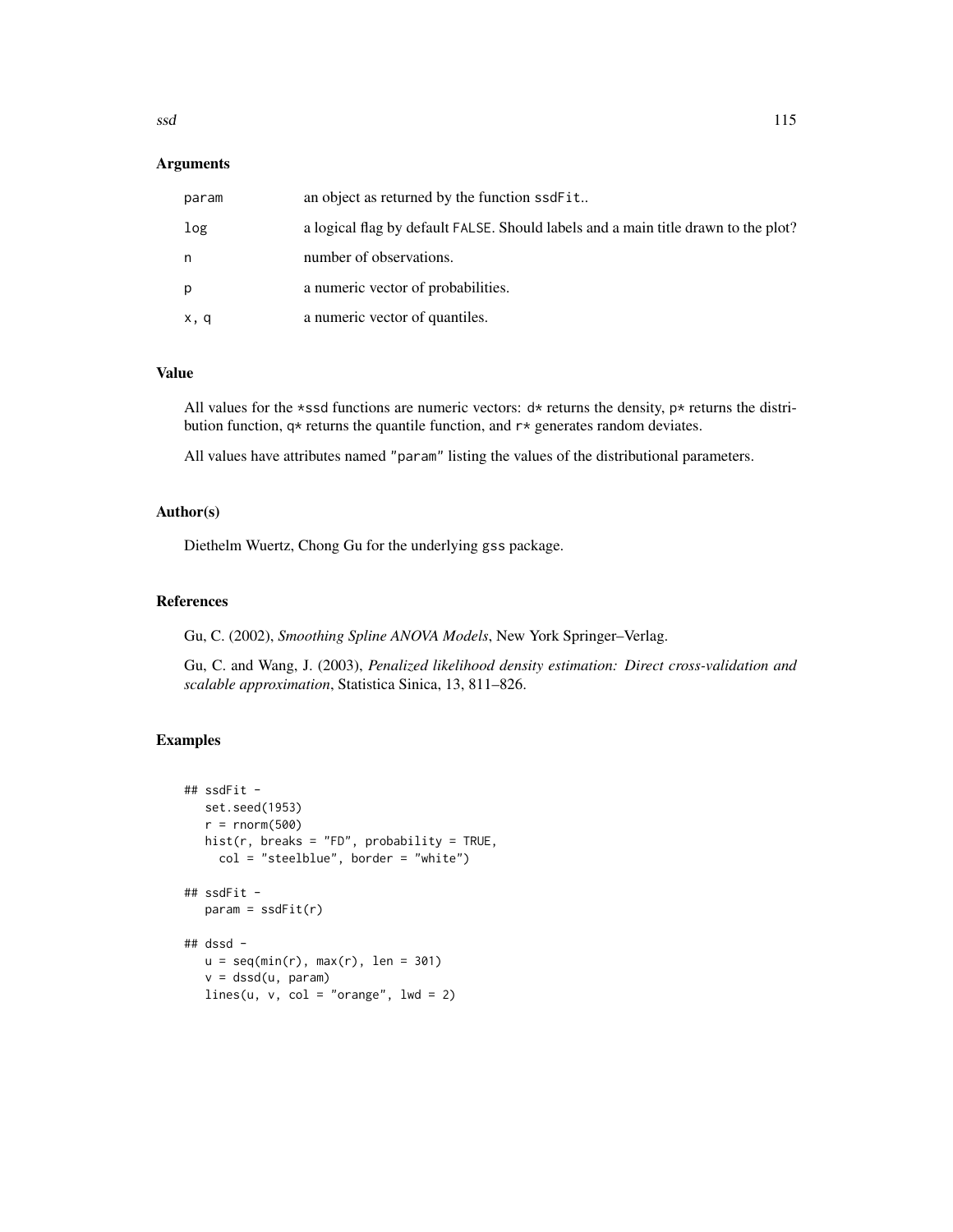### Arguments

| | |
|---|---|
| param | an object as returned by the function ssdFit.. |
| log | a logical flag by default FALSE. Should labels and a main title drawn to the plot? |
| n | number of observations. |
| p | a numeric vector of probabilities. |
| x, q | a numeric vector of quantiles. |

### Value

All values for the *ssd functions are numeric vectors: d* returns the density, p* returns the distribution function, q* returns the quantile function, and r* generates random deviates.

All values have attributes named "param" listing the values of the distributional parameters.

### Author(s)

Diethelm Wuertz, Chong Gu for the underlying gss package.

### References

Gu, C. (2002), *Smoothing Spline ANOVA Models*, New York Springer–Verlag.

Gu, C. and Wang, J. (2003), *Penalized likelihood density estimation: Direct cross-validation and scalable approximation*, Statistica Sinica, 13, 811–826.

### Examples

```
## ssdFit -
   set.seed(1953)
   r = rnorm(500)
   hist(r, breaks = "FD", probability = TRUE,
     col = "steelblue", border = "white")

## ssdFit -
   param = ssdFit(r)

## dssd -
   u = seq(min(r), max(r), len = 301)
   v = dssd(u, param)
   lines(u, v, col = "orange", lwd = 2)
```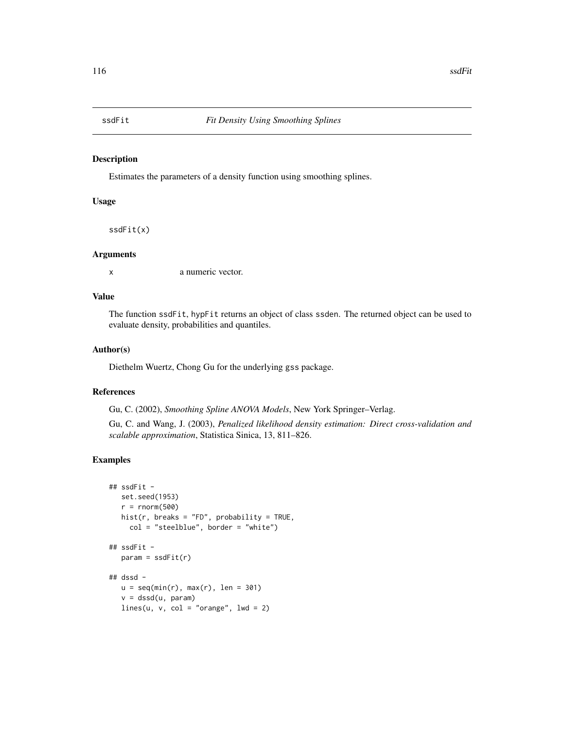ssdFit *Fit Density Using Smoothing Splines*

## Description

Estimates the parameters of a density function using smoothing splines.

## Usage

```
ssdFit(x)
```

## Arguments

x a numeric vector.

## Value

The function `ssdFit`, `hypFit` returns an object of class `ssden`. The returned object can be used to evaluate density, probabilities and quantiles.

## Author(s)

Diethelm Wuertz, Chong Gu for the underlying `gss` package.

## References

Gu, C. (2002), *Smoothing Spline ANOVA Models*, New York Springer–Verlag.

Gu, C. and Wang, J. (2003), *Penalized likelihood density estimation: Direct cross-validation and scalable approximation*, Statistica Sinica, 13, 811–826.

## Examples

```
## ssdFit -
   set.seed(1953)
   r = rnorm(500)
   hist(r, breaks = "FD", probability = TRUE,
     col = "steelblue", border = "white")

## ssdFit -
   param = ssdFit(r)

## dssd -
   u = seq(min(r), max(r), len = 301)
   v = dssd(u, param)
   lines(u, v, col = "orange", lwd = 2)
```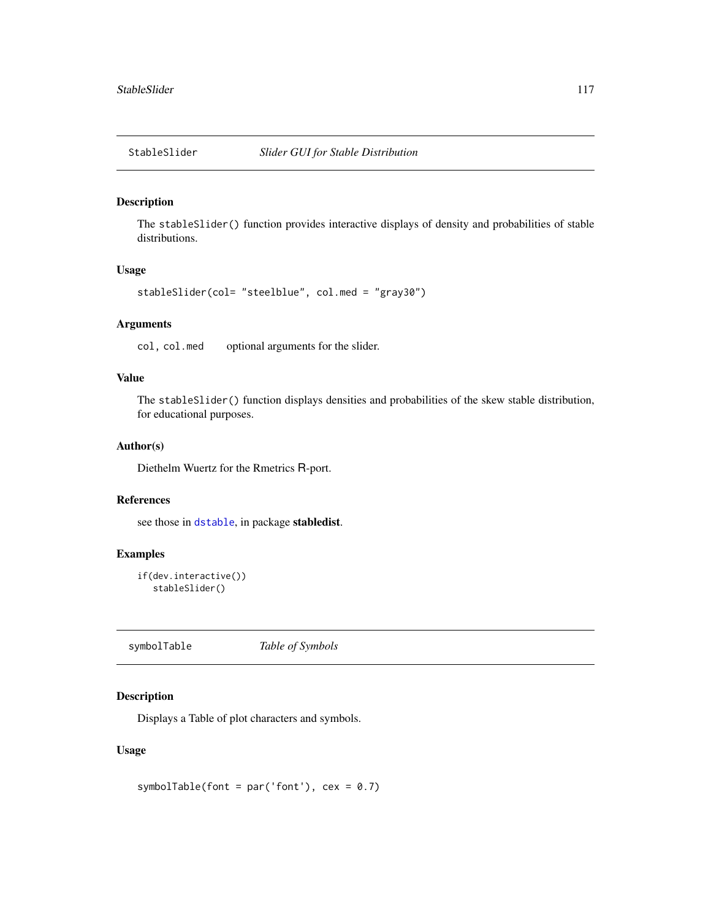## StableSlider — *Slider GUI for Stable Distribution*

### Description

The `stableSlider()` function provides interactive displays of density and probabilities of stable distributions.

### Usage

```
stableSlider(col= "steelblue", col.med = "gray30")
```

### Arguments

`col, col.med` optional arguments for the slider.

### Value

The `stableSlider()` function displays densities and probabilities of the skew stable distribution, for educational purposes.

### Author(s)

Diethelm Wuertz for the Rmetrics R-port.

### References

see those in `dstable`, in package **stabledist**.

### Examples

```
if(dev.interactive())
   stableSlider()
```

## symbolTable — *Table of Symbols*

### Description

Displays a Table of plot characters and symbols.

### Usage

```
symbolTable(font = par('font'), cex = 0.7)
```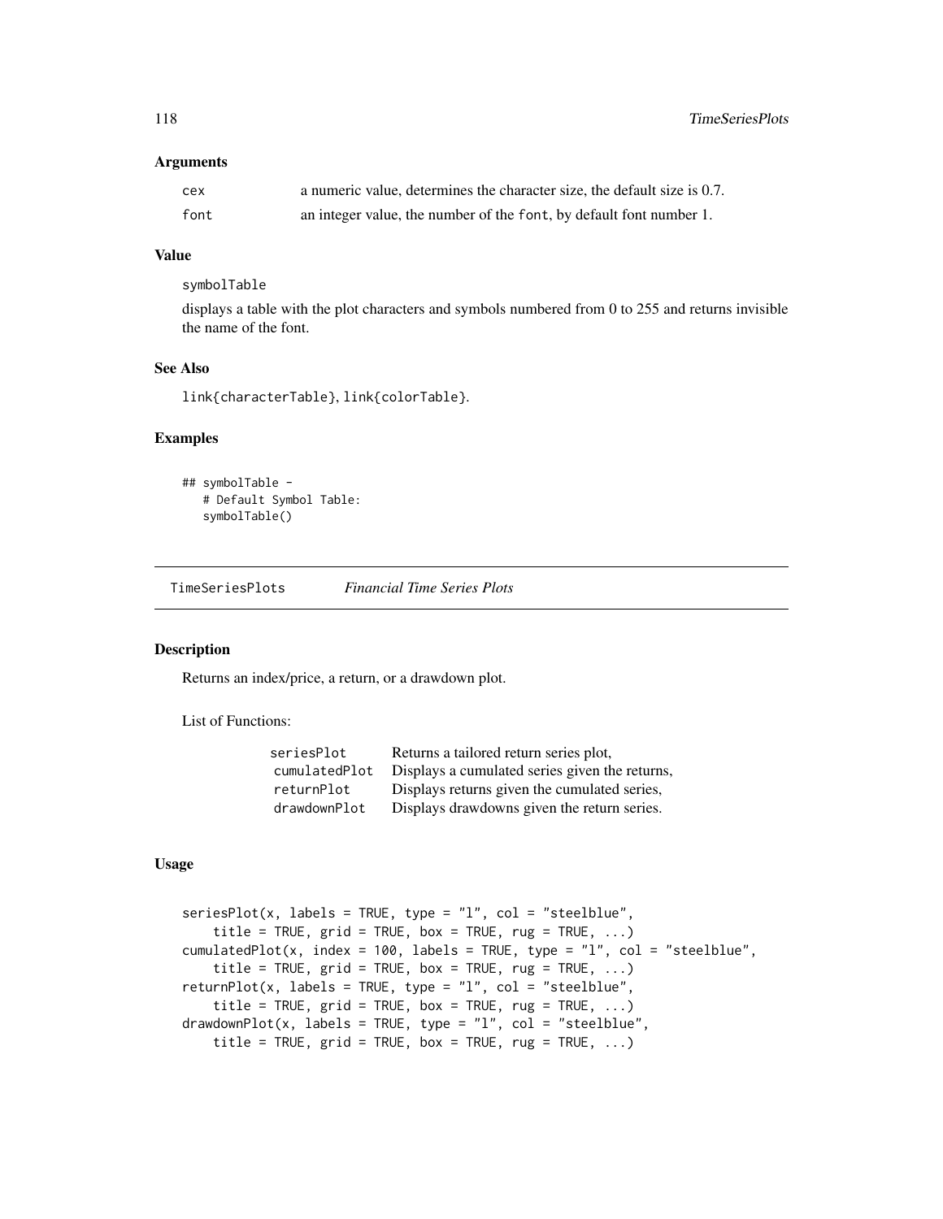### Arguments

| | |
|---|---|
| `cex` | a numeric value, determines the character size, the default size is 0.7. |
| `font` | an integer value, the number of the `font`, by default font number 1. |

### Value

`symbolTable`

displays a table with the plot characters and symbols numbered from 0 to 255 and returns invisible the name of the font.

### See Also

`link{characterTable}`, `link{colorTable}`.

### Examples

```
## symbolTable -
   # Default Symbol Table:
   symbolTable()
```

---

## `TimeSeriesPlots` *Financial Time Series Plots*

---

### Description

Returns an index/price, a return, or a drawdown plot.

List of Functions:

| | |
|---|---|
| `seriesPlot` | Returns a tailored return series plot, |
| `cumulatedPlot` | Displays a cumulated series given the returns, |
| `returnPlot` | Displays returns given the cumulated series, |
| `drawdownPlot` | Displays drawdowns given the return series. |

### Usage

```
seriesPlot(x, labels = TRUE, type = "l", col = "steelblue",
    title = TRUE, grid = TRUE, box = TRUE, rug = TRUE, ...)
cumulatedPlot(x, index = 100, labels = TRUE, type = "l", col = "steelblue",
    title = TRUE, grid = TRUE, box = TRUE, rug = TRUE, ...)
returnPlot(x, labels = TRUE, type = "l", col = "steelblue",
    title = TRUE, grid = TRUE, box = TRUE, rug = TRUE, ...)
drawdownPlot(x, labels = TRUE, type = "l", col = "steelblue",
    title = TRUE, grid = TRUE, box = TRUE, rug = TRUE, ...)
```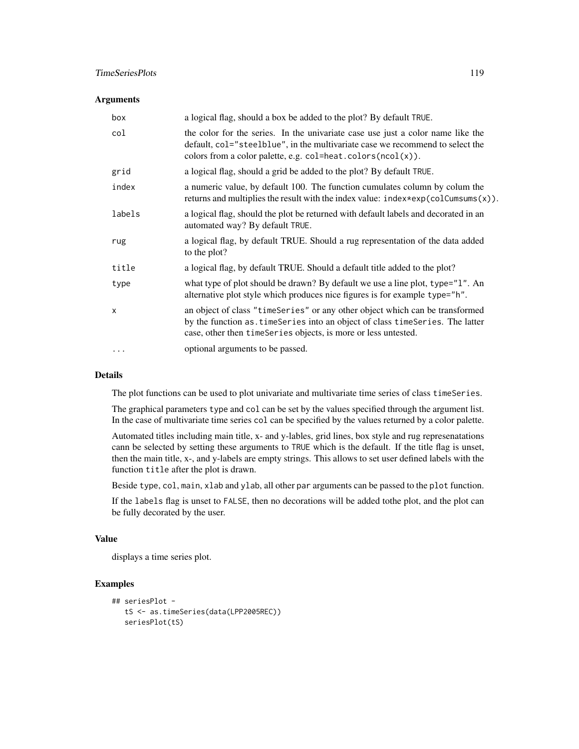## Arguments

| | |
|---|---|
| `box` | a logical flag, should a box be added to the plot? By default `TRUE`. |
| `col` | the color for the series. In the univariate case use just a color name like the default, `col="steelblue"`, in the multivariate case we recommend to select the colors from a color palette, e.g. `col=heat.colors(ncol(x))`. |
| `grid` | a logical flag, should a grid be added to the plot? By default `TRUE`. |
| `index` | a numeric value, by default 100. The function cumulates column by colum the returns and multiplies the result with the index value: `index*exp(colCumsums(x))`. |
| `labels` | a logical flag, should the plot be returned with default labels and decorated in an automated way? By default `TRUE`. |
| `rug` | a logical flag, by default TRUE. Should a rug representation of the data added to the plot? |
| `title` | a logical flag, by default TRUE. Should a default title added to the plot? |
| `type` | what type of plot should be drawn? By default we use a line plot, `type="l"`. An alternative plot style which produces nice figures is for example `type="h"`. |
| `x` | an object of class `"timeSeries"` or any other object which can be transformed by the function `as.timeSeries` into an object of class `timeSeries`. The latter case, other then `timeSeries` objects, is more or less untested. |
| `...` | optional arguments to be passed. |

## Details

The plot functions can be used to plot univariate and multivariate time series of class `timeSeries`.

The graphical parameters `type` and `col` can be set by the values specified through the argument list. In the case of multivariate time series `col` can be specified by the values returned by a color palette.

Automated titles including main title, x- and y-lables, grid lines, box style and rug represenatations cann be selected by setting these arguments to `TRUE` which is the default. If the title flag is unset, then the main title, x-, and y-labels are empty strings. This allows to set user defined labels with the function `title` after the plot is drawn.

Beside `type`, `col`, `main`, `xlab` and `ylab`, all other `par` arguments can be passed to the `plot` function.

If the `labels` flag is unset to `FALSE`, then no decorations will be added tothe plot, and the plot can be fully decorated by the user.

## Value

displays a time series plot.

## Examples

```
## seriesPlot -
   tS <- as.timeSeries(data(LPP2005REC))
   seriesPlot(tS)
```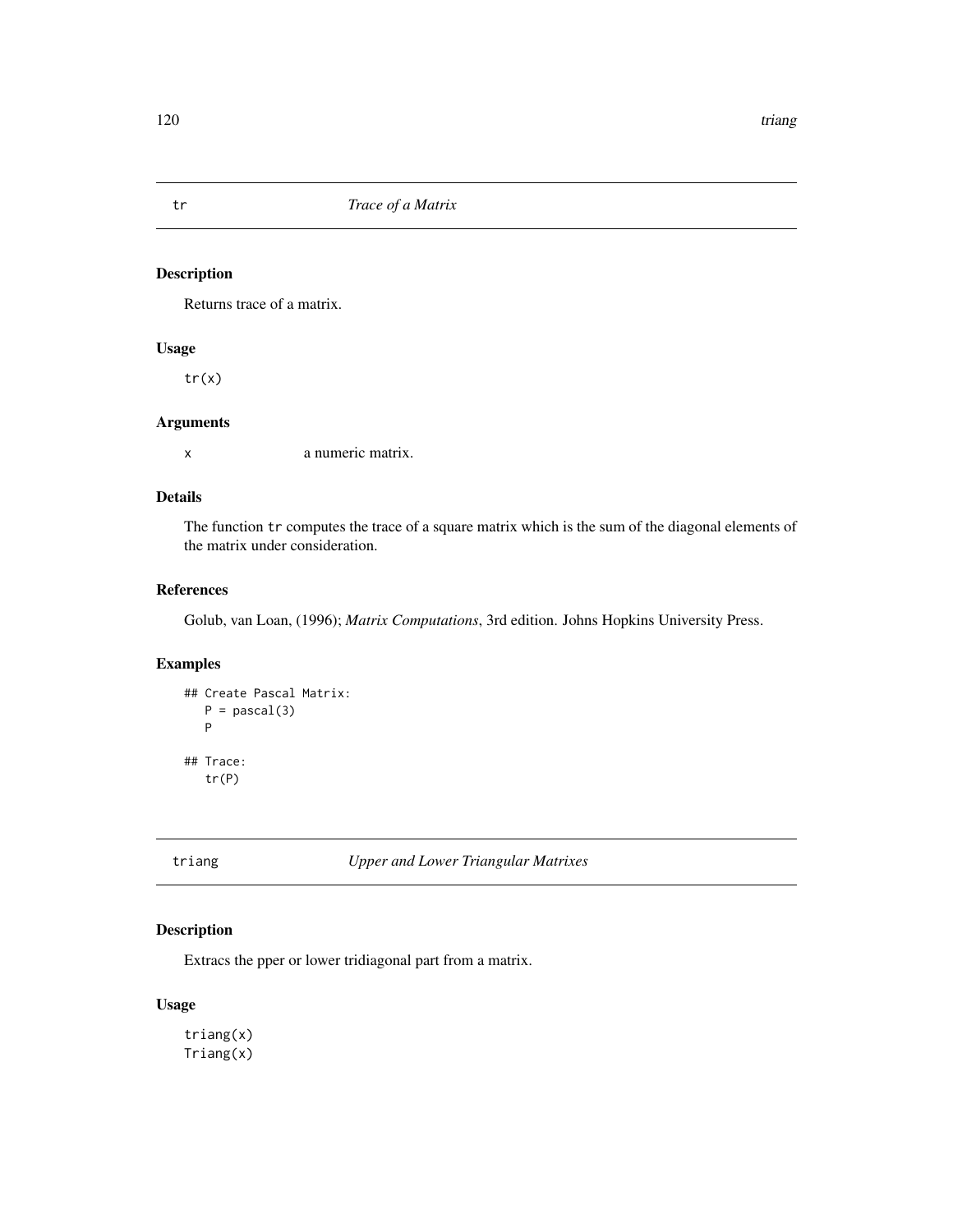## tr *Trace of a Matrix*

### Description

Returns trace of a matrix.

### Usage

```
tr(x)
```

### Arguments

| | |
|---|---|
| x | a numeric matrix. |

### Details

The function `tr` computes the trace of a square matrix which is the sum of the diagonal elements of the matrix under consideration.

### References

Golub, van Loan, (1996); *Matrix Computations*, 3rd edition. Johns Hopkins University Press.

### Examples

```
## Create Pascal Matrix:
   P = pascal(3)
   P

## Trace:
   tr(P)
```

## triang *Upper and Lower Triangular Matrixes*

### Description

Extracs the pper or lower tridiagonal part from a matrix.

### Usage

```
triang(x)
Triang(x)
```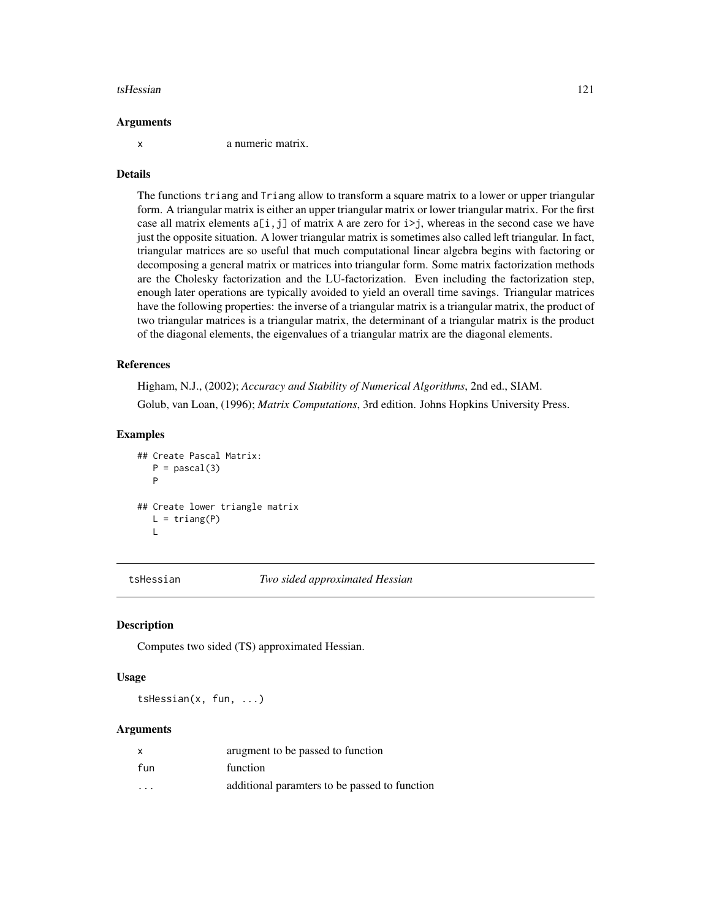### Arguments

| | |
|---|---|
| x | a numeric matrix. |

### Details

The functions `triang` and `Triang` allow to transform a square matrix to a lower or upper triangular form. A triangular matrix is either an upper triangular matrix or lower triangular matrix. For the first case all matrix elements `a[i,j]` of matrix `A` are zero for `i>j`, whereas in the second case we have just the opposite situation. A lower triangular matrix is sometimes also called left triangular. In fact, triangular matrices are so useful that much computational linear algebra begins with factoring or decomposing a general matrix or matrices into triangular form. Some matrix factorization methods are the Cholesky factorization and the LU-factorization. Even including the factorization step, enough later operations are typically avoided to yield an overall time savings. Triangular matrices have the following properties: the inverse of a triangular matrix is a triangular matrix, the product of two triangular matrices is a triangular matrix, the determinant of a triangular matrix is the product of the diagonal elements, the eigenvalues of a triangular matrix are the diagonal elements.

### References

Higham, N.J., (2002); *Accuracy and Stability of Numerical Algorithms*, 2nd ed., SIAM.

Golub, van Loan, (1996); *Matrix Computations*, 3rd edition. Johns Hopkins University Press.

### Examples

```
## Create Pascal Matrix:
   P = pascal(3)
   P

## Create lower triangle matrix
   L = triang(P)
   L
```

---

## tsHessian *Two sided approximated Hessian*

### Description

Computes two sided (TS) approximated Hessian.

### Usage

```
tsHessian(x, fun, ...)
```

### Arguments

| | |
|---|---|
| x | arugment to be passed to function |
| fun | function |
| ... | additional paramters to be passed to function |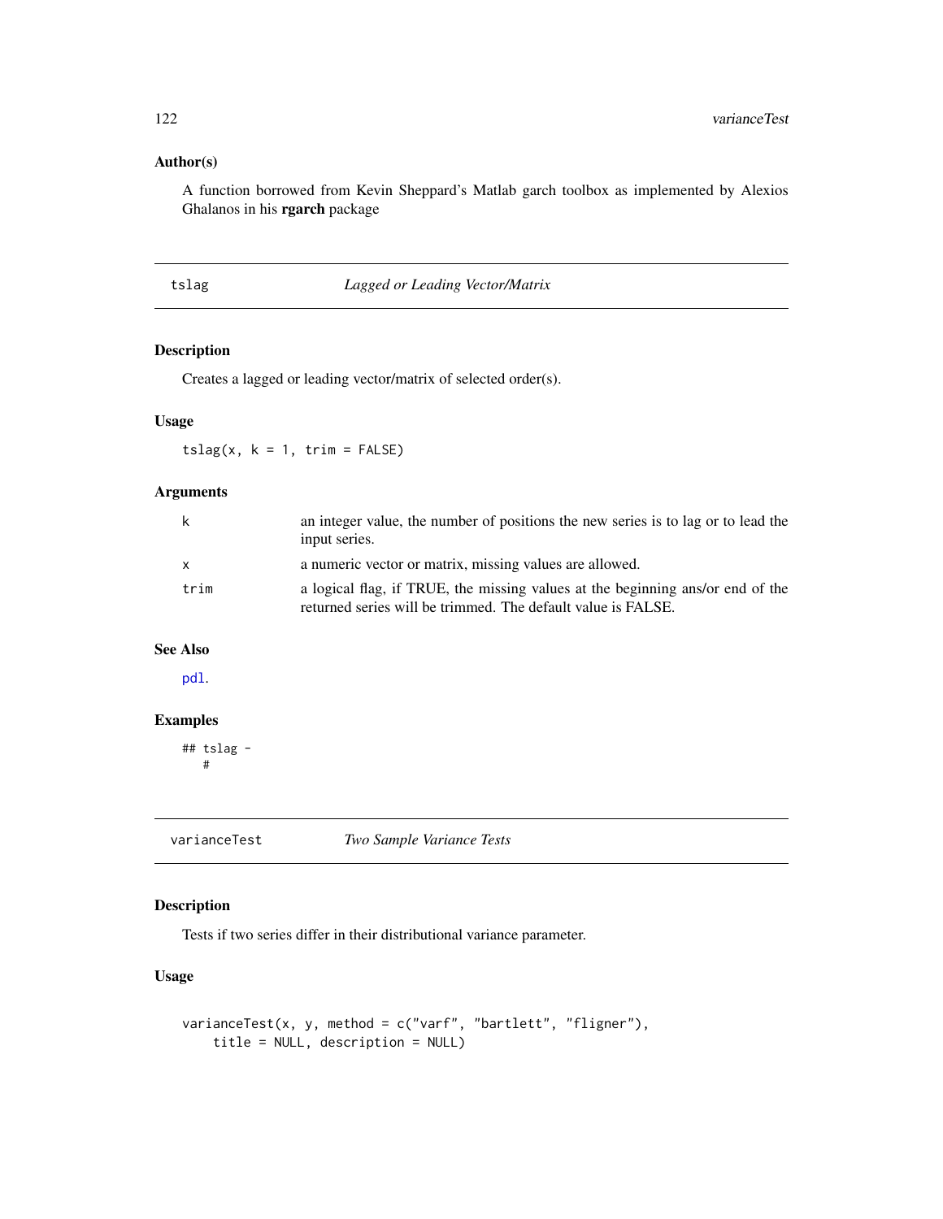### Author(s)

A function borrowed from Kevin Sheppard's Matlab garch toolbox as implemented by Alexios Ghalanos in his **rgarch** package

---

## tslag — *Lagged or Leading Vector/Matrix*

---

### Description

Creates a lagged or leading vector/matrix of selected order(s).

### Usage

```
tslag(x, k = 1, trim = FALSE)
```

### Arguments

| | |
|---|---|
| `k` | an integer value, the number of positions the new series is to lag or to lead the input series. |
| `x` | a numeric vector or matrix, missing values are allowed. |
| `trim` | a logical flag, if TRUE, the missing values at the beginning ans/or end of the returned series will be trimmed. The default value is FALSE. |

### See Also

`pdl`.

### Examples

```
## tslag -
   #
```

---

## varianceTest — *Two Sample Variance Tests*

---

### Description

Tests if two series differ in their distributional variance parameter.

### Usage

```
varianceTest(x, y, method = c("varf", "bartlett", "fligner"),
    title = NULL, description = NULL)
```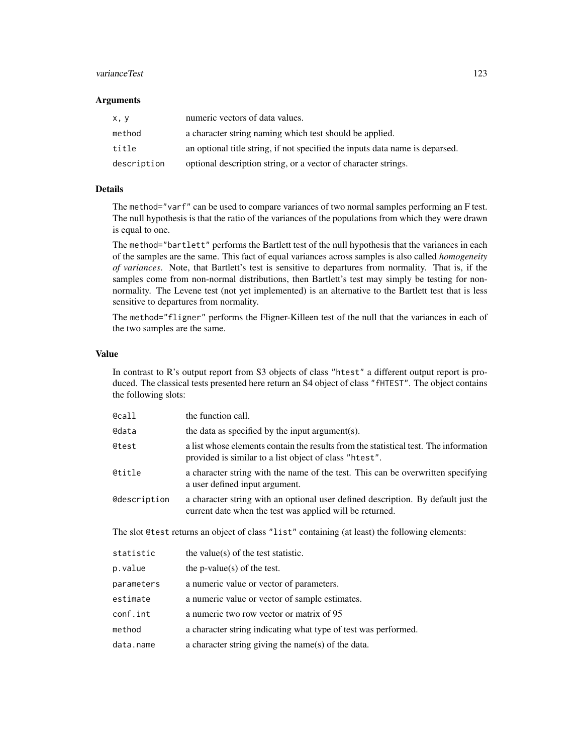## Arguments

| | |
|---|---|
| `x, y` | numeric vectors of data values. |
| `method` | a character string naming which test should be applied. |
| `title` | an optional title string, if not specified the inputs data name is deparsed. |
| `description` | optional description string, or a vector of character strings. |

## Details

The `method="varf"` can be used to compare variances of two normal samples performing an F test. The null hypothesis is that the ratio of the variances of the populations from which they were drawn is equal to one.

The `method="bartlett"` performs the Bartlett test of the null hypothesis that the variances in each of the samples are the same. This fact of equal variances across samples is also called *homogeneity of variances*. Note, that Bartlett's test is sensitive to departures from normality. That is, if the samples come from non-normal distributions, then Bartlett's test may simply be testing for non-normality. The Levene test (not yet implemented) is an alternative to the Bartlett test that is less sensitive to departures from normality.

The `method="fligner"` performs the Fligner-Killeen test of the null that the variances in each of the two samples are the same.

## Value

In contrast to R's output report from S3 objects of class `"htest"` a different output report is produced. The classical tests presented here return an S4 object of class `"fHTEST"`. The object contains the following slots:

| | |
|---|---|
| `@call` | the function call. |
| `@data` | the data as specified by the input argument(s). |
| `@test` | a list whose elements contain the results from the statistical test. The information provided is similar to a list object of class `"htest"`. |
| `@title` | a character string with the name of the test. This can be overwritten specifying a user defined input argument. |
| `@description` | a character string with an optional user defined description. By default just the current date when the test was applied will be returned. |

The slot `@test` returns an object of class `"list"` containing (at least) the following elements:

| | |
|---|---|
| `statistic` | the value(s) of the test statistic. |
| `p.value` | the p-value(s) of the test. |
| `parameters` | a numeric value or vector of parameters. |
| `estimate` | a numeric value or vector of sample estimates. |
| `conf.int` | a numeric two row vector or matrix of 95 |
| `method` | a character string indicating what type of test was performed. |
| `data.name` | a character string giving the name(s) of the data. |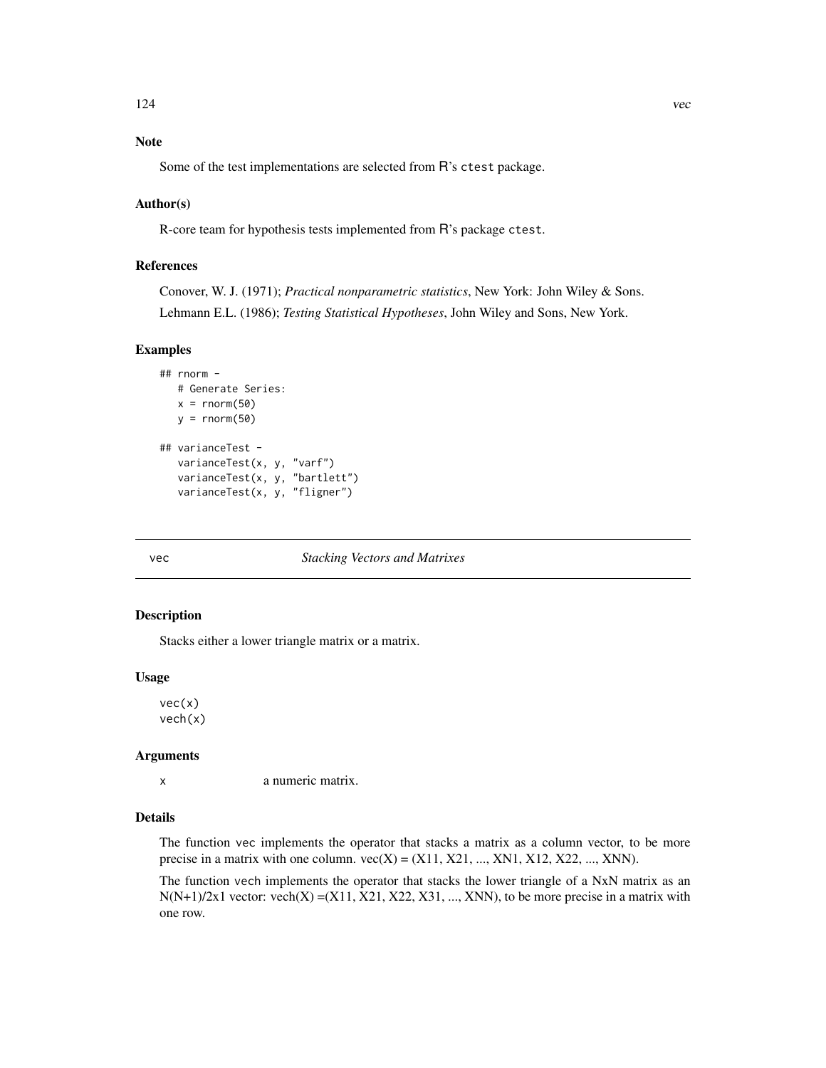### Note

Some of the test implementations are selected from R's ctest package.

### Author(s)

R-core team for hypothesis tests implemented from R's package ctest.

### References

Conover, W. J. (1971); *Practical nonparametric statistics*, New York: John Wiley & Sons.

Lehmann E.L. (1986); *Testing Statistical Hypotheses*, John Wiley and Sons, New York.

### Examples

```
## rnorm -
   # Generate Series:
   x = rnorm(50)
   y = rnorm(50)

## varianceTest -
   varianceTest(x, y, "varf")
   varianceTest(x, y, "bartlett")
   varianceTest(x, y, "fligner")
```

---

## vec *Stacking Vectors and Matrixes*

---

### Description

Stacks either a lower triangle matrix or a matrix.

### Usage

```
vec(x)
vech(x)
```

### Arguments

| | |
|---|---|
| x | a numeric matrix. |

### Details

The function vec implements the operator that stacks a matrix as a column vector, to be more precise in a matrix with one column. vec(X) = (X11, X21, ..., XN1, X12, X22, ..., XNN).

The function vech implements the operator that stacks the lower triangle of a NxN matrix as an N(N+1)/2x1 vector: vech(X) =(X11, X21, X22, X31, ..., XNN), to be more precise in a matrix with one row.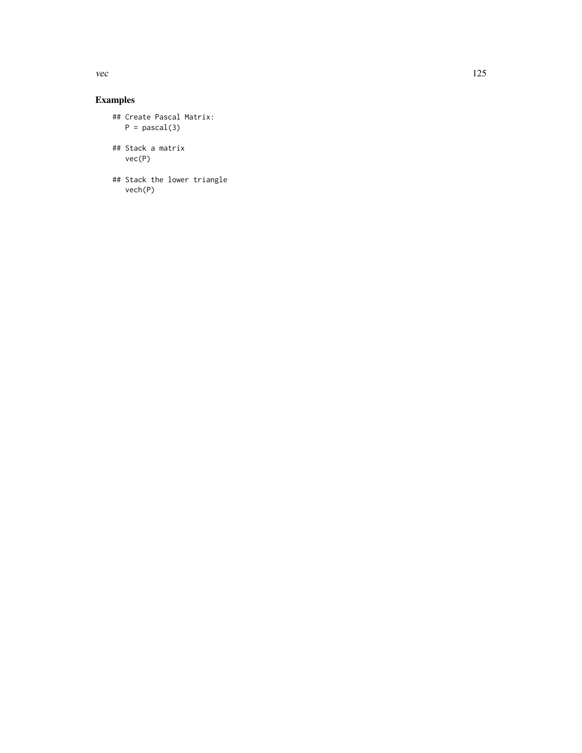## Examples

```
## Create Pascal Matrix:
   P = pascal(3)

## Stack a matrix
   vec(P)

## Stack the lower triangle
   vech(P)
```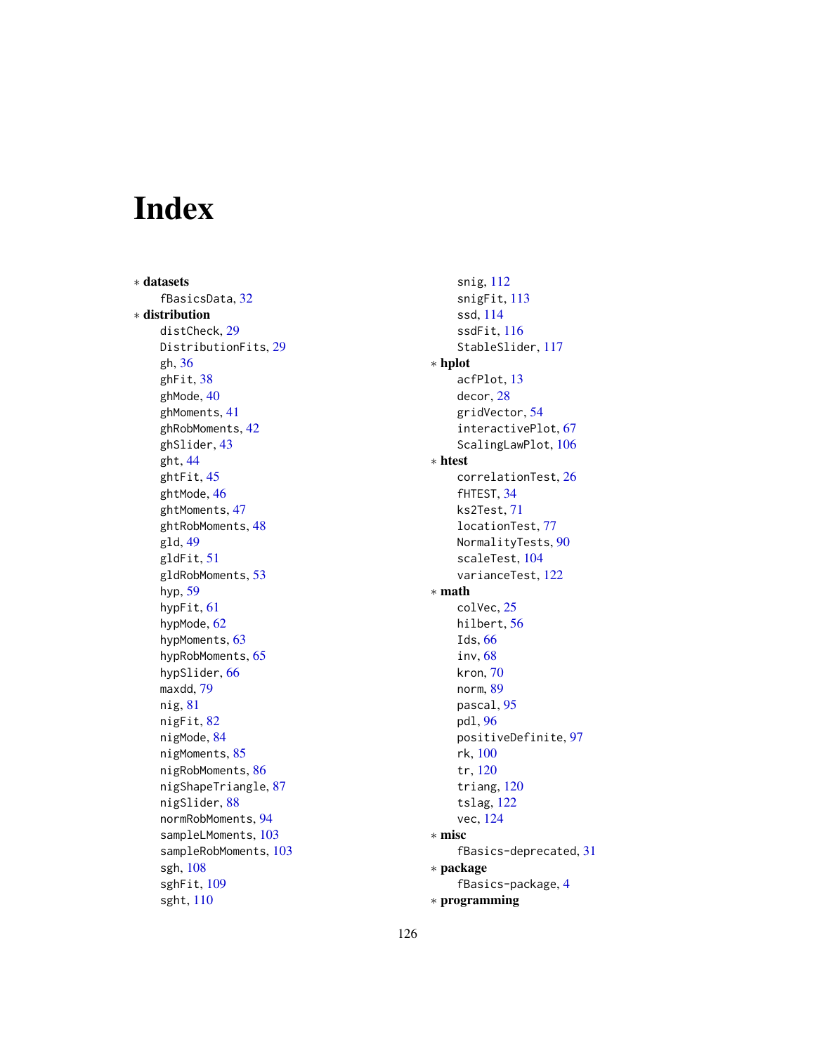# Index

* **datasets**
  fBasicsData, 32
* **distribution**
  distCheck, 29
  DistributionFits, 29
  gh, 36
  ghFit, 38
  ghMode, 40
  ghMoments, 41
  ghRobMoments, 42
  ghSlider, 43
  ght, 44
  ghtFit, 45
  ghtMode, 46
  ghtMoments, 47
  ghtRobMoments, 48
  gld, 49
  gldFit, 51
  gldRobMoments, 53
  hyp, 59
  hypFit, 61
  hypMode, 62
  hypMoments, 63
  hypRobMoments, 65
  hypSlider, 66
  maxdd, 79
  nig, 81
  nigFit, 82
  nigMode, 84
  nigMoments, 85
  nigRobMoments, 86
  nigShapeTriangle, 87
  nigSlider, 88
  normRobMoments, 94
  sampleLMoments, 103
  sampleRobMoments, 103
  sgh, 108
  sghFit, 109
  sght, 110
  snig, 112
  snigFit, 113
  ssd, 114
  ssdFit, 116
  StableSlider, 117
* **hplot**
  acfPlot, 13
  decor, 28
  gridVector, 54
  interactivePlot, 67
  ScalingLawPlot, 106
* **htest**
  correlationTest, 26
  fHTEST, 34
  ks2Test, 71
  locationTest, 77
  NormalityTests, 90
  scaleTest, 104
  varianceTest, 122
* **math**
  colVec, 25
  hilbert, 56
  Ids, 66
  inv, 68
  kron, 70
  norm, 89
  pascal, 95
  pdl, 96
  positiveDefinite, 97
  rk, 100
  tr, 120
  triang, 120
  tslag, 122
  vec, 124
* **misc**
  fBasics-deprecated, 31
* **package**
  fBasics-package, 4
* **programming**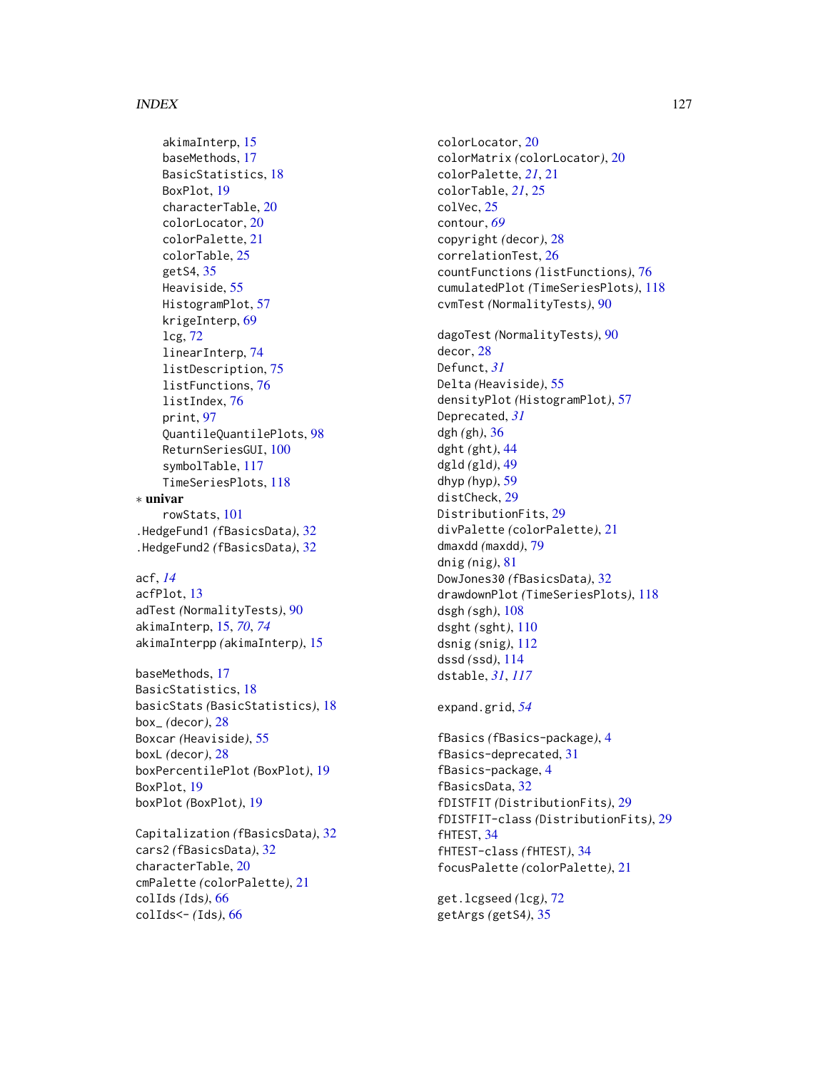akimaInterp, 15
baseMethods, 17
BasicStatistics, 18
BoxPlot, 19
characterTable, 20
colorLocator, 20
colorPalette, 21
colorTable, 25
getS4, 35
Heaviside, 55
HistogramPlot, 57
krigeInterp, 69
lcg, 72
linearInterp, 74
listDescription, 75
listFunctions, 76
listIndex, 76
print, 97
QuantileQuantilePlots, 98
ReturnSeriesGUI, 100
symbolTable, 117
TimeSeriesPlots, 118

∗ **univar**
rowStats, 101

.HedgeFund1 *(fBasicsData)*, 32
.HedgeFund2 *(fBasicsData)*, 32

acf, *14*
acfPlot, 13
adTest *(NormalityTests)*, 90
akimaInterp, 15, *70*, *74*
akimaInterpp *(akimaInterp)*, 15

baseMethods, 17
BasicStatistics, 18
basicStats *(BasicStatistics)*, 18
box_ *(decor)*, 28
Boxcar *(Heaviside)*, 55
boxL *(decor)*, 28
boxPercentilePlot *(BoxPlot)*, 19
BoxPlot, 19
boxPlot *(BoxPlot)*, 19

Capitalization *(fBasicsData)*, 32
cars2 *(fBasicsData)*, 32
characterTable, 20
cmPalette *(colorPalette)*, 21
colIds *(Ids)*, 66
colIds<- *(Ids)*, 66
colorLocator, 20
colorMatrix *(colorLocator)*, 20
colorPalette, *21*, 21
colorTable, *21*, 25
colVec, 25
contour, *69*
copyright *(decor)*, 28
correlationTest, 26
countFunctions *(listFunctions)*, 76
cumulatedPlot *(TimeSeriesPlots)*, 118
cvmTest *(NormalityTests)*, 90

dagoTest *(NormalityTests)*, 90
decor, 28
Defunct, *31*
Delta *(Heaviside)*, 55
densityPlot *(HistogramPlot)*, 57
Deprecated, *31*
dgh *(gh)*, 36
dght *(ght)*, 44
dgld *(gld)*, 49
dhyp *(hyp)*, 59
distCheck, 29
DistributionFits, 29
divPalette *(colorPalette)*, 21
dmaxdd *(maxdd)*, 79
dnig *(nig)*, 81
DowJones30 *(fBasicsData)*, 32
drawdownPlot *(TimeSeriesPlots)*, 118
dsgh *(sgh)*, 108
dsght *(sght)*, 110
dsnig *(snig)*, 112
dssd *(ssd)*, 114
dstable, *31*, *117*

expand.grid, *54*

fBasics *(fBasics-package)*, 4
fBasics-deprecated, 31
fBasics-package, 4
fBasicsData, 32
fDISTFIT *(DistributionFits)*, 29
fDISTFIT-class *(DistributionFits)*, 29
fHTEST, 34
fHTEST-class *(fHTEST)*, 34
focusPalette *(colorPalette)*, 21

get.lcgseed *(lcg)*, 72
getArgs *(getS4)*, 35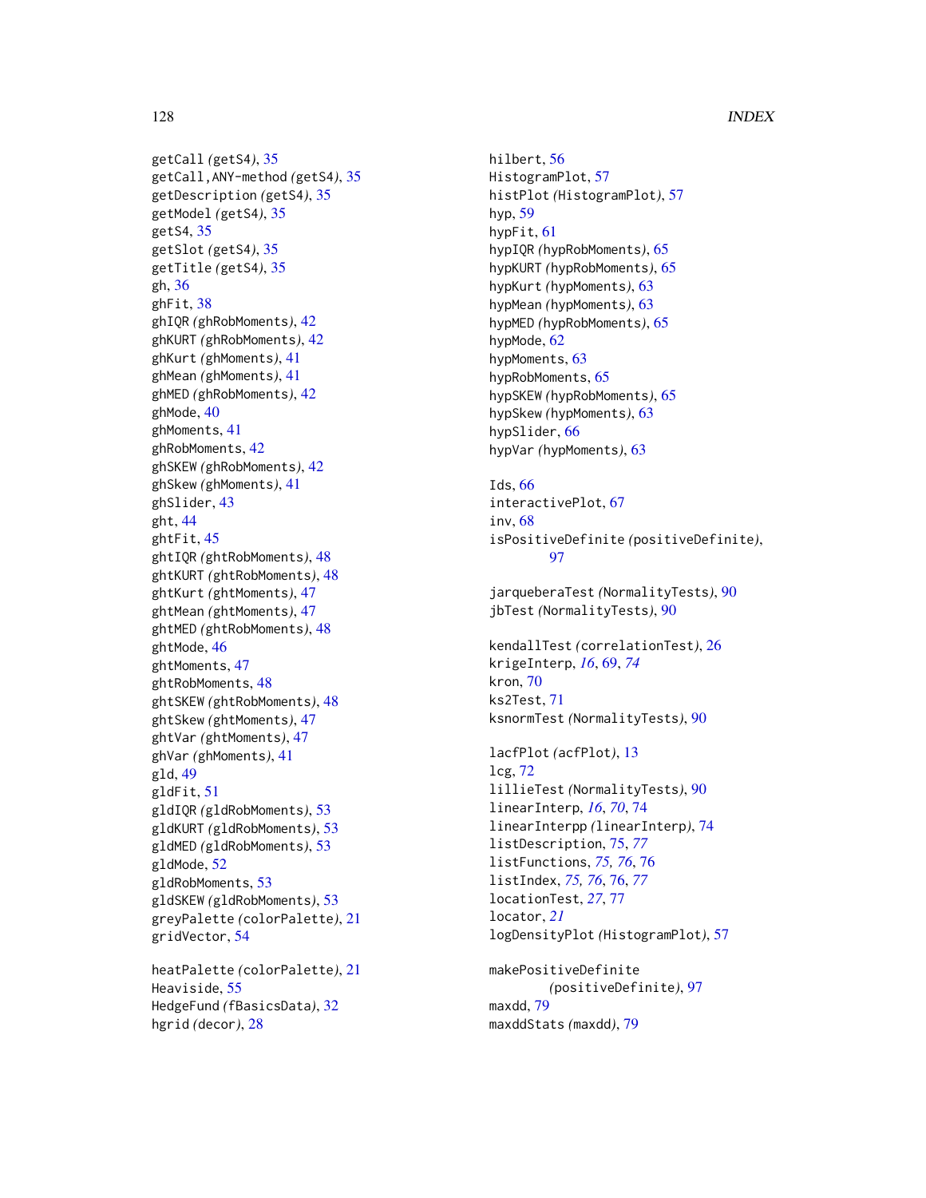getCall (getS4), 35
getCall,ANY-method (getS4), 35
getDescription (getS4), 35
getModel (getS4), 35
getS4, 35
getSlot (getS4), 35
getTitle (getS4), 35
gh, 36
ghFit, 38
ghIQR (ghRobMoments), 42
ghKURT (ghRobMoments), 42
ghKurt (ghMoments), 41
ghMean (ghMoments), 41
ghMED (ghRobMoments), 42
ghMode, 40
ghMoments, 41
ghRobMoments, 42
ghSKEW (ghRobMoments), 42
ghSkew (ghMoments), 41
ghSlider, 43
ght, 44
ghtFit, 45
ghtIQR (ghtRobMoments), 48
ghtKURT (ghtRobMoments), 48
ghtKurt (ghtMoments), 47
ghtMean (ghtMoments), 47
ghtMED (ghtRobMoments), 48
ghtMode, 46
ghtMoments, 47
ghtRobMoments, 48
ghtSKEW (ghtRobMoments), 48
ghtSkew (ghtMoments), 47
ghtVar (ghtMoments), 47
ghVar (ghMoments), 41
gld, 49
gldFit, 51
gldIQR (gldRobMoments), 53
gldKURT (gldRobMoments), 53
gldMED (gldRobMoments), 53
gldMode, 52
gldRobMoments, 53
gldSKEW (gldRobMoments), 53
greyPalette (colorPalette), 21
gridVector, 54

heatPalette (colorPalette), 21
Heaviside, 55
HedgeFund (fBasicsData), 32
hgrid (decor), 28
hilbert, 56
HistogramPlot, 57
histPlot (HistogramPlot), 57
hyp, 59
hypFit, 61
hypIQR (hypRobMoments), 65
hypKURT (hypRobMoments), 65
hypKurt (hypMoments), 63
hypMean (hypMoments), 63
hypMED (hypRobMoments), 65
hypMode, 62
hypMoments, 63
hypRobMoments, 65
hypSKEW (hypRobMoments), 65
hypSkew (hypMoments), 63
hypSlider, 66
hypVar (hypMoments), 63

Ids, 66
interactivePlot, 67
inv, 68
isPositiveDefinite (positiveDefinite), 97

jarqueberaTest (NormalityTests), 90
jbTest (NormalityTests), 90

kendallTest (correlationTest), 26
krigeInterp, *16*, 69, *74*
kron, 70
ks2Test, 71
ksnormTest (NormalityTests), 90

lacfPlot (acfPlot), 13
lcg, 72
lillieTest (NormalityTests), 90
linearInterp, *16*, *70*, 74
linearInterpp (linearInterp), 74
listDescription, 75, *77*
listFunctions, *75, 76*, 76
listIndex, *75, 76*, 76, *77*
locationTest, *27*, 77
locator, *21*
logDensityPlot (HistogramPlot), 57

makePositiveDefinite (positiveDefinite), 97
maxdd, 79
maxddStats (maxdd), 79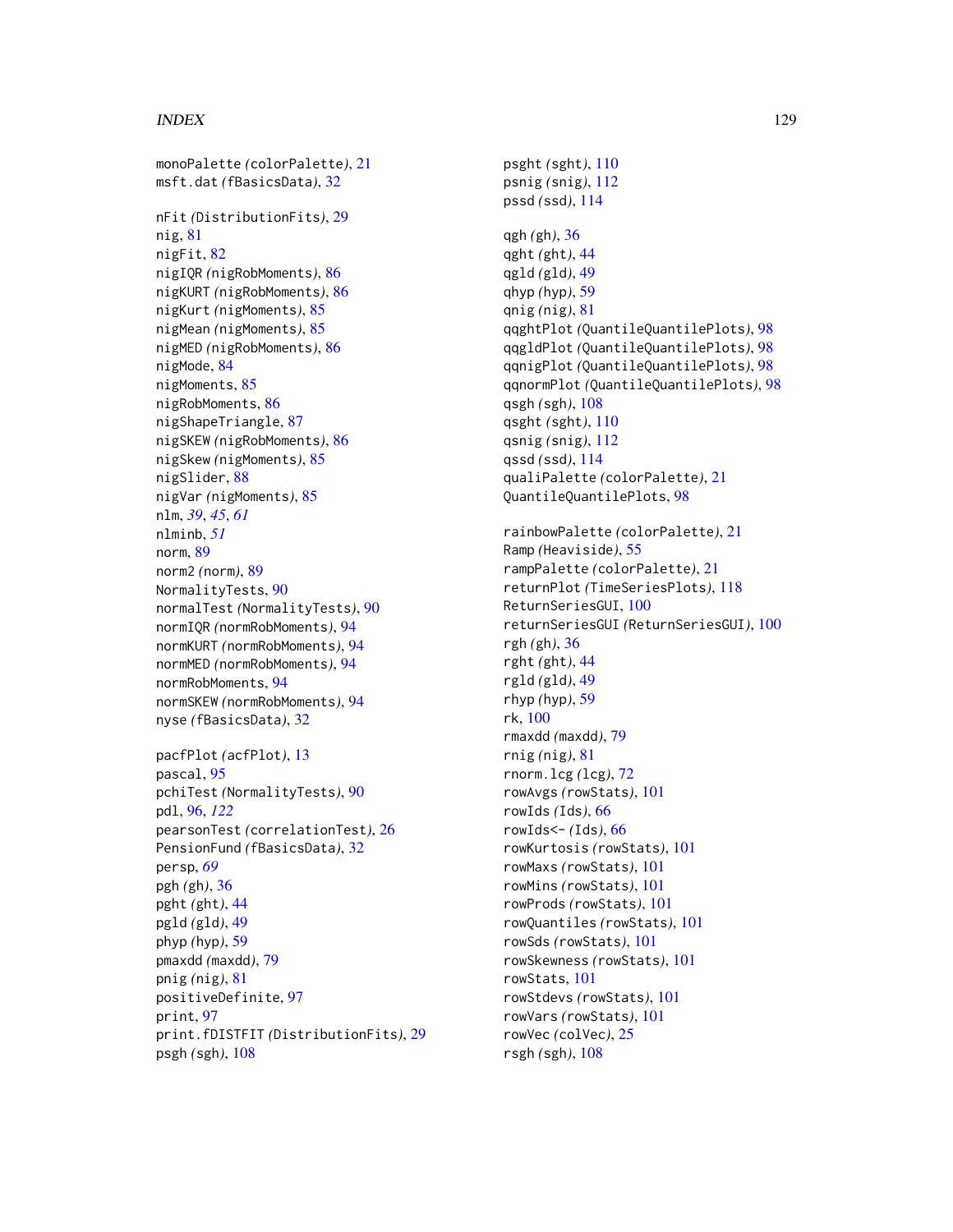monoPalette *(colorPalette)*, 21
msft.dat *(fBasicsData)*, 32

nFit *(DistributionFits)*, 29
nig, 81
nigFit, 82
nigIQR *(nigRobMoments)*, 86
nigKURT *(nigRobMoments)*, 86
nigKurt *(nigMoments)*, 85
nigMean *(nigMoments)*, 85
nigMED *(nigRobMoments)*, 86
nigMode, 84
nigMoments, 85
nigRobMoments, 86
nigShapeTriangle, 87
nigSKEW *(nigRobMoments)*, 86
nigSkew *(nigMoments)*, 85
nigSlider, 88
nigVar *(nigMoments)*, 85
nlm, *39*, *45*, *61*
nlminb, *51*
norm, 89
norm2 *(norm)*, 89
NormalityTests, 90
normalTest *(NormalityTests)*, 90
normIQR *(normRobMoments)*, 94
normKURT *(normRobMoments)*, 94
normMED *(normRobMoments)*, 94
normRobMoments, 94
normSKEW *(normRobMoments)*, 94
nyse *(fBasicsData)*, 32

pacfPlot *(acfPlot)*, 13
pascal, 95
pchiTest *(NormalityTests)*, 90
pdl, 96, *122*
pearsonTest *(correlationTest)*, 26
PensionFund *(fBasicsData)*, 32
persp, *69*
pgh *(gh)*, 36
pght *(ght)*, 44
pgld *(gld)*, 49
phyp *(hyp)*, 59
pmaxdd *(maxdd)*, 79
pnig *(nig)*, 81
positiveDefinite, 97
print, 97
print.fDISTFIT *(DistributionFits)*, 29
psgh *(sgh)*, 108
psght *(sght)*, 110
psnig *(snig)*, 112
pssd *(ssd)*, 114

qgh *(gh)*, 36
qght *(ght)*, 44
qgld *(gld)*, 49
qhyp *(hyp)*, 59
qnig *(nig)*, 81
qqghtPlot *(QuantileQuantilePlots)*, 98
qqgldPlot *(QuantileQuantilePlots)*, 98
qqnigPlot *(QuantileQuantilePlots)*, 98
qqnormPlot *(QuantileQuantilePlots)*, 98
qsgh *(sgh)*, 108
qsght *(sght)*, 110
qsnig *(snig)*, 112
qssd *(ssd)*, 114
qualiPalette *(colorPalette)*, 21
QuantileQuantilePlots, 98

rainbowPalette *(colorPalette)*, 21
Ramp *(Heaviside)*, 55
rampPalette *(colorPalette)*, 21
returnPlot *(TimeSeriesPlots)*, 118
ReturnSeriesGUI, 100
returnSeriesGUI *(ReturnSeriesGUI)*, 100
rgh *(gh)*, 36
rght *(ght)*, 44
rgld *(gld)*, 49
rhyp *(hyp)*, 59
rk, 100
rmaxdd *(maxdd)*, 79
rnig *(nig)*, 81
rnorm.lcg *(lcg)*, 72
rowAvgs *(rowStats)*, 101
rowIds *(Ids)*, 66
rowIds<- *(Ids)*, 66
rowKurtosis *(rowStats)*, 101
rowMaxs *(rowStats)*, 101
rowMins *(rowStats)*, 101
rowProds *(rowStats)*, 101
rowQuantiles *(rowStats)*, 101
rowSds *(rowStats)*, 101
rowSkewness *(rowStats)*, 101
rowStats, 101
rowStdevs *(rowStats)*, 101
rowVars *(rowStats)*, 101
rowVec *(colVec)*, 25
rsgh *(sgh)*, 108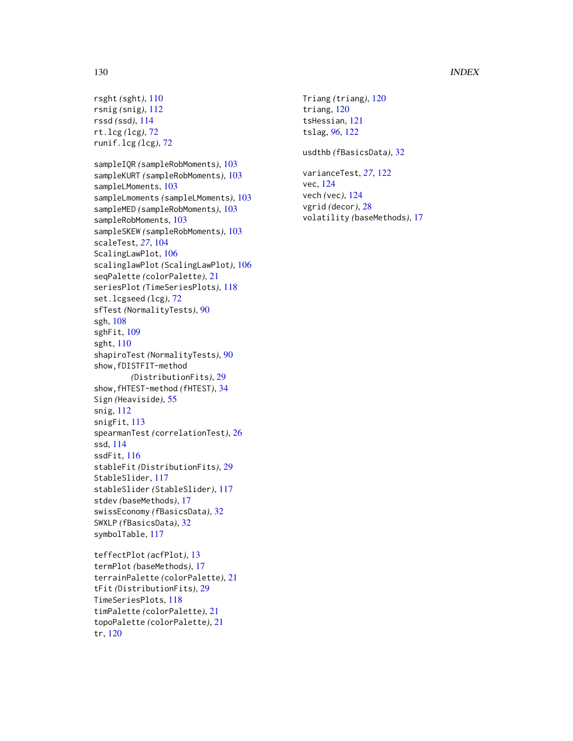rsght (sght), 110
rsnig (snig), 112
rssd (ssd), 114
rt.lcg (lcg), 72
runif.lcg (lcg), 72

sampleIQR (sampleRobMoments), 103
sampleKURT (sampleRobMoments), 103
sampleLMoments, 103
sampleLmoments (sampleLMoments), 103
sampleMED (sampleRobMoments), 103
sampleRobMoments, 103
sampleSKEW (sampleRobMoments), 103
scaleTest, *27*, 104
ScalingLawPlot, 106
scalinglawPlot (ScalingLawPlot), 106
seqPalette (colorPalette), 21
seriesPlot (TimeSeriesPlots), 118
set.lcgseed (lcg), 72
sfTest (NormalityTests), 90
sgh, 108
sghFit, 109
sght, 110
shapiroTest (NormalityTests), 90
show,fDISTFIT-method
    (DistributionFits), 29
show,fHTEST-method (fHTEST), 34
Sign (Heaviside), 55
snig, 112
snigFit, 113
spearmanTest (correlationTest), 26
ssd, 114
ssdFit, 116
stableFit (DistributionFits), 29
StableSlider, 117
stableSlider (StableSlider), 117
stdev (baseMethods), 17
swissEconomy (fBasicsData), 32
SWXLP (fBasicsData), 32
symbolTable, 117

teffectPlot (acfPlot), 13
termPlot (baseMethods), 17
terrainPalette (colorPalette), 21
tFit (DistributionFits), 29
TimeSeriesPlots, 118
timPalette (colorPalette), 21
topoPalette (colorPalette), 21
tr, 120
Triang (triang), 120
triang, 120
tsHessian, 121
tslag, *96*, 122

usdthb (fBasicsData), 32

varianceTest, *27*, 122
vec, 124
vech (vec), 124
vgrid (decor), 28
volatility (baseMethods), 17